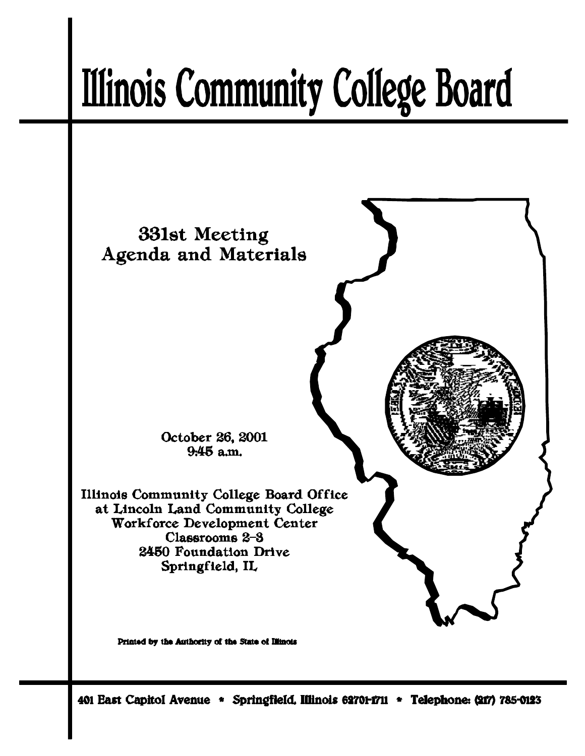# Illinois Community College Board

## 331st Meeting
## Agenda and Materials

October 26, 2001
9:45 a.m.

Illinois Community College Board Office
at Lincoln Land Community College
Workforce Development Center
Classrooms 2-3
2450 Foundation Drive
Springfield, IL

Printed by the Authority of the State of Illinois

401 East Capitol Avenue * Springfield, Illinois 62701-1711 * Telephone: (217) 785-0123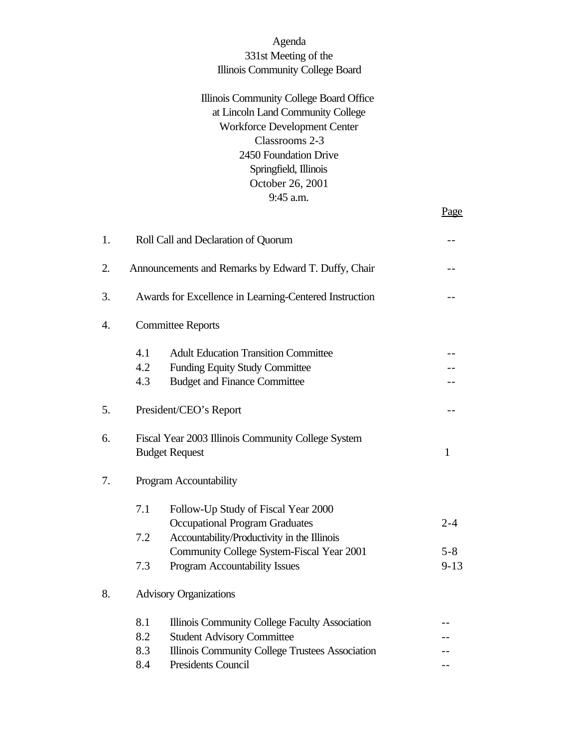# Agenda
## 331st Meeting of the
## Illinois Community College Board

Illinois Community College Board Office
at Lincoln Land Community College
Workforce Development Center
Classrooms 2-3
2450 Foundation Drive
Springfield, Illinois
October 26, 2001
9:45 a.m.

| | | Page |
|---|---|---|
| 1. | Roll Call and Declaration of Quorum | -- |
| 2. | Announcements and Remarks by Edward T. Duffy, Chair | -- |
| 3. | Awards for Excellence in Learning-Centered Instruction | -- |
| 4. | Committee Reports | |
| | 4.1 Adult Education Transition Committee | -- |
| | 4.2 Funding Equity Study Committee | -- |
| | 4.3 Budget and Finance Committee | -- |
| 5. | President/CEO's Report | -- |
| 6. | Fiscal Year 2003 Illinois Community College System Budget Request | 1 |
| 7. | Program Accountability | |
| | 7.1 Follow-Up Study of Fiscal Year 2000 Occupational Program Graduates | 2-4 |
| | 7.2 Accountability/Productivity in the Illinois Community College System-Fiscal Year 2001 | 5-8 |
| | 7.3 Program Accountability Issues | 9-13 |
| 8. | Advisory Organizations | |
| | 8.1 Illinois Community College Faculty Association | -- |
| | 8.2 Student Advisory Committee | -- |
| | 8.3 Illinois Community College Trustees Association | -- |
| | 8.4 Presidents Council | -- |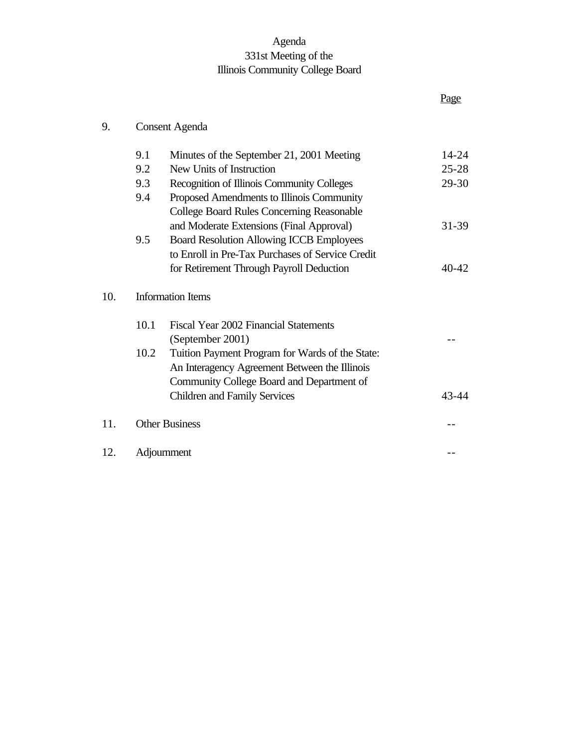Agenda
331st Meeting of the
Illinois Community College Board

| | | | Page |
|---|---|---|---|
| 9. | Consent Agenda | | |
| | 9.1 | Minutes of the September 21, 2001 Meeting | 14-24 |
| | 9.2 | New Units of Instruction | 25-28 |
| | 9.3 | Recognition of Illinois Community Colleges | 29-30 |
| | 9.4 | Proposed Amendments to Illinois Community College Board Rules Concerning Reasonable and Moderate Extensions (Final Approval) | 31-39 |
| | 9.5 | Board Resolution Allowing ICCB Employees to Enroll in Pre-Tax Purchases of Service Credit for Retirement Through Payroll Deduction | 40-42 |
| 10. | Information Items | | |
| | 10.1 | Fiscal Year 2002 Financial Statements (September 2001) | -- |
| | 10.2 | Tuition Payment Program for Wards of the State: An Interagency Agreement Between the Illinois Community College Board and Department of Children and Family Services | 43-44 |
| 11. | Other Business | | -- |
| 12. | Adjournment | | -- |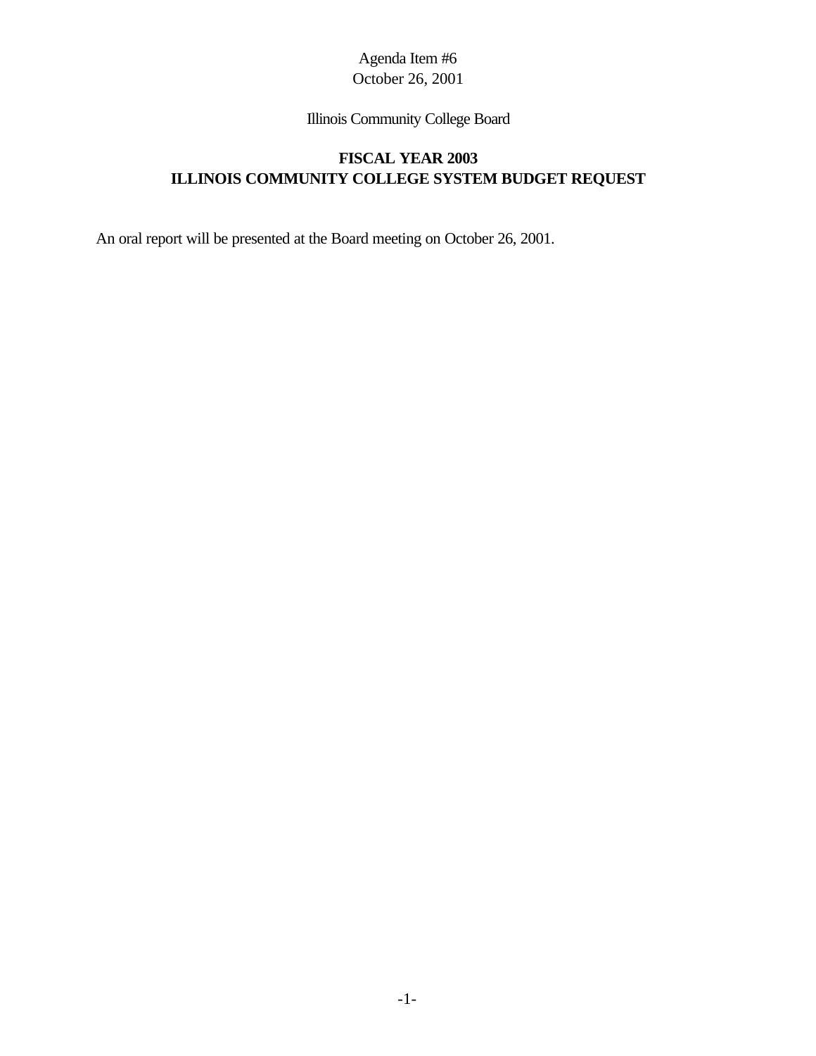Agenda Item #6
October 26, 2001

Illinois Community College Board

## FISCAL YEAR 2003
## ILLINOIS COMMUNITY COLLEGE SYSTEM BUDGET REQUEST

An oral report will be presented at the Board meeting on October 26, 2001.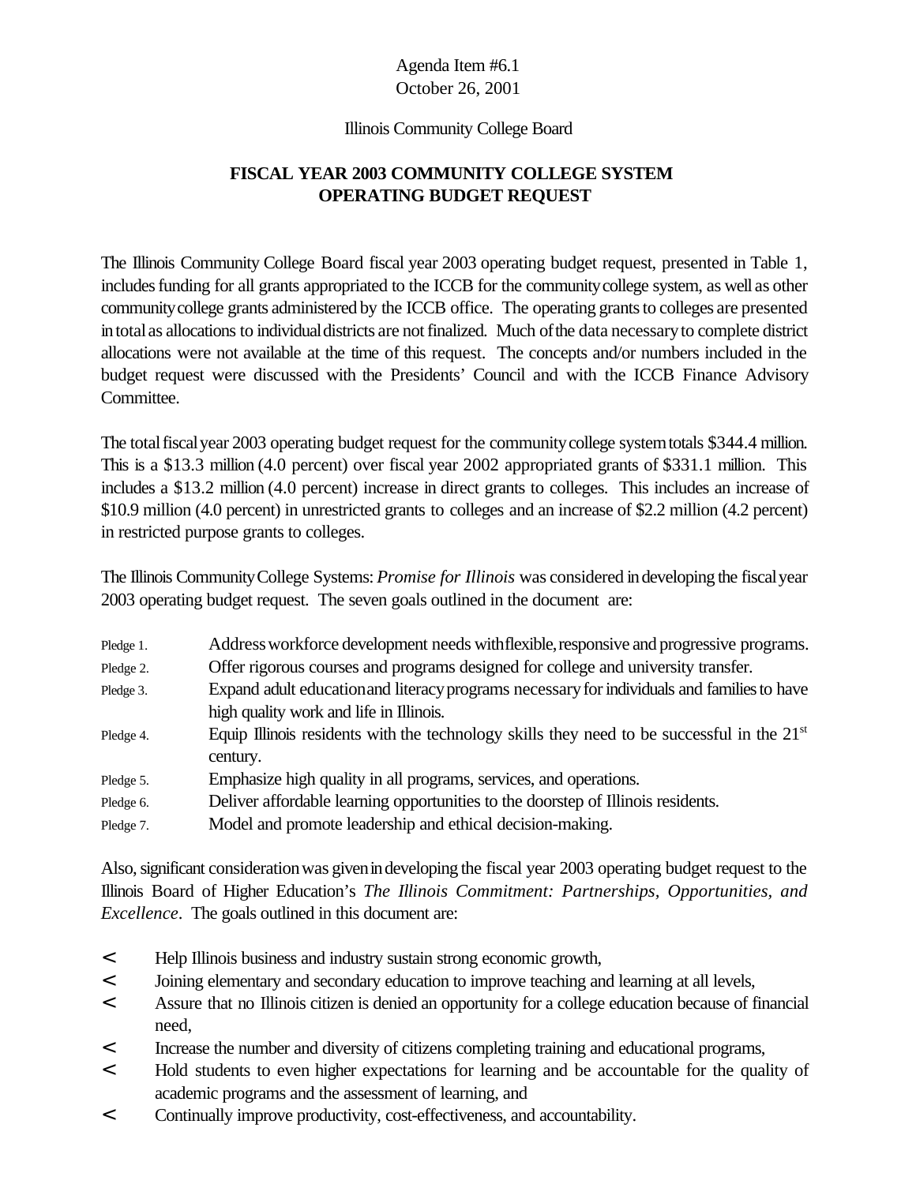Agenda Item #6.1
October 26, 2001

Illinois Community College Board

## FISCAL YEAR 2003 COMMUNITY COLLEGE SYSTEM OPERATING BUDGET REQUEST

The Illinois Community College Board fiscal year 2003 operating budget request, presented in Table 1, includes funding for all grants appropriated to the ICCB for the community college system, as well as other community college grants administered by the ICCB office. The operating grants to colleges are presented in total as allocations to individual districts are not finalized. Much of the data necessary to complete district allocations were not available at the time of this request. The concepts and/or numbers included in the budget request were discussed with the Presidents' Council and with the ICCB Finance Advisory Committee.

The total fiscal year 2003 operating budget request for the community college system totals $344.4 million. This is a $13.3 million (4.0 percent) over fiscal year 2002 appropriated grants of $331.1 million. This includes a $13.2 million (4.0 percent) increase in direct grants to colleges. This includes an increase of $10.9 million (4.0 percent) in unrestricted grants to colleges and an increase of $2.2 million (4.2 percent) in restricted purpose grants to colleges.

The Illinois Community College Systems: *Promise for Illinois* was considered in developing the fiscal year 2003 operating budget request. The seven goals outlined in the document are:

- Pledge 1. Address workforce development needs with flexible, responsive and progressive programs.
- Pledge 2. Offer rigorous courses and programs designed for college and university transfer.
- Pledge 3. Expand adult education and literacy programs necessary for individuals and families to have high quality work and life in Illinois.
- Pledge 4. Equip Illinois residents with the technology skills they need to be successful in the 21st century.
- Pledge 5. Emphasize high quality in all programs, services, and operations.
- Pledge 6. Deliver affordable learning opportunities to the doorstep of Illinois residents.
- Pledge 7. Model and promote leadership and ethical decision-making.

Also, significant consideration was given in developing the fiscal year 2003 operating budget request to the Illinois Board of Higher Education's *The Illinois Commitment: Partnerships, Opportunities, and Excellence*. The goals outlined in this document are:

- Help Illinois business and industry sustain strong economic growth,
- Joining elementary and secondary education to improve teaching and learning at all levels,
- Assure that no Illinois citizen is denied an opportunity for a college education because of financial need,
- Increase the number and diversity of citizens completing training and educational programs,
- Hold students to even higher expectations for learning and be accountable for the quality of academic programs and the assessment of learning, and
- Continually improve productivity, cost-effectiveness, and accountability.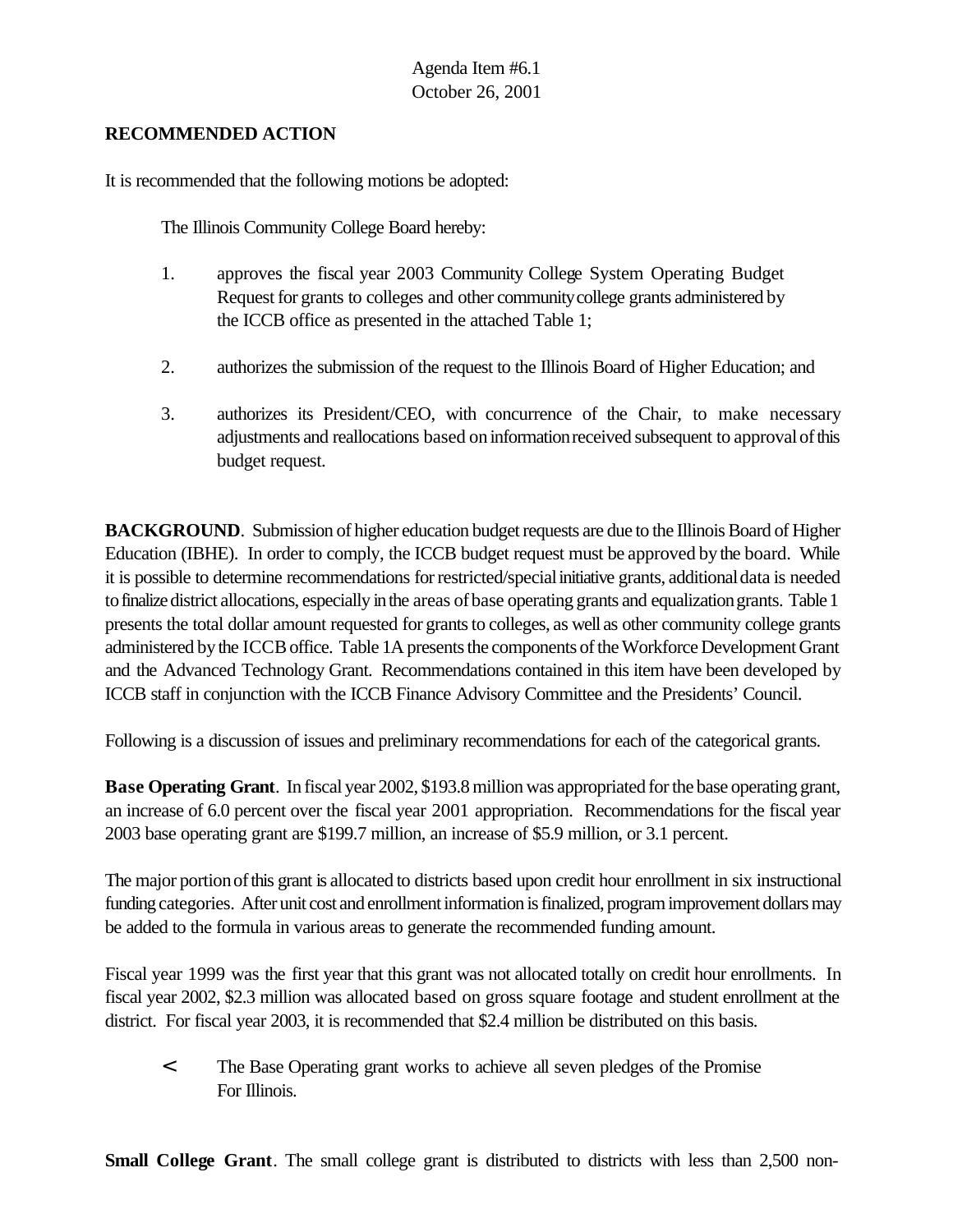Agenda Item #6.1
October 26, 2001

**RECOMMENDED ACTION**

It is recommended that the following motions be adopted:

The Illinois Community College Board hereby:

1. approves the fiscal year 2003 Community College System Operating Budget Request for grants to colleges and other community college grants administered by the ICCB office as presented in the attached Table 1;

2. authorizes the submission of the request to the Illinois Board of Higher Education; and

3. authorizes its President/CEO, with concurrence of the Chair, to make necessary adjustments and reallocations based on information received subsequent to approval of this budget request.

**BACKGROUND**. Submission of higher education budget requests are due to the Illinois Board of Higher Education (IBHE). In order to comply, the ICCB budget request must be approved by the board. While it is possible to determine recommendations for restricted/special initiative grants, additional data is needed to finalize district allocations, especially in the areas of base operating grants and equalization grants. Table 1 presents the total dollar amount requested for grants to colleges, as well as other community college grants administered by the ICCB office. Table 1A presents the components of the Workforce Development Grant and the Advanced Technology Grant. Recommendations contained in this item have been developed by ICCB staff in conjunction with the ICCB Finance Advisory Committee and the Presidents' Council.

Following is a discussion of issues and preliminary recommendations for each of the categorical grants.

**Base Operating Grant**. In fiscal year 2002, $193.8 million was appropriated for the base operating grant, an increase of 6.0 percent over the fiscal year 2001 appropriation. Recommendations for the fiscal year 2003 base operating grant are $199.7 million, an increase of $5.9 million, or 3.1 percent.

The major portion of this grant is allocated to districts based upon credit hour enrollment in six instructional funding categories. After unit cost and enrollment information is finalized, program improvement dollars may be added to the formula in various areas to generate the recommended funding amount.

Fiscal year 1999 was the first year that this grant was not allocated totally on credit hour enrollments. In fiscal year 2002, $2.3 million was allocated based on gross square footage and student enrollment at the district. For fiscal year 2003, it is recommended that $2.4 million be distributed on this basis.

- The Base Operating grant works to achieve all seven pledges of the Promise For Illinois.

**Small College Grant**. The small college grant is distributed to districts with less than 2,500 non-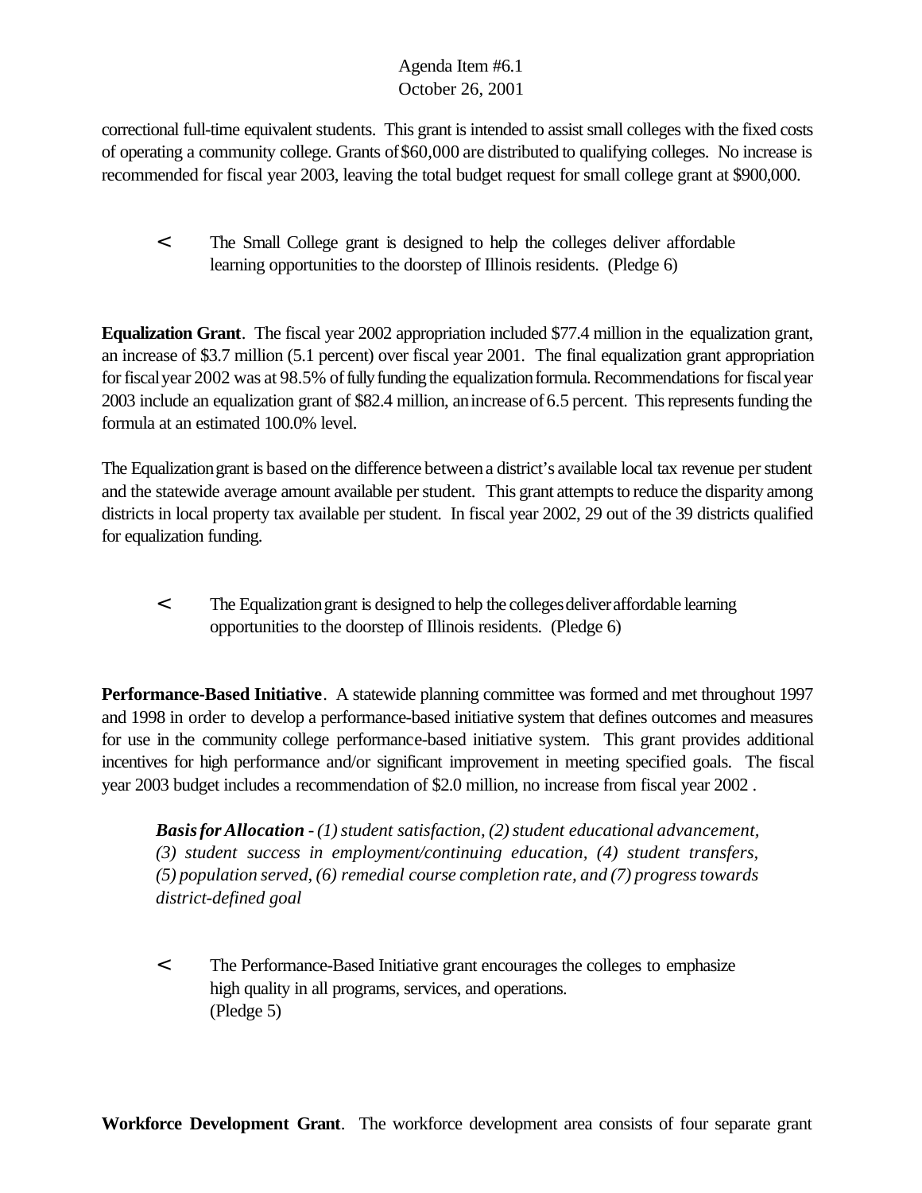correctional full-time equivalent students. This grant is intended to assist small colleges with the fixed costs of operating a community college. Grants of $60,000 are distributed to qualifying colleges. No increase is recommended for fiscal year 2003, leaving the total budget request for small college grant at $900,000.

- The Small College grant is designed to help the colleges deliver affordable learning opportunities to the doorstep of Illinois residents. (Pledge 6)

**Equalization Grant**. The fiscal year 2002 appropriation included $77.4 million in the equalization grant, an increase of $3.7 million (5.1 percent) over fiscal year 2001. The final equalization grant appropriation for fiscal year 2002 was at 98.5% of fully funding the equalization formula. Recommendations for fiscal year 2003 include an equalization grant of $82.4 million, an increase of 6.5 percent. This represents funding the formula at an estimated 100.0% level.

The Equalization grant is based on the difference between a district's available local tax revenue per student and the statewide average amount available per student. This grant attempts to reduce the disparity among districts in local property tax available per student. In fiscal year 2002, 29 out of the 39 districts qualified for equalization funding.

- The Equalization grant is designed to help the colleges deliver affordable learning opportunities to the doorstep of Illinois residents. (Pledge 6)

**Performance-Based Initiative**. A statewide planning committee was formed and met throughout 1997 and 1998 in order to develop a performance-based initiative system that defines outcomes and measures for use in the community college performance-based initiative system. This grant provides additional incentives for high performance and/or significant improvement in meeting specified goals. The fiscal year 2003 budget includes a recommendation of $2.0 million, no increase from fiscal year 2002 .

> ***Basis for Allocation*** *- (1) student satisfaction, (2) student educational advancement, (3) student success in employment/continuing education, (4) student transfers, (5) population served, (6) remedial course completion rate, and (7) progress towards district-defined goal*

- The Performance-Based Initiative grant encourages the colleges to emphasize high quality in all programs, services, and operations. (Pledge 5)

**Workforce Development Grant**. The workforce development area consists of four separate grant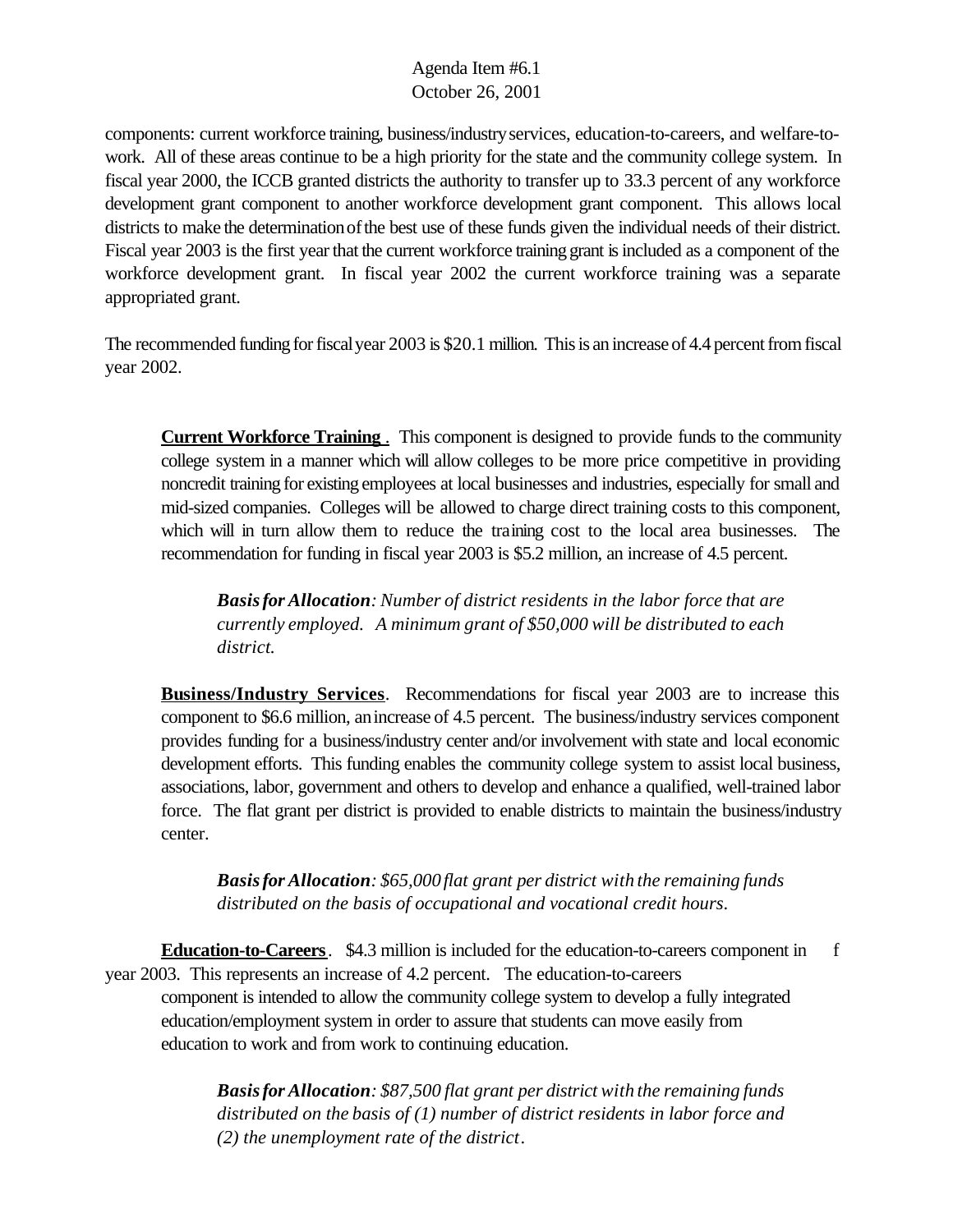components: current workforce training, business/industry services, education-to-careers, and welfare-to-work. All of these areas continue to be a high priority for the state and the community college system. In fiscal year 2000, the ICCB granted districts the authority to transfer up to 33.3 percent of any workforce development grant component to another workforce development grant component. This allows local districts to make the determination of the best use of these funds given the individual needs of their district. Fiscal year 2003 is the first year that the current workforce training grant is included as a component of the workforce development grant. In fiscal year 2002 the current workforce training was a separate appropriated grant.

The recommended funding for fiscal year 2003 is $20.1 million. This is an increase of 4.4 percent from fiscal year 2002.

**Current Workforce Training**. This component is designed to provide funds to the community college system in a manner which will allow colleges to be more price competitive in providing noncredit training for existing employees at local businesses and industries, especially for small and mid-sized companies. Colleges will be allowed to charge direct training costs to this component, which will in turn allow them to reduce the training cost to the local area businesses. The recommendation for funding in fiscal year 2003 is $5.2 million, an increase of 4.5 percent.

> ***Basis for Allocation**: Number of district residents in the labor force that are currently employed. A minimum grant of $50,000 will be distributed to each district.*

**Business/Industry Services**. Recommendations for fiscal year 2003 are to increase this component to $6.6 million, an increase of 4.5 percent. The business/industry services component provides funding for a business/industry center and/or involvement with state and local economic development efforts. This funding enables the community college system to assist local business, associations, labor, government and others to develop and enhance a qualified, well-trained labor force. The flat grant per district is provided to enable districts to maintain the business/industry center.

> ***Basis for Allocation**: $65,000 flat grant per district with the remaining funds distributed on the basis of occupational and vocational credit hours.*

**Education-to-Careers**. $4.3 million is included for the education-to-careers component in f year 2003. This represents an increase of 4.2 percent. The education-to-careers component is intended to allow the community college system to develop a fully integrated education/employment system in order to assure that students can move easily from education to work and from work to continuing education.

> ***Basis for Allocation**: $87,500 flat grant per district with the remaining funds distributed on the basis of (1) number of district residents in labor force and (2) the unemployment rate of the district.*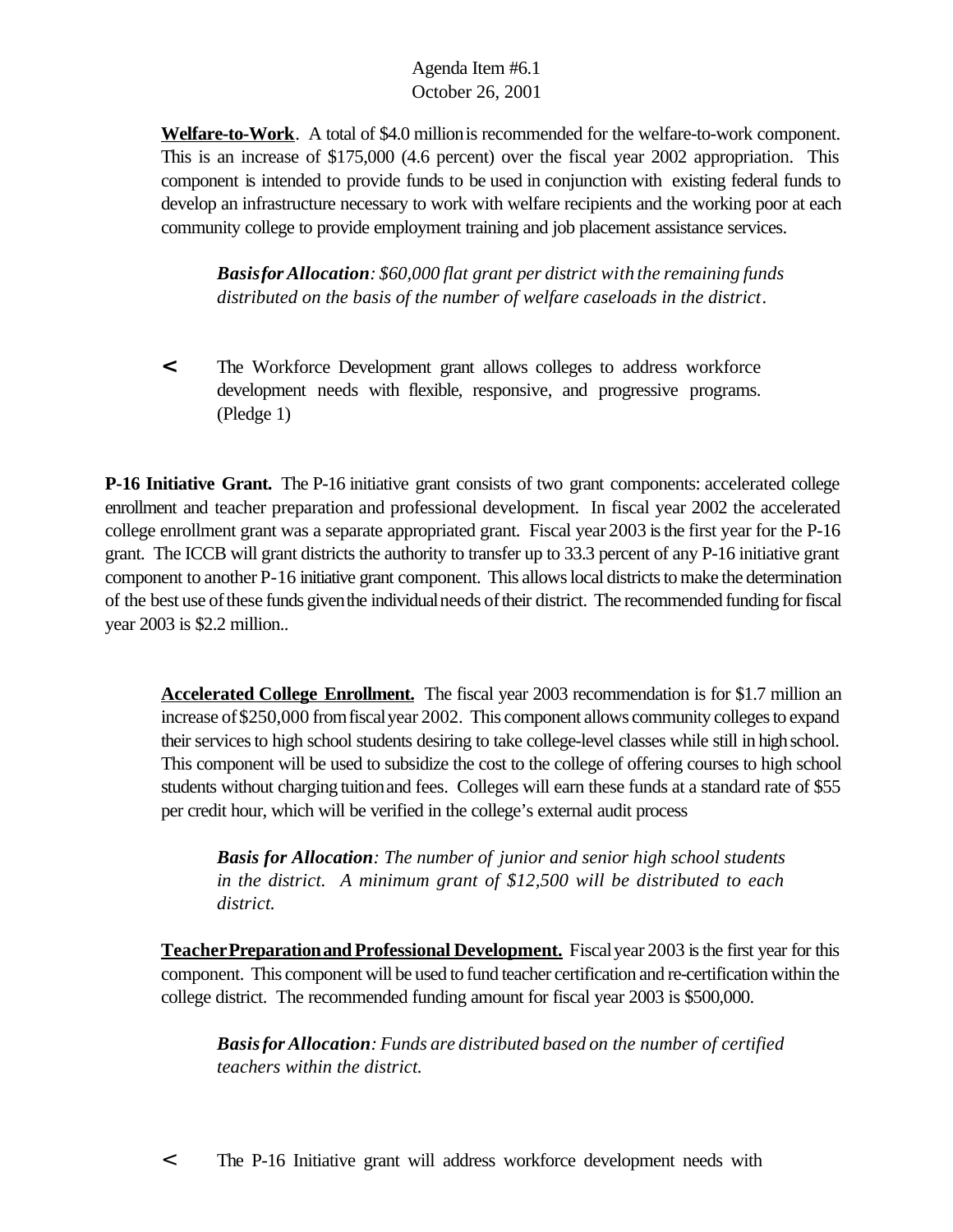**Welfare-to-Work**. A total of $4.0 million is recommended for the welfare-to-work component. This is an increase of $175,000 (4.6 percent) over the fiscal year 2002 appropriation. This component is intended to provide funds to be used in conjunction with existing federal funds to develop an infrastructure necessary to work with welfare recipients and the working poor at each community college to provide employment training and job placement assistance services.

> ***Basis for Allocation**: $60,000 flat grant per district with the remaining funds distributed on the basis of the number of welfare caseloads in the district.*

- The Workforce Development grant allows colleges to address workforce development needs with flexible, responsive, and progressive programs. (Pledge 1)

**P-16 Initiative Grant.** The P-16 initiative grant consists of two grant components: accelerated college enrollment and teacher preparation and professional development. In fiscal year 2002 the accelerated college enrollment grant was a separate appropriated grant. Fiscal year 2003 is the first year for the P-16 grant. The ICCB will grant districts the authority to transfer up to 33.3 percent of any P-16 initiative grant component to another P-16 initiative grant component. This allows local districts to make the determination of the best use of these funds given the individual needs of their district. The recommended funding for fiscal year 2003 is $2.2 million..

**Accelerated College Enrollment.** The fiscal year 2003 recommendation is for $1.7 million an increase of $250,000 from fiscal year 2002. This component allows community colleges to expand their services to high school students desiring to take college-level classes while still in high school. This component will be used to subsidize the cost to the college of offering courses to high school students without charging tuition and fees. Colleges will earn these funds at a standard rate of $55 per credit hour, which will be verified in the college's external audit process

> ***Basis for Allocation**: The number of junior and senior high school students in the district. A minimum grant of $12,500 will be distributed to each district.*

**Teacher Preparation and Professional Development.** Fiscal year 2003 is the first year for this component. This component will be used to fund teacher certification and re-certification within the college district. The recommended funding amount for fiscal year 2003 is $500,000.

> ***Basis for Allocation**: Funds are distributed based on the number of certified teachers within the district.*

- The P-16 Initiative grant will address workforce development needs with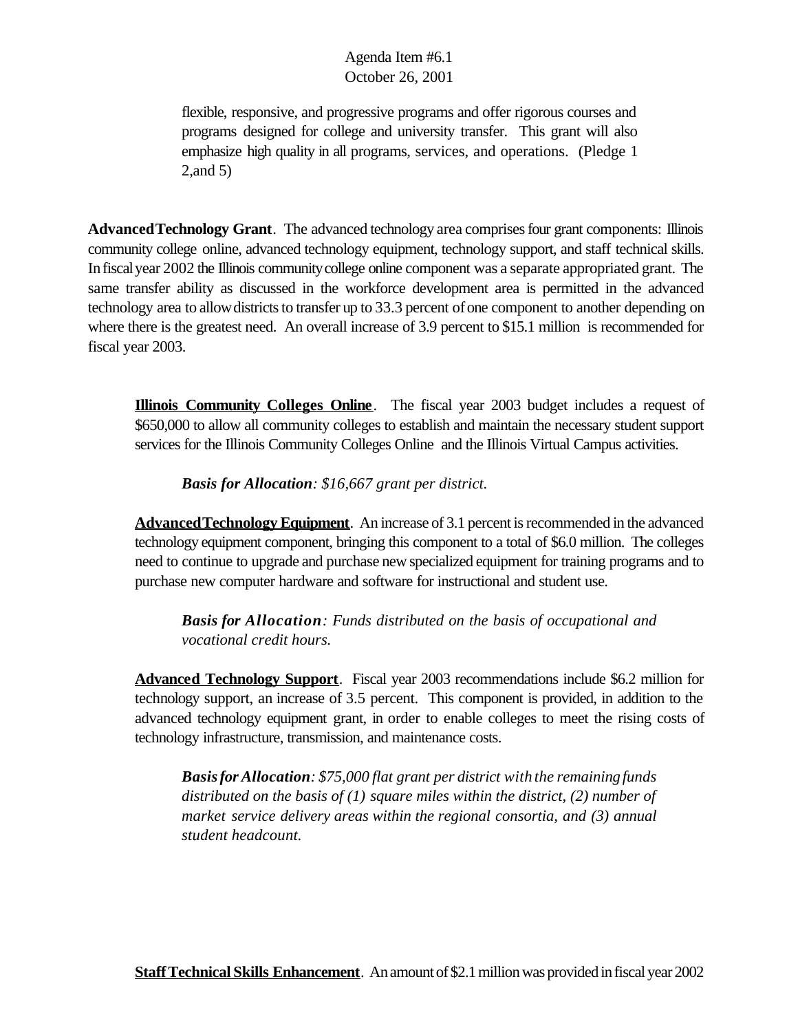flexible, responsive, and progressive programs and offer rigorous courses and programs designed for college and university transfer. This grant will also emphasize high quality in all programs, services, and operations. (Pledge 1 2,and 5)

**Advanced Technology Grant**. The advanced technology area comprises four grant components: Illinois community college online, advanced technology equipment, technology support, and staff technical skills. In fiscal year 2002 the Illinois community college online component was a separate appropriated grant. The same transfer ability as discussed in the workforce development area is permitted in the advanced technology area to allow districts to transfer up to 33.3 percent of one component to another depending on where there is the greatest need. An overall increase of 3.9 percent to $15.1 million is recommended for fiscal year 2003.

**Illinois Community Colleges Online**. The fiscal year 2003 budget includes a request of $650,000 to allow all community colleges to establish and maintain the necessary student support services for the Illinois Community Colleges Online and the Illinois Virtual Campus activities.

***Basis for Allocation**: $16,667 grant per district.*

**Advanced Technology Equipment**. An increase of 3.1 percent is recommended in the advanced technology equipment component, bringing this component to a total of $6.0 million. The colleges need to continue to upgrade and purchase new specialized equipment for training programs and to purchase new computer hardware and software for instructional and student use.

***Basis for Allocation**: Funds distributed on the basis of occupational and vocational credit hours.*

**Advanced Technology Support**. Fiscal year 2003 recommendations include $6.2 million for technology support, an increase of 3.5 percent. This component is provided, in addition to the advanced technology equipment grant, in order to enable colleges to meet the rising costs of technology infrastructure, transmission, and maintenance costs.

***Basis for Allocation**: $75,000 flat grant per district with the remaining funds distributed on the basis of (1) square miles within the district, (2) number of market service delivery areas within the regional consortia, and (3) annual student headcount.*

**Staff Technical Skills Enhancement**. An amount of $2.1 million was provided in fiscal year 2002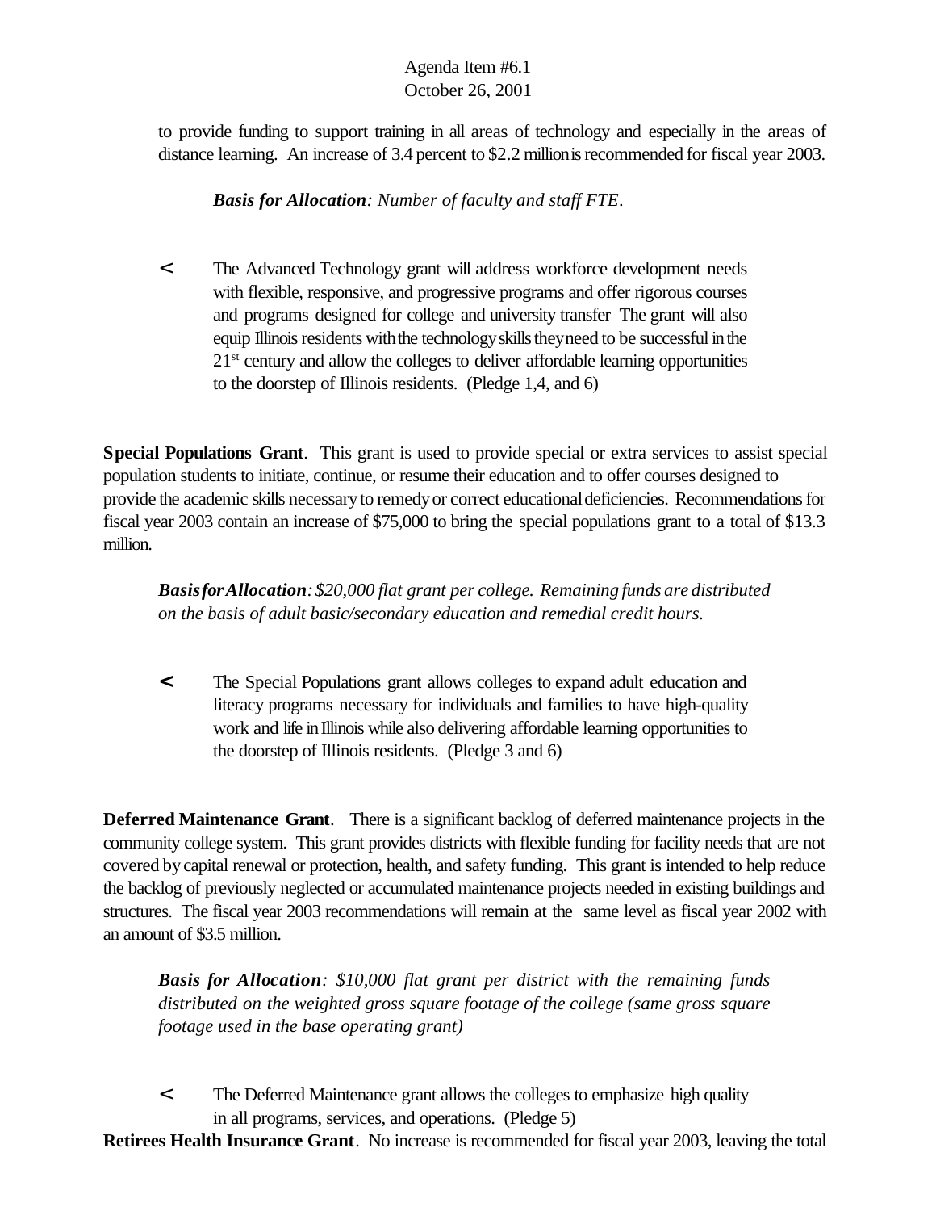to provide funding to support training in all areas of technology and especially in the areas of distance learning. An increase of 3.4 percent to $2.2 million is recommended for fiscal year 2003.

***Basis for Allocation**: Number of faculty and staff FTE.*

- The Advanced Technology grant will address workforce development needs with flexible, responsive, and progressive programs and offer rigorous courses and programs designed for college and university transfer The grant will also equip Illinois residents with the technology skills they need to be successful in the 21st century and allow the colleges to deliver affordable learning opportunities to the doorstep of Illinois residents. (Pledge 1,4, and 6)

**Special Populations Grant**. This grant is used to provide special or extra services to assist special population students to initiate, continue, or resume their education and to offer courses designed to provide the academic skills necessary to remedy or correct educational deficiencies. Recommendations for fiscal year 2003 contain an increase of $75,000 to bring the special populations grant to a total of $13.3 million.

***Basis for Allocation**: $20,000 flat grant per college. Remaining funds are distributed on the basis of adult basic/secondary education and remedial credit hours.*

- The Special Populations grant allows colleges to expand adult education and literacy programs necessary for individuals and families to have high-quality work and life in Illinois while also delivering affordable learning opportunities to the doorstep of Illinois residents. (Pledge 3 and 6)

**Deferred Maintenance Grant**. There is a significant backlog of deferred maintenance projects in the community college system. This grant provides districts with flexible funding for facility needs that are not covered by capital renewal or protection, health, and safety funding. This grant is intended to help reduce the backlog of previously neglected or accumulated maintenance projects needed in existing buildings and structures. The fiscal year 2003 recommendations will remain at the same level as fiscal year 2002 with an amount of $3.5 million.

***Basis for Allocation**: $10,000 flat grant per district with the remaining funds distributed on the weighted gross square footage of the college (same gross square footage used in the base operating grant)*

- The Deferred Maintenance grant allows the colleges to emphasize high quality in all programs, services, and operations. (Pledge 5)

**Retirees Health Insurance Grant**. No increase is recommended for fiscal year 2003, leaving the total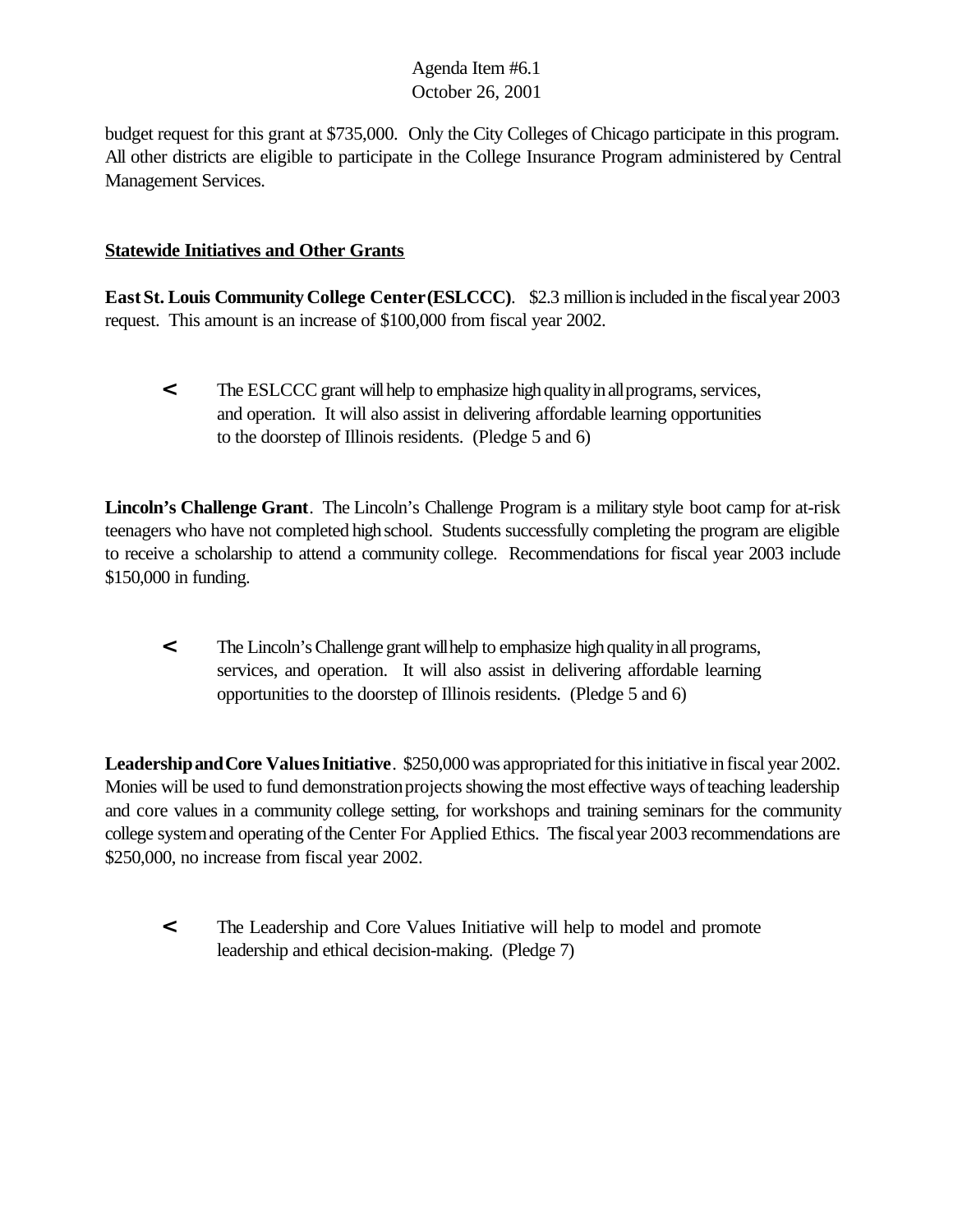budget request for this grant at $735,000. Only the City Colleges of Chicago participate in this program. All other districts are eligible to participate in the College Insurance Program administered by Central Management Services.

**Statewide Initiatives and Other Grants**

**East St. Louis Community College Center (ESLCCC)**. $2.3 million is included in the fiscal year 2003 request. This amount is an increase of $100,000 from fiscal year 2002.

- The ESLCCC grant will help to emphasize high quality in all programs, services, and operation. It will also assist in delivering affordable learning opportunities to the doorstep of Illinois residents. (Pledge 5 and 6)

**Lincoln's Challenge Grant**. The Lincoln's Challenge Program is a military style boot camp for at-risk teenagers who have not completed high school. Students successfully completing the program are eligible to receive a scholarship to attend a community college. Recommendations for fiscal year 2003 include $150,000 in funding.

- The Lincoln's Challenge grant will help to emphasize high quality in all programs, services, and operation. It will also assist in delivering affordable learning opportunities to the doorstep of Illinois residents. (Pledge 5 and 6)

**Leadership and Core Values Initiative**. $250,000 was appropriated for this initiative in fiscal year 2002. Monies will be used to fund demonstration projects showing the most effective ways of teaching leadership and core values in a community college setting, for workshops and training seminars for the community college system and operating of the Center For Applied Ethics. The fiscal year 2003 recommendations are $250,000, no increase from fiscal year 2002.

- The Leadership and Core Values Initiative will help to model and promote leadership and ethical decision-making. (Pledge 7)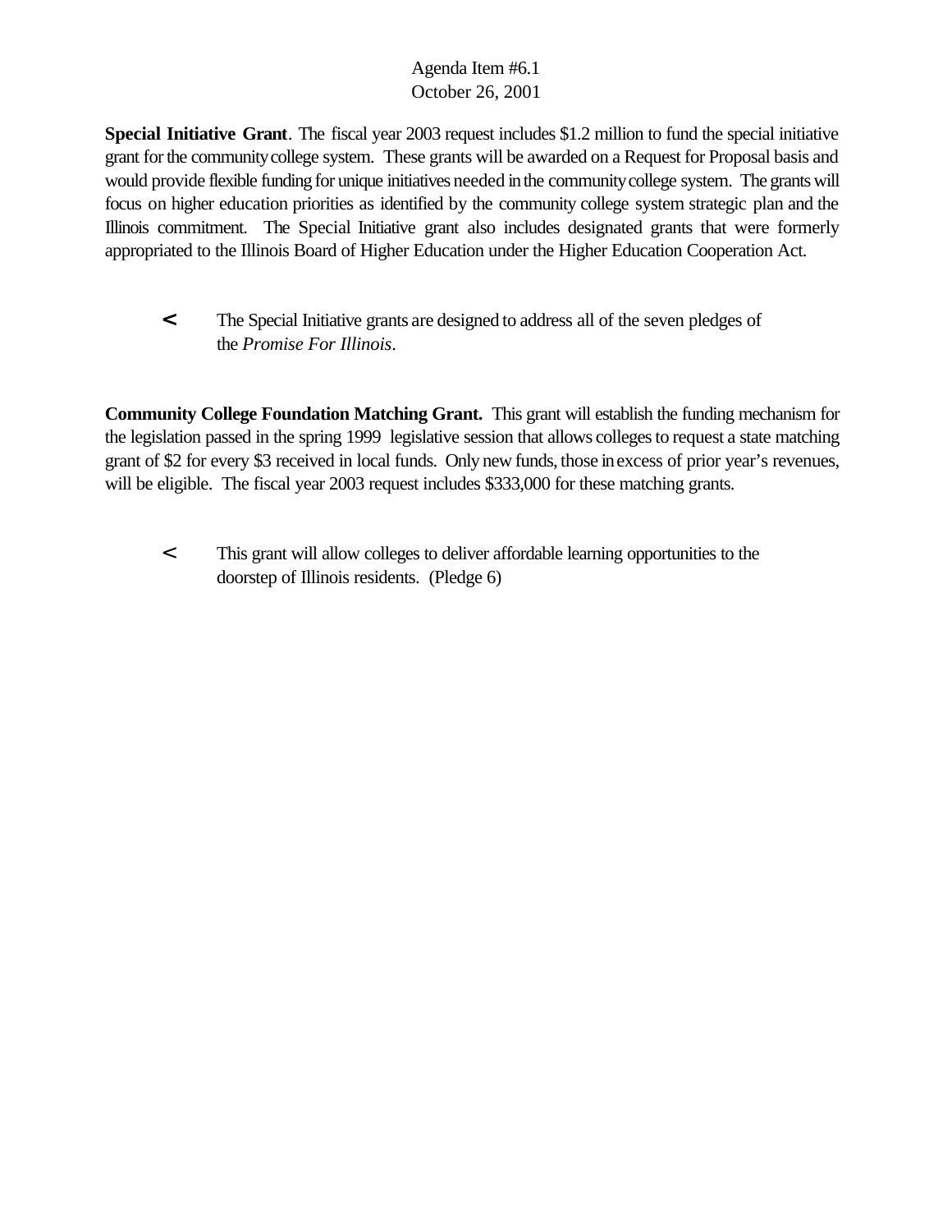**Special Initiative Grant**. The fiscal year 2003 request includes $1.2 million to fund the special initiative grant for the community college system. These grants will be awarded on a Request for Proposal basis and would provide flexible funding for unique initiatives needed in the community college system. The grants will focus on higher education priorities as identified by the community college system strategic plan and the Illinois commitment. The Special Initiative grant also includes designated grants that were formerly appropriated to the Illinois Board of Higher Education under the Higher Education Cooperation Act.

- The Special Initiative grants are designed to address all of the seven pledges of the *Promise For Illinois*.

**Community College Foundation Matching Grant.** This grant will establish the funding mechanism for the legislation passed in the spring 1999 legislative session that allows colleges to request a state matching grant of $2 for every $3 received in local funds. Only new funds, those in excess of prior year's revenues, will be eligible. The fiscal year 2003 request includes $333,000 for these matching grants.

- This grant will allow colleges to deliver affordable learning opportunities to the doorstep of Illinois residents. (Pledge 6)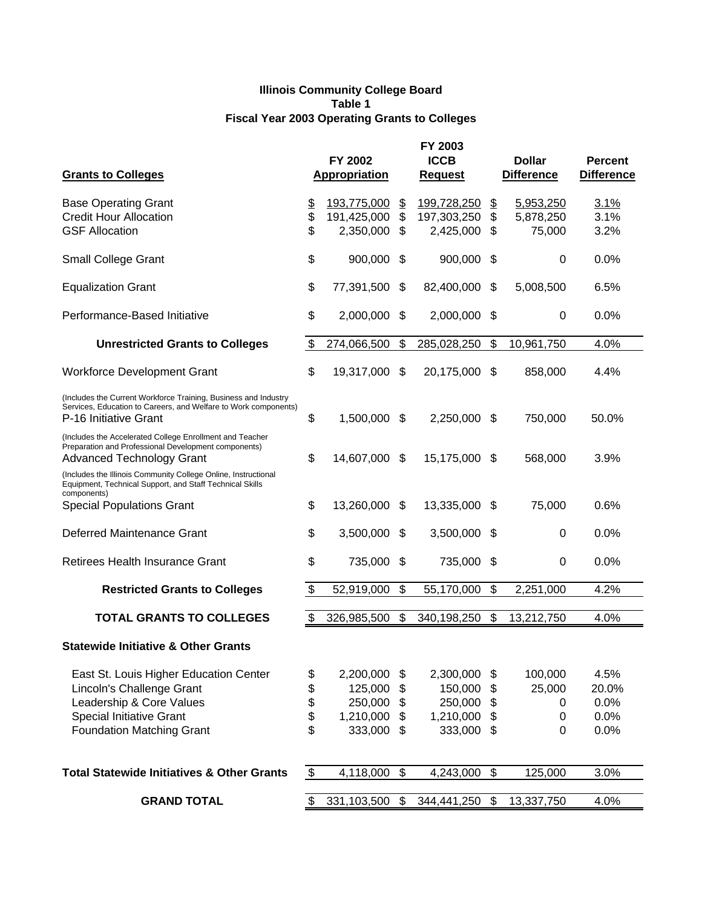**Illinois Community College Board**
**Table 1**
**Fiscal Year 2003 Operating Grants to Colleges**

| Grants to Colleges | FY 2002 Appropriation | FY 2003 ICCB Request | Dollar Difference | Percent Difference |
|---|---|---|---|---|
| Base Operating Grant | $ 193,775,000 | $ 199,728,250 | $ 5,953,250 | 3.1% |
| Credit Hour Allocation | $ 191,425,000 | $ 197,303,250 | $ 5,878,250 | 3.1% |
| GSF Allocation | $ 2,350,000 | $ 2,425,000 | $ 75,000 | 3.2% |
| Small College Grant | $ 900,000 | $ 900,000 | $ 0 | 0.0% |
| Equalization Grant | $ 77,391,500 | $ 82,400,000 | $ 5,008,500 | 6.5% |
| Performance-Based Initiative | $ 2,000,000 | $ 2,000,000 | $ 0 | 0.0% |
| **Unrestricted Grants to Colleges** | $ 274,066,500 | $ 285,028,250 | $ 10,961,750 | 4.0% |
| Workforce Development Grant (Includes the Current Workforce Training, Business and Industry Services, Education to Careers, and Welfare to Work components) | $ 19,317,000 | $ 20,175,000 | $ 858,000 | 4.4% |
| P-16 Initiative Grant (Includes the Accelerated College Enrollment and Teacher Preparation and Professional Development components) | $ 1,500,000 | $ 2,250,000 | $ 750,000 | 50.0% |
| Advanced Technology Grant (Includes the Illinois Community College Online, Instructional Equipment, Technical Support, and Staff Technical Skills components) | $ 14,607,000 | $ 15,175,000 | $ 568,000 | 3.9% |
| Special Populations Grant | $ 13,260,000 | $ 13,335,000 | $ 75,000 | 0.6% |
| Deferred Maintenance Grant | $ 3,500,000 | $ 3,500,000 | $ 0 | 0.0% |
| Retirees Health Insurance Grant | $ 735,000 | $ 735,000 | $ 0 | 0.0% |
| **Restricted Grants to Colleges** | $ 52,919,000 | $ 55,170,000 | $ 2,251,000 | 4.2% |
| **TOTAL GRANTS TO COLLEGES** | $ 326,985,500 | $ 340,198,250 | $ 13,212,750 | 4.0% |
| **Statewide Initiative & Other Grants** | | | | |
| East St. Louis Higher Education Center | $ 2,200,000 | $ 2,300,000 | $ 100,000 | 4.5% |
| Lincoln's Challenge Grant | $ 125,000 | $ 150,000 | $ 25,000 | 20.0% |
| Leadership & Core Values | $ 250,000 | $ 250,000 | $ 0 | 0.0% |
| Special Initiative Grant | $ 1,210,000 | $ 1,210,000 | $ 0 | 0.0% |
| Foundation Matching Grant | $ 333,000 | $ 333,000 | $ 0 | 0.0% |
| **Total Statewide Initiatives & Other Grants** | $ 4,118,000 | $ 4,243,000 | $ 125,000 | 3.0% |
| **GRAND TOTAL** | $ 331,103,500 | $ 344,441,250 | $ 13,337,750 | 4.0% |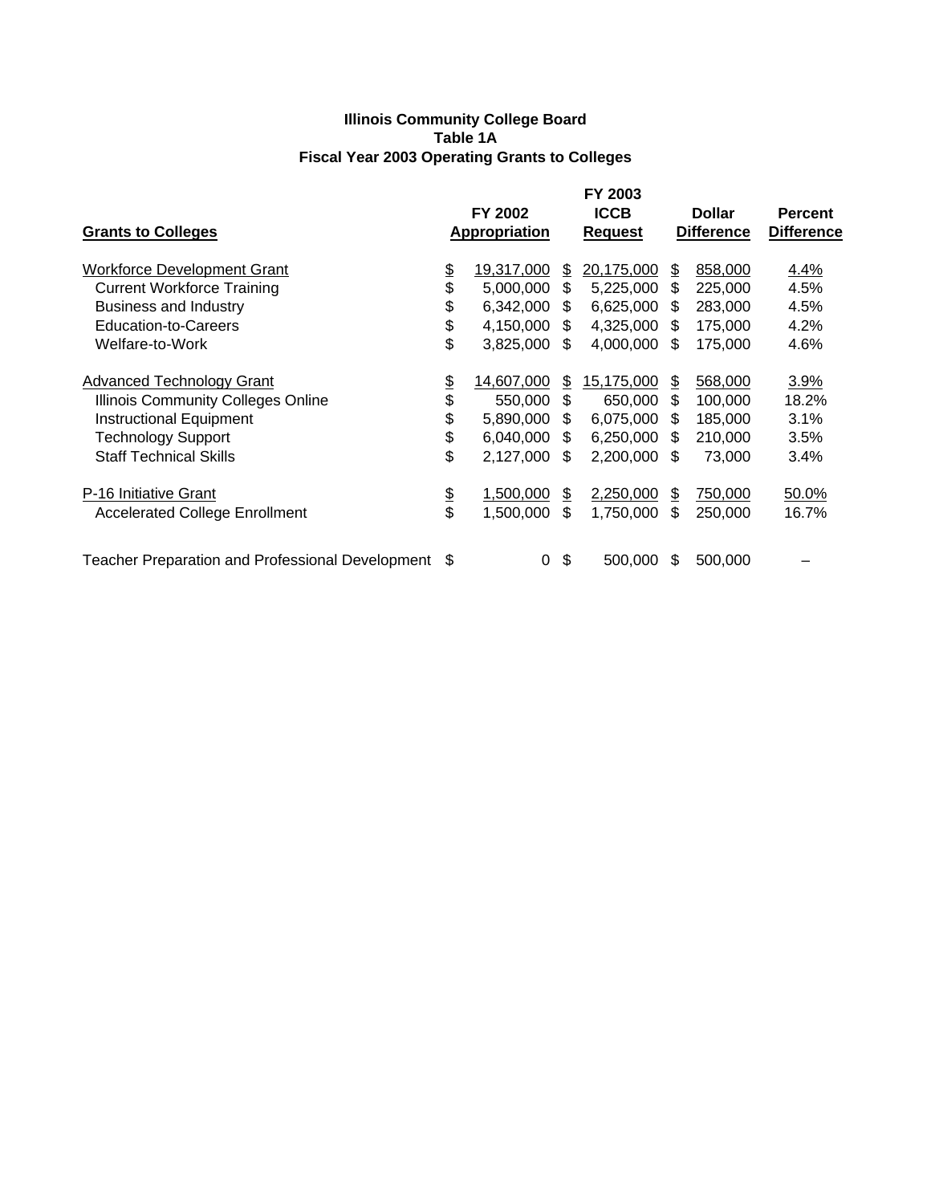**Illinois Community College Board**
**Table 1A**
**Fiscal Year 2003 Operating Grants to Colleges**

| Grants to Colleges | FY 2002 Appropriation | FY 2003 ICCB Request | Dollar Difference | Percent Difference |
|---|---|---|---|---|
| Workforce Development Grant | $ 19,317,000 | $ 20,175,000 | $ 858,000 | 4.4% |
| Current Workforce Training | $ 5,000,000 | $ 5,225,000 | $ 225,000 | 4.5% |
| Business and Industry | $ 6,342,000 | $ 6,625,000 | $ 283,000 | 4.5% |
| Education-to-Careers | $ 4,150,000 | $ 4,325,000 | $ 175,000 | 4.2% |
| Welfare-to-Work | $ 3,825,000 | $ 4,000,000 | $ 175,000 | 4.6% |
| Advanced Technology Grant | $ 14,607,000 | $ 15,175,000 | $ 568,000 | 3.9% |
| Illinois Community Colleges Online | $ 550,000 | $ 650,000 | $ 100,000 | 18.2% |
| Instructional Equipment | $ 5,890,000 | $ 6,075,000 | $ 185,000 | 3.1% |
| Technology Support | $ 6,040,000 | $ 6,250,000 | $ 210,000 | 3.5% |
| Staff Technical Skills | $ 2,127,000 | $ 2,200,000 | $ 73,000 | 3.4% |
| P-16 Initiative Grant | $ 1,500,000 | $ 2,250,000 | $ 750,000 | 50.0% |
| Accelerated College Enrollment | $ 1,500,000 | $ 1,750,000 | $ 250,000 | 16.7% |
| Teacher Preparation and Professional Development | $ 0 | $ 500,000 | $ 500,000 | – |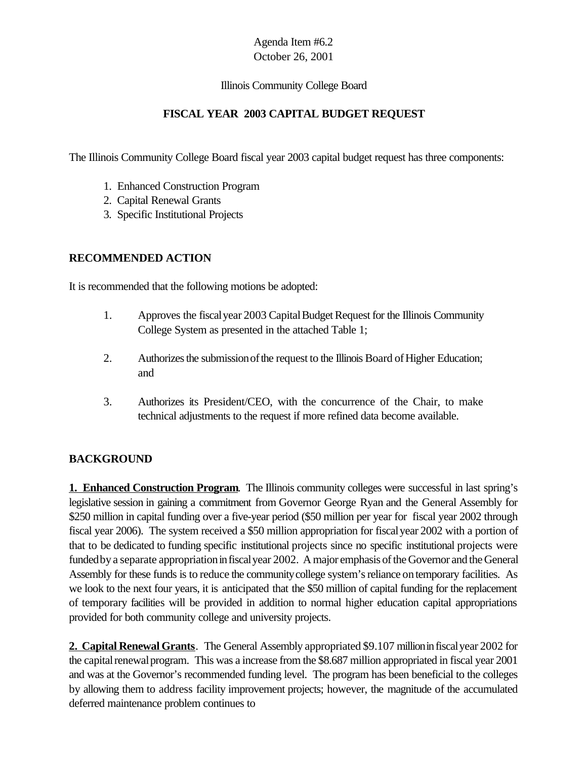Agenda Item #6.2
October 26, 2001

Illinois Community College Board

**FISCAL YEAR 2003 CAPITAL BUDGET REQUEST**

The Illinois Community College Board fiscal year 2003 capital budget request has three components:

1. Enhanced Construction Program
2. Capital Renewal Grants
3. Specific Institutional Projects

**RECOMMENDED ACTION**

It is recommended that the following motions be adopted:

1. Approves the fiscal year 2003 Capital Budget Request for the Illinois Community College System as presented in the attached Table 1;

2. Authorizes the submission of the request to the Illinois Board of Higher Education; and

3. Authorizes its President/CEO, with the concurrence of the Chair, to make technical adjustments to the request if more refined data become available.

**BACKGROUND**

**1. Enhanced Construction Program**. The Illinois community colleges were successful in last spring's legislative session in gaining a commitment from Governor George Ryan and the General Assembly for $250 million in capital funding over a five-year period ($50 million per year for fiscal year 2002 through fiscal year 2006). The system received a $50 million appropriation for fiscal year 2002 with a portion of that to be dedicated to funding specific institutional projects since no specific institutional projects were funded by a separate appropriation in fiscal year 2002. A major emphasis of the Governor and the General Assembly for these funds is to reduce the community college system's reliance on temporary facilities. As we look to the next four years, it is anticipated that the $50 million of capital funding for the replacement of temporary facilities will be provided in addition to normal higher education capital appropriations provided for both community college and university projects.

**2. Capital Renewal Grants**. The General Assembly appropriated $9.107 million in fiscal year 2002 for the capital renewal program. This was a increase from the $8.687 million appropriated in fiscal year 2001 and was at the Governor's recommended funding level. The program has been beneficial to the colleges by allowing them to address facility improvement projects; however, the magnitude of the accumulated deferred maintenance problem continues to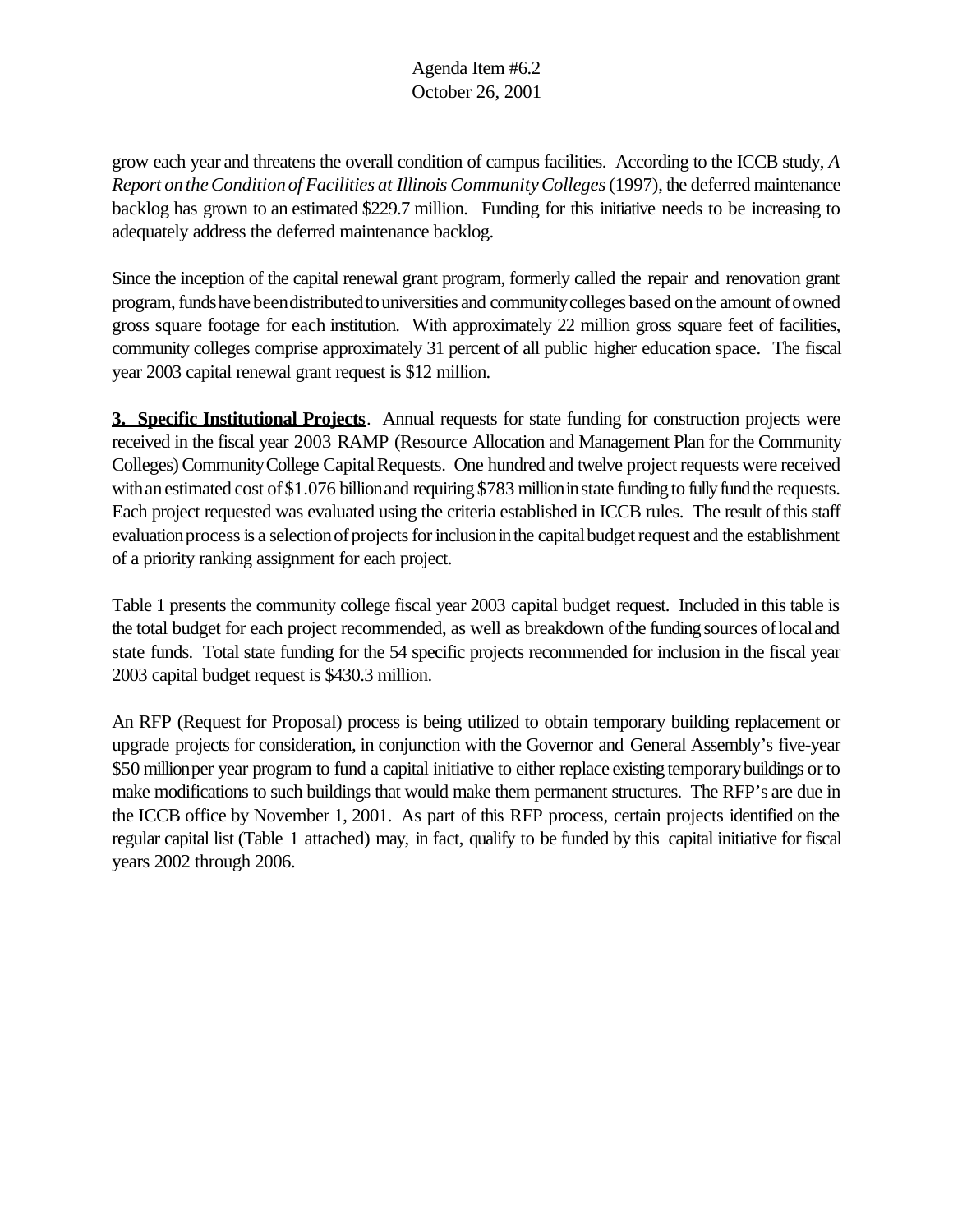grow each year and threatens the overall condition of campus facilities. According to the ICCB study, *A Report on the Condition of Facilities at Illinois Community Colleges* (1997), the deferred maintenance backlog has grown to an estimated $229.7 million. Funding for this initiative needs to be increasing to adequately address the deferred maintenance backlog.

Since the inception of the capital renewal grant program, formerly called the repair and renovation grant program, funds have been distributed to universities and community colleges based on the amount of owned gross square footage for each institution. With approximately 22 million gross square feet of facilities, community colleges comprise approximately 31 percent of all public higher education space. The fiscal year 2003 capital renewal grant request is $12 million.

**3. Specific Institutional Projects**. Annual requests for state funding for construction projects were received in the fiscal year 2003 RAMP (Resource Allocation and Management Plan for the Community Colleges) Community College Capital Requests. One hundred and twelve project requests were received with an estimated cost of $1.076 billion and requiring $783 million in state funding to fully fund the requests. Each project requested was evaluated using the criteria established in ICCB rules. The result of this staff evaluation process is a selection of projects for inclusion in the capital budget request and the establishment of a priority ranking assignment for each project.

Table 1 presents the community college fiscal year 2003 capital budget request. Included in this table is the total budget for each project recommended, as well as breakdown of the funding sources of local and state funds. Total state funding for the 54 specific projects recommended for inclusion in the fiscal year 2003 capital budget request is $430.3 million.

An RFP (Request for Proposal) process is being utilized to obtain temporary building replacement or upgrade projects for consideration, in conjunction with the Governor and General Assembly's five-year $50 million per year program to fund a capital initiative to either replace existing temporary buildings or to make modifications to such buildings that would make them permanent structures. The RFP's are due in the ICCB office by November 1, 2001. As part of this RFP process, certain projects identified on the regular capital list (Table 1 attached) may, in fact, qualify to be funded by this capital initiative for fiscal years 2002 through 2006.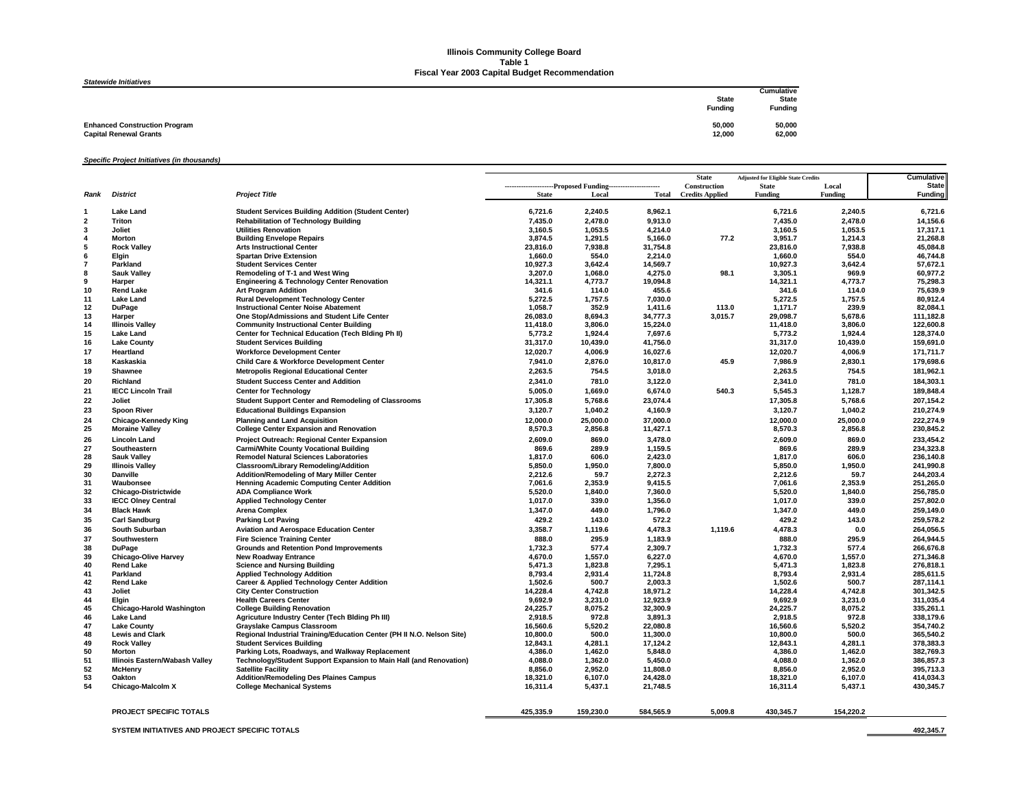# Illinois Community College Board
## Table 1
## Fiscal Year 2003 Capital Budget Recommendation

*Statewide Initiatives*

| | State Funding | Cumulative State Funding |
|---|---|---|
| **Enhanced Construction Program** | 50,000 | 50,000 |
| **Capital Renewal Grants** | 12,000 | 62,000 |

*Specific Project Initiatives (in thousands)*

| | | | Proposed Funding | | | State | Adjusted for Eligible State Credits | | Cumulative |
|---|---|---|---|---|---|---|---|---|---|
| Rank | District | Project Title | State | Local | Total | Construction Credits Applied | State Funding | Local Funding | State Funding |
| 1 | Lake Land | Student Services Building Addition (Student Center) | 6,721.6 | 2,240.5 | 8,962.1 | | 6,721.6 | 2,240.5 | 6,721.6 |
| 2 | Triton | Rehabilitation of Technology Building | 7,435.0 | 2,478.0 | 9,913.0 | | 7,435.0 | 2,478.0 | 14,156.6 |
| 3 | Joliet | Utilities Renovation | 3,160.5 | 1,053.5 | 4,214.0 | | 3,160.5 | 1,053.5 | 17,317.1 |
| 4 | Morton | Building Envelope Repairs | 3,874.5 | 1,291.5 | 5,166.0 | 77.2 | 3,951.7 | 1,214.3 | 21,268.8 |
| 5 | Rock Valley | Arts Instructional Center | 23,816.0 | 7,938.8 | 31,754.8 | | 23,816.0 | 7,938.8 | 45,084.8 |
| 6 | Elgin | Spartan Drive Extension | 1,660.0 | 554.0 | 2,214.0 | | 1,660.0 | 554.0 | 46,744.8 |
| 7 | Parkland | Student Services Center | 10,927.3 | 3,642.4 | 14,569.7 | | 10,927.3 | 3,642.4 | 57,672.1 |
| 8 | Sauk Valley | Remodeling of T-1 and West Wing | 3,207.0 | 1,068.0 | 4,275.0 | 98.1 | 3,305.1 | 969.9 | 60,977.2 |
| 9 | Harper | Engineering & Technology Center Renovation | 14,321.1 | 4,773.7 | 19,094.8 | | 14,321.1 | 4,773.7 | 75,298.3 |
| 10 | Rend Lake | Art Program Addition | 341.6 | 114.0 | 455.6 | | 341.6 | 114.0 | 75,639.9 |
| 11 | Lake Land | Rural Development Technology Center | 5,272.5 | 1,757.5 | 7,030.0 | | 5,272.5 | 1,757.5 | 80,912.4 |
| 12 | DuPage | Instructional Center Noise Abatement | 1,058.7 | 352.9 | 1,411.6 | 113.0 | 1,171.7 | 239.9 | 82,084.1 |
| 13 | Harper | One Stop/Admissions and Student Life Center | 26,083.0 | 8,694.3 | 34,777.3 | 3,015.7 | 29,098.7 | 5,678.6 | 111,182.8 |
| 14 | Illinois Valley | Community Instructional Center Building | 11,418.0 | 3,806.0 | 15,224.0 | | 11,418.0 | 3,806.0 | 122,600.8 |
| 15 | Lake Land | Center for Technical Education (Tech Blding Ph II) | 5,773.2 | 1,924.4 | 7,697.6 | | 5,773.2 | 1,924.4 | 128,374.0 |
| 16 | Lake County | Student Services Building | 31,317.0 | 10,439.0 | 41,756.0 | | 31,317.0 | 10,439.0 | 159,691.0 |
| 17 | Heartland | Workforce Development Center | 12,020.7 | 4,006.9 | 16,027.6 | | 12,020.7 | 4,006.9 | 171,711.7 |
| 18 | Kaskaskia | Child Care & Workforce Development Center | 7,941.0 | 2,876.0 | 10,817.0 | 45.9 | 7,986.9 | 2,830.1 | 179,698.6 |
| 19 | Shawnee | Metropolis Regional Educational Center | 2,263.5 | 754.5 | 3,018.0 | | 2,263.5 | 754.5 | 181,962.1 |
| 20 | Richland | Student Success Center and Addition | 2,341.0 | 781.0 | 3,122.0 | | 2,341.0 | 781.0 | 184,303.1 |
| 21 | IECC Lincoln Trail | Center for Technology | 5,005.0 | 1,669.0 | 6,674.0 | 540.3 | 5,545.3 | 1,128.7 | 189,848.4 |
| 22 | Joliet | Student Support Center and Remodeling of Classrooms | 17,305.8 | 5,768.6 | 23,074.4 | | 17,305.8 | 5,768.6 | 207,154.2 |
| 23 | Spoon River | Educational Buildings Expansion | 3,120.7 | 1,040.2 | 4,160.9 | | 3,120.7 | 1,040.2 | 210,274.9 |
| 24 | Chicago-Kennedy King | Planning and Land Acquisition | 12,000.0 | 25,000.0 | 37,000.0 | | 12,000.0 | 25,000.0 | 222,274.9 |
| 25 | Moraine Valley | College Center Expansion and Renovation | 8,570.3 | 2,856.8 | 11,427.1 | | 8,570.3 | 2,856.8 | 230,845.2 |
| 26 | Lincoln Land | Project Outreach: Regional Center Expansion | 2,609.0 | 869.0 | 3,478.0 | | 2,609.0 | 869.0 | 233,454.2 |
| 27 | Southeastern | Carmi/White County Vocational Building | 869.6 | 289.9 | 1,159.5 | | 869.6 | 289.9 | 234,323.8 |
| 28 | Sauk Valley | Remodel Natural Sciences Laboratories | 1,817.0 | 606.0 | 2,423.0 | | 1,817.0 | 606.0 | 236,140.8 |
| 29 | Illinois Valley | Classroom/Library Remodeling/Addition | 5,850.0 | 1,950.0 | 7,800.0 | | 5,850.0 | 1,950.0 | 241,990.8 |
| 30 | Danville | Addition/Remodeling of Mary Miller Center | 2,212.6 | 59.7 | 2,272.3 | | 2,212.6 | 59.7 | 244,203.4 |
| 31 | Waubonsee | Henning Academic Computing Center Addition | 7,061.6 | 2,353.9 | 9,415.5 | | 7,061.6 | 2,353.9 | 251,265.0 |
| 32 | Chicago-Districtwide | ADA Compliance Work | 5,520.0 | 1,840.0 | 7,360.0 | | 5,520.0 | 1,840.0 | 256,785.0 |
| 33 | IECC Olney Central | Applied Technology Center | 1,017.0 | 339.0 | 1,356.0 | | 1,017.0 | 339.0 | 257,802.0 |
| 34 | Black Hawk | Arena Complex | 1,347.0 | 449.0 | 1,796.0 | | 1,347.0 | 449.0 | 259,149.0 |
| 35 | Carl Sandburg | Parking Lot Paving | 429.2 | 143.0 | 572.2 | | 429.2 | 143.0 | 259,578.2 |
| 36 | South Suburban | Aviation and Aerospace Education Center | 3,358.7 | 1,119.6 | 4,478.3 | 1,119.6 | 4,478.3 | 0.0 | 264,056.5 |
| 37 | Southwestern | Fire Science Training Center | 888.0 | 295.9 | 1,183.9 | | 888.0 | 295.9 | 264,944.5 |
| 38 | DuPage | Grounds and Retention Pond Improvements | 1,732.3 | 577.4 | 2,309.7 | | 1,732.3 | 577.4 | 266,676.8 |
| 39 | Chicago-Olive Harvey | New Roadway Entrance | 4,670.0 | 1,557.0 | 6,227.0 | | 4,670.0 | 1,557.0 | 271,346.8 |
| 40 | Rend Lake | Science and Nursing Building | 5,471.3 | 1,823.8 | 7,295.1 | | 5,471.3 | 1,823.8 | 276,818.1 |
| 41 | Parkland | Applied Technology Addition | 8,793.4 | 2,931.4 | 11,724.8 | | 8,793.4 | 2,931.4 | 285,611.5 |
| 42 | Rend Lake | Career & Applied Technology Center Addition | 1,502.6 | 500.7 | 2,003.3 | | 1,502.6 | 500.7 | 287,114.1 |
| 43 | Joliet | City Center Construction | 14,228.4 | 4,742.8 | 18,971.2 | | 14,228.4 | 4,742.8 | 301,342.5 |
| 44 | Elgin | Health Careers Center | 9,692.9 | 3,231.0 | 12,923.9 | | 9,692.9 | 3,231.0 | 311,035.4 |
| 45 | Chicago-Harold Washington | College Building Renovation | 24,225.7 | 8,075.2 | 32,300.9 | | 24,225.7 | 8,075.2 | 335,261.1 |
| 46 | Lake Land | Agricuture Industry Center (Tech Blding Ph III) | 2,918.5 | 972.8 | 3,891.3 | | 2,918.5 | 972.8 | 338,179.6 |
| 47 | Lake County | Grayslake Campus Classroom | 16,560.6 | 5,520.2 | 22,080.8 | | 16,560.6 | 5,520.2 | 354,740.2 |
| 48 | Lewis and Clark | Regional Industrial Training/Education Center (PH II N.O. Nelson Site) | 10,800.0 | 500.0 | 11,300.0 | | 10,800.0 | 500.0 | 365,540.2 |
| 49 | Rock Valley | Student Services Building | 12,843.1 | 4,281.1 | 17,124.2 | | 12,843.1 | 4,281.1 | 378,383.3 |
| 50 | Morton | Parking Lots, Roadways, and Walkway Replacement | 4,386.0 | 1,462.0 | 5,848.0 | | 4,386.0 | 1,462.0 | 382,769.3 |
| 51 | Illinois Eastern/Wabash Valley | Technology/Student Support Expansion to Main Hall (and Renovation) | 4,088.0 | 1,362.0 | 5,450.0 | | 4,088.0 | 1,362.0 | 386,857.3 |
| 52 | McHenry | Satellite Facility | 8,856.0 | 2,952.0 | 11,808.0 | | 8,856.0 | 2,952.0 | 395,713.3 |
| 53 | Oakton | Addition/Remodeling Des Plaines Campus | 18,321.0 | 6,107.0 | 24,428.0 | | 18,321.0 | 6,107.0 | 414,034.3 |
| 54 | Chicago-Malcolm X | College Mechanical Systems | 16,311.4 | 5,437.1 | 21,748.5 | | 16,311.4 | 5,437.1 | 430,345.7 |
| | **PROJECT SPECIFIC TOTALS** | | **425,335.9** | **159,230.0** | **584,565.9** | **5,009.8** | **430,345.7** | **154,220.2** | |
| | **SYSTEM INITIATIVES AND PROJECT SPECIFIC TOTALS** | | | | | | | | **492,345.7** |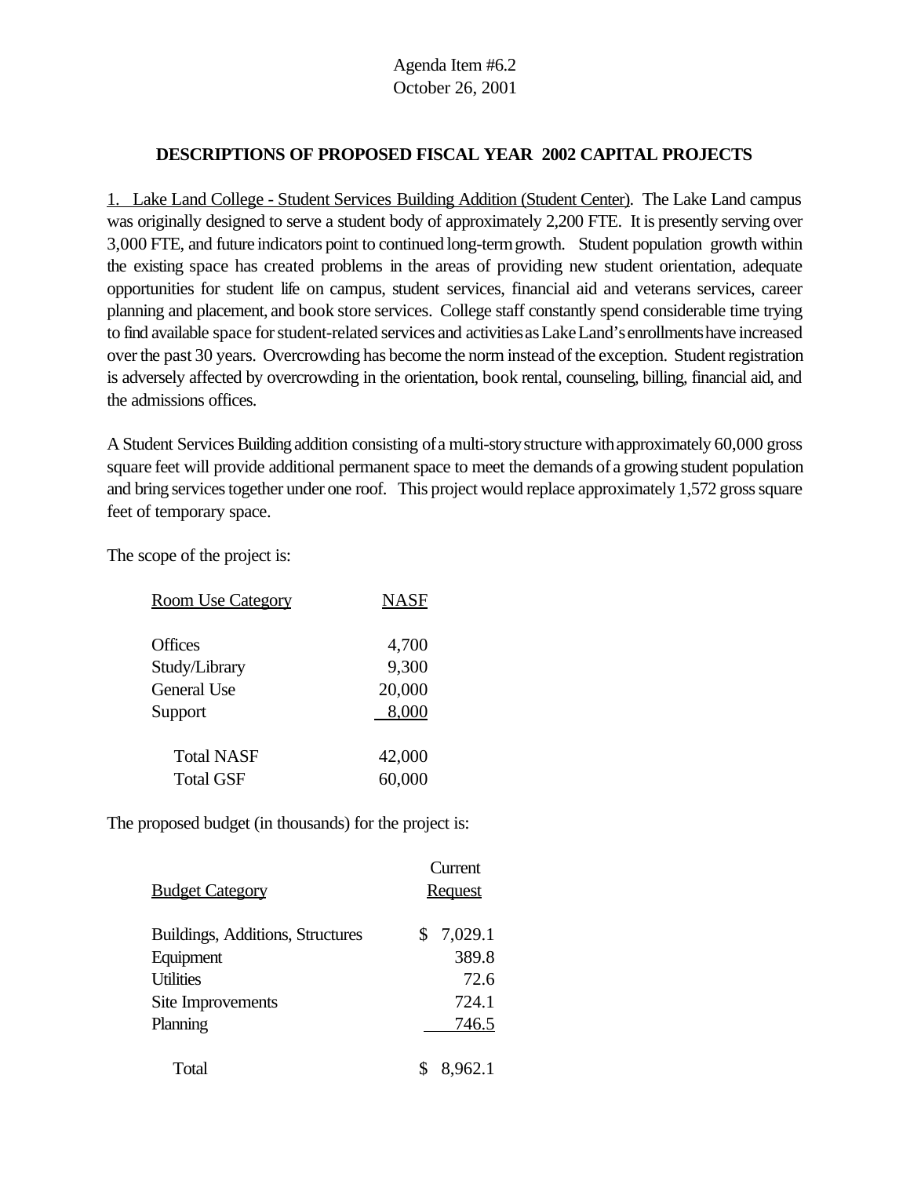Agenda Item #6.2
October 26, 2001

## DESCRIPTIONS OF PROPOSED FISCAL YEAR 2002 CAPITAL PROJECTS

1. Lake Land College - Student Services Building Addition (Student Center). The Lake Land campus was originally designed to serve a student body of approximately 2,200 FTE. It is presently serving over 3,000 FTE, and future indicators point to continued long-term growth. Student population growth within the existing space has created problems in the areas of providing new student orientation, adequate opportunities for student life on campus, student services, financial aid and veterans services, career planning and placement, and book store services. College staff constantly spend considerable time trying to find available space for student-related services and activities as Lake Land's enrollments have increased over the past 30 years. Overcrowding has become the norm instead of the exception. Student registration is adversely affected by overcrowding in the orientation, book rental, counseling, billing, financial aid, and the admissions offices.

A Student Services Building addition consisting of a multi-story structure with approximately 60,000 gross square feet will provide additional permanent space to meet the demands of a growing student population and bring services together under one roof. This project would replace approximately 1,572 gross square feet of temporary space.

The scope of the project is:

| Room Use Category | NASF |
|---|---|
| Offices | 4,700 |
| Study/Library | 9,300 |
| General Use | 20,000 |
| Support | 8,000 |
| Total NASF | 42,000 |
| Total GSF | 60,000 |

The proposed budget (in thousands) for the project is:

| Budget Category | Current Request |
|---|---|
| Buildings, Additions, Structures | $ 7,029.1 |
| Equipment | 389.8 |
| Utilities | 72.6 |
| Site Improvements | 724.1 |
| Planning | 746.5 |
| Total | $ 8,962.1 |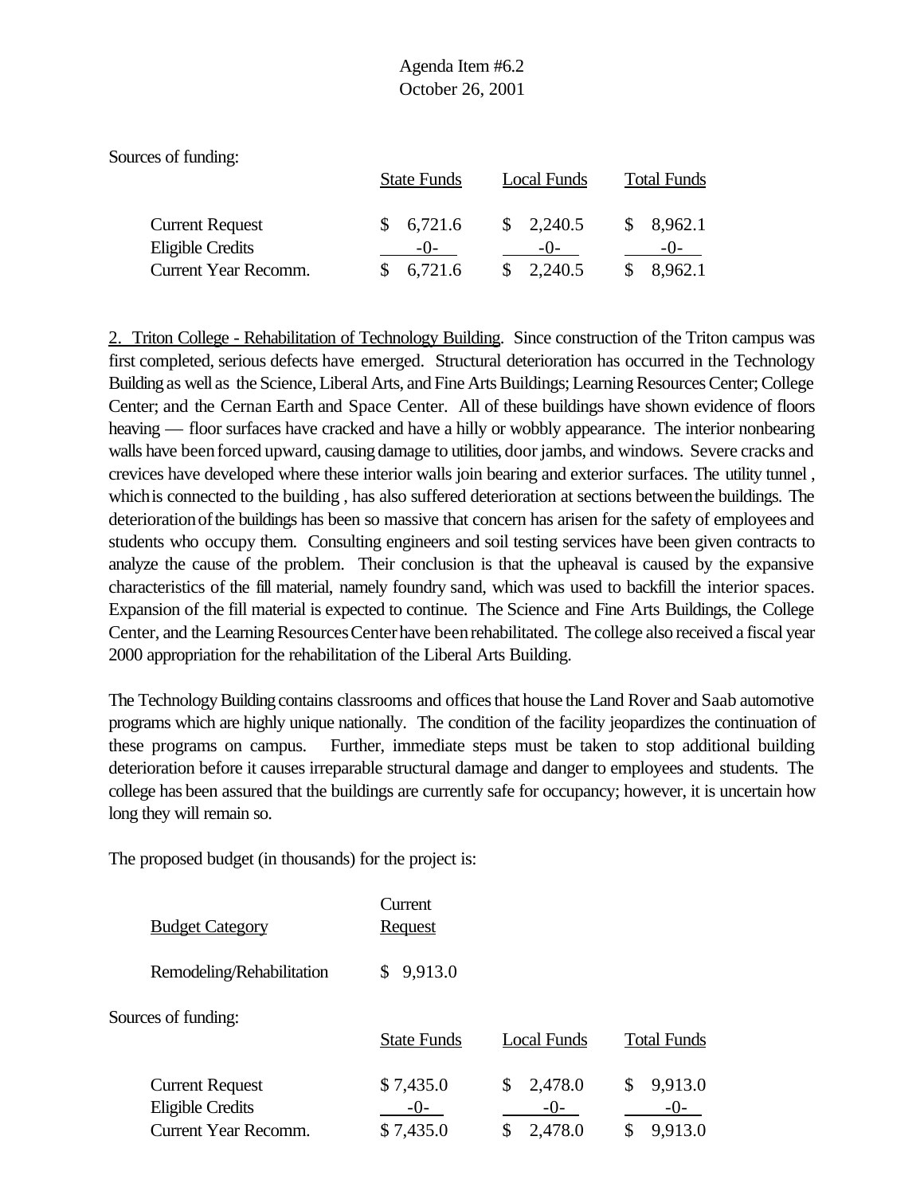Agenda Item #6.2
October 26, 2001

Sources of funding:

| | State Funds | Local Funds | Total Funds |
|---|---|---|---|
| Current Request | $ 6,721.6 | $ 2,240.5 | $ 8,962.1 |
| Eligible Credits | -0- | -0- | -0- |
| Current Year Recomm. | $ 6,721.6 | $ 2,240.5 | $ 8,962.1 |

2. Triton College - Rehabilitation of Technology Building. Since construction of the Triton campus was first completed, serious defects have emerged. Structural deterioration has occurred in the Technology Building as well as the Science, Liberal Arts, and Fine Arts Buildings; Learning Resources Center; College Center; and the Cernan Earth and Space Center. All of these buildings have shown evidence of floors heaving — floor surfaces have cracked and have a hilly or wobbly appearance. The interior nonbearing walls have been forced upward, causing damage to utilities, door jambs, and windows. Severe cracks and crevices have developed where these interior walls join bearing and exterior surfaces. The utility tunnel , which is connected to the building , has also suffered deterioration at sections between the buildings. The deterioration of the buildings has been so massive that concern has arisen for the safety of employees and students who occupy them. Consulting engineers and soil testing services have been given contracts to analyze the cause of the problem. Their conclusion is that the upheaval is caused by the expansive characteristics of the fill material, namely foundry sand, which was used to backfill the interior spaces. Expansion of the fill material is expected to continue. The Science and Fine Arts Buildings, the College Center, and the Learning Resources Center have been rehabilitated. The college also received a fiscal year 2000 appropriation for the rehabilitation of the Liberal Arts Building.

The Technology Building contains classrooms and offices that house the Land Rover and Saab automotive programs which are highly unique nationally. The condition of the facility jeopardizes the continuation of these programs on campus. Further, immediate steps must be taken to stop additional building deterioration before it causes irreparable structural damage and danger to employees and students. The college has been assured that the buildings are currently safe for occupancy; however, it is uncertain how long they will remain so.

The proposed budget (in thousands) for the project is:

| Budget Category | Current Request |
|---|---|
| Remodeling/Rehabilitation | $ 9,913.0 |

Sources of funding:

| | State Funds | Local Funds | Total Funds |
|---|---|---|---|
| Current Request | $ 7,435.0 | $ 2,478.0 | $ 9,913.0 |
| Eligible Credits | -0- | -0- | -0- |
| Current Year Recomm. | $ 7,435.0 | $ 2,478.0 | $ 9,913.0 |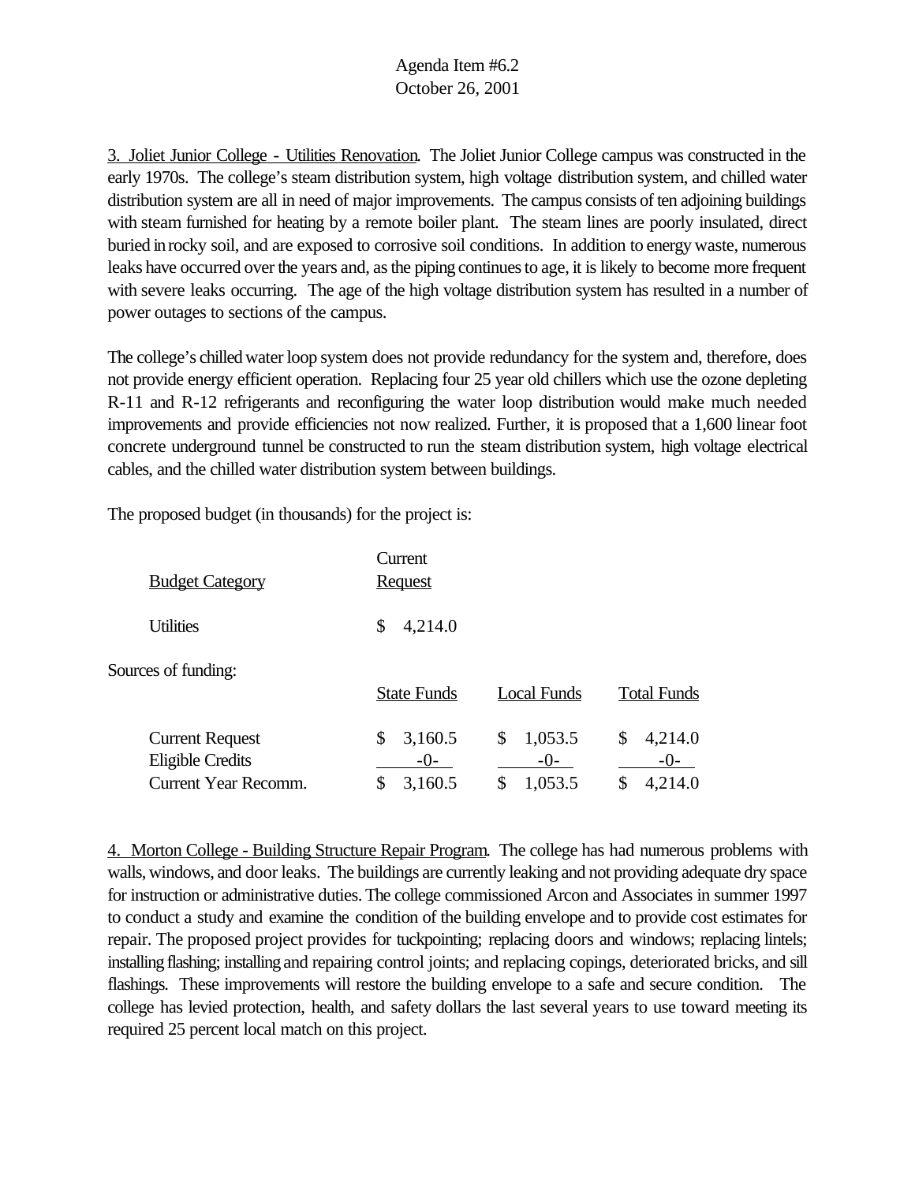3. Joliet Junior College - Utilities Renovation. The Joliet Junior College campus was constructed in the early 1970s. The college's steam distribution system, high voltage distribution system, and chilled water distribution system are all in need of major improvements. The campus consists of ten adjoining buildings with steam furnished for heating by a remote boiler plant. The steam lines are poorly insulated, direct buried in rocky soil, and are exposed to corrosive soil conditions. In addition to energy waste, numerous leaks have occurred over the years and, as the piping continues to age, it is likely to become more frequent with severe leaks occurring. The age of the high voltage distribution system has resulted in a number of power outages to sections of the campus.

The college's chilled water loop system does not provide redundancy for the system and, therefore, does not provide energy efficient operation. Replacing four 25 year old chillers which use the ozone depleting R-11 and R-12 refrigerants and reconfiguring the water loop distribution would make much needed improvements and provide efficiencies not now realized. Further, it is proposed that a 1,600 linear foot concrete underground tunnel be constructed to run the steam distribution system, high voltage electrical cables, and the chilled water distribution system between buildings.

The proposed budget (in thousands) for the project is:

| Budget Category | Current Request |
|---|---|
| Utilities | $ 4,214.0 |

Sources of funding:

| | State Funds | Local Funds | Total Funds |
|---|---|---|---|
| Current Request | $ 3,160.5 | $ 1,053.5 | $ 4,214.0 |
| Eligible Credits | -0- | -0- | -0- |
| Current Year Recomm. | $ 3,160.5 | $ 1,053.5 | $ 4,214.0 |

4. Morton College - Building Structure Repair Program. The college has had numerous problems with walls, windows, and door leaks. The buildings are currently leaking and not providing adequate dry space for instruction or administrative duties. The college commissioned Arcon and Associates in summer 1997 to conduct a study and examine the condition of the building envelope and to provide cost estimates for repair. The proposed project provides for tuckpointing; replacing doors and windows; replacing lintels; installing flashing; installing and repairing control joints; and replacing copings, deteriorated bricks, and sill flashings. These improvements will restore the building envelope to a safe and secure condition. The college has levied protection, health, and safety dollars the last several years to use toward meeting its required 25 percent local match on this project.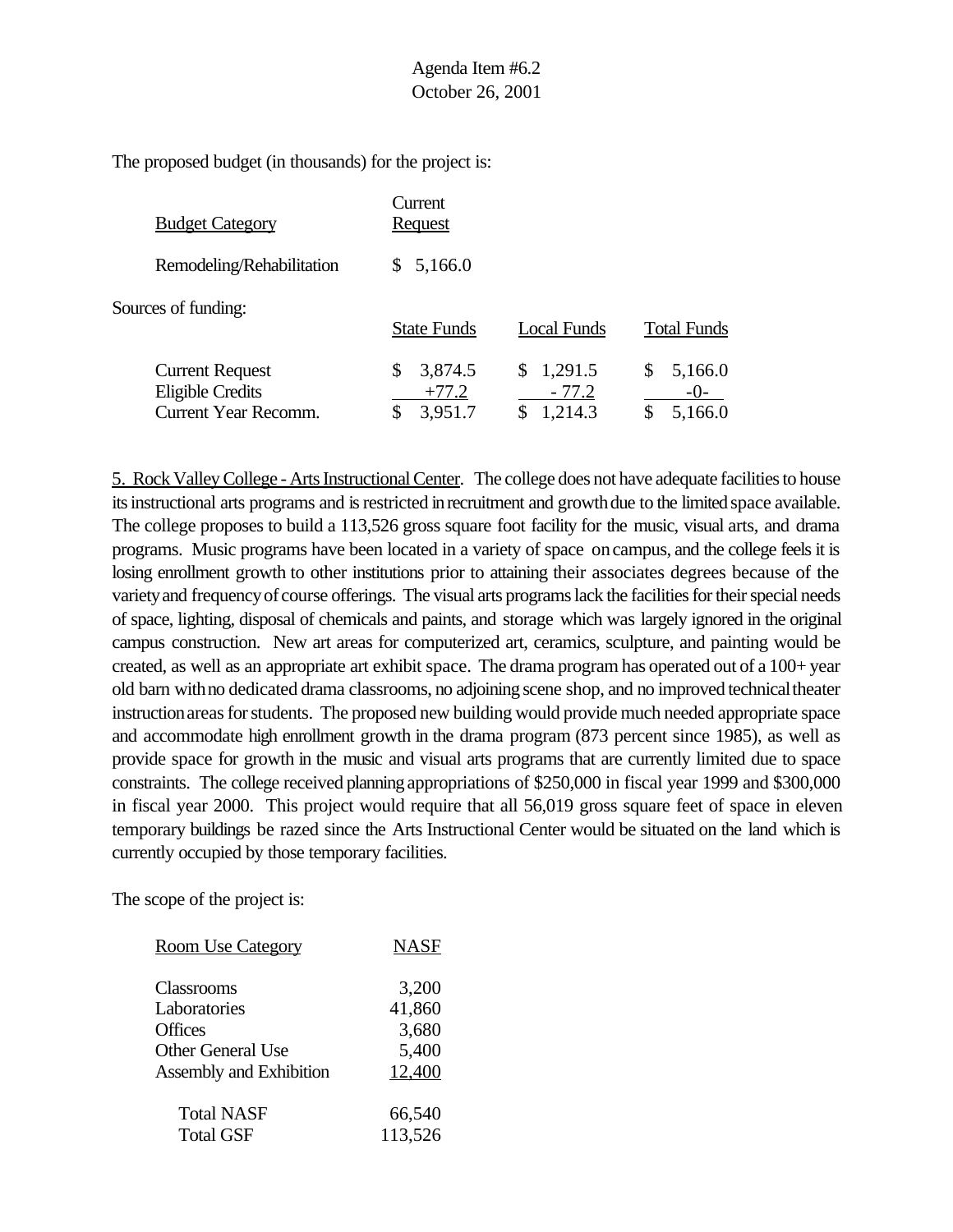The proposed budget (in thousands) for the project is:

| Budget Category | Current Request |
|---|---|
| Remodeling/Rehabilitation | $ 5,166.0 |

Sources of funding:

| | State Funds | Local Funds | Total Funds |
|---|---|---|---|
| Current Request | $ 3,874.5 | $ 1,291.5 | $ 5,166.0 |
| Eligible Credits | +77.2 | - 77.2 | -0- |
| Current Year Recomm. | $ 3,951.7 | $ 1,214.3 | $ 5,166.0 |

5. Rock Valley College - Arts Instructional Center. The college does not have adequate facilities to house its instructional arts programs and is restricted in recruitment and growth due to the limited space available. The college proposes to build a 113,526 gross square foot facility for the music, visual arts, and drama programs. Music programs have been located in a variety of space on campus, and the college feels it is losing enrollment growth to other institutions prior to attaining their associates degrees because of the variety and frequency of course offerings. The visual arts programs lack the facilities for their special needs of space, lighting, disposal of chemicals and paints, and storage which was largely ignored in the original campus construction. New art areas for computerized art, ceramics, sculpture, and painting would be created, as well as an appropriate art exhibit space. The drama program has operated out of a 100+ year old barn with no dedicated drama classrooms, no adjoining scene shop, and no improved technical theater instruction areas for students. The proposed new building would provide much needed appropriate space and accommodate high enrollment growth in the drama program (873 percent since 1985), as well as provide space for growth in the music and visual arts programs that are currently limited due to space constraints. The college received planning appropriations of $250,000 in fiscal year 1999 and $300,000 in fiscal year 2000. This project would require that all 56,019 gross square feet of space in eleven temporary buildings be razed since the Arts Instructional Center would be situated on the land which is currently occupied by those temporary facilities.

The scope of the project is:

| Room Use Category | NASF |
|---|---|
| Classrooms | 3,200 |
| Laboratories | 41,860 |
| Offices | 3,680 |
| Other General Use | 5,400 |
| Assembly and Exhibition | 12,400 |
| Total NASF | 66,540 |
| Total GSF | 113,526 |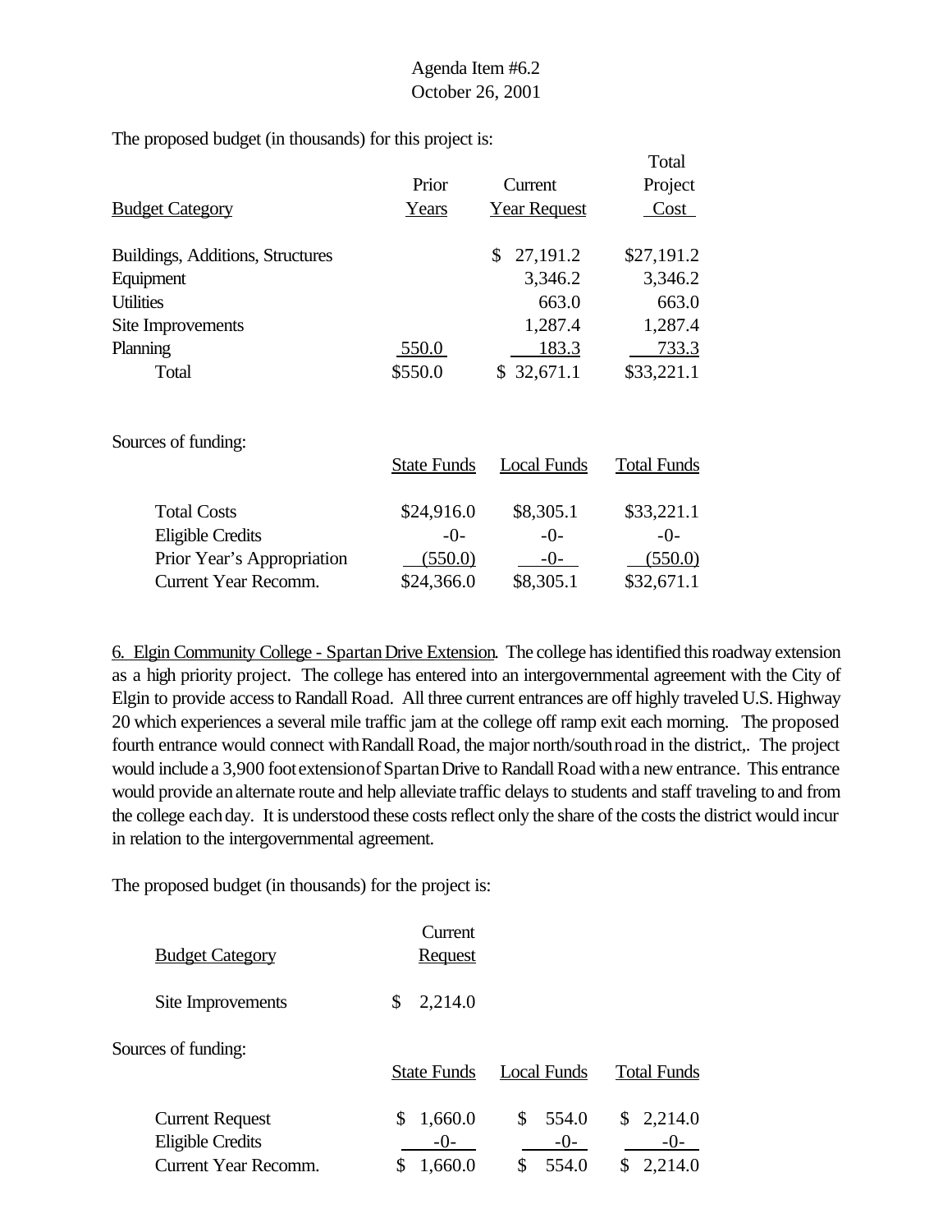Agenda Item #6.2
October 26, 2001

The proposed budget (in thousands) for this project is:

| Budget Category | Prior Years | Current Year Request | Total Project Cost |
|---|---|---|---|
| Buildings, Additions, Structures | | $ 27,191.2 | $27,191.2 |
| Equipment | | 3,346.2 | 3,346.2 |
| Utilities | | 663.0 | 663.0 |
| Site Improvements | | 1,287.4 | 1,287.4 |
| Planning | 550.0 | 183.3 | 733.3 |
| Total | $550.0 | $ 32,671.1 | $33,221.1 |

Sources of funding:

| | State Funds | Local Funds | Total Funds |
|---|---|---|---|
| Total Costs | $24,916.0 | $8,305.1 | $33,221.1 |
| Eligible Credits | -0- | -0- | -0- |
| Prior Year's Appropriation | (550.0) | -0- | (550.0) |
| Current Year Recomm. | $24,366.0 | $8,305.1 | $32,671.1 |

6. Elgin Community College - Spartan Drive Extension. The college has identified this roadway extension as a high priority project. The college has entered into an intergovernmental agreement with the City of Elgin to provide access to Randall Road. All three current entrances are off highly traveled U.S. Highway 20 which experiences a several mile traffic jam at the college off ramp exit each morning. The proposed fourth entrance would connect with Randall Road, the major north/south road in the district,. The project would include a 3,900 foot extension of Spartan Drive to Randall Road with a new entrance. This entrance would provide an alternate route and help alleviate traffic delays to students and staff traveling to and from the college each day. It is understood these costs reflect only the share of the costs the district would incur in relation to the intergovernmental agreement.

The proposed budget (in thousands) for the project is:

| Budget Category | Current Request |
|---|---|
| Site Improvements | $ 2,214.0 |

Sources of funding:

| | State Funds | Local Funds | Total Funds |
|---|---|---|---|
| Current Request | $ 1,660.0 | $ 554.0 | $ 2,214.0 |
| Eligible Credits | -0- | -0- | -0- |
| Current Year Recomm. | $ 1,660.0 | $ 554.0 | $ 2,214.0 |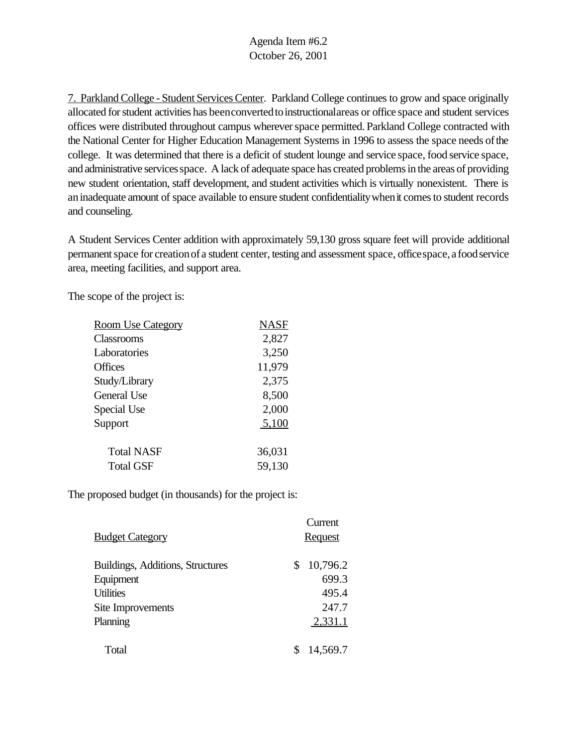Agenda Item #6.2
October 26, 2001

<u>7. Parkland College - Student Services Center</u>. Parkland College continues to grow and space originally allocated for student activities has been converted to instructional areas or office space and student services offices were distributed throughout campus wherever space permitted. Parkland College contracted with the National Center for Higher Education Management Systems in 1996 to assess the space needs of the college. It was determined that there is a deficit of student lounge and service space, food service space, and administrative services space. A lack of adequate space has created problems in the areas of providing new student orientation, staff development, and student activities which is virtually nonexistent. There is an inadequate amount of space available to ensure student confidentiality when it comes to student records and counseling.

A Student Services Center addition with approximately 59,130 gross square feet will provide additional permanent space for creation of a student center, testing and assessment space, office space, a food service area, meeting facilities, and support area.

The scope of the project is:

| Room Use Category | NASF |
|---|---|
| Classrooms | 2,827 |
| Laboratories | 3,250 |
| Offices | 11,979 |
| Study/Library | 2,375 |
| General Use | 8,500 |
| Special Use | 2,000 |
| Support | 5,100 |
| Total NASF | 36,031 |
| Total GSF | 59,130 |

The proposed budget (in thousands) for the project is:

| Budget Category | Current Request |
|---|---|
| Buildings, Additions, Structures | $ 10,796.2 |
| Equipment | 699.3 |
| Utilities | 495.4 |
| Site Improvements | 247.7 |
| Planning | 2,331.1 |
| Total | $ 14,569.7 |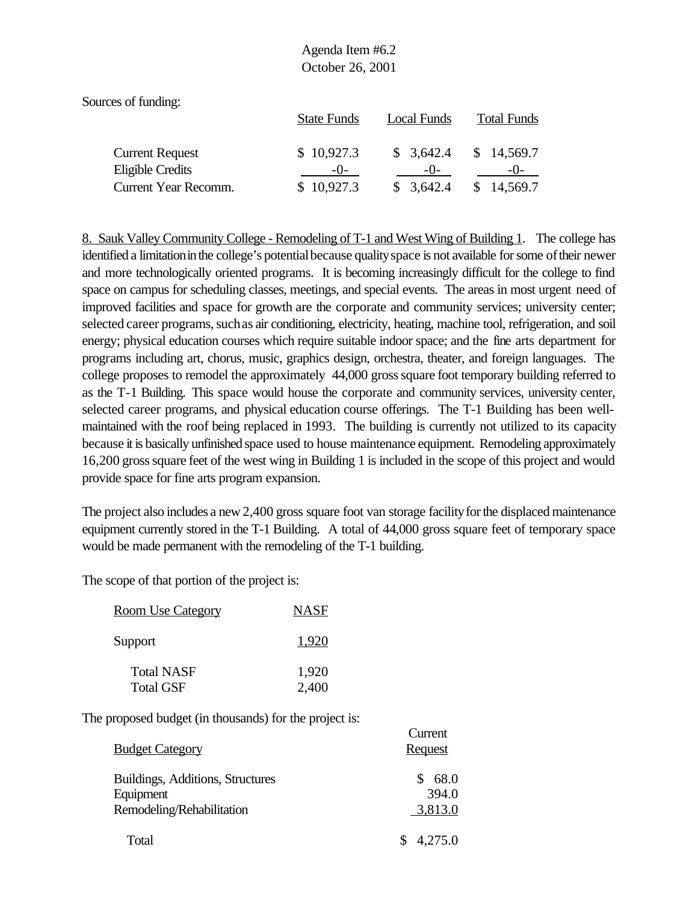Agenda Item #6.2
October 26, 2001

Sources of funding:

| | State Funds | Local Funds | Total Funds |
|---|---|---|---|
| Current Request | $ 10,927.3 | $ 3,642.4 | $ 14,569.7 |
| Eligible Credits | -0- | -0- | -0- |
| Current Year Recomm. | $ 10,927.3 | $ 3,642.4 | $ 14,569.7 |

8. Sauk Valley Community College - Remodeling of T-1 and West Wing of Building 1. The college has identified a limitation in the college's potential because quality space is not available for some of their newer and more technologically oriented programs. It is becoming increasingly difficult for the college to find space on campus for scheduling classes, meetings, and special events. The areas in most urgent need of improved facilities and space for growth are the corporate and community services; university center; selected career programs, such as air conditioning, electricity, heating, machine tool, refrigeration, and soil energy; physical education courses which require suitable indoor space; and the fine arts department for programs including art, chorus, music, graphics design, orchestra, theater, and foreign languages. The college proposes to remodel the approximately 44,000 gross square foot temporary building referred to as the T-1 Building. This space would house the corporate and community services, university center, selected career programs, and physical education course offerings. The T-1 Building has been well-maintained with the roof being replaced in 1993. The building is currently not utilized to its capacity because it is basically unfinished space used to house maintenance equipment. Remodeling approximately 16,200 gross square feet of the west wing in Building 1 is included in the scope of this project and would provide space for fine arts program expansion.

The project also includes a new 2,400 gross square foot van storage facility for the displaced maintenance equipment currently stored in the T-1 Building. A total of 44,000 gross square feet of temporary space would be made permanent with the remodeling of the T-1 building.

The scope of that portion of the project is:

| Room Use Category | NASF |
|---|---|
| Support | 1,920 |
| Total NASF | 1,920 |
| Total GSF | 2,400 |

The proposed budget (in thousands) for the project is:

| Budget Category | Current Request |
|---|---|
| Buildings, Additions, Structures | $ 68.0 |
| Equipment | 394.0 |
| Remodeling/Rehabilitation | 3,813.0 |
| Total | $ 4,275.0 |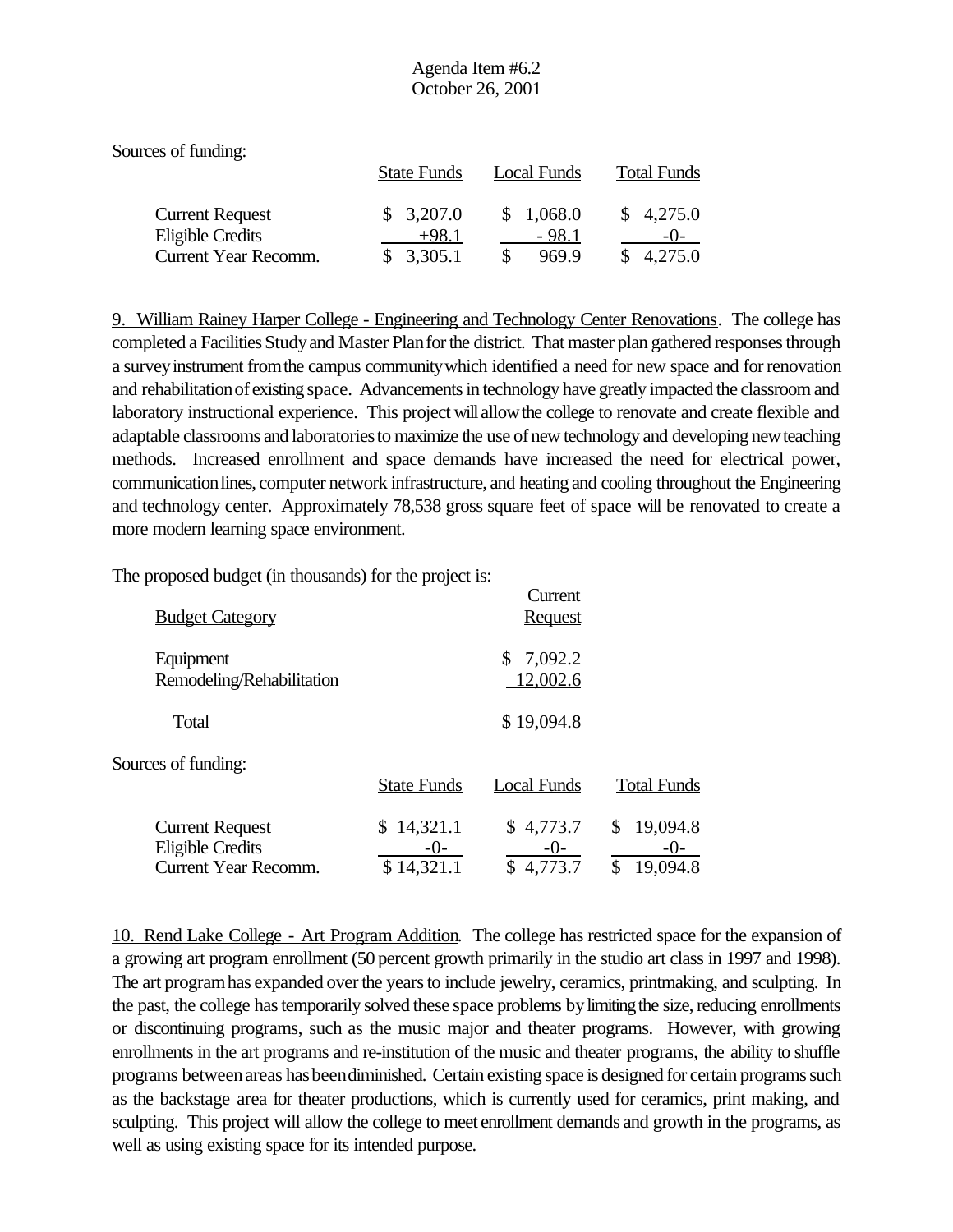Sources of funding:

| | State Funds | Local Funds | Total Funds |
|---|---|---|---|
| Current Request | $ 3,207.0 | $ 1,068.0 | $ 4,275.0 |
| Eligible Credits | +98.1 | - 98.1 | -0- |
| Current Year Recomm. | $ 3,305.1 | $ 969.9 | $ 4,275.0 |

9. William Rainey Harper College - Engineering and Technology Center Renovations. The college has completed a Facilities Study and Master Plan for the district. That master plan gathered responses through a survey instrument from the campus community which identified a need for new space and for renovation and rehabilitation of existing space. Advancements in technology have greatly impacted the classroom and laboratory instructional experience. This project will allow the college to renovate and create flexible and adaptable classrooms and laboratories to maximize the use of new technology and developing new teaching methods. Increased enrollment and space demands have increased the need for electrical power, communication lines, computer network infrastructure, and heating and cooling throughout the Engineering and technology center. Approximately 78,538 gross square feet of space will be renovated to create a more modern learning space environment.

The proposed budget (in thousands) for the project is:

| Budget Category | Current Request |
|---|---|
| Equipment | $ 7,092.2 |
| Remodeling/Rehabilitation | 12,002.6 |
| Total | $ 19,094.8 |

Sources of funding:

| | State Funds | Local Funds | Total Funds |
|---|---|---|---|
| Current Request | $ 14,321.1 | $ 4,773.7 | $ 19,094.8 |
| Eligible Credits | -0- | -0- | -0- |
| Current Year Recomm. | $ 14,321.1 | $ 4,773.7 | $ 19,094.8 |

10. Rend Lake College - Art Program Addition. The college has restricted space for the expansion of a growing art program enrollment (50 percent growth primarily in the studio art class in 1997 and 1998). The art program has expanded over the years to include jewelry, ceramics, printmaking, and sculpting. In the past, the college has temporarily solved these space problems by limiting the size, reducing enrollments or discontinuing programs, such as the music major and theater programs. However, with growing enrollments in the art programs and re-institution of the music and theater programs, the ability to shuffle programs between areas has been diminished. Certain existing space is designed for certain programs such as the backstage area for theater productions, which is currently used for ceramics, print making, and sculpting. This project will allow the college to meet enrollment demands and growth in the programs, as well as using existing space for its intended purpose.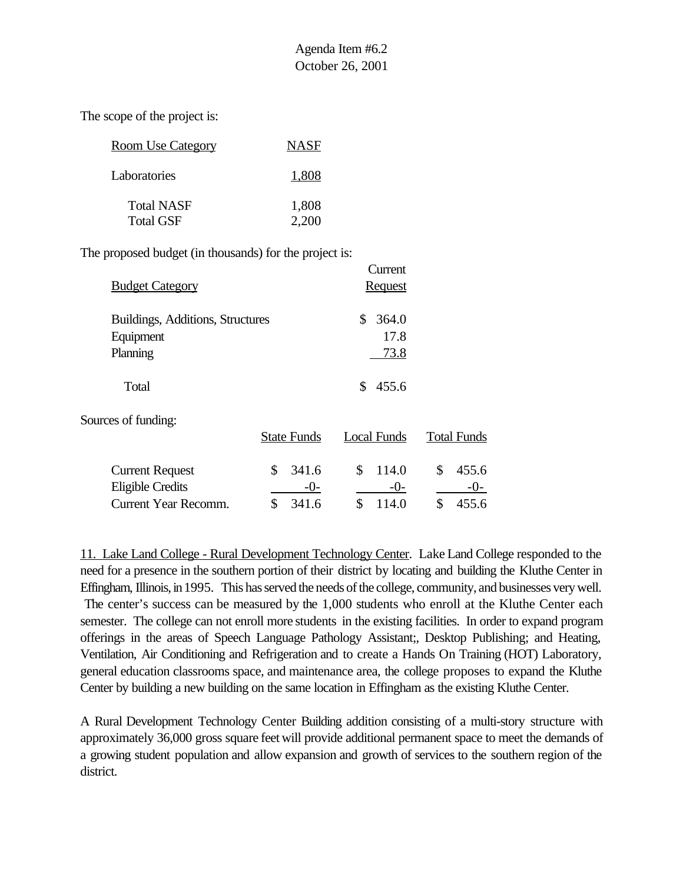The scope of the project is:

| Room Use Category | NASF |
|---|---|
| Laboratories | 1,808 |
| Total NASF | 1,808 |
| Total GSF | 2,200 |

The proposed budget (in thousands) for the project is:

| Budget Category | Current Request |
|---|---|
| Buildings, Additions, Structures | $ 364.0 |
| Equipment | 17.8 |
| Planning | 73.8 |
| Total | $ 455.6 |

Sources of funding:

| | State Funds | Local Funds | Total Funds |
|---|---|---|---|
| Current Request | $ 341.6 | $ 114.0 | $ 455.6 |
| Eligible Credits | -0- | -0- | -0- |
| Current Year Recomm. | $ 341.6 | $ 114.0 | $ 455.6 |

11. Lake Land College - Rural Development Technology Center. Lake Land College responded to the need for a presence in the southern portion of their district by locating and building the Kluthe Center in Effingham, Illinois, in 1995. This has served the needs of the college, community, and businesses very well. The center's success can be measured by the 1,000 students who enroll at the Kluthe Center each semester. The college can not enroll more students in the existing facilities. In order to expand program offerings in the areas of Speech Language Pathology Assistant;, Desktop Publishing; and Heating, Ventilation, Air Conditioning and Refrigeration and to create a Hands On Training (HOT) Laboratory, general education classrooms space, and maintenance area, the college proposes to expand the Kluthe Center by building a new building on the same location in Effingham as the existing Kluthe Center.

A Rural Development Technology Center Building addition consisting of a multi-story structure with approximately 36,000 gross square feet will provide additional permanent space to meet the demands of a growing student population and allow expansion and growth of services to the southern region of the district.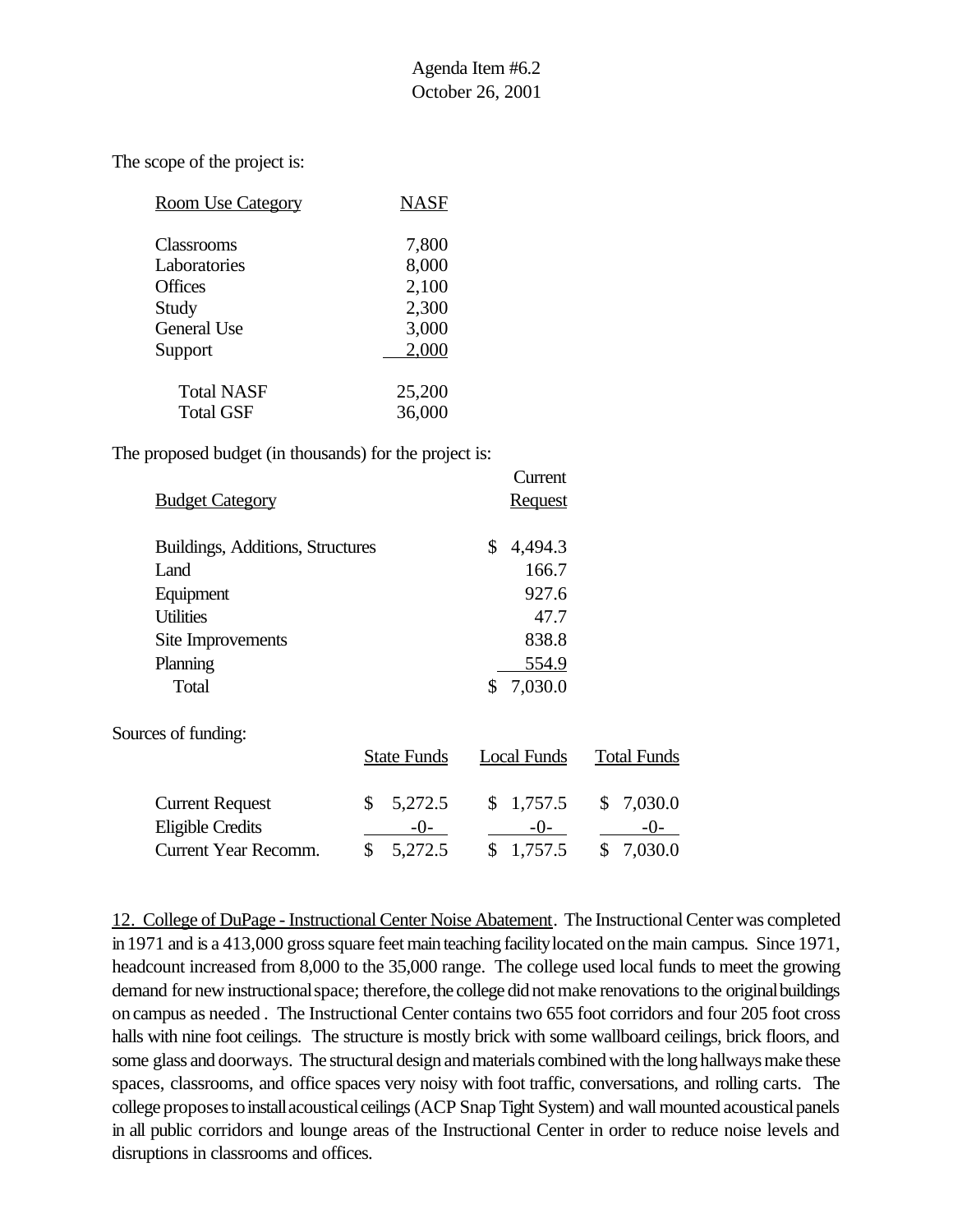The scope of the project is:

| Room Use Category | NASF |
|---|---|
| Classrooms | 7,800 |
| Laboratories | 8,000 |
| Offices | 2,100 |
| Study | 2,300 |
| General Use | 3,000 |
| Support | 2,000 |
| Total NASF | 25,200 |
| Total GSF | 36,000 |

The proposed budget (in thousands) for the project is:

| Budget Category | Current Request |
|---|---|
| Buildings, Additions, Structures | $ 4,494.3 |
| Land | 166.7 |
| Equipment | 927.6 |
| Utilities | 47.7 |
| Site Improvements | 838.8 |
| Planning | 554.9 |
| Total | $ 7,030.0 |

Sources of funding:

| | State Funds | Local Funds | Total Funds |
|---|---|---|---|
| Current Request | $ 5,272.5 | $ 1,757.5 | $ 7,030.0 |
| Eligible Credits | -0- | -0- | -0- |
| Current Year Recomm. | $ 5,272.5 | $ 1,757.5 | $ 7,030.0 |

12. College of DuPage - Instructional Center Noise Abatement. The Instructional Center was completed in 1971 and is a 413,000 gross square feet main teaching facility located on the main campus. Since 1971, headcount increased from 8,000 to the 35,000 range. The college used local funds to meet the growing demand for new instructional space; therefore, the college did not make renovations to the original buildings on campus as needed . The Instructional Center contains two 655 foot corridors and four 205 foot cross halls with nine foot ceilings. The structure is mostly brick with some wallboard ceilings, brick floors, and some glass and doorways. The structural design and materials combined with the long hallways make these spaces, classrooms, and office spaces very noisy with foot traffic, conversations, and rolling carts. The college proposes to install acoustical ceilings (ACP Snap Tight System) and wall mounted acoustical panels in all public corridors and lounge areas of the Instructional Center in order to reduce noise levels and disruptions in classrooms and offices.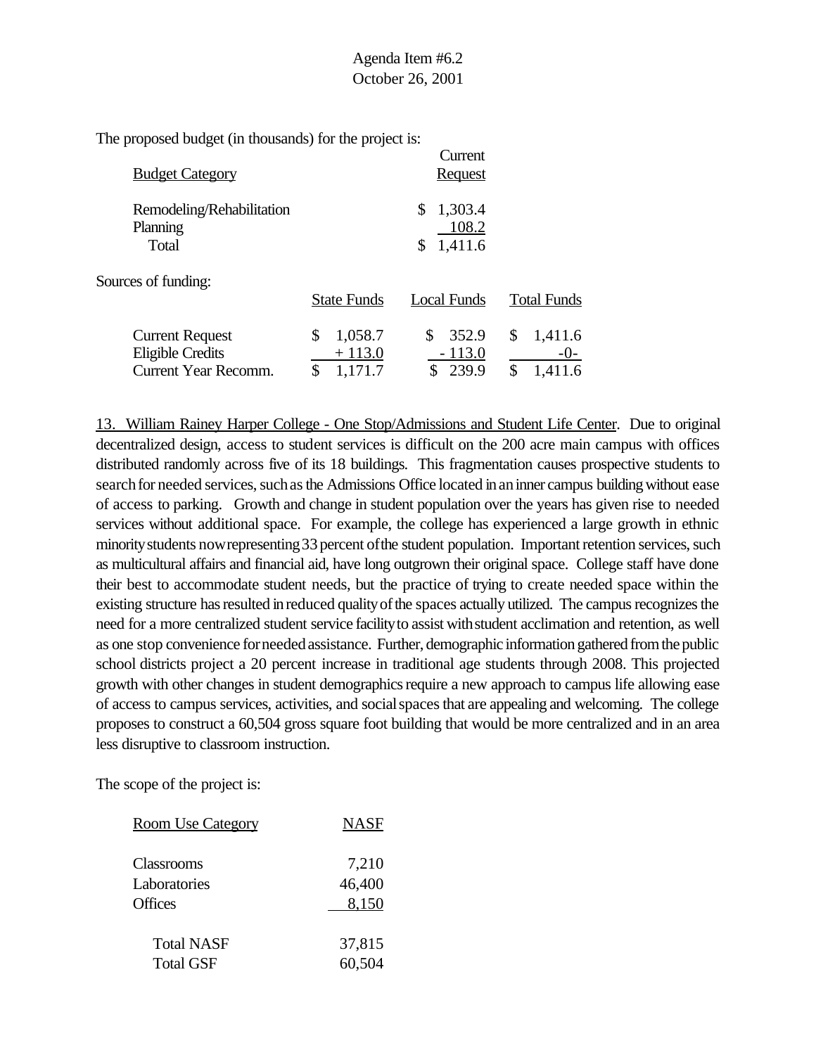The proposed budget (in thousands) for the project is:

| Budget Category | Current Request |
|---|---|
| Remodeling/Rehabilitation | $ 1,303.4 |
| Planning | 108.2 |
| Total | $ 1,411.6 |

Sources of funding:

| | State Funds | Local Funds | Total Funds |
|---|---|---|---|
| Current Request | $ 1,058.7 | $ 352.9 | $ 1,411.6 |
| Eligible Credits | + 113.0 | - 113.0 | -0- |
| Current Year Recomm. | $ 1,171.7 | $ 239.9 | $ 1,411.6 |

13. William Rainey Harper College - One Stop/Admissions and Student Life Center. Due to original decentralized design, access to student services is difficult on the 200 acre main campus with offices distributed randomly across five of its 18 buildings. This fragmentation causes prospective students to search for needed services, such as the Admissions Office located in an inner campus building without ease of access to parking. Growth and change in student population over the years has given rise to needed services without additional space. For example, the college has experienced a large growth in ethnic minority students now representing 33 percent of the student population. Important retention services, such as multicultural affairs and financial aid, have long outgrown their original space. College staff have done their best to accommodate student needs, but the practice of trying to create needed space within the existing structure has resulted in reduced quality of the spaces actually utilized. The campus recognizes the need for a more centralized student service facility to assist with student acclimation and retention, as well as one stop convenience for needed assistance. Further, demographic information gathered from the public school districts project a 20 percent increase in traditional age students through 2008. This projected growth with other changes in student demographics require a new approach to campus life allowing ease of access to campus services, activities, and social spaces that are appealing and welcoming. The college proposes to construct a 60,504 gross square foot building that would be more centralized and in an area less disruptive to classroom instruction.

The scope of the project is:

| Room Use Category | NASF |
|---|---|
| Classrooms | 7,210 |
| Laboratories | 46,400 |
| Offices | 8,150 |
| Total NASF | 37,815 |
| Total GSF | 60,504 |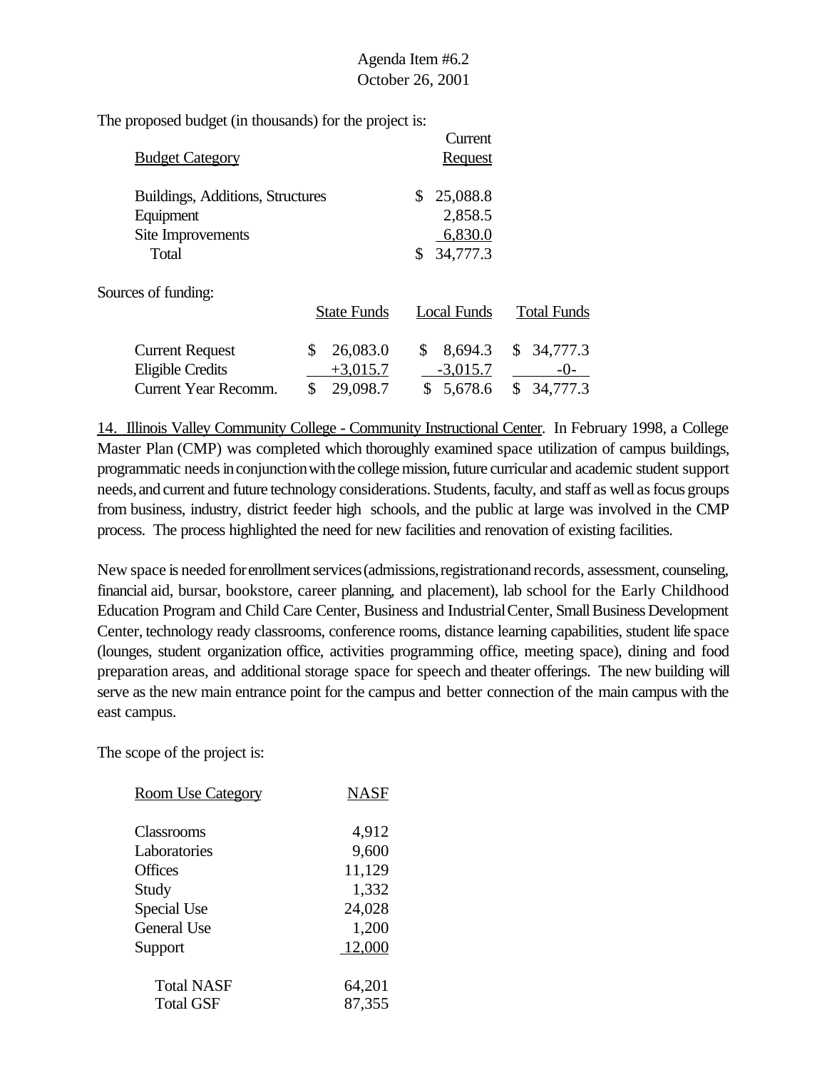The proposed budget (in thousands) for the project is:

| Budget Category | Current Request |
|---|---|
| Buildings, Additions, Structures | $ 25,088.8 |
| Equipment | 2,858.5 |
| Site Improvements | 6,830.0 |
| Total | $ 34,777.3 |

Sources of funding:

| | State Funds | Local Funds | Total Funds |
|---|---|---|---|
| Current Request | $ 26,083.0 | $ 8,694.3 | $ 34,777.3 |
| Eligible Credits | +3,015.7 | -3,015.7 | -0- |
| Current Year Recomm. | $ 29,098.7 | $ 5,678.6 | $ 34,777.3 |

14. Illinois Valley Community College - Community Instructional Center. In February 1998, a College Master Plan (CMP) was completed which thoroughly examined space utilization of campus buildings, programmatic needs in conjunction with the college mission, future curricular and academic student support needs, and current and future technology considerations. Students, faculty, and staff as well as focus groups from business, industry, district feeder high schools, and the public at large was involved in the CMP process. The process highlighted the need for new facilities and renovation of existing facilities.

New space is needed for enrollment services (admissions, registration and records, assessment, counseling, financial aid, bursar, bookstore, career planning, and placement), lab school for the Early Childhood Education Program and Child Care Center, Business and Industrial Center, Small Business Development Center, technology ready classrooms, conference rooms, distance learning capabilities, student life space (lounges, student organization office, activities programming office, meeting space), dining and food preparation areas, and additional storage space for speech and theater offerings. The new building will serve as the new main entrance point for the campus and better connection of the main campus with the east campus.

The scope of the project is:

| Room Use Category | NASF |
|---|---|
| Classrooms | 4,912 |
| Laboratories | 9,600 |
| Offices | 11,129 |
| Study | 1,332 |
| Special Use | 24,028 |
| General Use | 1,200 |
| Support | 12,000 |
| Total NASF | 64,201 |
| Total GSF | 87,355 |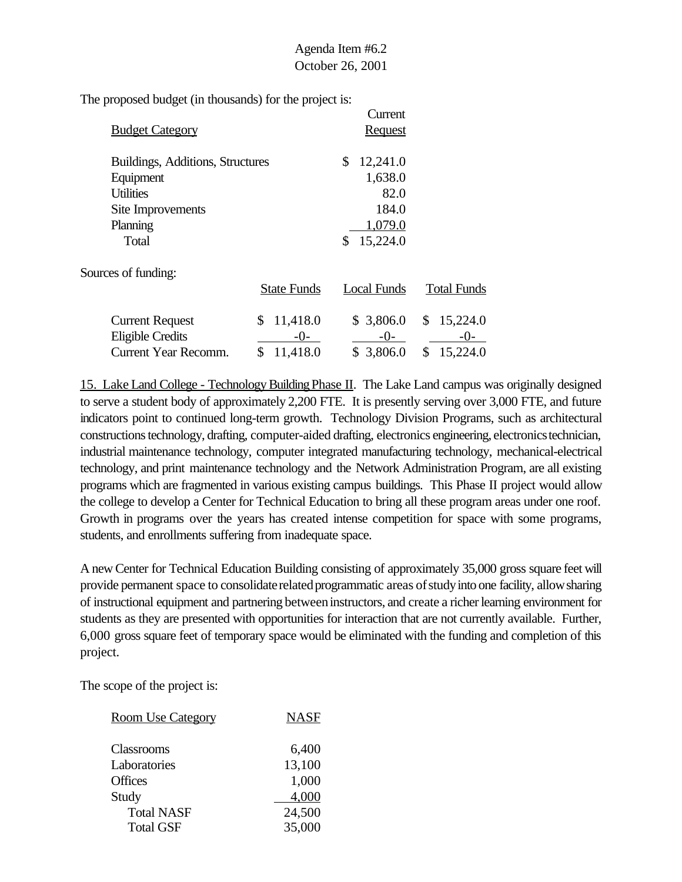The proposed budget (in thousands) for the project is:

| Budget Category | Current Request |
|---|---|
| Buildings, Additions, Structures | $ 12,241.0 |
| Equipment | 1,638.0 |
| Utilities | 82.0 |
| Site Improvements | 184.0 |
| Planning | 1,079.0 |
| Total | $ 15,224.0 |

Sources of funding:

| | State Funds | Local Funds | Total Funds |
|---|---|---|---|
| Current Request | $ 11,418.0 | $ 3,806.0 | $ 15,224.0 |
| Eligible Credits | -0- | -0- | -0- |
| Current Year Recomm. | $ 11,418.0 | $ 3,806.0 | $ 15,224.0 |

15. Lake Land College - Technology Building Phase II. The Lake Land campus was originally designed to serve a student body of approximately 2,200 FTE. It is presently serving over 3,000 FTE, and future indicators point to continued long-term growth. Technology Division Programs, such as architectural constructions technology, drafting, computer-aided drafting, electronics engineering, electronics technician, industrial maintenance technology, computer integrated manufacturing technology, mechanical-electrical technology, and print maintenance technology and the Network Administration Program, are all existing programs which are fragmented in various existing campus buildings. This Phase II project would allow the college to develop a Center for Technical Education to bring all these program areas under one roof. Growth in programs over the years has created intense competition for space with some programs, students, and enrollments suffering from inadequate space.

A new Center for Technical Education Building consisting of approximately 35,000 gross square feet will provide permanent space to consolidate related programmatic areas of study into one facility, allow sharing of instructional equipment and partnering between instructors, and create a richer learning environment for students as they are presented with opportunities for interaction that are not currently available. Further, 6,000 gross square feet of temporary space would be eliminated with the funding and completion of this project.

The scope of the project is:

| Room Use Category | NASF |
|---|---|
| Classrooms | 6,400 |
| Laboratories | 13,100 |
| Offices | 1,000 |
| Study | 4,000 |
| Total NASF | 24,500 |
| Total GSF | 35,000 |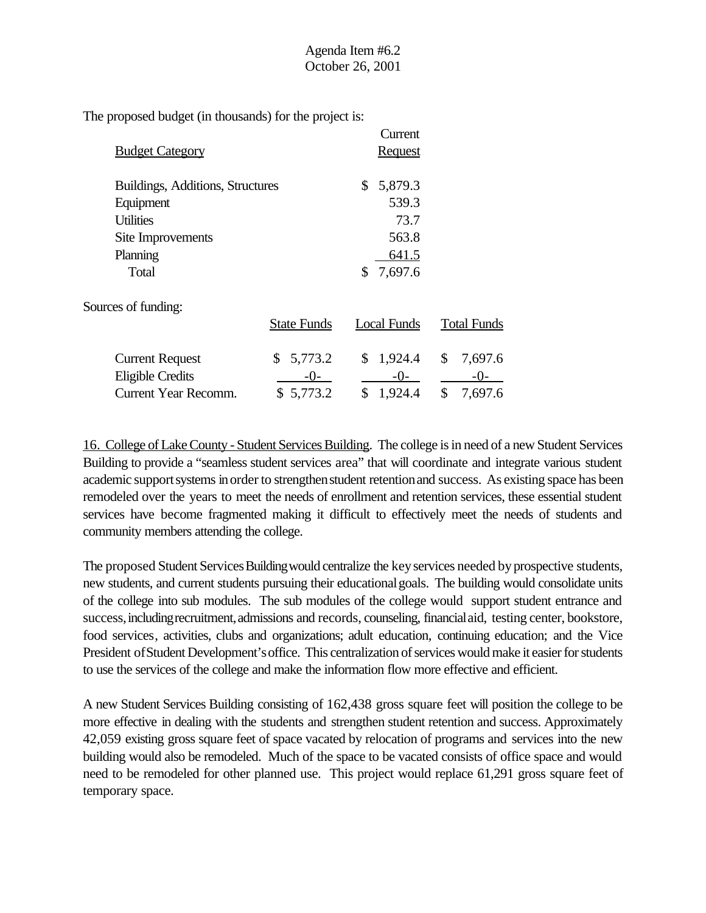The proposed budget (in thousands) for the project is:

| Budget Category | Current Request |
|---|---|
| Buildings, Additions, Structures | $ 5,879.3 |
| Equipment | 539.3 |
| Utilities | 73.7 |
| Site Improvements | 563.8 |
| Planning | 641.5 |
| Total | $ 7,697.6 |

Sources of funding:

| | State Funds | Local Funds | Total Funds |
|---|---|---|---|
| Current Request | $ 5,773.2 | $ 1,924.4 | $ 7,697.6 |
| Eligible Credits | -0- | -0- | -0- |
| Current Year Recomm. | $ 5,773.2 | $ 1,924.4 | $ 7,697.6 |

16. College of Lake County - Student Services Building. The college is in need of a new Student Services Building to provide a "seamless student services area" that will coordinate and integrate various student academic support systems in order to strengthen student retention and success. As existing space has been remodeled over the years to meet the needs of enrollment and retention services, these essential student services have become fragmented making it difficult to effectively meet the needs of students and community members attending the college.

The proposed Student Services Building would centralize the key services needed by prospective students, new students, and current students pursuing their educational goals. The building would consolidate units of the college into sub modules. The sub modules of the college would support student entrance and success, including recruitment, admissions and records, counseling, financial aid, testing center, bookstore, food services, activities, clubs and organizations; adult education, continuing education; and the Vice President of Student Development's office. This centralization of services would make it easier for students to use the services of the college and make the information flow more effective and efficient.

A new Student Services Building consisting of 162,438 gross square feet will position the college to be more effective in dealing with the students and strengthen student retention and success. Approximately 42,059 existing gross square feet of space vacated by relocation of programs and services into the new building would also be remodeled. Much of the space to be vacated consists of office space and would need to be remodeled for other planned use. This project would replace 61,291 gross square feet of temporary space.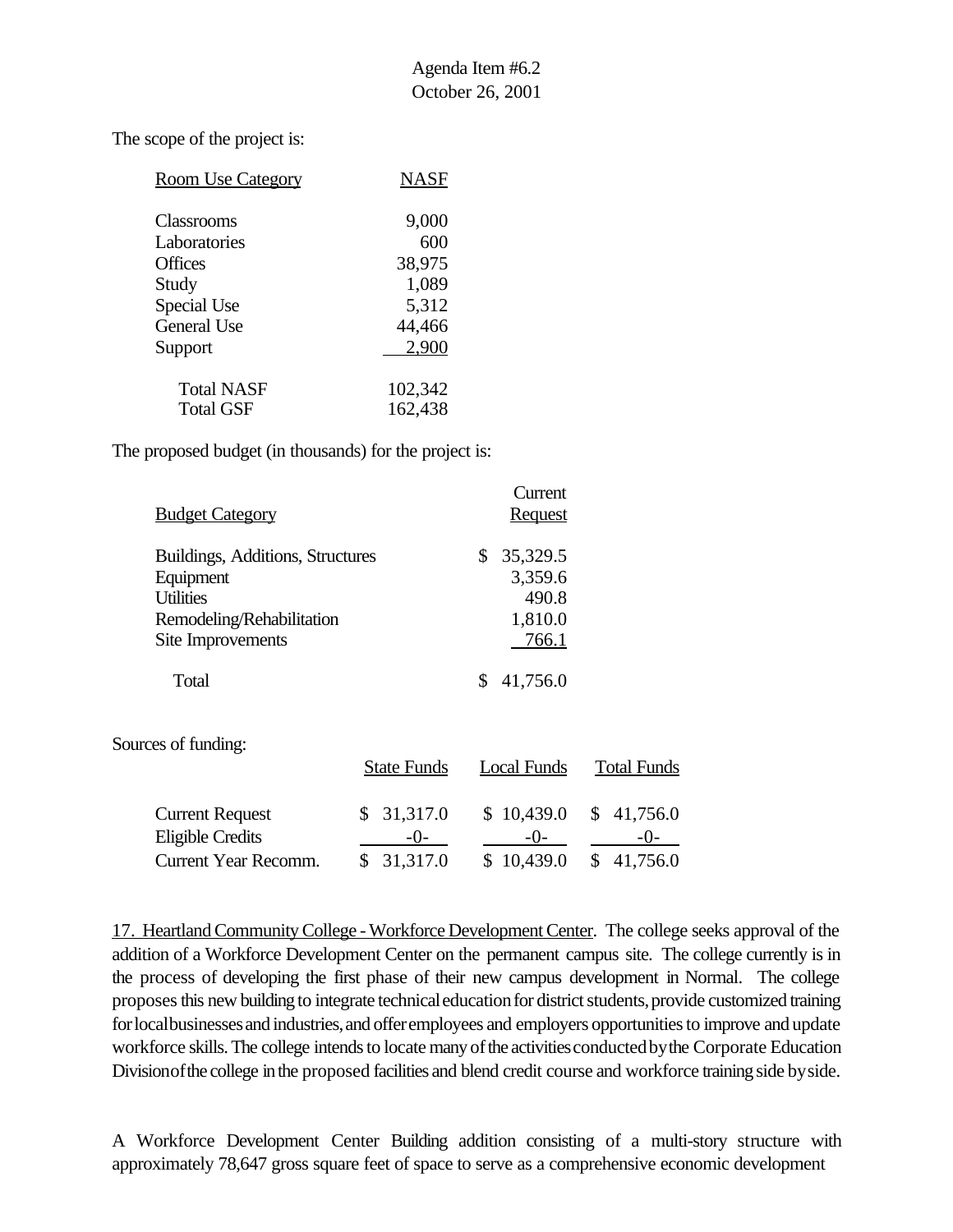The scope of the project is:

| Room Use Category | NASF |
|---|---|
| Classrooms | 9,000 |
| Laboratories | 600 |
| Offices | 38,975 |
| Study | 1,089 |
| Special Use | 5,312 |
| General Use | 44,466 |
| Support | 2,900 |
| Total NASF | 102,342 |
| Total GSF | 162,438 |

The proposed budget (in thousands) for the project is:

| Budget Category | Current Request |
|---|---|
| Buildings, Additions, Structures | $ 35,329.5 |
| Equipment | 3,359.6 |
| Utilities | 490.8 |
| Remodeling/Rehabilitation | 1,810.0 |
| Site Improvements | 766.1 |
| Total | $ 41,756.0 |

Sources of funding:

| | State Funds | Local Funds | Total Funds |
|---|---|---|---|
| Current Request | $ 31,317.0 | $ 10,439.0 | $ 41,756.0 |
| Eligible Credits | -0- | -0- | -0- |
| Current Year Recomm. | $ 31,317.0 | $ 10,439.0 | $ 41,756.0 |

17. Heartland Community College - Workforce Development Center. The college seeks approval of the addition of a Workforce Development Center on the permanent campus site. The college currently is in the process of developing the first phase of their new campus development in Normal. The college proposes this new building to integrate technical education for district students, provide customized training for local businesses and industries, and offer employees and employers opportunities to improve and update workforce skills. The college intends to locate many of the activities conducted by the Corporate Education Division of the college in the proposed facilities and blend credit course and workforce training side by side.

A Workforce Development Center Building addition consisting of a multi-story structure with approximately 78,647 gross square feet of space to serve as a comprehensive economic development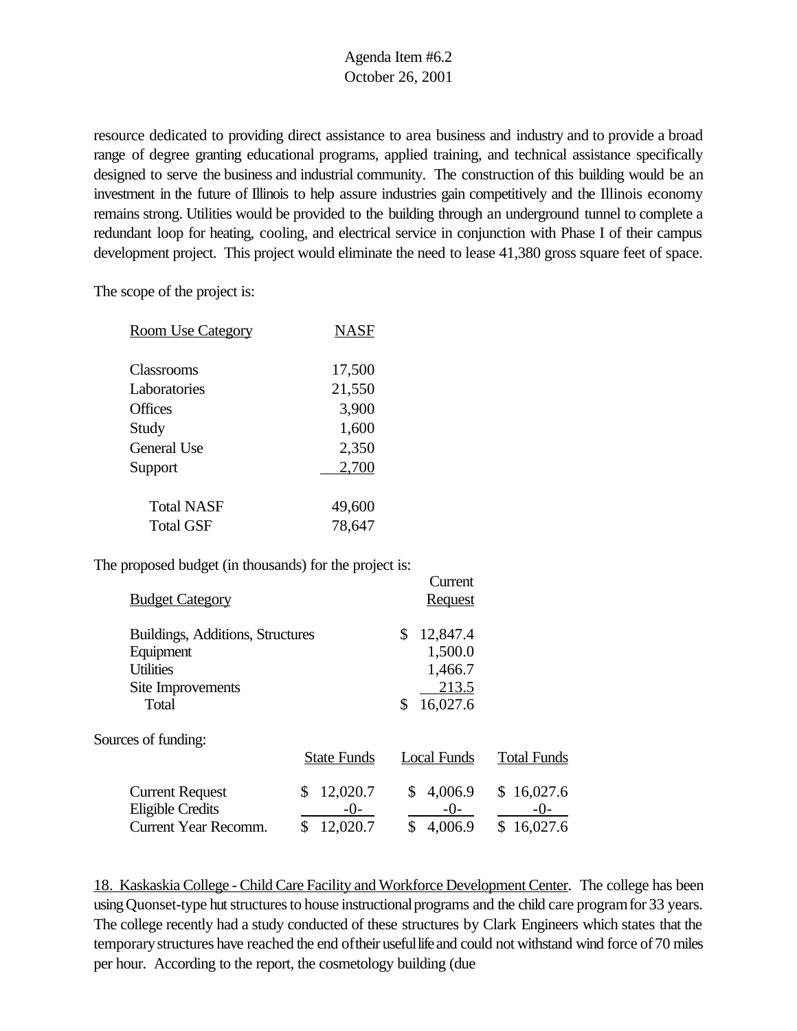resource dedicated to providing direct assistance to area business and industry and to provide a broad range of degree granting educational programs, applied training, and technical assistance specifically designed to serve the business and industrial community. The construction of this building would be an investment in the future of Illinois to help assure industries gain competitively and the Illinois economy remains strong. Utilities would be provided to the building through an underground tunnel to complete a redundant loop for heating, cooling, and electrical service in conjunction with Phase I of their campus development project. This project would eliminate the need to lease 41,380 gross square feet of space.

The scope of the project is:

| Room Use Category | NASF |
|---|---|
| Classrooms | 17,500 |
| Laboratories | 21,550 |
| Offices | 3,900 |
| Study | 1,600 |
| General Use | 2,350 |
| Support | 2,700 |
| Total NASF | 49,600 |
| Total GSF | 78,647 |

The proposed budget (in thousands) for the project is:

| Budget Category | Current Request |
|---|---|
| Buildings, Additions, Structures | $ 12,847.4 |
| Equipment | 1,500.0 |
| Utilities | 1,466.7 |
| Site Improvements | 213.5 |
| Total | $ 16,027.6 |

Sources of funding:

| | State Funds | Local Funds | Total Funds |
|---|---|---|---|
| Current Request | $ 12,020.7 | $ 4,006.9 | $ 16,027.6 |
| Eligible Credits | -0- | -0- | -0- |
| Current Year Recomm. | $ 12,020.7 | $ 4,006.9 | $ 16,027.6 |

18. Kaskaskia College - Child Care Facility and Workforce Development Center. The college has been using Quonset-type hut structures to house instructional programs and the child care program for 33 years. The college recently had a study conducted of these structures by Clark Engineers which states that the temporary structures have reached the end of their useful life and could not withstand wind force of 70 miles per hour. According to the report, the cosmetology building (due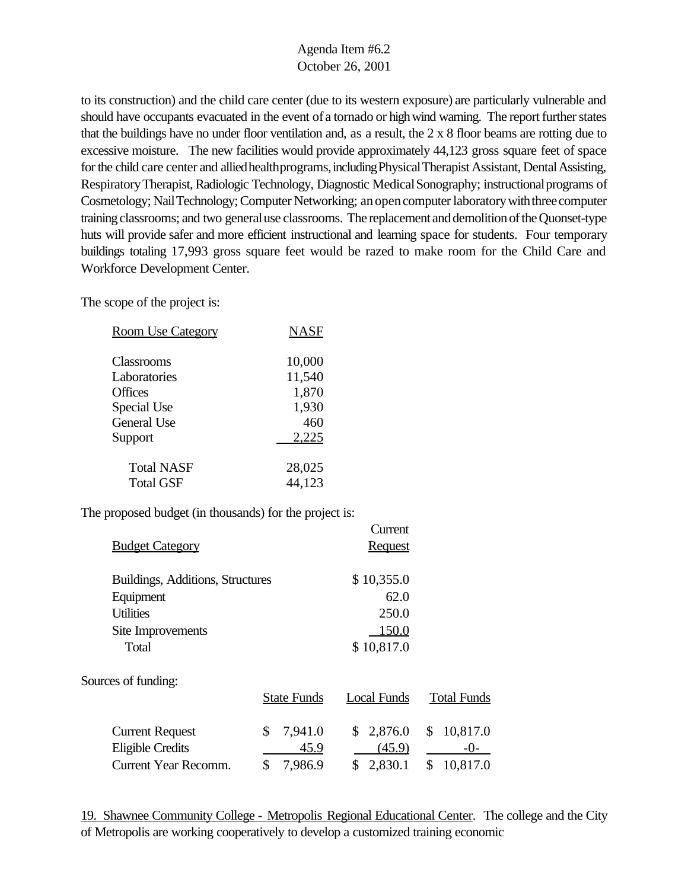to its construction) and the child care center (due to its western exposure) are particularly vulnerable and should have occupants evacuated in the event of a tornado or high wind warning. The report further states that the buildings have no under floor ventilation and, as a result, the 2 x 8 floor beams are rotting due to excessive moisture. The new facilities would provide approximately 44,123 gross square feet of space for the child care center and allied health programs, including Physical Therapist Assistant, Dental Assisting, Respiratory Therapist, Radiologic Technology, Diagnostic Medical Sonography; instructional programs of Cosmetology; Nail Technology; Computer Networking; an open computer laboratory with three computer training classrooms; and two general use classrooms. The replacement and demolition of the Quonset-type huts will provide safer and more efficient instructional and learning space for students. Four temporary buildings totaling 17,993 gross square feet would be razed to make room for the Child Care and Workforce Development Center.

The scope of the project is:

| Room Use Category | NASF |
|---|---|
| Classrooms | 10,000 |
| Laboratories | 11,540 |
| Offices | 1,870 |
| Special Use | 1,930 |
| General Use | 460 |
| Support | 2,225 |
| Total NASF | 28,025 |
| Total GSF | 44,123 |

The proposed budget (in thousands) for the project is:

| Budget Category | Current Request |
|---|---|
| Buildings, Additions, Structures | $ 10,355.0 |
| Equipment | 62.0 |
| Utilities | 250.0 |
| Site Improvements | 150.0 |
| Total | $ 10,817.0 |

Sources of funding:

| | State Funds | Local Funds | Total Funds |
|---|---|---|---|
| Current Request | $ 7,941.0 | $ 2,876.0 | $ 10,817.0 |
| Eligible Credits | 45.9 | (45.9) | -0- |
| Current Year Recomm. | $ 7,986.9 | $ 2,830.1 | $ 10,817.0 |

19. Shawnee Community College - Metropolis Regional Educational Center. The college and the City of Metropolis are working cooperatively to develop a customized training economic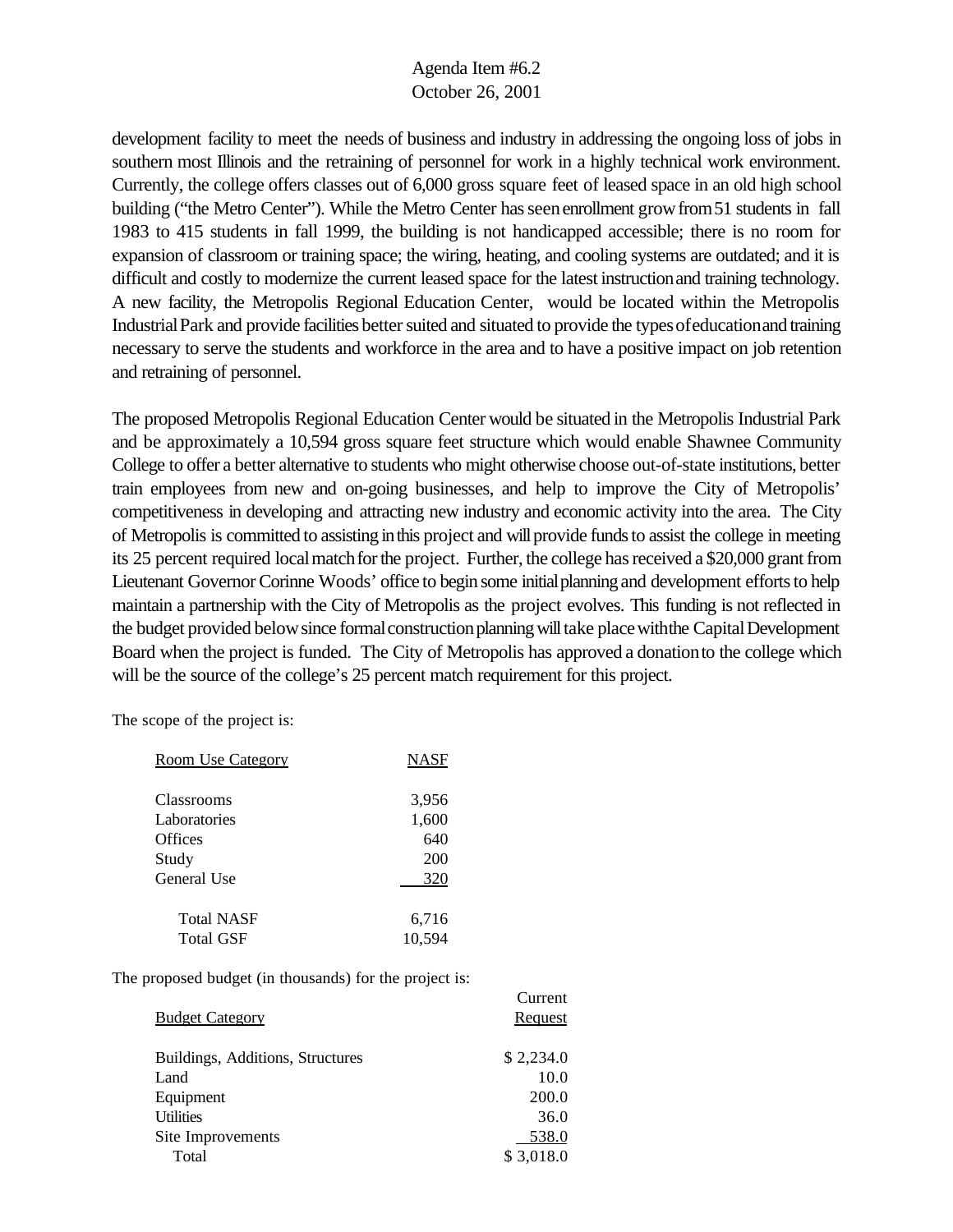development facility to meet the needs of business and industry in addressing the ongoing loss of jobs in southern most Illinois and the retraining of personnel for work in a highly technical work environment. Currently, the college offers classes out of 6,000 gross square feet of leased space in an old high school building ("the Metro Center"). While the Metro Center has seen enrollment grow from 51 students in fall 1983 to 415 students in fall 1999, the building is not handicapped accessible; there is no room for expansion of classroom or training space; the wiring, heating, and cooling systems are outdated; and it is difficult and costly to modernize the current leased space for the latest instruction and training technology. A new facility, the Metropolis Regional Education Center, would be located within the Metropolis Industrial Park and provide facilities better suited and situated to provide the types of education and training necessary to serve the students and workforce in the area and to have a positive impact on job retention and retraining of personnel.

The proposed Metropolis Regional Education Center would be situated in the Metropolis Industrial Park and be approximately a 10,594 gross square feet structure which would enable Shawnee Community College to offer a better alternative to students who might otherwise choose out-of-state institutions, better train employees from new and on-going businesses, and help to improve the City of Metropolis' competitiveness in developing and attracting new industry and economic activity into the area. The City of Metropolis is committed to assisting in this project and will provide funds to assist the college in meeting its 25 percent required local match for the project. Further, the college has received a $20,000 grant from Lieutenant Governor Corinne Woods' office to begin some initial planning and development efforts to help maintain a partnership with the City of Metropolis as the project evolves. This funding is not reflected in the budget provided below since formal construction planning will take place with the Capital Development Board when the project is funded. The City of Metropolis has approved a donation to the college which will be the source of the college's 25 percent match requirement for this project.

The scope of the project is:

| Room Use Category | NASF |
|---|---|
| Classrooms | 3,956 |
| Laboratories | 1,600 |
| Offices | 640 |
| Study | 200 |
| General Use | 320 |
| Total NASF | 6,716 |
| Total GSF | 10,594 |

The proposed budget (in thousands) for the project is:

| Budget Category | Current Request |
|---|---|
| Buildings, Additions, Structures | $ 2,234.0 |
| Land | 10.0 |
| Equipment | 200.0 |
| Utilities | 36.0 |
| Site Improvements | 538.0 |
| Total | $ 3,018.0 |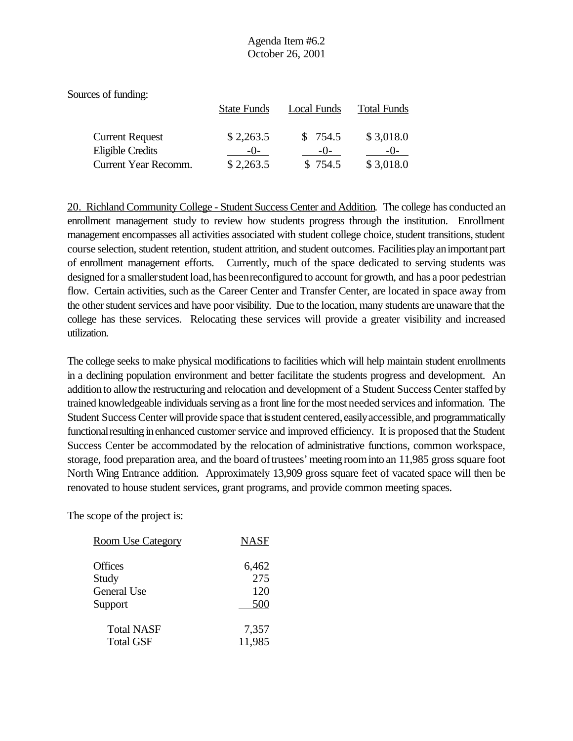Sources of funding:

| | State Funds | Local Funds | Total Funds |
|---|---|---|---|
| Current Request | $ 2,263.5 | $ 754.5 | $ 3,018.0 |
| Eligible Credits | -0- | -0- | -0- |
| Current Year Recomm. | $ 2,263.5 | $ 754.5 | $ 3,018.0 |

20. Richland Community College - Student Success Center and Addition. The college has conducted an enrollment management study to review how students progress through the institution. Enrollment management encompasses all activities associated with student college choice, student transitions, student course selection, student retention, student attrition, and student outcomes. Facilities play an important part of enrollment management efforts. Currently, much of the space dedicated to serving students was designed for a smaller student load, has been reconfigured to account for growth, and has a poor pedestrian flow. Certain activities, such as the Career Center and Transfer Center, are located in space away from the other student services and have poor visibility. Due to the location, many students are unaware that the college has these services. Relocating these services will provide a greater visibility and increased utilization.

The college seeks to make physical modifications to facilities which will help maintain student enrollments in a declining population environment and better facilitate the students progress and development. An addition to allow the restructuring and relocation and development of a Student Success Center staffed by trained knowledgeable individuals serving as a front line for the most needed services and information. The Student Success Center will provide space that is student centered, easily accessible, and programmatically functional resulting in enhanced customer service and improved efficiency. It is proposed that the Student Success Center be accommodated by the relocation of administrative functions, common workspace, storage, food preparation area, and the board of trustees' meeting room into an 11,985 gross square foot North Wing Entrance addition. Approximately 13,909 gross square feet of vacated space will then be renovated to house student services, grant programs, and provide common meeting spaces.

The scope of the project is:

| Room Use Category | NASF |
|---|---|
| Offices | 6,462 |
| Study | 275 |
| General Use | 120 |
| Support | 500 |
| Total NASF | 7,357 |
| Total GSF | 11,985 |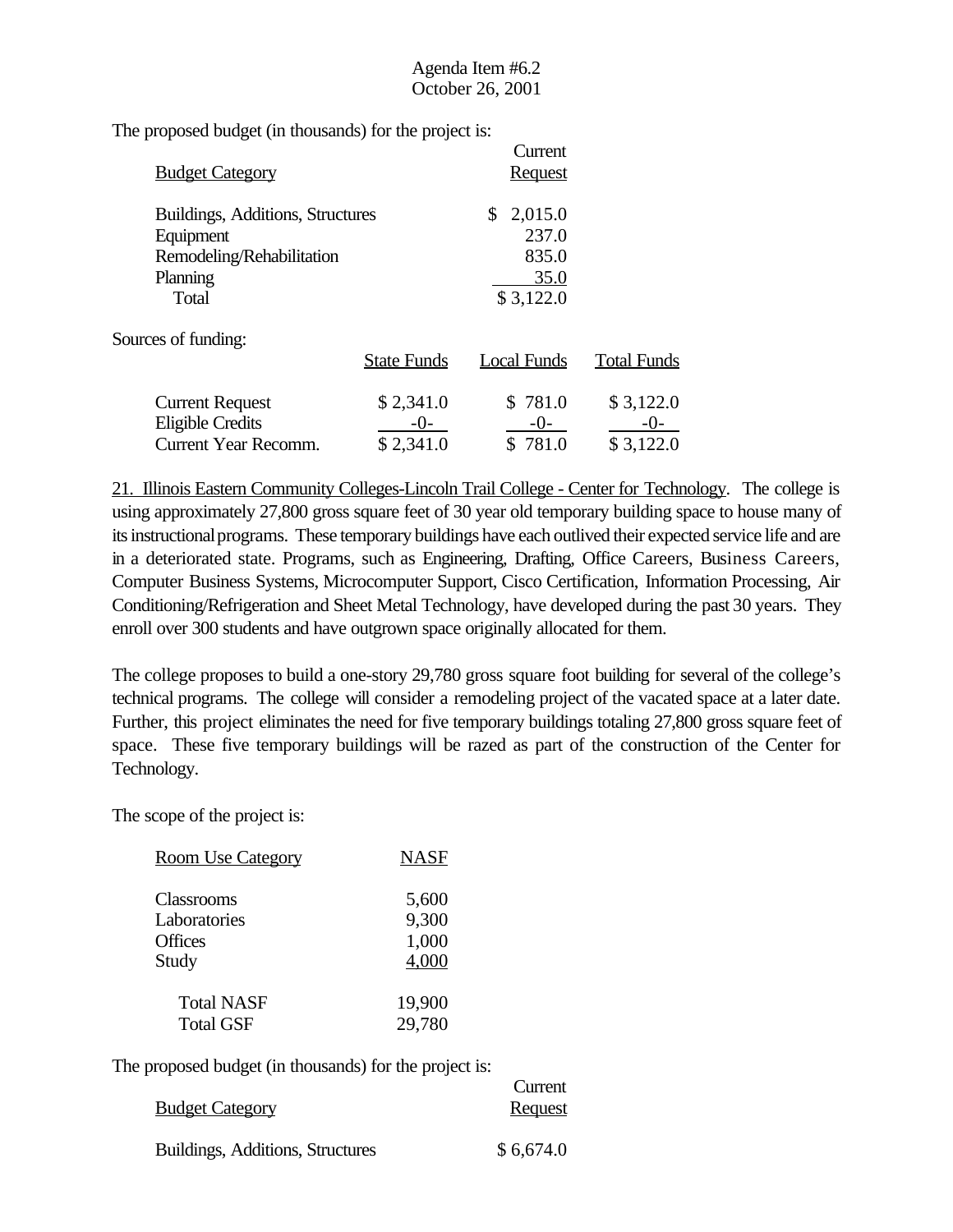The proposed budget (in thousands) for the project is:

| Budget Category | Current Request |
|---|---|
| Buildings, Additions, Structures | $ 2,015.0 |
| Equipment | 237.0 |
| Remodeling/Rehabilitation | 835.0 |
| Planning | 35.0 |
| Total | $ 3,122.0 |

Sources of funding:

| | State Funds | Local Funds | Total Funds |
|---|---|---|---|
| Current Request | $ 2,341.0 | $ 781.0 | $ 3,122.0 |
| Eligible Credits | -0- | -0- | -0- |
| Current Year Recomm. | $ 2,341.0 | $ 781.0 | $ 3,122.0 |

21. Illinois Eastern Community Colleges-Lincoln Trail College - Center for Technology. The college is using approximately 27,800 gross square feet of 30 year old temporary building space to house many of its instructional programs. These temporary buildings have each outlived their expected service life and are in a deteriorated state. Programs, such as Engineering, Drafting, Office Careers, Business Careers, Computer Business Systems, Microcomputer Support, Cisco Certification, Information Processing, Air Conditioning/Refrigeration and Sheet Metal Technology, have developed during the past 30 years. They enroll over 300 students and have outgrown space originally allocated for them.

The college proposes to build a one-story 29,780 gross square foot building for several of the college's technical programs. The college will consider a remodeling project of the vacated space at a later date. Further, this project eliminates the need for five temporary buildings totaling 27,800 gross square feet of space. These five temporary buildings will be razed as part of the construction of the Center for Technology.

The scope of the project is:

| Room Use Category | NASF |
|---|---|
| Classrooms | 5,600 |
| Laboratories | 9,300 |
| Offices | 1,000 |
| Study | 4,000 |
| Total NASF | 19,900 |
| Total GSF | 29,780 |

The proposed budget (in thousands) for the project is:

| Budget Category | Current Request |
|---|---|
| Buildings, Additions, Structures | $ 6,674.0 |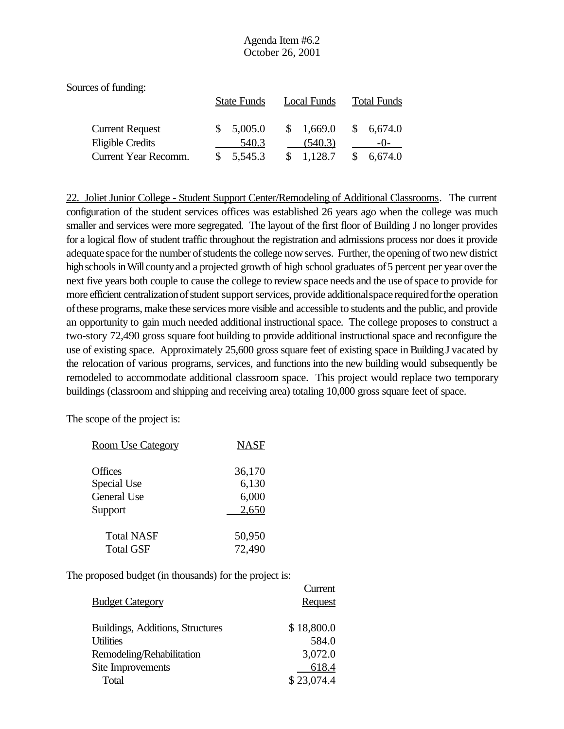Sources of funding:

| | State Funds | Local Funds | Total Funds |
|---|---|---|---|
| Current Request | $ 5,005.0 | $ 1,669.0 | $ 6,674.0 |
| Eligible Credits | 540.3 | (540.3) | -0- |
| Current Year Recomm. | $ 5,545.3 | $ 1,128.7 | $ 6,674.0 |

22. Joliet Junior College - Student Support Center/Remodeling of Additional Classrooms. The current configuration of the student services offices was established 26 years ago when the college was much smaller and services were more segregated. The layout of the first floor of Building J no longer provides for a logical flow of student traffic throughout the registration and admissions process nor does it provide adequate space for the number of students the college now serves. Further, the opening of two new district high schools in Will county and a projected growth of high school graduates of 5 percent per year over the next five years both couple to cause the college to review space needs and the use of space to provide for more efficient centralization of student support services, provide additional space required for the operation of these programs, make these services more visible and accessible to students and the public, and provide an opportunity to gain much needed additional instructional space. The college proposes to construct a two-story 72,490 gross square foot building to provide additional instructional space and reconfigure the use of existing space. Approximately 25,600 gross square feet of existing space in Building J vacated by the relocation of various programs, services, and functions into the new building would subsequently be remodeled to accommodate additional classroom space. This project would replace two temporary buildings (classroom and shipping and receiving area) totaling 10,000 gross square feet of space.

The scope of the project is:

| Room Use Category | NASF |
|---|---|
| Offices | 36,170 |
| Special Use | 6,130 |
| General Use | 6,000 |
| Support | 2,650 |
| Total NASF | 50,950 |
| Total GSF | 72,490 |

The proposed budget (in thousands) for the project is:

| Budget Category | Current Request |
|---|---|
| Buildings, Additions, Structures | $ 18,800.0 |
| Utilities | 584.0 |
| Remodeling/Rehabilitation | 3,072.0 |
| Site Improvements | 618.4 |
| Total | $ 23,074.4 |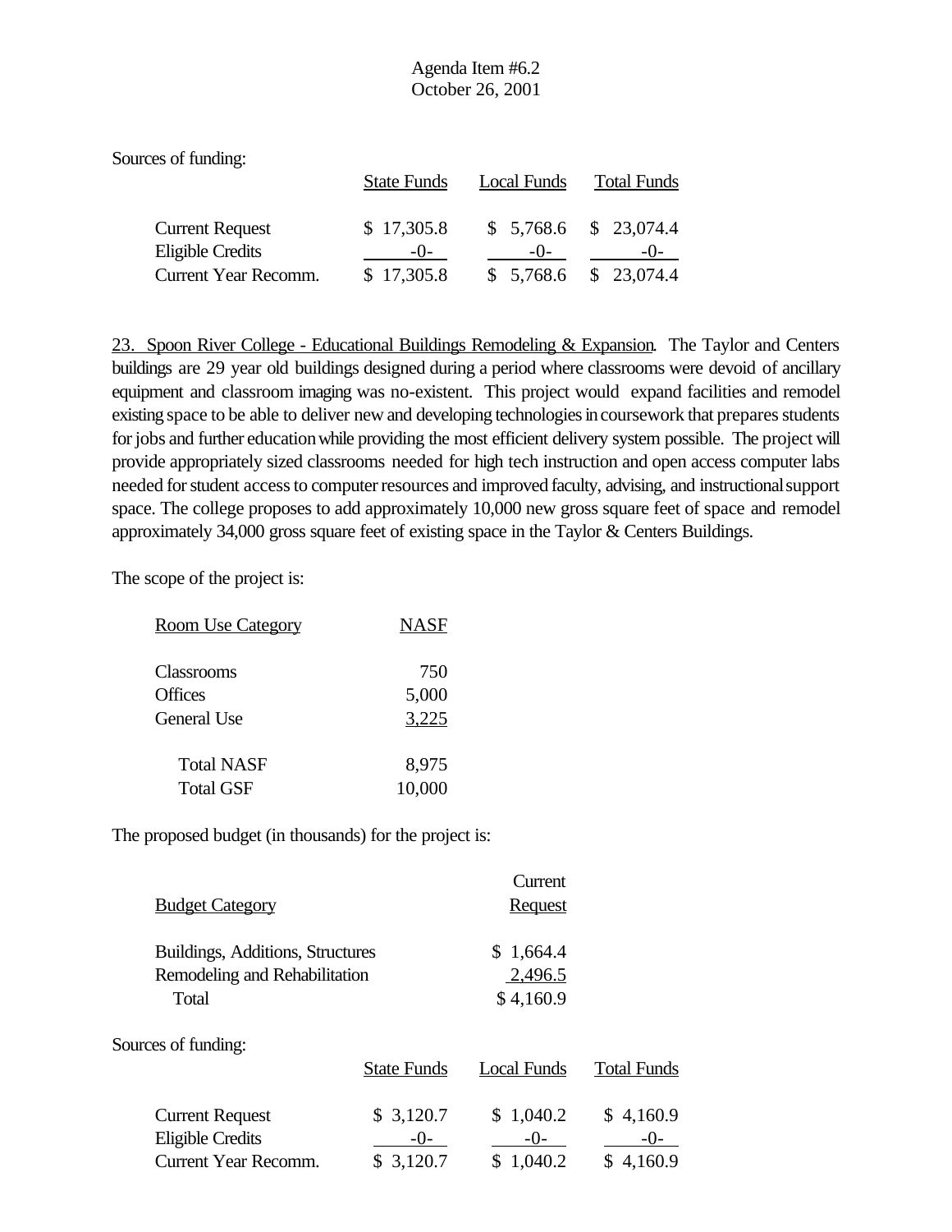Sources of funding:

| | State Funds | Local Funds | Total Funds |
|---|---|---|---|
| Current Request | $ 17,305.8 | $ 5,768.6 | $ 23,074.4 |
| Eligible Credits | -0- | -0- | -0- |
| Current Year Recomm. | $ 17,305.8 | $ 5,768.6 | $ 23,074.4 |

23. Spoon River College - Educational Buildings Remodeling & Expansion. The Taylor and Centers buildings are 29 year old buildings designed during a period where classrooms were devoid of ancillary equipment and classroom imaging was no-existent. This project would expand facilities and remodel existing space to be able to deliver new and developing technologies in coursework that prepares students for jobs and further education while providing the most efficient delivery system possible. The project will provide appropriately sized classrooms needed for high tech instruction and open access computer labs needed for student access to computer resources and improved faculty, advising, and instructional support space. The college proposes to add approximately 10,000 new gross square feet of space and remodel approximately 34,000 gross square feet of existing space in the Taylor & Centers Buildings.

The scope of the project is:

| Room Use Category | NASF |
|---|---|
| Classrooms | 750 |
| Offices | 5,000 |
| General Use | 3,225 |
| Total NASF | 8,975 |
| Total GSF | 10,000 |

The proposed budget (in thousands) for the project is:

| Budget Category | Current Request |
|---|---|
| Buildings, Additions, Structures | $ 1,664.4 |
| Remodeling and Rehabilitation | 2,496.5 |
| Total | $ 4,160.9 |

Sources of funding:

| | State Funds | Local Funds | Total Funds |
|---|---|---|---|
| Current Request | $ 3,120.7 | $ 1,040.2 | $ 4,160.9 |
| Eligible Credits | -0- | -0- | -0- |
| Current Year Recomm. | $ 3,120.7 | $ 1,040.2 | $ 4,160.9 |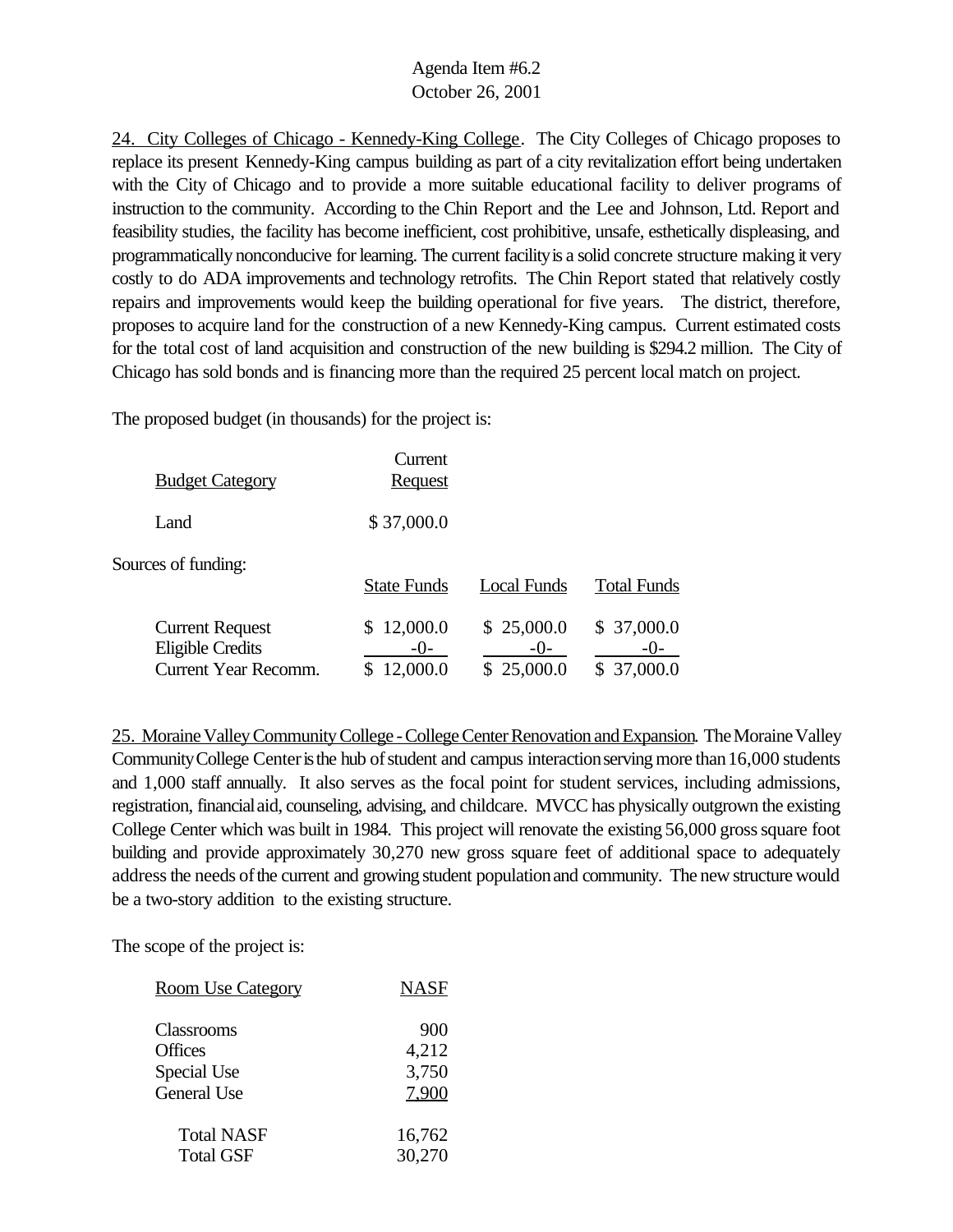24. City Colleges of Chicago - Kennedy-King College. The City Colleges of Chicago proposes to replace its present Kennedy-King campus building as part of a city revitalization effort being undertaken with the City of Chicago and to provide a more suitable educational facility to deliver programs of instruction to the community. According to the Chin Report and the Lee and Johnson, Ltd. Report and feasibility studies, the facility has become inefficient, cost prohibitive, unsafe, esthetically displeasing, and programmatically nonconducive for learning. The current facility is a solid concrete structure making it very costly to do ADA improvements and technology retrofits. The Chin Report stated that relatively costly repairs and improvements would keep the building operational for five years. The district, therefore, proposes to acquire land for the construction of a new Kennedy-King campus. Current estimated costs for the total cost of land acquisition and construction of the new building is $294.2 million. The City of Chicago has sold bonds and is financing more than the required 25 percent local match on project.

The proposed budget (in thousands) for the project is:

| Budget Category | Current Request |
|---|---|
| Land | $ 37,000.0 |

Sources of funding:

| | State Funds | Local Funds | Total Funds |
|---|---|---|---|
| Current Request | $ 12,000.0 | $ 25,000.0 | $ 37,000.0 |
| Eligible Credits | -0- | -0- | -0- |
| Current Year Recomm. | $ 12,000.0 | $ 25,000.0 | $ 37,000.0 |

25. Moraine Valley Community College - College Center Renovation and Expansion. The Moraine Valley Community College Center is the hub of student and campus interaction serving more than 16,000 students and 1,000 staff annually. It also serves as the focal point for student services, including admissions, registration, financial aid, counseling, advising, and childcare. MVCC has physically outgrown the existing College Center which was built in 1984. This project will renovate the existing 56,000 gross square foot building and provide approximately 30,270 new gross square feet of additional space to adequately address the needs of the current and growing student population and community. The new structure would be a two-story addition to the existing structure.

The scope of the project is:

| Room Use Category | NASF |
|---|---|
| Classrooms | 900 |
| Offices | 4,212 |
| Special Use | 3,750 |
| General Use | 7,900 |
| Total NASF | 16,762 |
| Total GSF | 30,270 |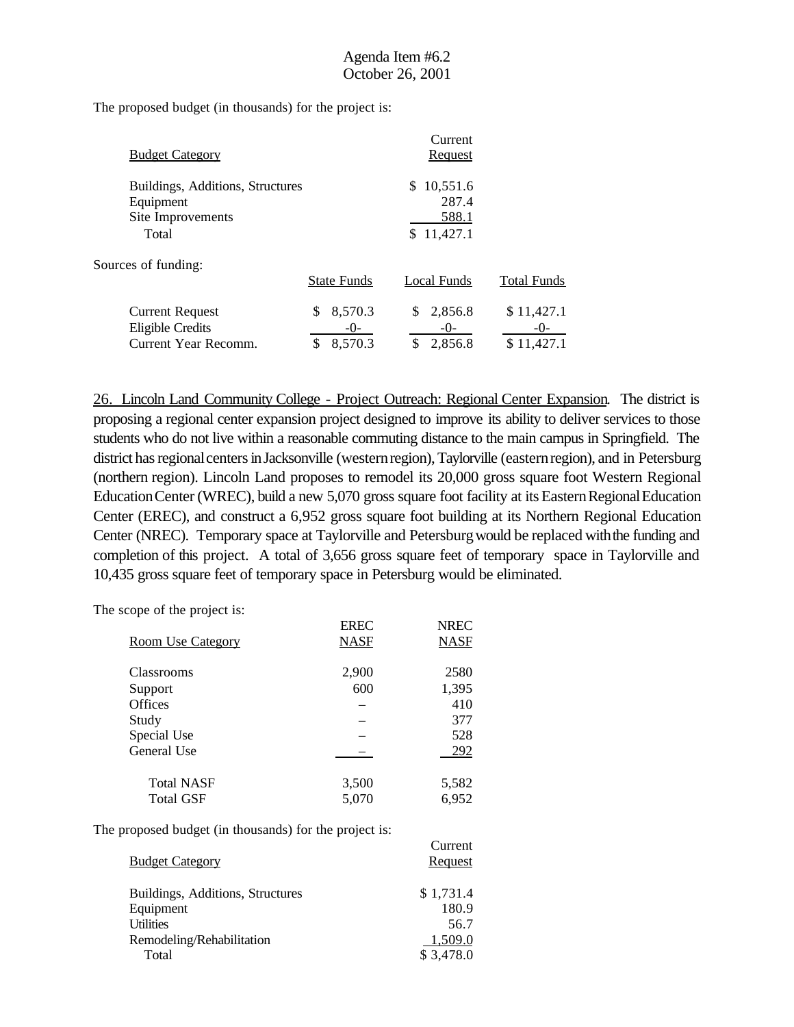Agenda Item #6.2
October 26, 2001

The proposed budget (in thousands) for the project is:

| Budget Category | Current Request |
|---|---|
| Buildings, Additions, Structures | $ 10,551.6 |
| Equipment | 287.4 |
| Site Improvements | 588.1 |
| Total | $ 11,427.1 |

Sources of funding:

| | State Funds | Local Funds | Total Funds |
|---|---|---|---|
| Current Request | $ 8,570.3 | $ 2,856.8 | $ 11,427.1 |
| Eligible Credits | -0- | -0- | -0- |
| Current Year Recomm. | $ 8,570.3 | $ 2,856.8 | $ 11,427.1 |

26. Lincoln Land Community College - Project Outreach: Regional Center Expansion. The district is proposing a regional center expansion project designed to improve its ability to deliver services to those students who do not live within a reasonable commuting distance to the main campus in Springfield. The district has regional centers in Jacksonville (western region), Taylorville (eastern region), and in Petersburg (northern region). Lincoln Land proposes to remodel its 20,000 gross square foot Western Regional Education Center (WREC), build a new 5,070 gross square foot facility at its Eastern Regional Education Center (EREC), and construct a 6,952 gross square foot building at its Northern Regional Education Center (NREC). Temporary space at Taylorville and Petersburg would be replaced with the funding and completion of this project. A total of 3,656 gross square feet of temporary space in Taylorville and 10,435 gross square feet of temporary space in Petersburg would be eliminated.

The scope of the project is:

| Room Use Category | EREC NASF | NREC NASF |
|---|---|---|
| Classrooms | 2,900 | 2580 |
| Support | 600 | 1,395 |
| Offices | – | 410 |
| Study | – | 377 |
| Special Use | – | 528 |
| General Use | – | 292 |
| Total NASF | 3,500 | 5,582 |
| Total GSF | 5,070 | 6,952 |

The proposed budget (in thousands) for the project is:

| Budget Category | Current Request |
|---|---|
| Buildings, Additions, Structures | $ 1,731.4 |
| Equipment | 180.9 |
| Utilities | 56.7 |
| Remodeling/Rehabilitation | 1,509.0 |
| Total | $ 3,478.0 |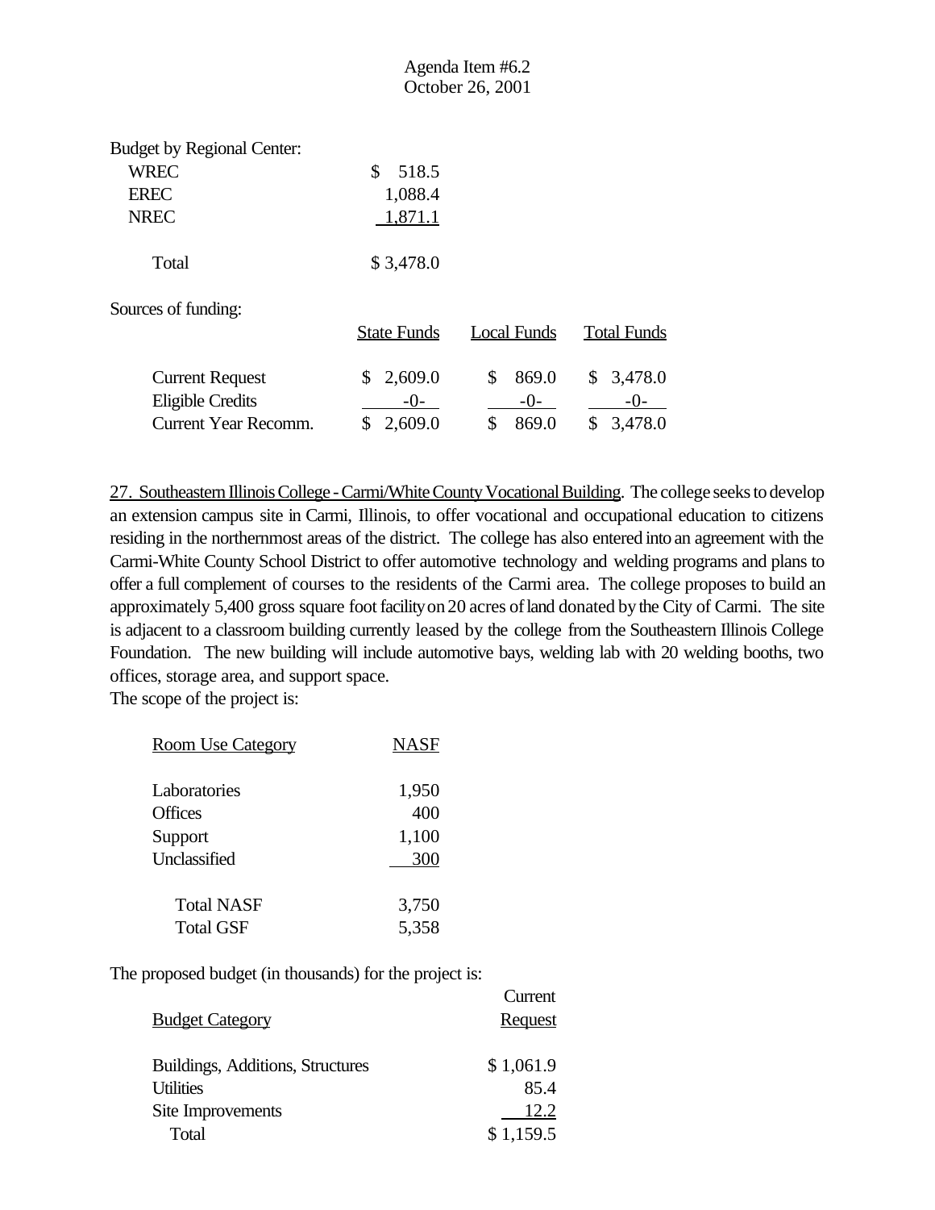Budget by Regional Center:

| | |
|---|---|
| WREC | $ 518.5 |
| EREC | 1,088.4 |
| NREC | 1,871.1 |
| Total | $ 3,478.0 |

Sources of funding:

| | State Funds | Local Funds | Total Funds |
|---|---|---|---|
| Current Request | $ 2,609.0 | $ 869.0 | $ 3,478.0 |
| Eligible Credits | -0- | -0- | -0- |
| Current Year Recomm. | $ 2,609.0 | $ 869.0 | $ 3,478.0 |

27. Southeastern Illinois College - Carmi/White County Vocational Building. The college seeks to develop an extension campus site in Carmi, Illinois, to offer vocational and occupational education to citizens residing in the northernmost areas of the district. The college has also entered into an agreement with the Carmi-White County School District to offer automotive technology and welding programs and plans to offer a full complement of courses to the residents of the Carmi area. The college proposes to build an approximately 5,400 gross square foot facility on 20 acres of land donated by the City of Carmi. The site is adjacent to a classroom building currently leased by the college from the Southeastern Illinois College Foundation. The new building will include automotive bays, welding lab with 20 welding booths, two offices, storage area, and support space.
The scope of the project is:

| Room Use Category | NASF |
|---|---|
| Laboratories | 1,950 |
| Offices | 400 |
| Support | 1,100 |
| Unclassified | 300 |
| Total NASF | 3,750 |
| Total GSF | 5,358 |

The proposed budget (in thousands) for the project is:

| Budget Category | Current Request |
|---|---|
| Buildings, Additions, Structures | $ 1,061.9 |
| Utilities | 85.4 |
| Site Improvements | 12.2 |
| Total | $ 1,159.5 |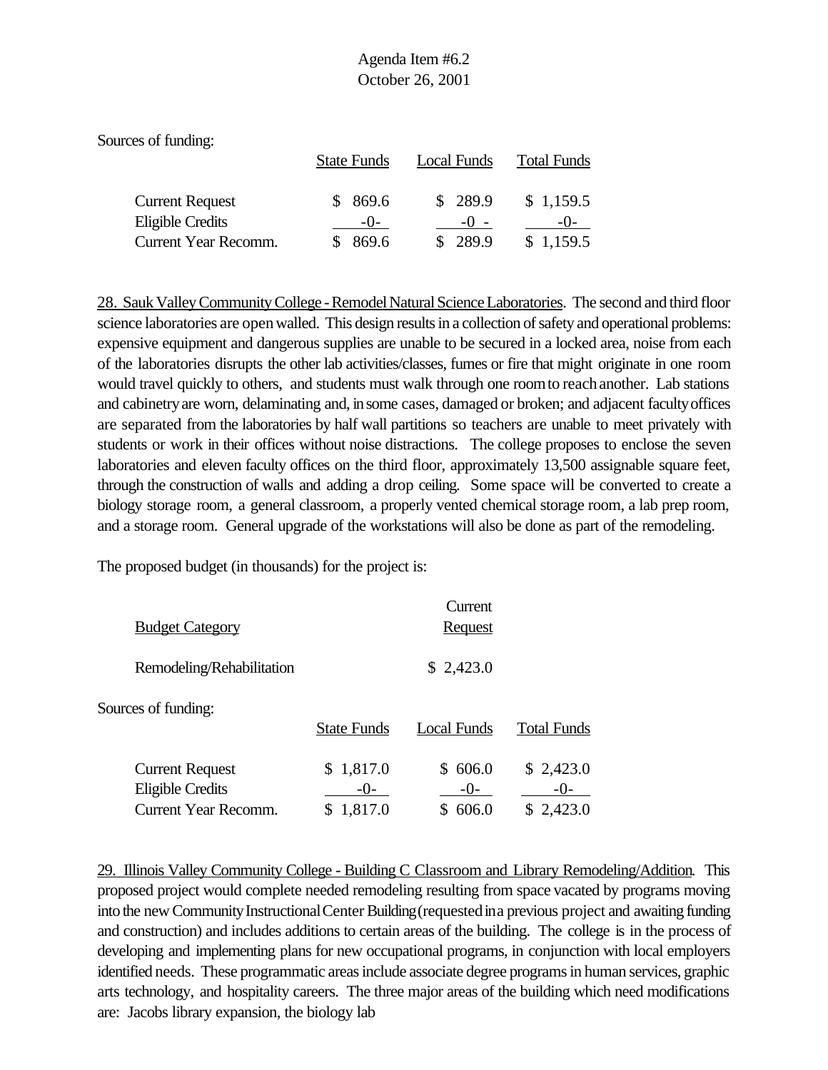Sources of funding:

| | State Funds | Local Funds | Total Funds |
|---|---|---|---|
| Current Request | $ 869.6 | $ 289.9 | $ 1,159.5 |
| Eligible Credits | -0- | -0 - | -0- |
| Current Year Recomm. | $ 869.6 | $ 289.9 | $ 1,159.5 |

28. Sauk Valley Community College - Remodel Natural Science Laboratories. The second and third floor science laboratories are open walled. This design results in a collection of safety and operational problems: expensive equipment and dangerous supplies are unable to be secured in a locked area, noise from each of the laboratories disrupts the other lab activities/classes, fumes or fire that might originate in one room would travel quickly to others, and students must walk through one room to reach another. Lab stations and cabinetry are worn, delaminating and, in some cases, damaged or broken; and adjacent faculty offices are separated from the laboratories by half wall partitions so teachers are unable to meet privately with students or work in their offices without noise distractions. The college proposes to enclose the seven laboratories and eleven faculty offices on the third floor, approximately 13,500 assignable square feet, through the construction of walls and adding a drop ceiling. Some space will be converted to create a biology storage room, a general classroom, a properly vented chemical storage room, a lab prep room, and a storage room. General upgrade of the workstations will also be done as part of the remodeling.

The proposed budget (in thousands) for the project is:

| Budget Category | Current Request |
|---|---|
| Remodeling/Rehabilitation | $ 2,423.0 |

Sources of funding:

| | State Funds | Local Funds | Total Funds |
|---|---|---|---|
| Current Request | $ 1,817.0 | $ 606.0 | $ 2,423.0 |
| Eligible Credits | -0- | -0- | -0- |
| Current Year Recomm. | $ 1,817.0 | $ 606.0 | $ 2,423.0 |

29. Illinois Valley Community College - Building C Classroom and Library Remodeling/Addition. This proposed project would complete needed remodeling resulting from space vacated by programs moving into the new Community Instructional Center Building (requested in a previous project and awaiting funding and construction) and includes additions to certain areas of the building. The college is in the process of developing and implementing plans for new occupational programs, in conjunction with local employers identified needs. These programmatic areas include associate degree programs in human services, graphic arts technology, and hospitality careers. The three major areas of the building which need modifications are: Jacobs library expansion, the biology lab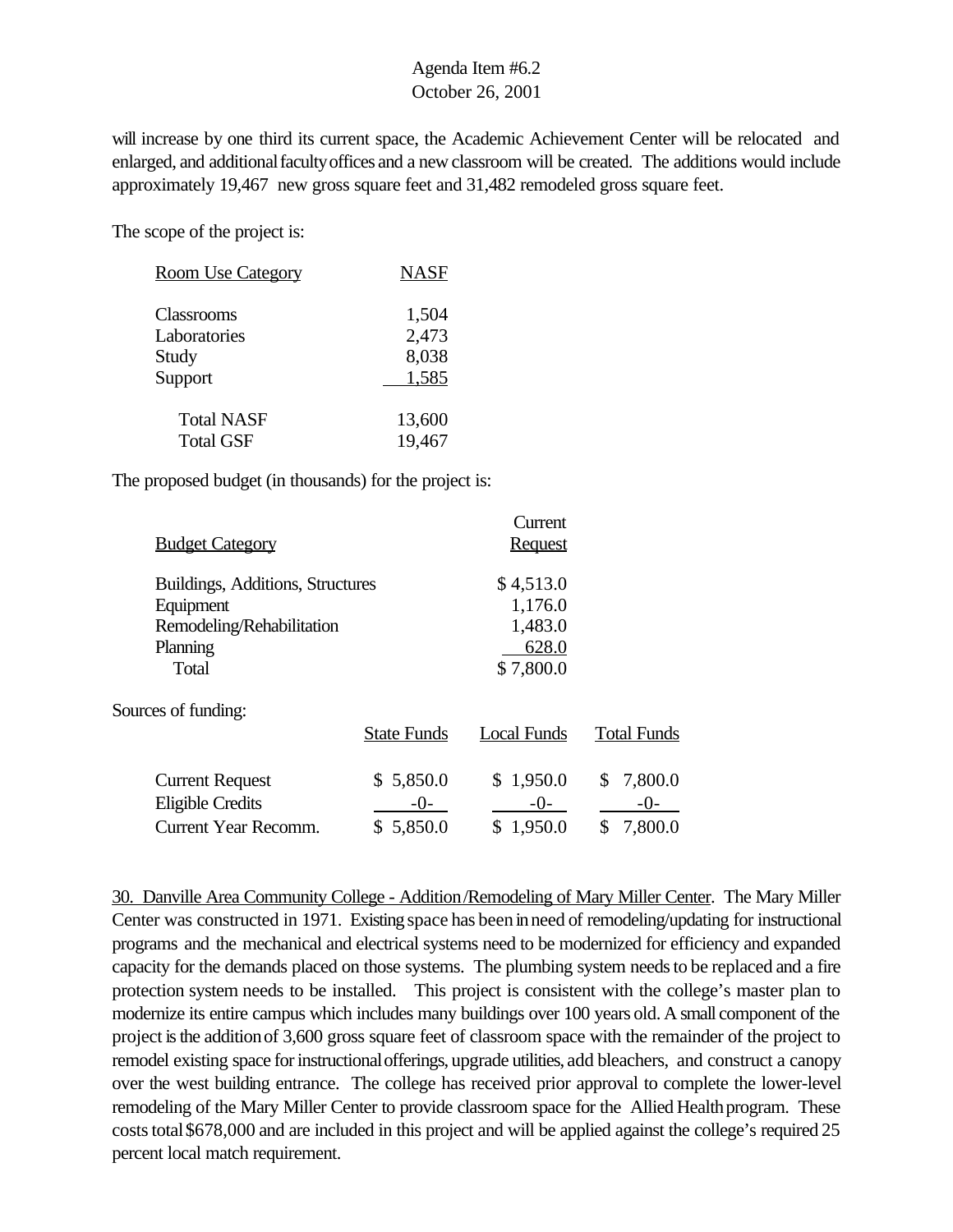will increase by one third its current space, the Academic Achievement Center will be relocated and enlarged, and additional faculty offices and a new classroom will be created. The additions would include approximately 19,467 new gross square feet and 31,482 remodeled gross square feet.

The scope of the project is:

| Room Use Category | NASF |
|---|---|
| Classrooms | 1,504 |
| Laboratories | 2,473 |
| Study | 8,038 |
| Support | 1,585 |
| Total NASF | 13,600 |
| Total GSF | 19,467 |

The proposed budget (in thousands) for the project is:

| Budget Category | Current Request |
|---|---|
| Buildings, Additions, Structures | $ 4,513.0 |
| Equipment | 1,176.0 |
| Remodeling/Rehabilitation | 1,483.0 |
| Planning | 628.0 |
| Total | $ 7,800.0 |

Sources of funding:

| | State Funds | Local Funds | Total Funds |
|---|---|---|---|
| Current Request | $ 5,850.0 | $ 1,950.0 | $ 7,800.0 |
| Eligible Credits | -0- | -0- | -0- |
| Current Year Recomm. | $ 5,850.0 | $ 1,950.0 | $ 7,800.0 |

30. Danville Area Community College - Addition/Remodeling of Mary Miller Center. The Mary Miller Center was constructed in 1971. Existing space has been in need of remodeling/updating for instructional programs and the mechanical and electrical systems need to be modernized for efficiency and expanded capacity for the demands placed on those systems. The plumbing system needs to be replaced and a fire protection system needs to be installed. This project is consistent with the college's master plan to modernize its entire campus which includes many buildings over 100 years old. A small component of the project is the addition of 3,600 gross square feet of classroom space with the remainder of the project to remodel existing space for instructional offerings, upgrade utilities, add bleachers, and construct a canopy over the west building entrance. The college has received prior approval to complete the lower-level remodeling of the Mary Miller Center to provide classroom space for the Allied Health program. These costs total $678,000 and are included in this project and will be applied against the college's required 25 percent local match requirement.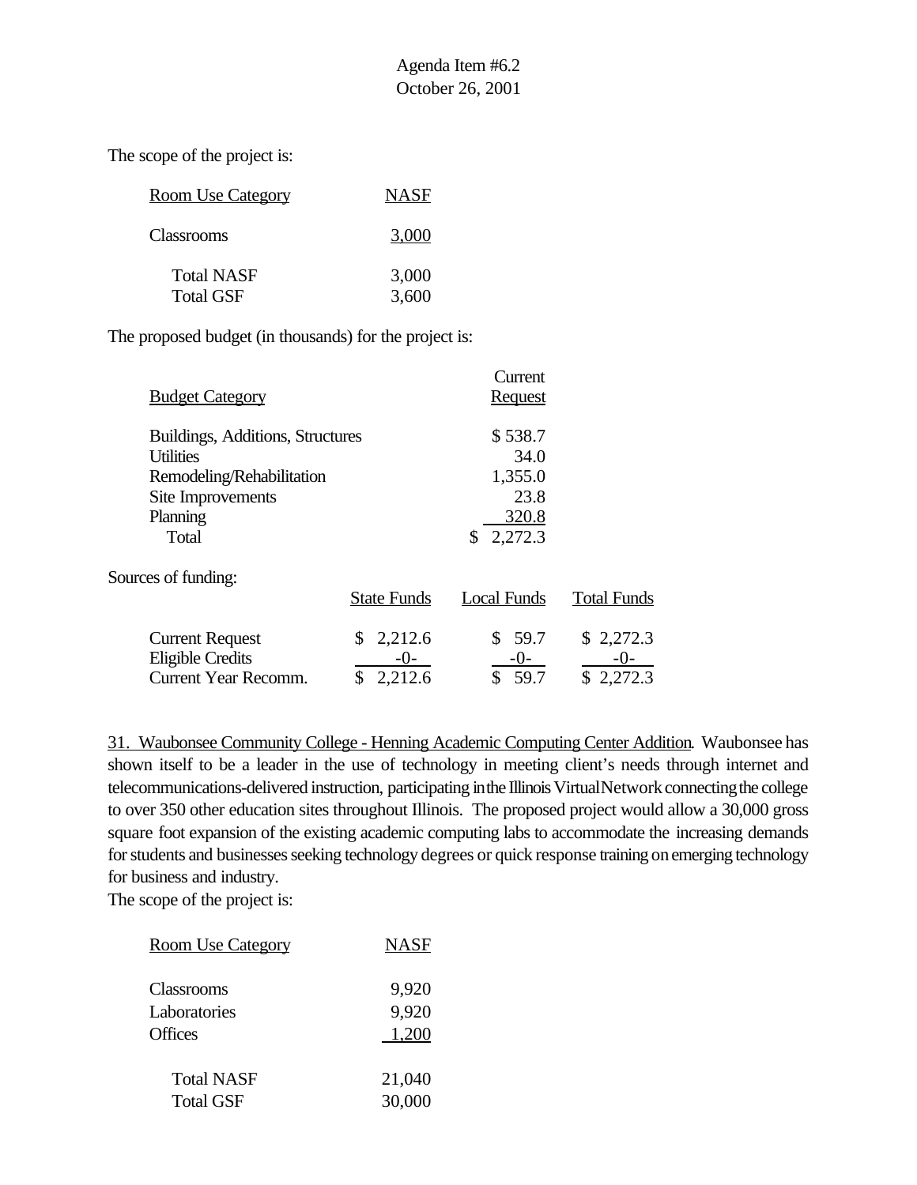The scope of the project is:

| Room Use Category | NASF |
|---|---|
| Classrooms | 3,000 |
| Total NASF | 3,000 |
| Total GSF | 3,600 |

The proposed budget (in thousands) for the project is:

| Budget Category | Current Request |
|---|---|
| Buildings, Additions, Structures | $ 538.7 |
| Utilities | 34.0 |
| Remodeling/Rehabilitation | 1,355.0 |
| Site Improvements | 23.8 |
| Planning | 320.8 |
| Total | $ 2,272.3 |

Sources of funding:

| | State Funds | Local Funds | Total Funds |
|---|---|---|---|
| Current Request | $ 2,212.6 | $ 59.7 | $ 2,272.3 |
| Eligible Credits | -0- | -0- | -0- |
| Current Year Recomm. | $ 2,212.6 | $ 59.7 | $ 2,272.3 |

31. Waubonsee Community College - Henning Academic Computing Center Addition. Waubonsee has shown itself to be a leader in the use of technology in meeting client's needs through internet and telecommunications-delivered instruction, participating in the Illinois Virtual Network connecting the college to over 350 other education sites throughout Illinois. The proposed project would allow a 30,000 gross square foot expansion of the existing academic computing labs to accommodate the increasing demands for students and businesses seeking technology degrees or quick response training on emerging technology for business and industry.

The scope of the project is:

| Room Use Category | NASF |
|---|---|
| Classrooms | 9,920 |
| Laboratories | 9,920 |
| Offices | 1,200 |
| Total NASF | 21,040 |
| Total GSF | 30,000 |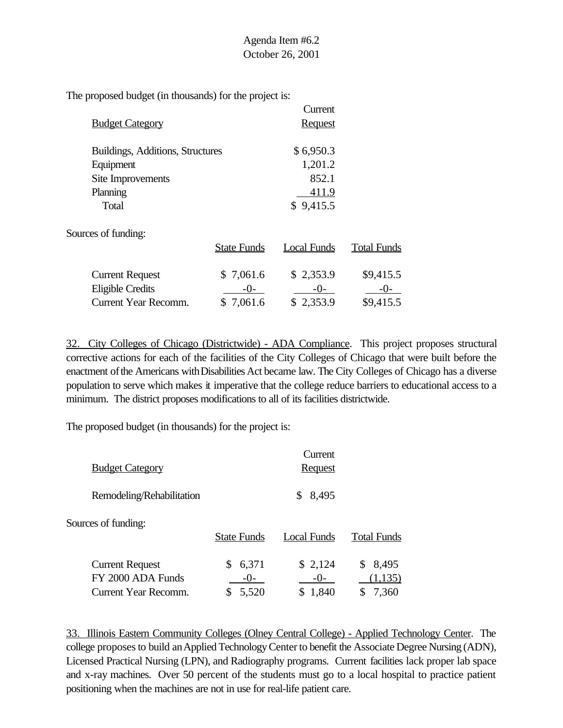The proposed budget (in thousands) for the project is:

| Budget Category | Current Request |
|---|---|
| Buildings, Additions, Structures | $ 6,950.3 |
| Equipment | 1,201.2 |
| Site Improvements | 852.1 |
| Planning | 411.9 |
| Total | $ 9,415.5 |

Sources of funding:

| | State Funds | Local Funds | Total Funds |
|---|---|---|---|
| Current Request | $ 7,061.6 | $ 2,353.9 | $9,415.5 |
| Eligible Credits | -0- | -0- | -0- |
| Current Year Recomm. | $ 7,061.6 | $ 2,353.9 | $9,415.5 |

32. City Colleges of Chicago (Districtwide) - ADA Compliance. This project proposes structural corrective actions for each of the facilities of the City Colleges of Chicago that were built before the enactment of the Americans with Disabilities Act became law. The City Colleges of Chicago has a diverse population to serve which makes it imperative that the college reduce barriers to educational access to a minimum. The district proposes modifications to all of its facilities districtwide.

The proposed budget (in thousands) for the project is:

| Budget Category | Current Request |
|---|---|
| Remodeling/Rehabilitation | $ 8,495 |

Sources of funding:

| | State Funds | Local Funds | Total Funds |
|---|---|---|---|
| Current Request | $ 6,371 | $ 2,124 | $ 8,495 |
| FY 2000 ADA Funds | -0- | -0- | (1,135) |
| Current Year Recomm. | $ 5,520 | $ 1,840 | $ 7,360 |

33. Illinois Eastern Community Colleges (Olney Central College) - Applied Technology Center. The college proposes to build an Applied Technology Center to benefit the Associate Degree Nursing (ADN), Licensed Practical Nursing (LPN), and Radiography programs. Current facilities lack proper lab space and x-ray machines. Over 50 percent of the students must go to a local hospital to practice patient positioning when the machines are not in use for real-life patient care.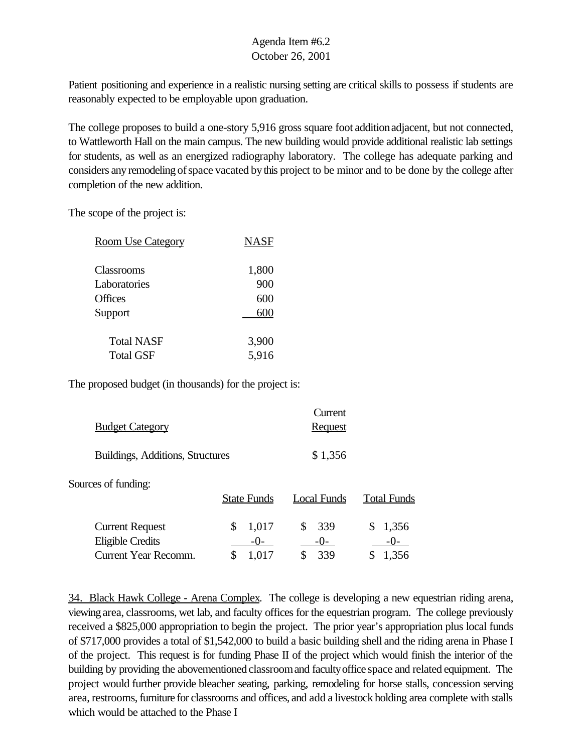Patient positioning and experience in a realistic nursing setting are critical skills to possess if students are reasonably expected to be employable upon graduation.

The college proposes to build a one-story 5,916 gross square foot addition adjacent, but not connected, to Wattleworth Hall on the main campus. The new building would provide additional realistic lab settings for students, as well as an energized radiography laboratory. The college has adequate parking and considers any remodeling of space vacated by this project to be minor and to be done by the college after completion of the new addition.

The scope of the project is:

| Room Use Category | NASF |
|---|---|
| Classrooms | 1,800 |
| Laboratories | 900 |
| Offices | 600 |
| Support | 600 |
| Total NASF | 3,900 |
| Total GSF | 5,916 |

The proposed budget (in thousands) for the project is:

| Budget Category | Current Request |
|---|---|
| Buildings, Additions, Structures | $ 1,356 |

Sources of funding:

| | State Funds | Local Funds | Total Funds |
|---|---|---|---|
| Current Request | $ 1,017 | $ 339 | $ 1,356 |
| Eligible Credits | -0- | -0- | -0- |
| Current Year Recomm. | $ 1,017 | $ 339 | $ 1,356 |

34. Black Hawk College - Arena Complex. The college is developing a new equestrian riding arena, viewing area, classrooms, wet lab, and faculty offices for the equestrian program. The college previously received a $825,000 appropriation to begin the project. The prior year's appropriation plus local funds of $717,000 provides a total of $1,542,000 to build a basic building shell and the riding arena in Phase I of the project. This request is for funding Phase II of the project which would finish the interior of the building by providing the abovementioned classroom and faculty office space and related equipment. The project would further provide bleacher seating, parking, remodeling for horse stalls, concession serving area, restrooms, furniture for classrooms and offices, and add a livestock holding area complete with stalls which would be attached to the Phase I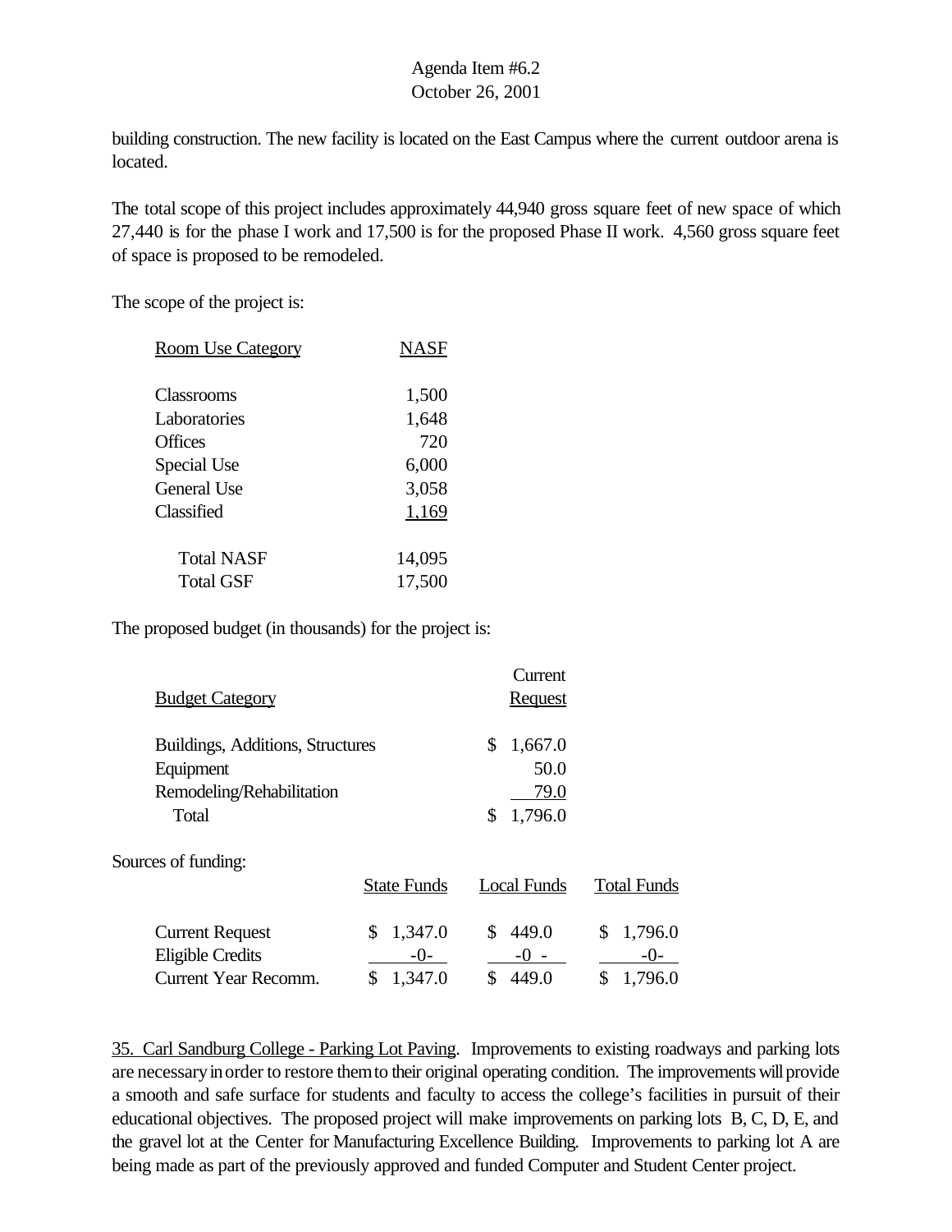building construction. The new facility is located on the East Campus where the current outdoor arena is located.

The total scope of this project includes approximately 44,940 gross square feet of new space of which 27,440 is for the phase I work and 17,500 is for the proposed Phase II work. 4,560 gross square feet of space is proposed to be remodeled.

The scope of the project is:

| Room Use Category | NASF |
|---|---|
| Classrooms | 1,500 |
| Laboratories | 1,648 |
| Offices | 720 |
| Special Use | 6,000 |
| General Use | 3,058 |
| Classified | 1,169 |
| Total NASF | 14,095 |
| Total GSF | 17,500 |

The proposed budget (in thousands) for the project is:

| Budget Category | Current Request |
|---|---|
| Buildings, Additions, Structures | $ 1,667.0 |
| Equipment | 50.0 |
| Remodeling/Rehabilitation | 79.0 |
| Total | $ 1,796.0 |

Sources of funding:

| | State Funds | Local Funds | Total Funds |
|---|---|---|---|
| Current Request | $ 1,347.0 | $ 449.0 | $ 1,796.0 |
| Eligible Credits | -0- | -0- | -0- |
| Current Year Recomm. | $ 1,347.0 | $ 449.0 | $ 1,796.0 |

35. Carl Sandburg College - Parking Lot Paving. Improvements to existing roadways and parking lots are necessary in order to restore them to their original operating condition. The improvements will provide a smooth and safe surface for students and faculty to access the college's facilities in pursuit of their educational objectives. The proposed project will make improvements on parking lots B, C, D, E, and the gravel lot at the Center for Manufacturing Excellence Building. Improvements to parking lot A are being made as part of the previously approved and funded Computer and Student Center project.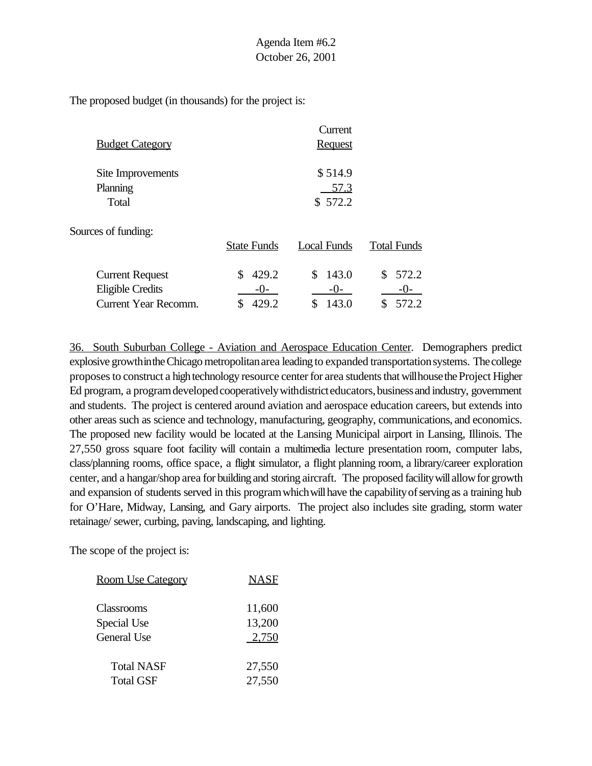The proposed budget (in thousands) for the project is:

| Budget Category | Current Request |
|---|---|
| Site Improvements | $ 514.9 |
| Planning | 57.3 |
| Total | $ 572.2 |

Sources of funding:

| | State Funds | Local Funds | Total Funds |
|---|---|---|---|
| Current Request | $ 429.2 | $ 143.0 | $ 572.2 |
| Eligible Credits | -0- | -0- | -0- |
| Current Year Recomm. | $ 429.2 | $ 143.0 | $ 572.2 |

36. South Suburban College - Aviation and Aerospace Education Center. Demographers predict explosive growth in the Chicago metropolitan area leading to expanded transportation systems. The college proposes to construct a high technology resource center for area students that will house the Project Higher Ed program, a program developed cooperatively with district educators, business and industry, government and students. The project is centered around aviation and aerospace education careers, but extends into other areas such as science and technology, manufacturing, geography, communications, and economics. The proposed new facility would be located at the Lansing Municipal airport in Lansing, Illinois. The 27,550 gross square foot facility will contain a multimedia lecture presentation room, computer labs, class/planning rooms, office space, a flight simulator, a flight planning room, a library/career exploration center, and a hangar/shop area for building and storing aircraft. The proposed facility will allow for growth and expansion of students served in this program which will have the capability of serving as a training hub for O'Hare, Midway, Lansing, and Gary airports. The project also includes site grading, storm water retainage/ sewer, curbing, paving, landscaping, and lighting.

The scope of the project is:

| Room Use Category | NASF |
|---|---|
| Classrooms | 11,600 |
| Special Use | 13,200 |
| General Use | 2,750 |
| Total NASF | 27,550 |
| Total GSF | 27,550 |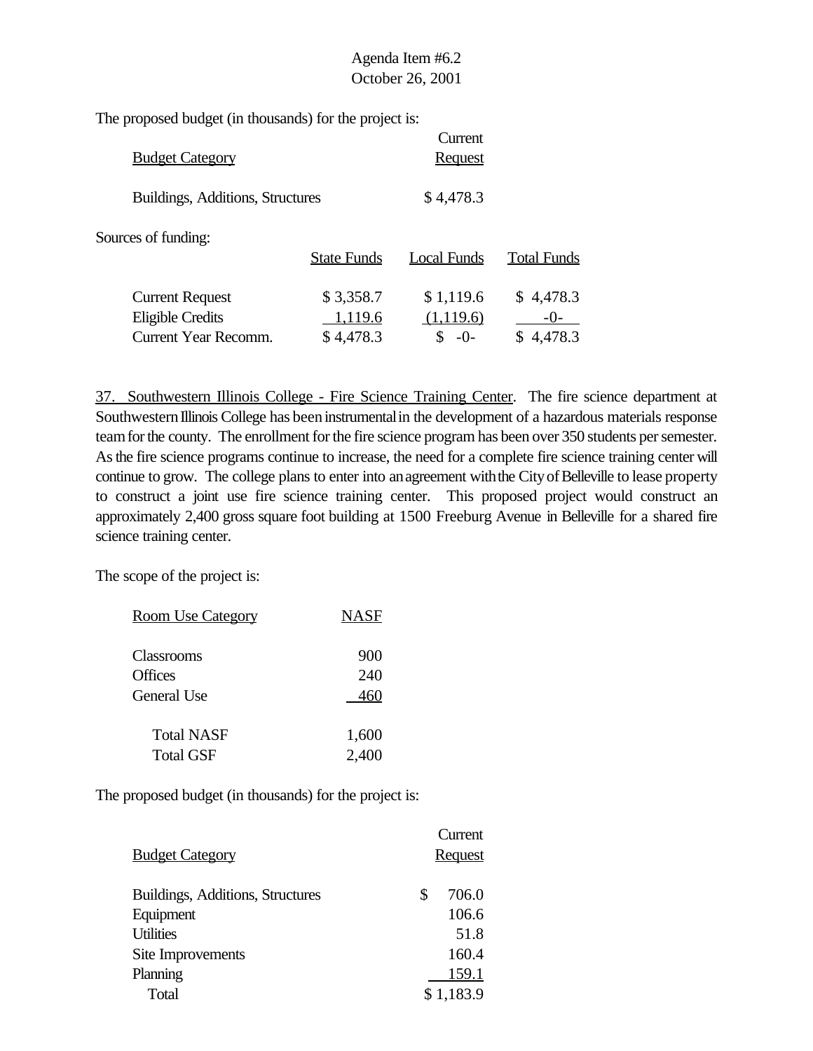The proposed budget (in thousands) for the project is:

| Budget Category | Current Request |
|---|---|
| Buildings, Additions, Structures | $ 4,478.3 |

Sources of funding:

| | State Funds | Local Funds | Total Funds |
|---|---|---|---|
| Current Request | $ 3,358.7 | $ 1,119.6 | $ 4,478.3 |
| Eligible Credits | 1,119.6 | (1,119.6) | -0- |
| Current Year Recomm. | $ 4,478.3 | $ -0- | $ 4,478.3 |

37. Southwestern Illinois College - Fire Science Training Center. The fire science department at Southwestern Illinois College has been instrumental in the development of a hazardous materials response team for the county. The enrollment for the fire science program has been over 350 students per semester. As the fire science programs continue to increase, the need for a complete fire science training center will continue to grow. The college plans to enter into an agreement with the City of Belleville to lease property to construct a joint use fire science training center. This proposed project would construct an approximately 2,400 gross square foot building at 1500 Freeburg Avenue in Belleville for a shared fire science training center.

The scope of the project is:

| Room Use Category | NASF |
|---|---|
| Classrooms | 900 |
| Offices | 240 |
| General Use | 460 |
| Total NASF | 1,600 |
| Total GSF | 2,400 |

The proposed budget (in thousands) for the project is:

| Budget Category | Current Request |
|---|---|
| Buildings, Additions, Structures | $ 706.0 |
| Equipment | 106.6 |
| Utilities | 51.8 |
| Site Improvements | 160.4 |
| Planning | 159.1 |
| Total | $ 1,183.9 |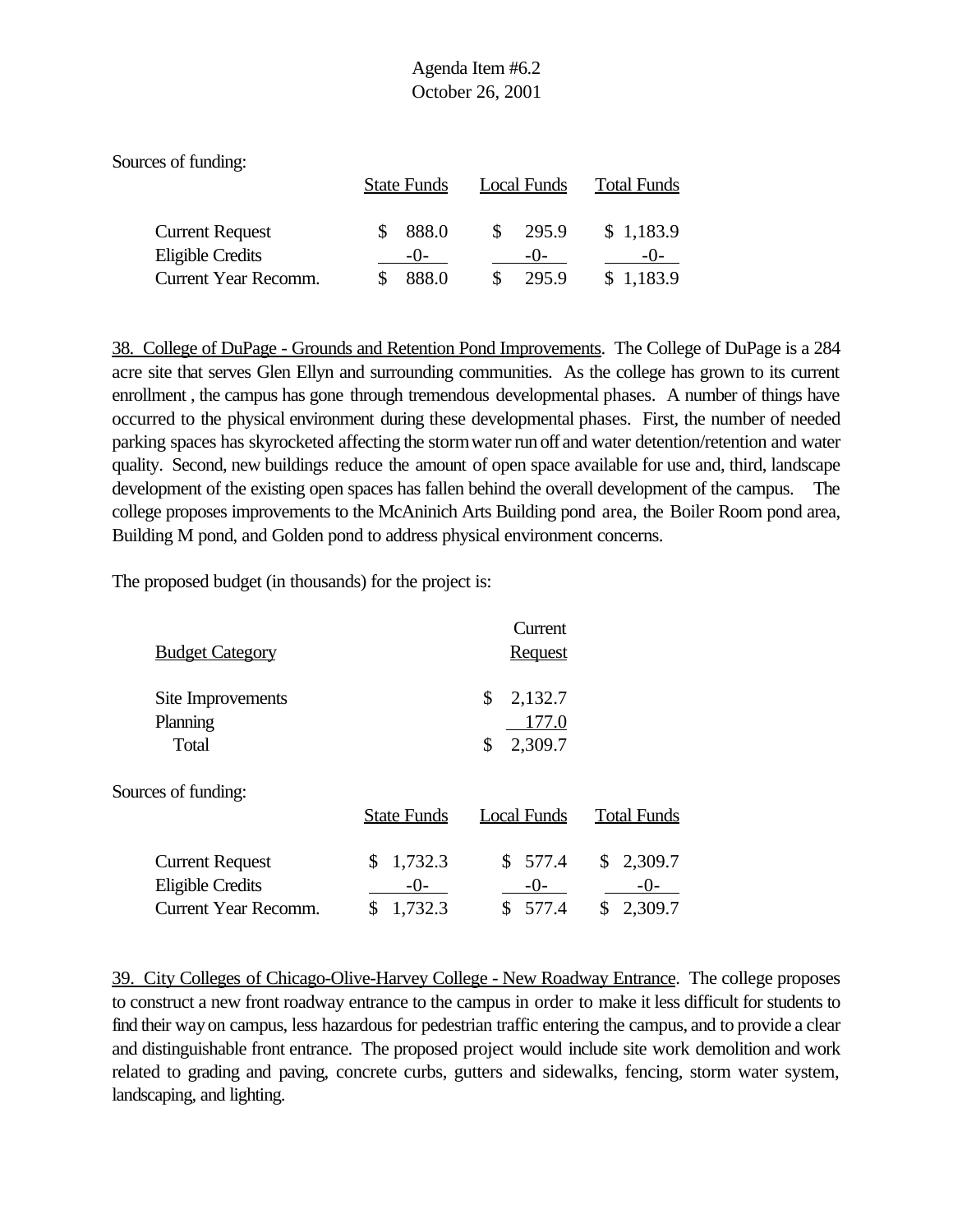Sources of funding:

| | State Funds | Local Funds | Total Funds |
|---|---|---|---|
| Current Request | $ 888.0 | $ 295.9 | $ 1,183.9 |
| Eligible Credits | -0- | -0- | -0- |
| Current Year Recomm. | $ 888.0 | $ 295.9 | $ 1,183.9 |

38. College of DuPage - Grounds and Retention Pond Improvements. The College of DuPage is a 284 acre site that serves Glen Ellyn and surrounding communities. As the college has grown to its current enrollment , the campus has gone through tremendous developmental phases. A number of things have occurred to the physical environment during these developmental phases. First, the number of needed parking spaces has skyrocketed affecting the storm water run off and water detention/retention and water quality. Second, new buildings reduce the amount of open space available for use and, third, landscape development of the existing open spaces has fallen behind the overall development of the campus. The college proposes improvements to the McAninich Arts Building pond area, the Boiler Room pond area, Building M pond, and Golden pond to address physical environment concerns.

The proposed budget (in thousands) for the project is:

| Budget Category | Current Request |
|---|---|
| Site Improvements | $ 2,132.7 |
| Planning | 177.0 |
| Total | $ 2,309.7 |

Sources of funding:

| | State Funds | Local Funds | Total Funds |
|---|---|---|---|
| Current Request | $ 1,732.3 | $ 577.4 | $ 2,309.7 |
| Eligible Credits | -0- | -0- | -0- |
| Current Year Recomm. | $ 1,732.3 | $ 577.4 | $ 2,309.7 |

39. City Colleges of Chicago-Olive-Harvey College - New Roadway Entrance. The college proposes to construct a new front roadway entrance to the campus in order to make it less difficult for students to find their way on campus, less hazardous for pedestrian traffic entering the campus, and to provide a clear and distinguishable front entrance. The proposed project would include site work demolition and work related to grading and paving, concrete curbs, gutters and sidewalks, fencing, storm water system, landscaping, and lighting.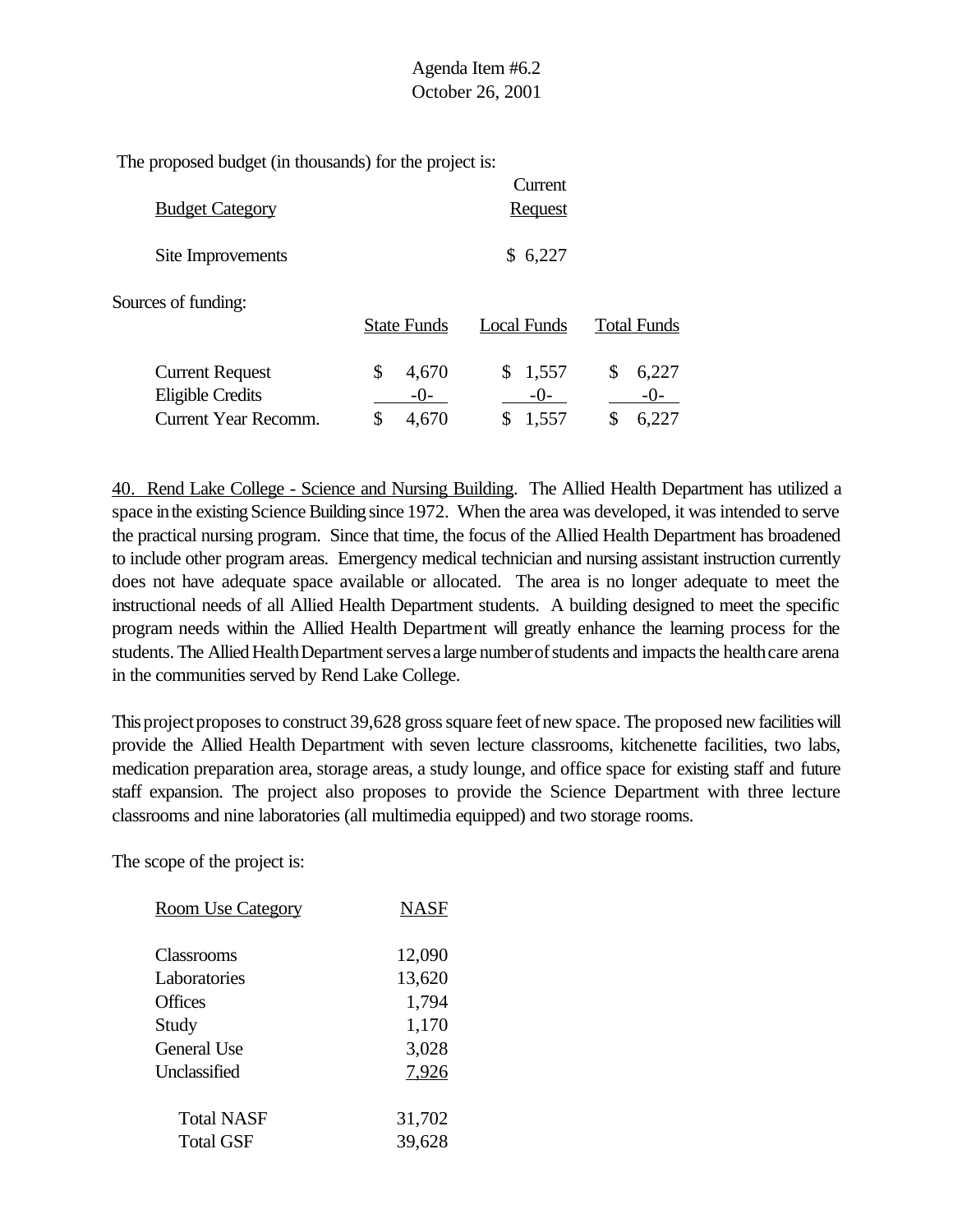The proposed budget (in thousands) for the project is:

| Budget Category | Current Request |
|---|---|
| Site Improvements | $ 6,227 |

Sources of funding:

| | State Funds | Local Funds | Total Funds |
|---|---|---|---|
| Current Request | $ 4,670 | $ 1,557 | $ 6,227 |
| Eligible Credits | -0- | -0- | -0- |
| Current Year Recomm. | $ 4,670 | $ 1,557 | $ 6,227 |

40. Rend Lake College - Science and Nursing Building. The Allied Health Department has utilized a space in the existing Science Building since 1972. When the area was developed, it was intended to serve the practical nursing program. Since that time, the focus of the Allied Health Department has broadened to include other program areas. Emergency medical technician and nursing assistant instruction currently does not have adequate space available or allocated. The area is no longer adequate to meet the instructional needs of all Allied Health Department students. A building designed to meet the specific program needs within the Allied Health Department will greatly enhance the learning process for the students. The Allied Health Department serves a large number of students and impacts the health care arena in the communities served by Rend Lake College.

This project proposes to construct 39,628 gross square feet of new space. The proposed new facilities will provide the Allied Health Department with seven lecture classrooms, kitchenette facilities, two labs, medication preparation area, storage areas, a study lounge, and office space for existing staff and future staff expansion. The project also proposes to provide the Science Department with three lecture classrooms and nine laboratories (all multimedia equipped) and two storage rooms.

The scope of the project is:

| Room Use Category | NASF |
|---|---|
| Classrooms | 12,090 |
| Laboratories | 13,620 |
| Offices | 1,794 |
| Study | 1,170 |
| General Use | 3,028 |
| Unclassified | 7,926 |
| Total NASF | 31,702 |
| Total GSF | 39,628 |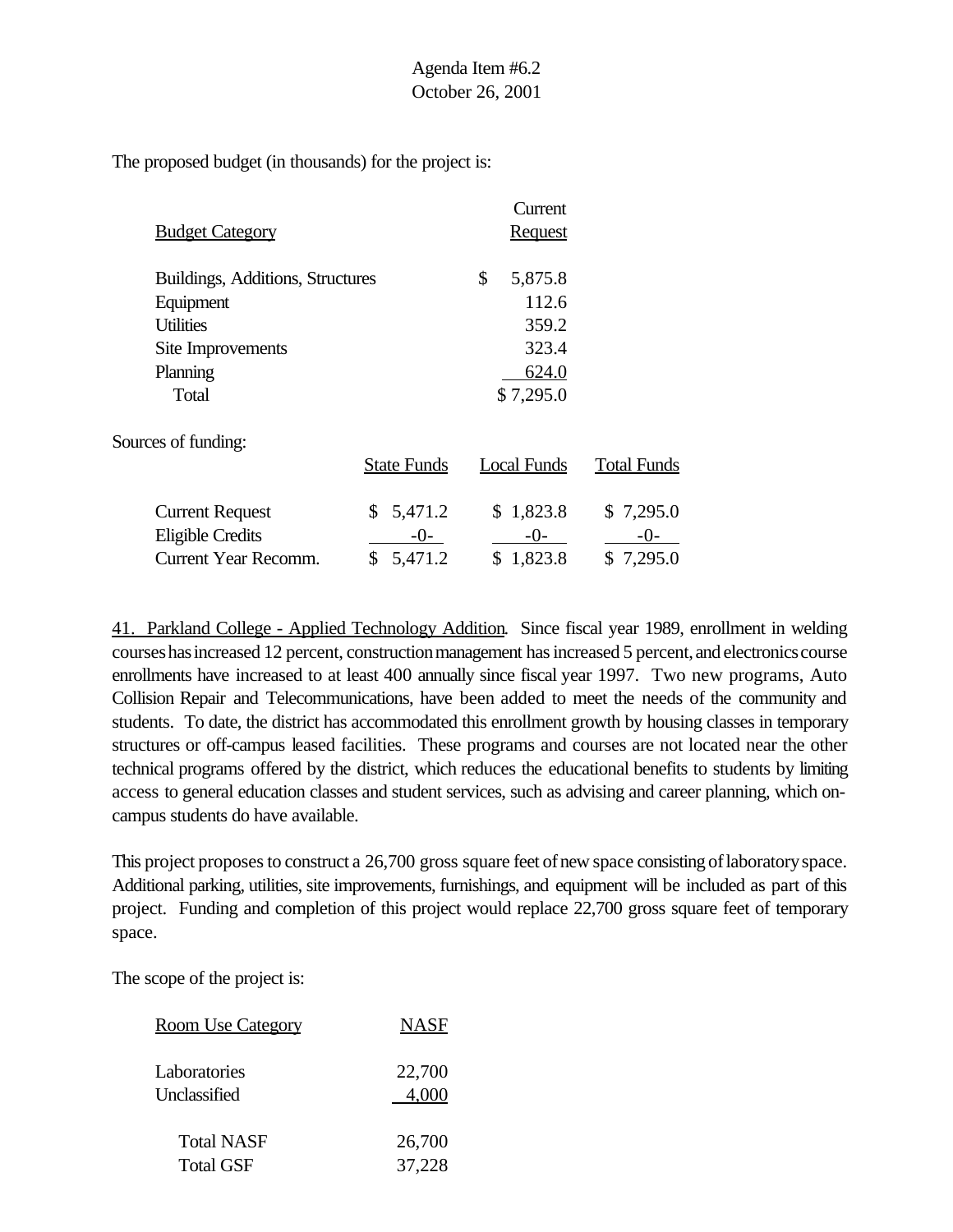Agenda Item #6.2
October 26, 2001

The proposed budget (in thousands) for the project is:

| Budget Category | Current Request |
|---|---|
| Buildings, Additions, Structures | $ 5,875.8 |
| Equipment | 112.6 |
| Utilities | 359.2 |
| Site Improvements | 323.4 |
| Planning | 624.0 |
| Total | $ 7,295.0 |

Sources of funding:

| | State Funds | Local Funds | Total Funds |
|---|---|---|---|
| Current Request | $ 5,471.2 | $ 1,823.8 | $ 7,295.0 |
| Eligible Credits | -0- | -0- | -0- |
| Current Year Recomm. | $ 5,471.2 | $ 1,823.8 | $ 7,295.0 |

41. Parkland College - Applied Technology Addition. Since fiscal year 1989, enrollment in welding courses has increased 12 percent, construction management has increased 5 percent, and electronics course enrollments have increased to at least 400 annually since fiscal year 1997. Two new programs, Auto Collision Repair and Telecommunications, have been added to meet the needs of the community and students. To date, the district has accommodated this enrollment growth by housing classes in temporary structures or off-campus leased facilities. These programs and courses are not located near the other technical programs offered by the district, which reduces the educational benefits to students by limiting access to general education classes and student services, such as advising and career planning, which on-campus students do have available.

This project proposes to construct a 26,700 gross square feet of new space consisting of laboratory space. Additional parking, utilities, site improvements, furnishings, and equipment will be included as part of this project. Funding and completion of this project would replace 22,700 gross square feet of temporary space.

The scope of the project is:

| Room Use Category | NASF |
|---|---|
| Laboratories | 22,700 |
| Unclassified | 4,000 |
| Total NASF | 26,700 |
| Total GSF | 37,228 |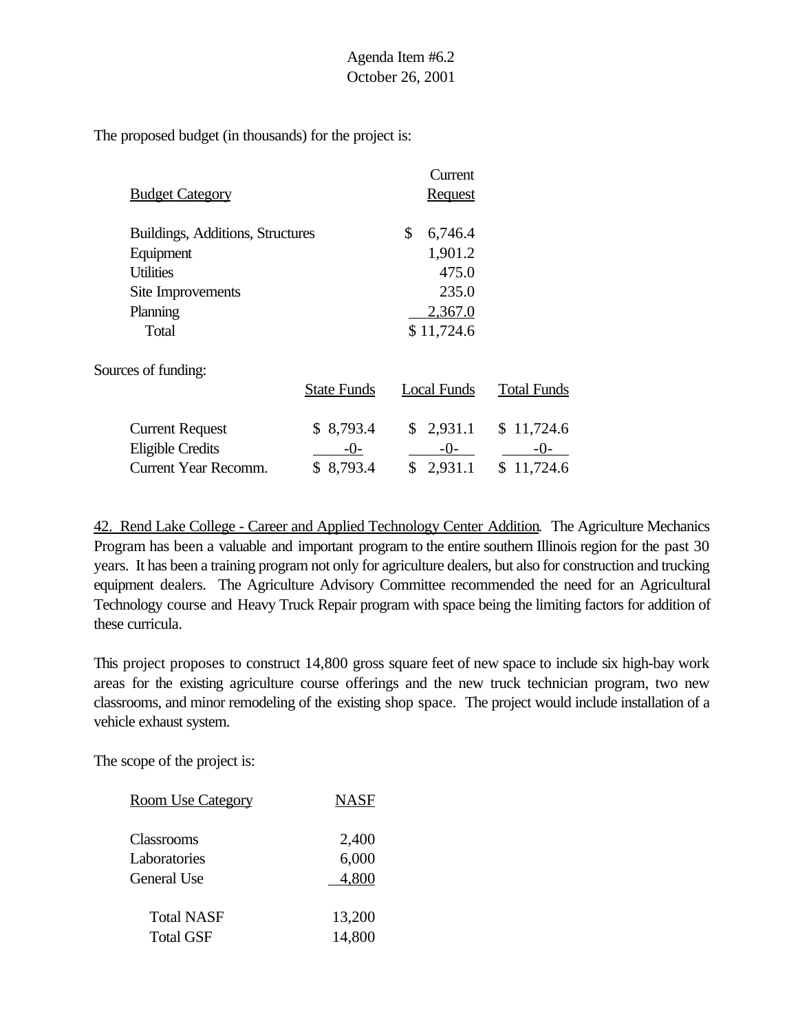The proposed budget (in thousands) for the project is:

| Budget Category | Current Request |
|---|---|
| Buildings, Additions, Structures | $ 6,746.4 |
| Equipment | 1,901.2 |
| Utilities | 475.0 |
| Site Improvements | 235.0 |
| Planning | 2,367.0 |
| Total | $ 11,724.6 |

Sources of funding:

| | State Funds | Local Funds | Total Funds |
|---|---|---|---|
| Current Request | $ 8,793.4 | $ 2,931.1 | $ 11,724.6 |
| Eligible Credits | -0- | -0- | -0- |
| Current Year Recomm. | $ 8,793.4 | $ 2,931.1 | $ 11,724.6 |

42. Rend Lake College - Career and Applied Technology Center Addition. The Agriculture Mechanics Program has been a valuable and important program to the entire southern Illinois region for the past 30 years. It has been a training program not only for agriculture dealers, but also for construction and trucking equipment dealers. The Agriculture Advisory Committee recommended the need for an Agricultural Technology course and Heavy Truck Repair program with space being the limiting factors for addition of these curricula.

This project proposes to construct 14,800 gross square feet of new space to include six high-bay work areas for the existing agriculture course offerings and the new truck technician program, two new classrooms, and minor remodeling of the existing shop space. The project would include installation of a vehicle exhaust system.

The scope of the project is:

| Room Use Category | NASF |
|---|---|
| Classrooms | 2,400 |
| Laboratories | 6,000 |
| General Use | 4,800 |
| Total NASF | 13,200 |
| Total GSF | 14,800 |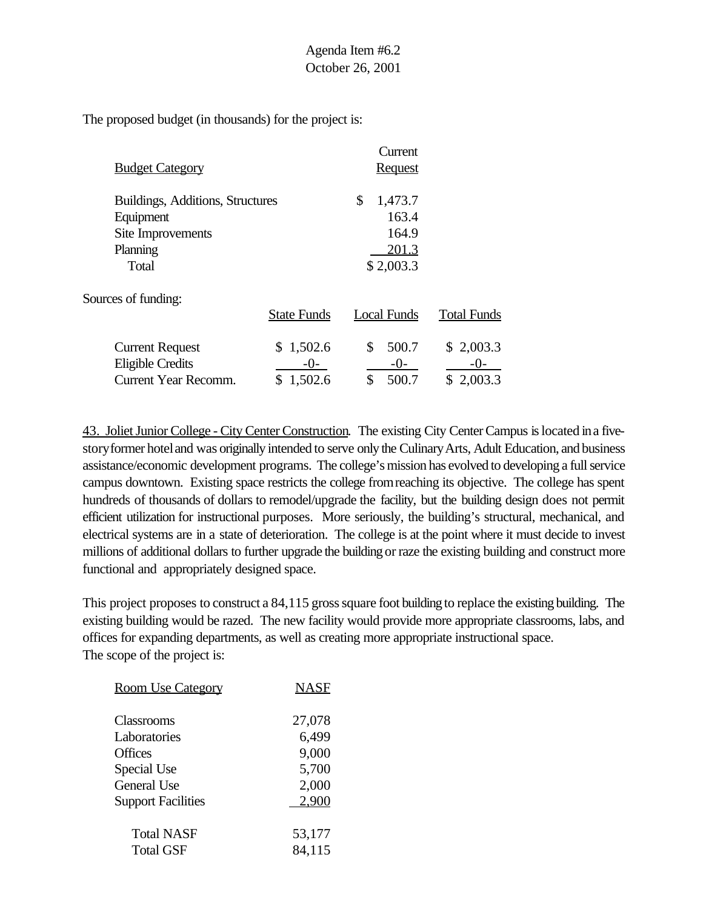The proposed budget (in thousands) for the project is:

| Budget Category | Current Request |
|---|---|
| Buildings, Additions, Structures | $ 1,473.7 |
| Equipment | 163.4 |
| Site Improvements | 164.9 |
| Planning | 201.3 |
| Total | $ 2,003.3 |

Sources of funding:

| | State Funds | Local Funds | Total Funds |
|---|---|---|---|
| Current Request | $ 1,502.6 | $ 500.7 | $ 2,003.3 |
| Eligible Credits | -0- | -0- | -0- |
| Current Year Recomm. | $ 1,502.6 | $ 500.7 | $ 2,003.3 |

43. Joliet Junior College - City Center Construction. The existing City Center Campus is located in a five-story former hotel and was originally intended to serve only the Culinary Arts, Adult Education, and business assistance/economic development programs. The college's mission has evolved to developing a full service campus downtown. Existing space restricts the college from reaching its objective. The college has spent hundreds of thousands of dollars to remodel/upgrade the facility, but the building design does not permit efficient utilization for instructional purposes. More seriously, the building's structural, mechanical, and electrical systems are in a state of deterioration. The college is at the point where it must decide to invest millions of additional dollars to further upgrade the building or raze the existing building and construct more functional and appropriately designed space.

This project proposes to construct a 84,115 gross square foot building to replace the existing building. The existing building would be razed. The new facility would provide more appropriate classrooms, labs, and offices for expanding departments, as well as creating more appropriate instructional space. The scope of the project is:

| Room Use Category | NASF |
|---|---|
| Classrooms | 27,078 |
| Laboratories | 6,499 |
| Offices | 9,000 |
| Special Use | 5,700 |
| General Use | 2,000 |
| Support Facilities | 2,900 |
| Total NASF | 53,177 |
| Total GSF | 84,115 |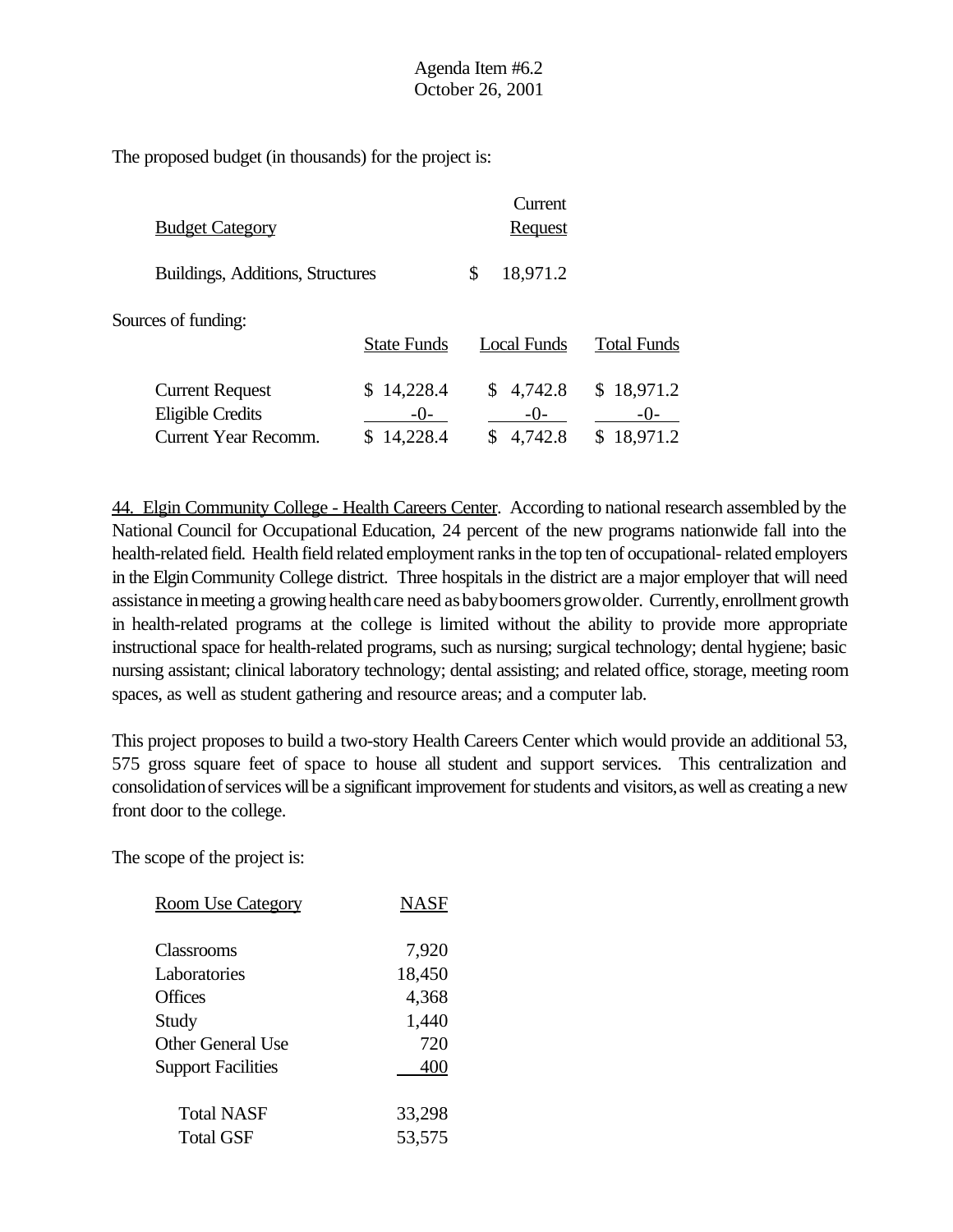Agenda Item #6.2
October 26, 2001

The proposed budget (in thousands) for the project is:

| Budget Category | Current Request |
|---|---|
| Buildings, Additions, Structures | $ 18,971.2 |

Sources of funding:

| | State Funds | Local Funds | Total Funds |
|---|---|---|---|
| Current Request | $ 14,228.4 | $ 4,742.8 | $ 18,971.2 |
| Eligible Credits | -0- | -0- | -0- |
| Current Year Recomm. | $ 14,228.4 | $ 4,742.8 | $ 18,971.2 |

44. Elgin Community College - Health Careers Center. According to national research assembled by the National Council for Occupational Education, 24 percent of the new programs nationwide fall into the health-related field. Health field related employment ranks in the top ten of occupational- related employers in the Elgin Community College district. Three hospitals in the district are a major employer that will need assistance in meeting a growing health care need as baby boomers grow older. Currently, enrollment growth in health-related programs at the college is limited without the ability to provide more appropriate instructional space for health-related programs, such as nursing; surgical technology; dental hygiene; basic nursing assistant; clinical laboratory technology; dental assisting; and related office, storage, meeting room spaces, as well as student gathering and resource areas; and a computer lab.

This project proposes to build a two-story Health Careers Center which would provide an additional 53, 575 gross square feet of space to house all student and support services. This centralization and consolidation of services will be a significant improvement for students and visitors, as well as creating a new front door to the college.

The scope of the project is:

| Room Use Category | NASF |
|---|---|
| Classrooms | 7,920 |
| Laboratories | 18,450 |
| Offices | 4,368 |
| Study | 1,440 |
| Other General Use | 720 |
| Support Facilities | 400 |
| Total NASF | 33,298 |
| Total GSF | 53,575 |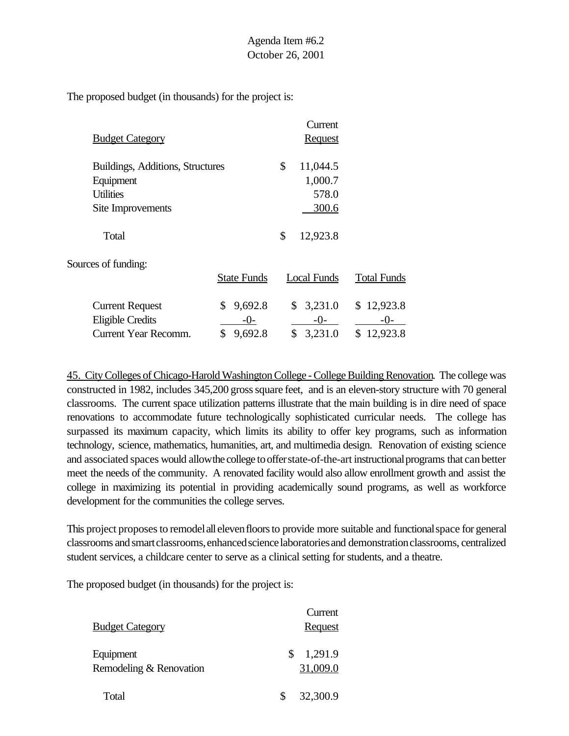Agenda Item #6.2
October 26, 2001

The proposed budget (in thousands) for the project is:

| Budget Category | Current Request |
|---|---|
| Buildings, Additions, Structures | $ 11,044.5 |
| Equipment | 1,000.7 |
| Utilities | 578.0 |
| Site Improvements | 300.6 |
| Total | $ 12,923.8 |

Sources of funding:

| | State Funds | Local Funds | Total Funds |
|---|---|---|---|
| Current Request | $ 9,692.8 | $ 3,231.0 | $ 12,923.8 |
| Eligible Credits | -0- | -0- | -0- |
| Current Year Recomm. | $ 9,692.8 | $ 3,231.0 | $ 12,923.8 |

45. City Colleges of Chicago-Harold Washington College - College Building Renovation. The college was constructed in 1982, includes 345,200 gross square feet, and is an eleven-story structure with 70 general classrooms. The current space utilization patterns illustrate that the main building is in dire need of space renovations to accommodate future technologically sophisticated curricular needs. The college has surpassed its maximum capacity, which limits its ability to offer key programs, such as information technology, science, mathematics, humanities, art, and multimedia design. Renovation of existing science and associated spaces would allow the college to offer state-of-the-art instructional programs that can better meet the needs of the community. A renovated facility would also allow enrollment growth and assist the college in maximizing its potential in providing academically sound programs, as well as workforce development for the communities the college serves.

This project proposes to remodel all eleven floors to provide more suitable and functional space for general classrooms and smart classrooms, enhanced science laboratories and demonstration classrooms, centralized student services, a childcare center to serve as a clinical setting for students, and a theatre.

The proposed budget (in thousands) for the project is:

| Budget Category | Current Request |
|---|---|
| Equipment | $ 1,291.9 |
| Remodeling & Renovation | 31,009.0 |
| Total | $ 32,300.9 |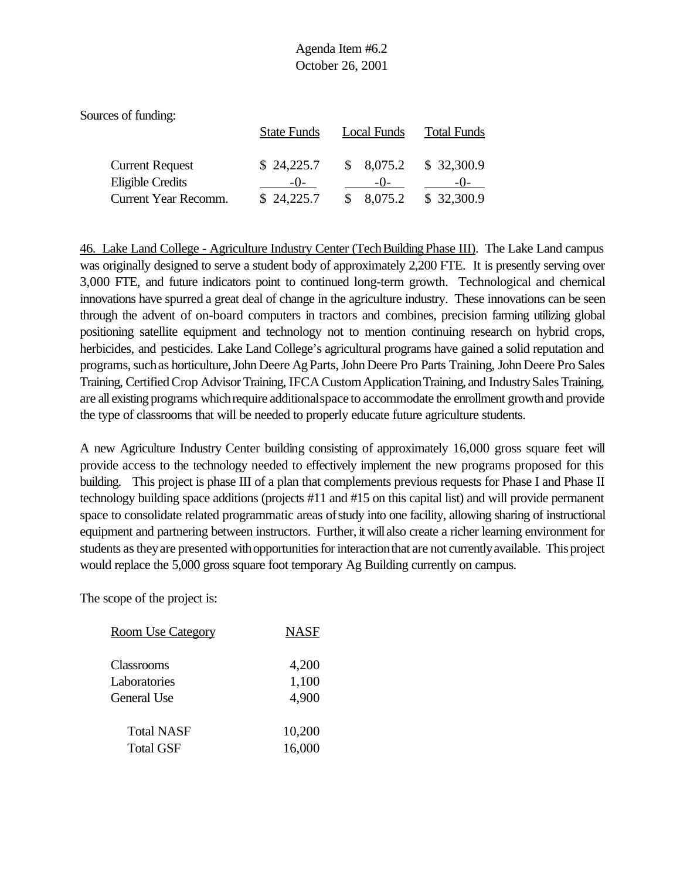Sources of funding:

| | State Funds | Local Funds | Total Funds |
|---|---|---|---|
| Current Request | $ 24,225.7 | $ 8,075.2 | $ 32,300.9 |
| Eligible Credits | -0- | -0- | -0- |
| Current Year Recomm. | $ 24,225.7 | $ 8,075.2 | $ 32,300.9 |

46. Lake Land College - Agriculture Industry Center (Tech Building Phase III). The Lake Land campus was originally designed to serve a student body of approximately 2,200 FTE. It is presently serving over 3,000 FTE, and future indicators point to continued long-term growth. Technological and chemical innovations have spurred a great deal of change in the agriculture industry. These innovations can be seen through the advent of on-board computers in tractors and combines, precision farming utilizing global positioning satellite equipment and technology not to mention continuing research on hybrid crops, herbicides, and pesticides. Lake Land College's agricultural programs have gained a solid reputation and programs, such as horticulture, John Deere Ag Parts, John Deere Pro Parts Training, John Deere Pro Sales Training, Certified Crop Advisor Training, IFCA Custom Application Training, and Industry Sales Training, are all existing programs which require additional space to accommodate the enrollment growth and provide the type of classrooms that will be needed to properly educate future agriculture students.

A new Agriculture Industry Center building consisting of approximately 16,000 gross square feet will provide access to the technology needed to effectively implement the new programs proposed for this building. This project is phase III of a plan that complements previous requests for Phase I and Phase II technology building space additions (projects #11 and #15 on this capital list) and will provide permanent space to consolidate related programmatic areas of study into one facility, allowing sharing of instructional equipment and partnering between instructors. Further, it will also create a richer learning environment for students as they are presented with opportunities for interaction that are not currently available. This project would replace the 5,000 gross square foot temporary Ag Building currently on campus.

The scope of the project is:

| Room Use Category | NASF |
|---|---|
| Classrooms | 4,200 |
| Laboratories | 1,100 |
| General Use | 4,900 |
| Total NASF | 10,200 |
| Total GSF | 16,000 |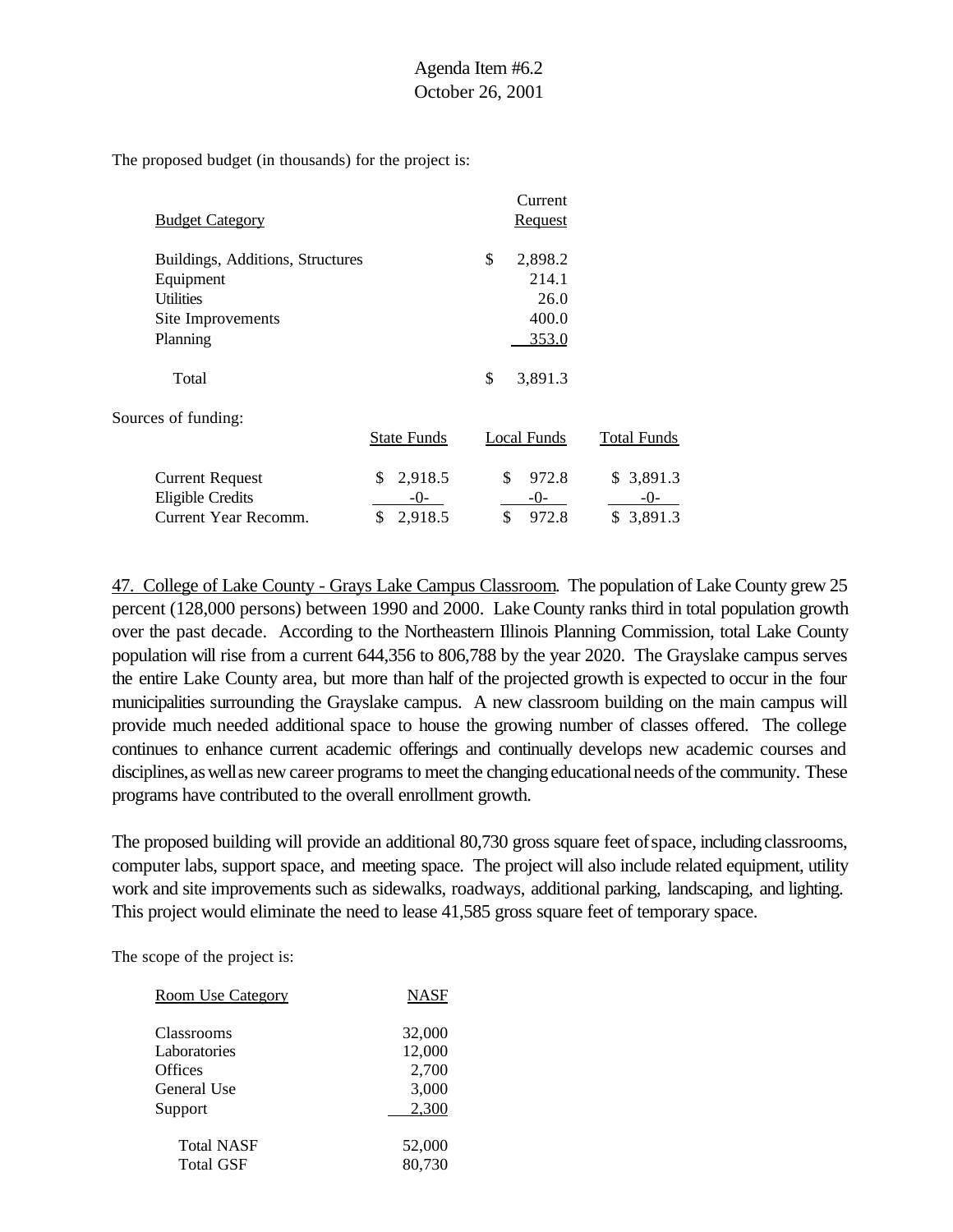Agenda Item #6.2
October 26, 2001

The proposed budget (in thousands) for the project is:

| Budget Category | Current Request |
|---|---|
| Buildings, Additions, Structures | $ 2,898.2 |
| Equipment | 214.1 |
| Utilities | 26.0 |
| Site Improvements | 400.0 |
| Planning | 353.0 |
| Total | $ 3,891.3 |

Sources of funding:

| | State Funds | Local Funds | Total Funds |
|---|---|---|---|
| Current Request | $ 2,918.5 | $ 972.8 | $ 3,891.3 |
| Eligible Credits | -0- | -0- | -0- |
| Current Year Recomm. | $ 2,918.5 | $ 972.8 | $ 3,891.3 |

47. College of Lake County - Grays Lake Campus Classroom. The population of Lake County grew 25 percent (128,000 persons) between 1990 and 2000. Lake County ranks third in total population growth over the past decade. According to the Northeastern Illinois Planning Commission, total Lake County population will rise from a current 644,356 to 806,788 by the year 2020. The Grayslake campus serves the entire Lake County area, but more than half of the projected growth is expected to occur in the four municipalities surrounding the Grayslake campus. A new classroom building on the main campus will provide much needed additional space to house the growing number of classes offered. The college continues to enhance current academic offerings and continually develops new academic courses and disciplines, as well as new career programs to meet the changing educational needs of the community. These programs have contributed to the overall enrollment growth.

The proposed building will provide an additional 80,730 gross square feet of space, including classrooms, computer labs, support space, and meeting space. The project will also include related equipment, utility work and site improvements such as sidewalks, roadways, additional parking, landscaping, and lighting. This project would eliminate the need to lease 41,585 gross square feet of temporary space.

The scope of the project is:

| Room Use Category | NASF |
|---|---|
| Classrooms | 32,000 |
| Laboratories | 12,000 |
| Offices | 2,700 |
| General Use | 3,000 |
| Support | 2,300 |
| Total NASF | 52,000 |
| Total GSF | 80,730 |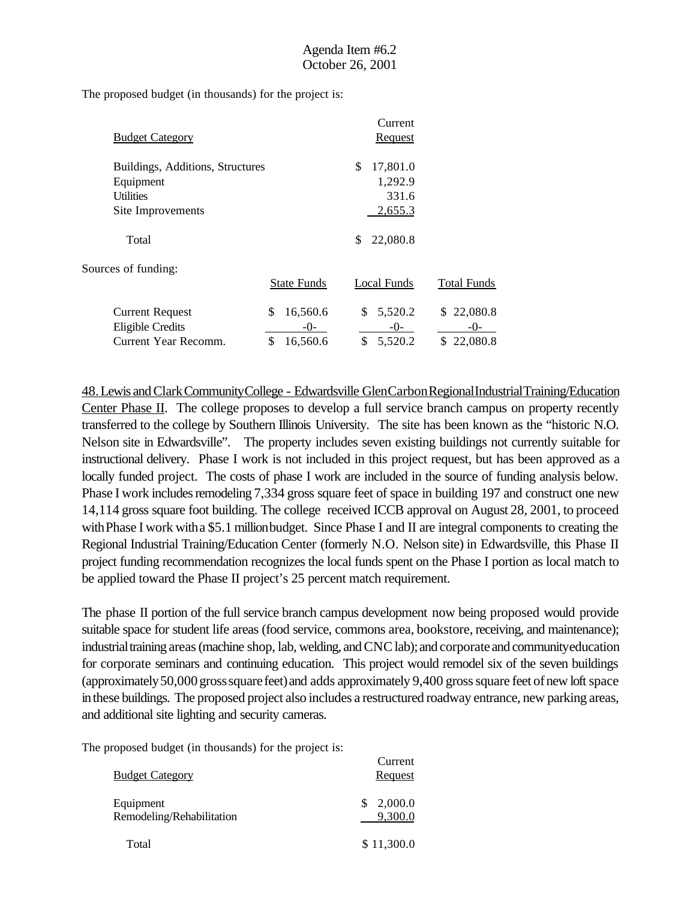The proposed budget (in thousands) for the project is:

| Budget Category | Current Request |
|---|---|
| Buildings, Additions, Structures | $ 17,801.0 |
| Equipment | 1,292.9 |
| Utilities | 331.6 |
| Site Improvements | 2,655.3 |
| Total | $ 22,080.8 |

Sources of funding:

| | State Funds | Local Funds | Total Funds |
|---|---|---|---|
| Current Request | $ 16,560.6 | $ 5,520.2 | $ 22,080.8 |
| Eligible Credits | -0- | -0- | -0- |
| Current Year Recomm. | $ 16,560.6 | $ 5,520.2 | $ 22,080.8 |

48. Lewis and Clark Community College - Edwardsville Glen Carbon Regional Industrial Training/Education Center Phase II. The college proposes to develop a full service branch campus on property recently transferred to the college by Southern Illinois University. The site has been known as the "historic N.O. Nelson site in Edwardsville". The property includes seven existing buildings not currently suitable for instructional delivery. Phase I work is not included in this project request, but has been approved as a locally funded project. The costs of phase I work are included in the source of funding analysis below. Phase I work includes remodeling 7,334 gross square feet of space in building 197 and construct one new 14,114 gross square foot building. The college received ICCB approval on August 28, 2001, to proceed with Phase I work with a $5.1 million budget. Since Phase I and II are integral components to creating the Regional Industrial Training/Education Center (formerly N.O. Nelson site) in Edwardsville, this Phase II project funding recommendation recognizes the local funds spent on the Phase I portion as local match to be applied toward the Phase II project's 25 percent match requirement.

The phase II portion of the full service branch campus development now being proposed would provide suitable space for student life areas (food service, commons area, bookstore, receiving, and maintenance); industrial training areas (machine shop, lab, welding, and CNC lab); and corporate and community education for corporate seminars and continuing education. This project would remodel six of the seven buildings (approximately 50,000 gross square feet) and adds approximately 9,400 gross square feet of new loft space in these buildings. The proposed project also includes a restructured roadway entrance, new parking areas, and additional site lighting and security cameras.

The proposed budget (in thousands) for the project is:

| Budget Category | Current Request |
|---|---|
| Equipment | $ 2,000.0 |
| Remodeling/Rehabilitation | 9,300.0 |
| Total | $ 11,300.0 |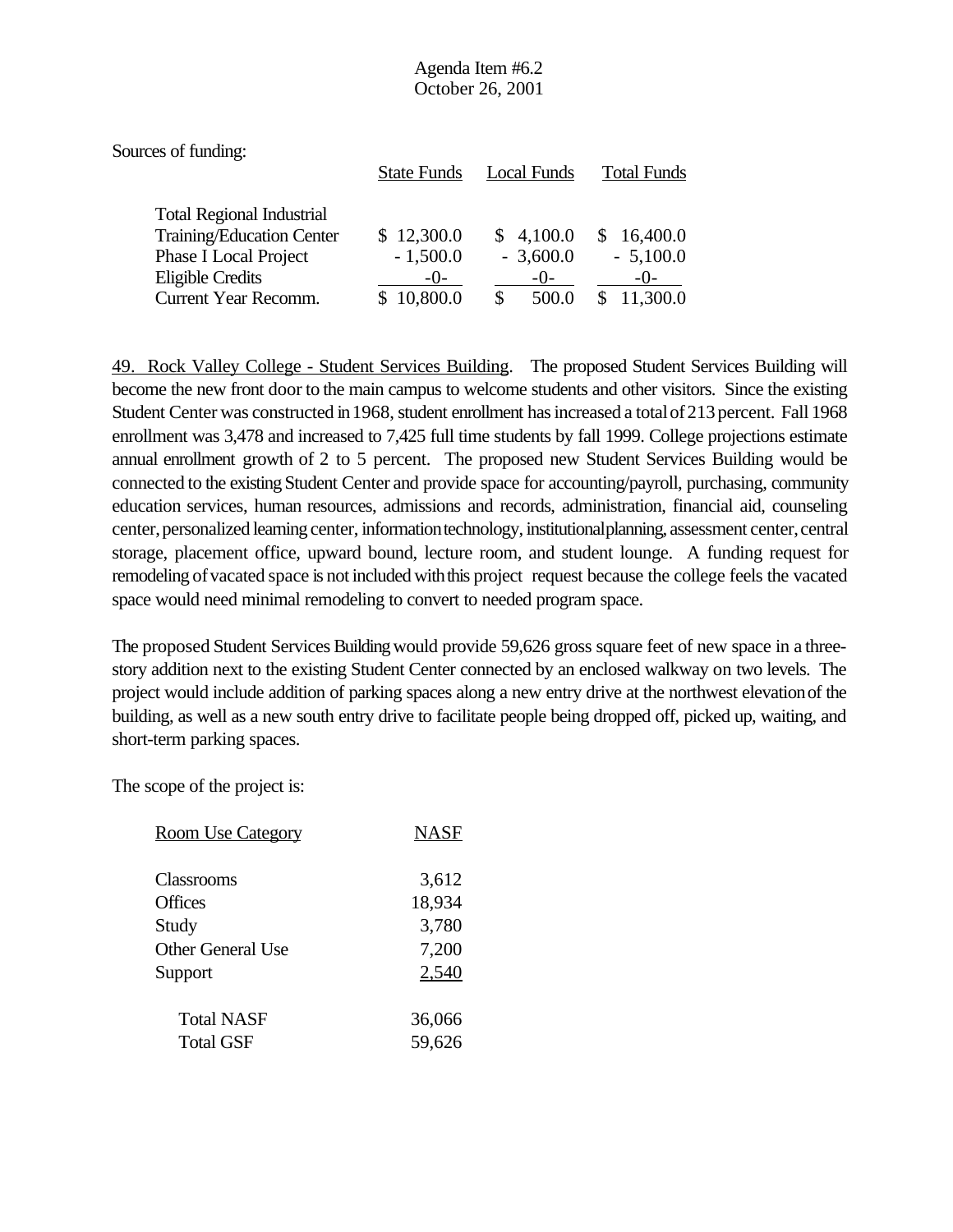Sources of funding:

| | State Funds | Local Funds | Total Funds |
|---|---|---|---|
| Total Regional Industrial Training/Education Center | $ 12,300.0 | $ 4,100.0 | $ 16,400.0 |
| Phase I Local Project | - 1,500.0 | - 3,600.0 | - 5,100.0 |
| Eligible Credits | -0- | -0- | -0- |
| Current Year Recomm. | $ 10,800.0 | $ 500.0 | $ 11,300.0 |

49. Rock Valley College - Student Services Building. The proposed Student Services Building will become the new front door to the main campus to welcome students and other visitors. Since the existing Student Center was constructed in 1968, student enrollment has increased a total of 213 percent. Fall 1968 enrollment was 3,478 and increased to 7,425 full time students by fall 1999. College projections estimate annual enrollment growth of 2 to 5 percent. The proposed new Student Services Building would be connected to the existing Student Center and provide space for accounting/payroll, purchasing, community education services, human resources, admissions and records, administration, financial aid, counseling center, personalized learning center, information technology, institutional planning, assessment center, central storage, placement office, upward bound, lecture room, and student lounge. A funding request for remodeling of vacated space is not included with this project request because the college feels the vacated space would need minimal remodeling to convert to needed program space.

The proposed Student Services Building would provide 59,626 gross square feet of new space in a three-story addition next to the existing Student Center connected by an enclosed walkway on two levels. The project would include addition of parking spaces along a new entry drive at the northwest elevation of the building, as well as a new south entry drive to facilitate people being dropped off, picked up, waiting, and short-term parking spaces.

The scope of the project is:

| Room Use Category | NASF |
|---|---|
| Classrooms | 3,612 |
| Offices | 18,934 |
| Study | 3,780 |
| Other General Use | 7,200 |
| Support | 2,540 |
| Total NASF | 36,066 |
| Total GSF | 59,626 |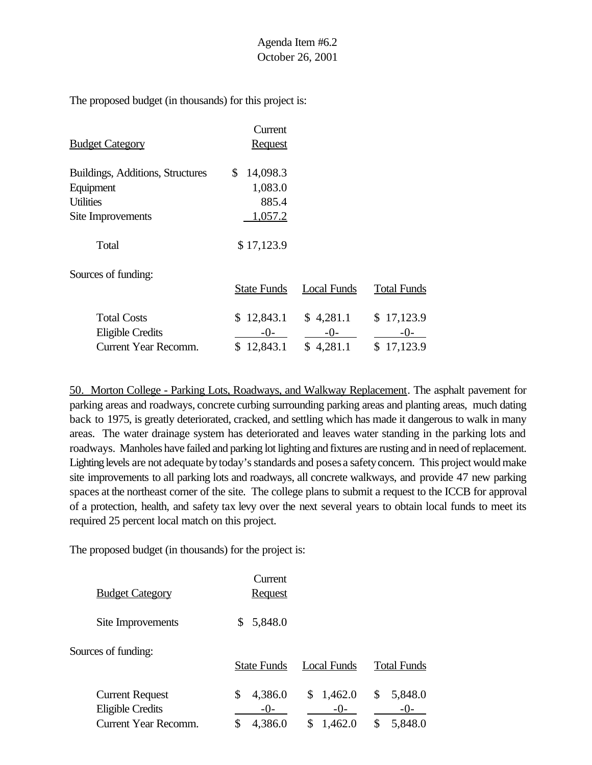The proposed budget (in thousands) for this project is:

| Budget Category | Current Request |
|---|---|
| Buildings, Additions, Structures | $ 14,098.3 |
| Equipment | 1,083.0 |
| Utilities | 885.4 |
| Site Improvements | 1,057.2 |
| Total | $ 17,123.9 |

Sources of funding:

| | State Funds | Local Funds | Total Funds |
|---|---|---|---|
| Total Costs | $ 12,843.1 | $ 4,281.1 | $ 17,123.9 |
| Eligible Credits | -0- | -0- | -0- |
| Current Year Recomm. | $ 12,843.1 | $ 4,281.1 | $ 17,123.9 |

50. Morton College - Parking Lots, Roadways, and Walkway Replacement. The asphalt pavement for parking areas and roadways, concrete curbing surrounding parking areas and planting areas, much dating back to 1975, is greatly deteriorated, cracked, and settling which has made it dangerous to walk in many areas. The water drainage system has deteriorated and leaves water standing in the parking lots and roadways. Manholes have failed and parking lot lighting and fixtures are rusting and in need of replacement. Lighting levels are not adequate by today's standards and poses a safety concern. This project would make site improvements to all parking lots and roadways, all concrete walkways, and provide 47 new parking spaces at the northeast corner of the site. The college plans to submit a request to the ICCB for approval of a protection, health, and safety tax levy over the next several years to obtain local funds to meet its required 25 percent local match on this project.

The proposed budget (in thousands) for the project is:

| Budget Category | Current Request |
|---|---|
| Site Improvements | $ 5,848.0 |

Sources of funding:

| | State Funds | Local Funds | Total Funds |
|---|---|---|---|
| Current Request | $ 4,386.0 | $ 1,462.0 | $ 5,848.0 |
| Eligible Credits | -0- | -0- | -0- |
| Current Year Recomm. | $ 4,386.0 | $ 1,462.0 | $ 5,848.0 |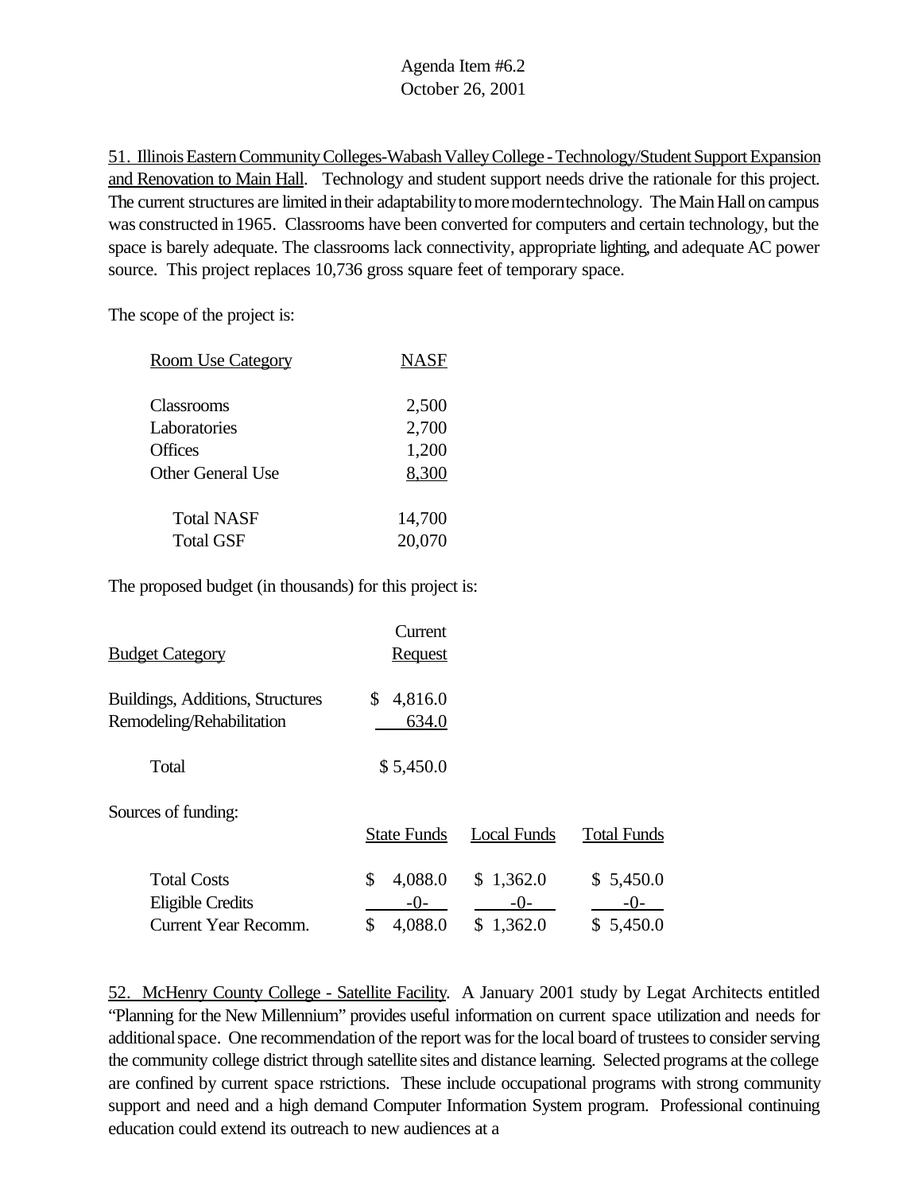51. Illinois Eastern Community Colleges-Wabash Valley College - Technology/Student Support Expansion and Renovation to Main Hall. Technology and student support needs drive the rationale for this project. The current structures are limited in their adaptability to more modern technology. The Main Hall on campus was constructed in 1965. Classrooms have been converted for computers and certain technology, but the space is barely adequate. The classrooms lack connectivity, appropriate lighting, and adequate AC power source. This project replaces 10,736 gross square feet of temporary space.

The scope of the project is:

| Room Use Category | NASF |
|---|---|
| Classrooms | 2,500 |
| Laboratories | 2,700 |
| Offices | 1,200 |
| Other General Use | 8,300 |
| Total NASF | 14,700 |
| Total GSF | 20,070 |

The proposed budget (in thousands) for this project is:

| Budget Category | Current Request |
|---|---|
| Buildings, Additions, Structures | $ 4,816.0 |
| Remodeling/Rehabilitation | 634.0 |
| Total | $ 5,450.0 |

Sources of funding:

| | State Funds | Local Funds | Total Funds |
|---|---|---|---|
| Total Costs | $ 4,088.0 | $ 1,362.0 | $ 5,450.0 |
| Eligible Credits | -0- | -0- | -0- |
| Current Year Recomm. | $ 4,088.0 | $ 1,362.0 | $ 5,450.0 |

52. McHenry County College - Satellite Facility. A January 2001 study by Legat Architects entitled "Planning for the New Millennium" provides useful information on current space utilization and needs for additional space. One recommendation of the report was for the local board of trustees to consider serving the community college district through satellite sites and distance learning. Selected programs at the college are confined by current space rstrictions. These include occupational programs with strong community support and need and a high demand Computer Information System program. Professional continuing education could extend its outreach to new audiences at a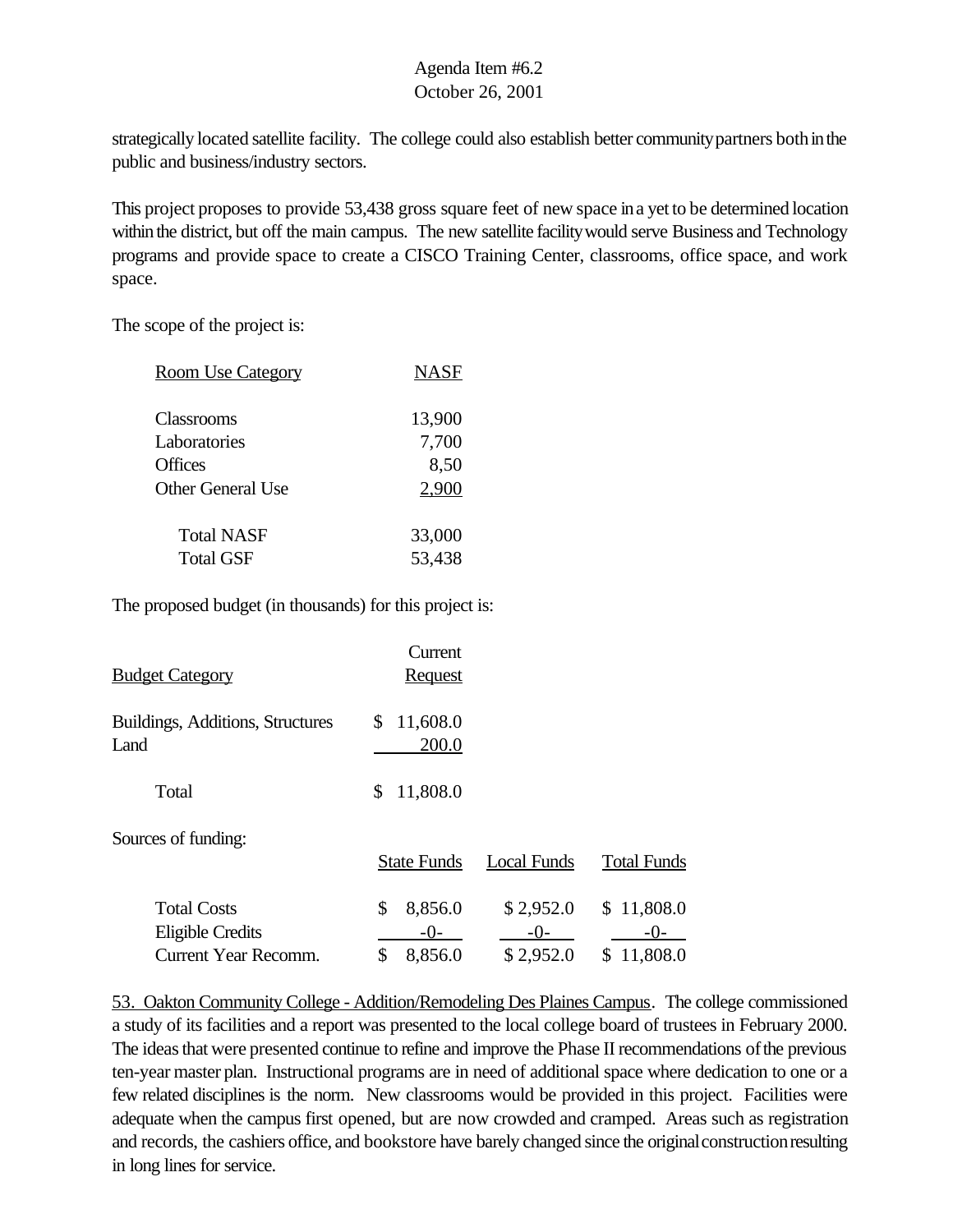strategically located satellite facility. The college could also establish better community partners both in the public and business/industry sectors.

This project proposes to provide 53,438 gross square feet of new space in a yet to be determined location within the district, but off the main campus. The new satellite facility would serve Business and Technology programs and provide space to create a CISCO Training Center, classrooms, office space, and work space.

The scope of the project is:

| Room Use Category | NASF |
|---|---|
| Classrooms | 13,900 |
| Laboratories | 7,700 |
| Offices | 8,50 |
| Other General Use | 2,900 |
| Total NASF | 33,000 |
| Total GSF | 53,438 |

The proposed budget (in thousands) for this project is:

| Budget Category | Current Request |
|---|---|
| Buildings, Additions, Structures | $ 11,608.0 |
| Land | 200.0 |
| Total | $ 11,808.0 |

Sources of funding:

| | State Funds | Local Funds | Total Funds |
|---|---|---|---|
| Total Costs | $ 8,856.0 | $ 2,952.0 | $ 11,808.0 |
| Eligible Credits | -0- | -0- | -0- |
| Current Year Recomm. | $ 8,856.0 | $ 2,952.0 | $ 11,808.0 |

53. Oakton Community College - Addition/Remodeling Des Plaines Campus. The college commissioned a study of its facilities and a report was presented to the local college board of trustees in February 2000. The ideas that were presented continue to refine and improve the Phase II recommendations of the previous ten-year master plan. Instructional programs are in need of additional space where dedication to one or a few related disciplines is the norm. New classrooms would be provided in this project. Facilities were adequate when the campus first opened, but are now crowded and cramped. Areas such as registration and records, the cashiers office, and bookstore have barely changed since the original construction resulting in long lines for service.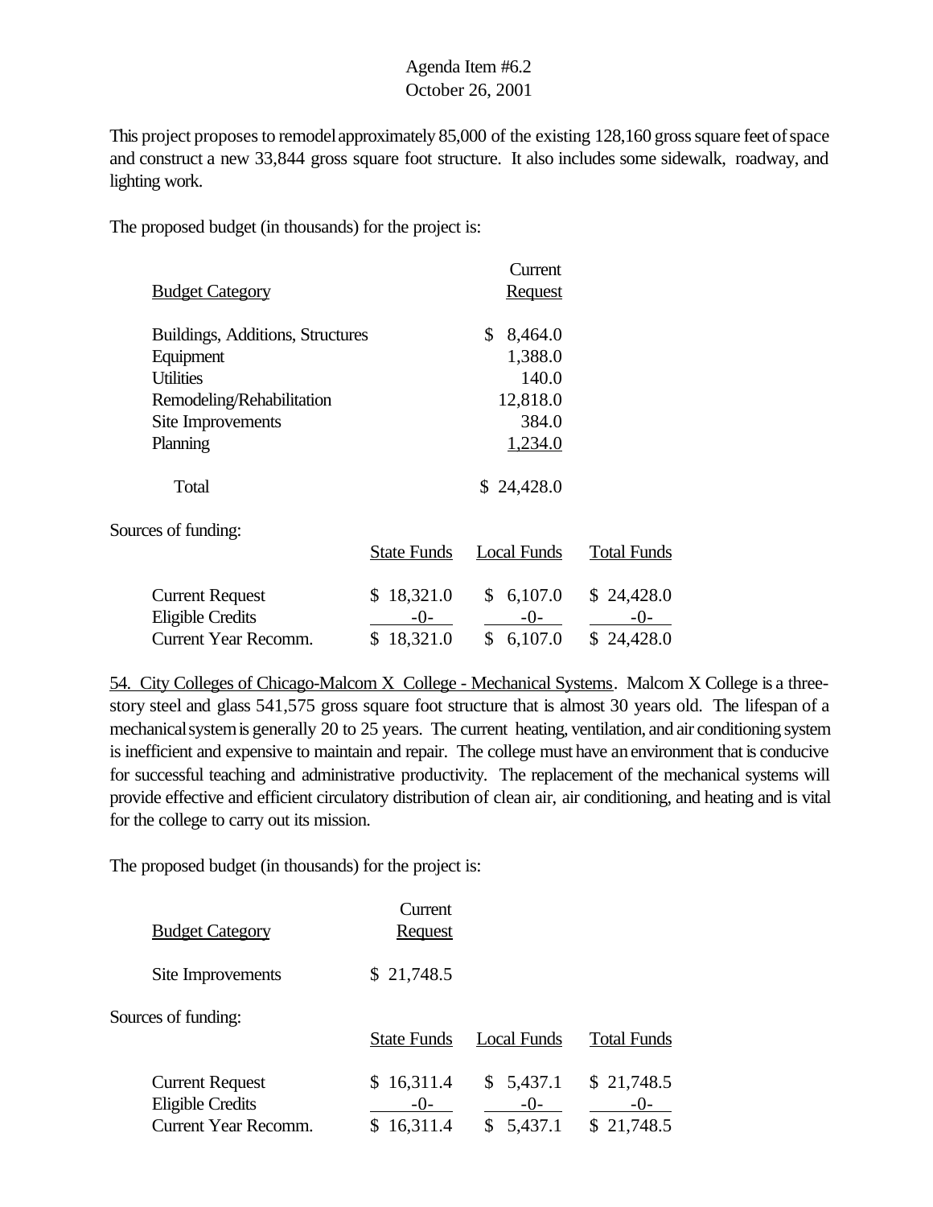This project proposes to remodel approximately 85,000 of the existing 128,160 gross square feet of space and construct a new 33,844 gross square foot structure. It also includes some sidewalk, roadway, and lighting work.

The proposed budget (in thousands) for the project is:

| Budget Category | Current Request |
|---|---|
| Buildings, Additions, Structures | $ 8,464.0 |
| Equipment | 1,388.0 |
| Utilities | 140.0 |
| Remodeling/Rehabilitation | 12,818.0 |
| Site Improvements | 384.0 |
| Planning | 1,234.0 |
| Total | $ 24,428.0 |

Sources of funding:

| | State Funds | Local Funds | Total Funds |
|---|---|---|---|
| Current Request | $ 18,321.0 | $ 6,107.0 | $ 24,428.0 |
| Eligible Credits | -0- | -0- | -0- |
| Current Year Recomm. | $ 18,321.0 | $ 6,107.0 | $ 24,428.0 |

54. City Colleges of Chicago-Malcom X College - Mechanical Systems. Malcom X College is a three-story steel and glass 541,575 gross square foot structure that is almost 30 years old. The lifespan of a mechanical system is generally 20 to 25 years. The current heating, ventilation, and air conditioning system is inefficient and expensive to maintain and repair. The college must have an environment that is conducive for successful teaching and administrative productivity. The replacement of the mechanical systems will provide effective and efficient circulatory distribution of clean air, air conditioning, and heating and is vital for the college to carry out its mission.

The proposed budget (in thousands) for the project is:

| Budget Category | Current Request |
|---|---|
| Site Improvements | $ 21,748.5 |

Sources of funding:

| | State Funds | Local Funds | Total Funds |
|---|---|---|---|
| Current Request | $ 16,311.4 | $ 5,437.1 | $ 21,748.5 |
| Eligible Credits | -0- | -0- | -0- |
| Current Year Recomm. | $ 16,311.4 | $ 5,437.1 | $ 21,748.5 |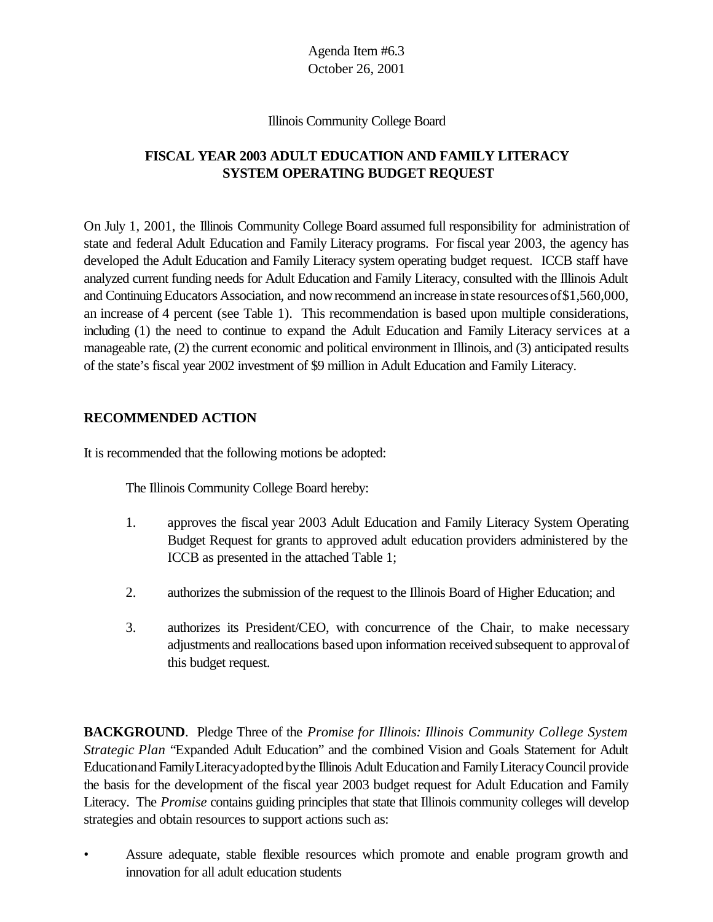Agenda Item #6.3
October 26, 2001

Illinois Community College Board

## FISCAL YEAR 2003 ADULT EDUCATION AND FAMILY LITERACY SYSTEM OPERATING BUDGET REQUEST

On July 1, 2001, the Illinois Community College Board assumed full responsibility for administration of state and federal Adult Education and Family Literacy programs. For fiscal year 2003, the agency has developed the Adult Education and Family Literacy system operating budget request. ICCB staff have analyzed current funding needs for Adult Education and Family Literacy, consulted with the Illinois Adult and Continuing Educators Association, and now recommend an increase in state resources of $1,560,000, an increase of 4 percent (see Table 1). This recommendation is based upon multiple considerations, including (1) the need to continue to expand the Adult Education and Family Literacy services at a manageable rate, (2) the current economic and political environment in Illinois, and (3) anticipated results of the state's fiscal year 2002 investment of $9 million in Adult Education and Family Literacy.

### RECOMMENDED ACTION

It is recommended that the following motions be adopted:

The Illinois Community College Board hereby:

1. approves the fiscal year 2003 Adult Education and Family Literacy System Operating Budget Request for grants to approved adult education providers administered by the ICCB as presented in the attached Table 1;
2. authorizes the submission of the request to the Illinois Board of Higher Education; and
3. authorizes its President/CEO, with concurrence of the Chair, to make necessary adjustments and reallocations based upon information received subsequent to approval of this budget request.

**BACKGROUND**. Pledge Three of the *Promise for Illinois: Illinois Community College System Strategic Plan* "Expanded Adult Education" and the combined Vision and Goals Statement for Adult Education and Family Literacy adopted by the Illinois Adult Education and Family Literacy Council provide the basis for the development of the fiscal year 2003 budget request for Adult Education and Family Literacy. The *Promise* contains guiding principles that state that Illinois community colleges will develop strategies and obtain resources to support actions such as:

- Assure adequate, stable flexible resources which promote and enable program growth and innovation for all adult education students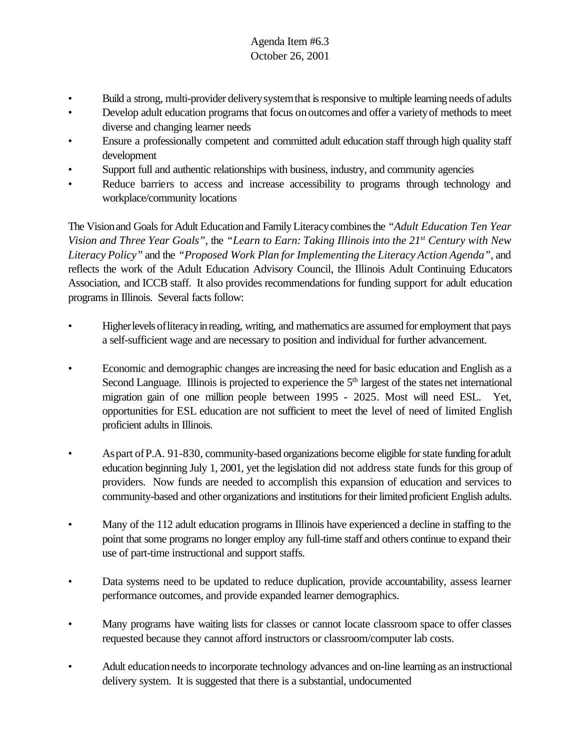Agenda Item #6.3
October 26, 2001

- Build a strong, multi-provider delivery system that is responsive to multiple learning needs of adults
- Develop adult education programs that focus on outcomes and offer a variety of methods to meet diverse and changing learner needs
- Ensure a professionally competent and committed adult education staff through high quality staff development
- Support full and authentic relationships with business, industry, and community agencies
- Reduce barriers to access and increase accessibility to programs through technology and workplace/community locations

The Vision and Goals for Adult Education and Family Literacy combines the *"Adult Education Ten Year Vision and Three Year Goals"*, the *"Learn to Earn: Taking Illinois into the 21st Century with New Literacy Policy"* and the *"Proposed Work Plan for Implementing the Literacy Action Agenda"*, and reflects the work of the Adult Education Advisory Council, the Illinois Adult Continuing Educators Association, and ICCB staff. It also provides recommendations for funding support for adult education programs in Illinois. Several facts follow:

- Higher levels of literacy in reading, writing, and mathematics are assumed for employment that pays a self-sufficient wage and are necessary to position and individual for further advancement.

- Economic and demographic changes are increasing the need for basic education and English as a Second Language. Illinois is projected to experience the 5th largest of the states net international migration gain of one million people between 1995 - 2025. Most will need ESL. Yet, opportunities for ESL education are not sufficient to meet the level of need of limited English proficient adults in Illinois.

- As part of P.A. 91-830, community-based organizations become eligible for state funding for adult education beginning July 1, 2001, yet the legislation did not address state funds for this group of providers. Now funds are needed to accomplish this expansion of education and services to community-based and other organizations and institutions for their limited proficient English adults.

- Many of the 112 adult education programs in Illinois have experienced a decline in staffing to the point that some programs no longer employ any full-time staff and others continue to expand their use of part-time instructional and support staffs.

- Data systems need to be updated to reduce duplication, provide accountability, assess learner performance outcomes, and provide expanded learner demographics.

- Many programs have waiting lists for classes or cannot locate classroom space to offer classes requested because they cannot afford instructors or classroom/computer lab costs.

- Adult education needs to incorporate technology advances and on-line learning as an instructional delivery system. It is suggested that there is a substantial, undocumented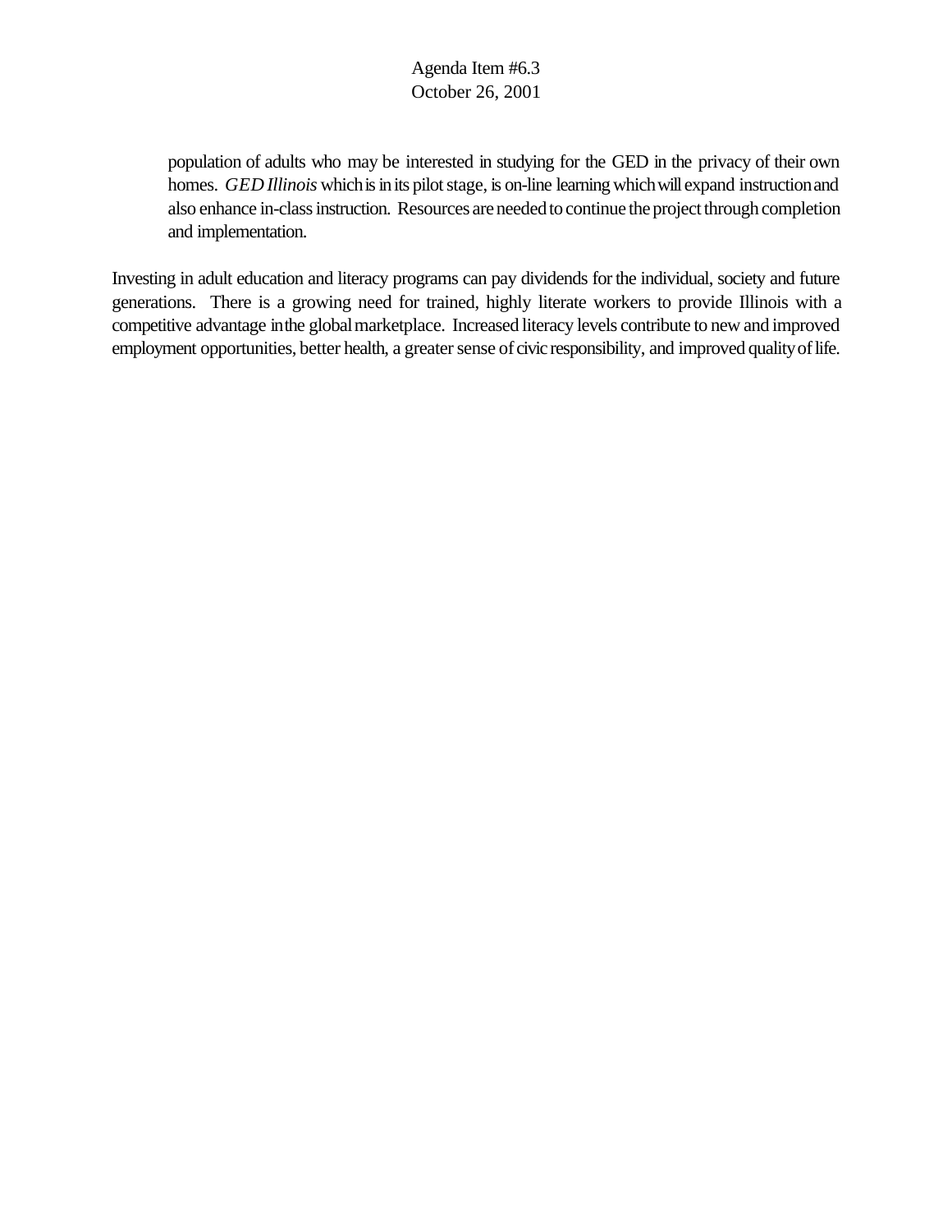population of adults who may be interested in studying for the GED in the privacy of their own homes. *GED Illinois* which is in its pilot stage, is on-line learning which will expand instruction and also enhance in-class instruction. Resources are needed to continue the project through completion and implementation.

Investing in adult education and literacy programs can pay dividends for the individual, society and future generations. There is a growing need for trained, highly literate workers to provide Illinois with a competitive advantage in the global marketplace. Increased literacy levels contribute to new and improved employment opportunities, better health, a greater sense of civic responsibility, and improved quality of life.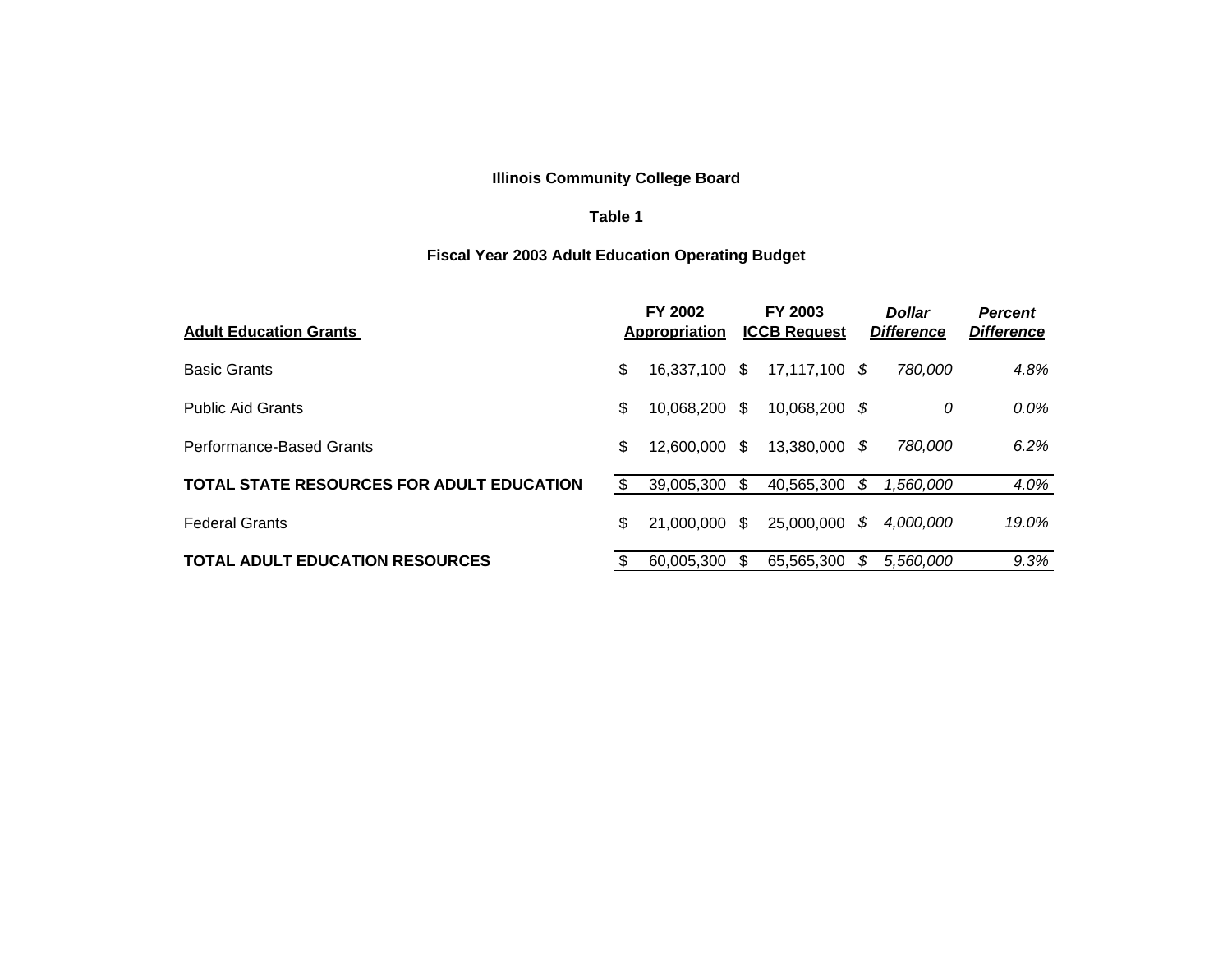**Illinois Community College Board**

**Table 1**

**Fiscal Year 2003 Adult Education Operating Budget**

| **Adult Education Grants** | **FY 2002 Appropriation** | **FY 2003 ICCB Request** | ***Dollar Difference*** | ***Percent Difference*** |
|---|---|---|---|---|
| Basic Grants | $ 16,337,100 | $ 17,117,100 | *$ 780,000* | *4.8%* |
| Public Aid Grants | $ 10,068,200 | $ 10,068,200 | *$ 0* | *0.0%* |
| Performance-Based Grants | $ 12,600,000 | $ 13,380,000 | *$ 780,000* | *6.2%* |
| **TOTAL STATE RESOURCES FOR ADULT EDUCATION** | $ 39,005,300 | $ 40,565,300 | *$ 1,560,000* | *4.0%* |
| Federal Grants | $ 21,000,000 | $ 25,000,000 | *$ 4,000,000* | *19.0%* |
| **TOTAL ADULT EDUCATION RESOURCES** | $ 60,005,300 | $ 65,565,300 | *$ 5,560,000* | *9.3%* |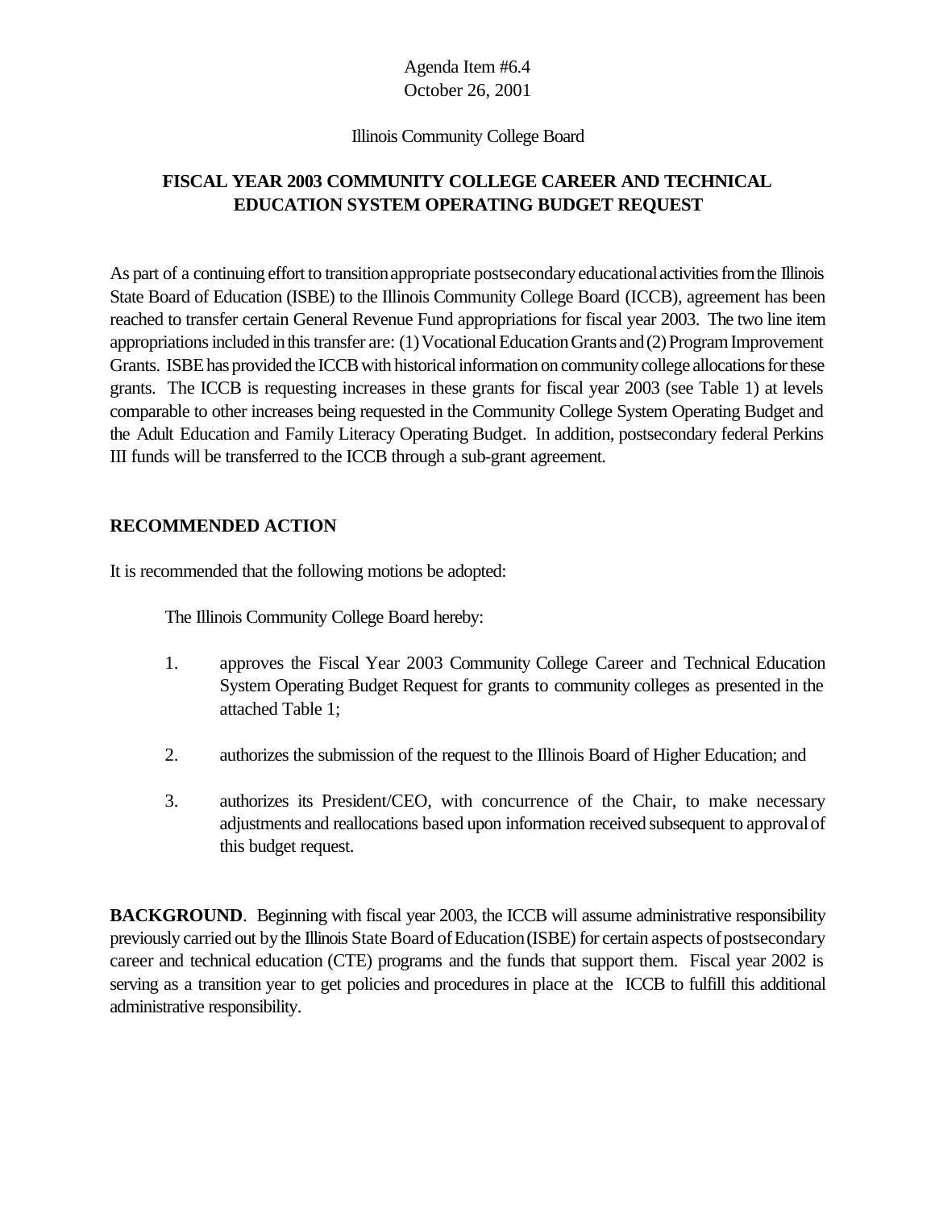Agenda Item #6.4
October 26, 2001

Illinois Community College Board

## FISCAL YEAR 2003 COMMUNITY COLLEGE CAREER AND TECHNICAL EDUCATION SYSTEM OPERATING BUDGET REQUEST

As part of a continuing effort to transition appropriate postsecondary educational activities from the Illinois State Board of Education (ISBE) to the Illinois Community College Board (ICCB), agreement has been reached to transfer certain General Revenue Fund appropriations for fiscal year 2003. The two line item appropriations included in this transfer are: (1) Vocational Education Grants and (2) Program Improvement Grants. ISBE has provided the ICCB with historical information on community college allocations for these grants. The ICCB is requesting increases in these grants for fiscal year 2003 (see Table 1) at levels comparable to other increases being requested in the Community College System Operating Budget and the Adult Education and Family Literacy Operating Budget. In addition, postsecondary federal Perkins III funds will be transferred to the ICCB through a sub-grant agreement.

### RECOMMENDED ACTION

It is recommended that the following motions be adopted:

The Illinois Community College Board hereby:

1. approves the Fiscal Year 2003 Community College Career and Technical Education System Operating Budget Request for grants to community colleges as presented in the attached Table 1;

2. authorizes the submission of the request to the Illinois Board of Higher Education; and

3. authorizes its President/CEO, with concurrence of the Chair, to make necessary adjustments and reallocations based upon information received subsequent to approval of this budget request.

**BACKGROUND**. Beginning with fiscal year 2003, the ICCB will assume administrative responsibility previously carried out by the Illinois State Board of Education (ISBE) for certain aspects of postsecondary career and technical education (CTE) programs and the funds that support them. Fiscal year 2002 is serving as a transition year to get policies and procedures in place at the ICCB to fulfill this additional administrative responsibility.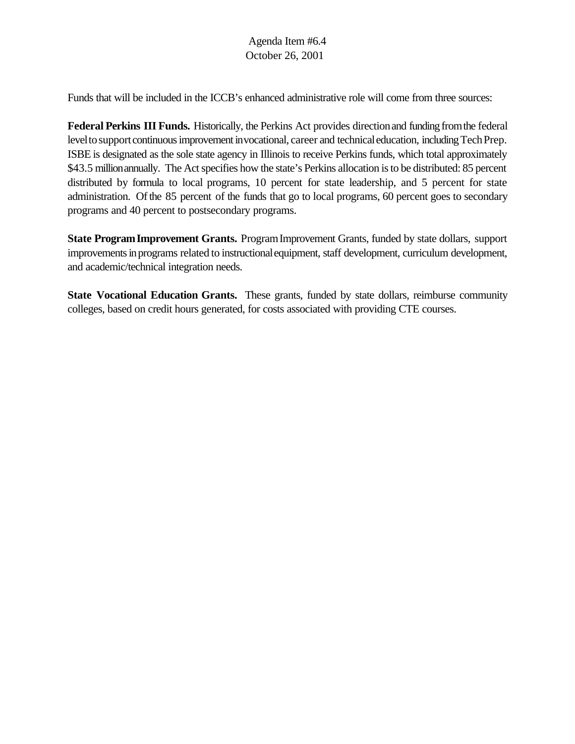Agenda Item #6.4
October 26, 2001

Funds that will be included in the ICCB's enhanced administrative role will come from three sources:

**Federal Perkins III Funds.** Historically, the Perkins Act provides direction and funding from the federal level to support continuous improvement in vocational, career and technical education, including Tech Prep. ISBE is designated as the sole state agency in Illinois to receive Perkins funds, which total approximately $43.5 million annually. The Act specifies how the state's Perkins allocation is to be distributed: 85 percent distributed by formula to local programs, 10 percent for state leadership, and 5 percent for state administration. Of the 85 percent of the funds that go to local programs, 60 percent goes to secondary programs and 40 percent to postsecondary programs.

**State Program Improvement Grants.** Program Improvement Grants, funded by state dollars, support improvements in programs related to instructional equipment, staff development, curriculum development, and academic/technical integration needs.

**State Vocational Education Grants.** These grants, funded by state dollars, reimburse community colleges, based on credit hours generated, for costs associated with providing CTE courses.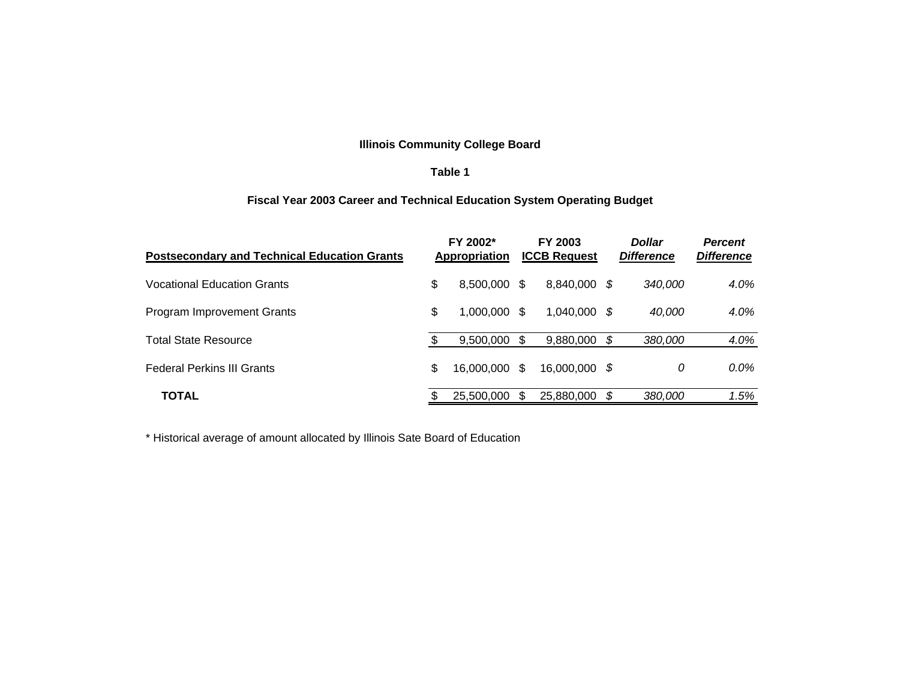**Illinois Community College Board**

**Table 1**

**Fiscal Year 2003 Career and Technical Education System Operating Budget**

| **Postsecondary and Technical Education Grants** | **FY 2002* Appropriation** | **FY 2003 ICCB Request** | ***Dollar Difference*** | ***Percent Difference*** |
|---|---|---|---|---|
| Vocational Education Grants | $ 8,500,000 | $ 8,840,000 | *$ 340,000* | *4.0%* |
| Program Improvement Grants | $ 1,000,000 | $ 1,040,000 | *$ 40,000* | *4.0%* |
| Total State Resource | $ 9,500,000 | $ 9,880,000 | *$ 380,000* | *4.0%* |
| Federal Perkins III Grants | $ 16,000,000 | $ 16,000,000 | *$ 0* | *0.0%* |
| **TOTAL** | $ 25,500,000 | $ 25,880,000 | *$ 380,000* | *1.5%* |

* Historical average of amount allocated by Illinois Sate Board of Education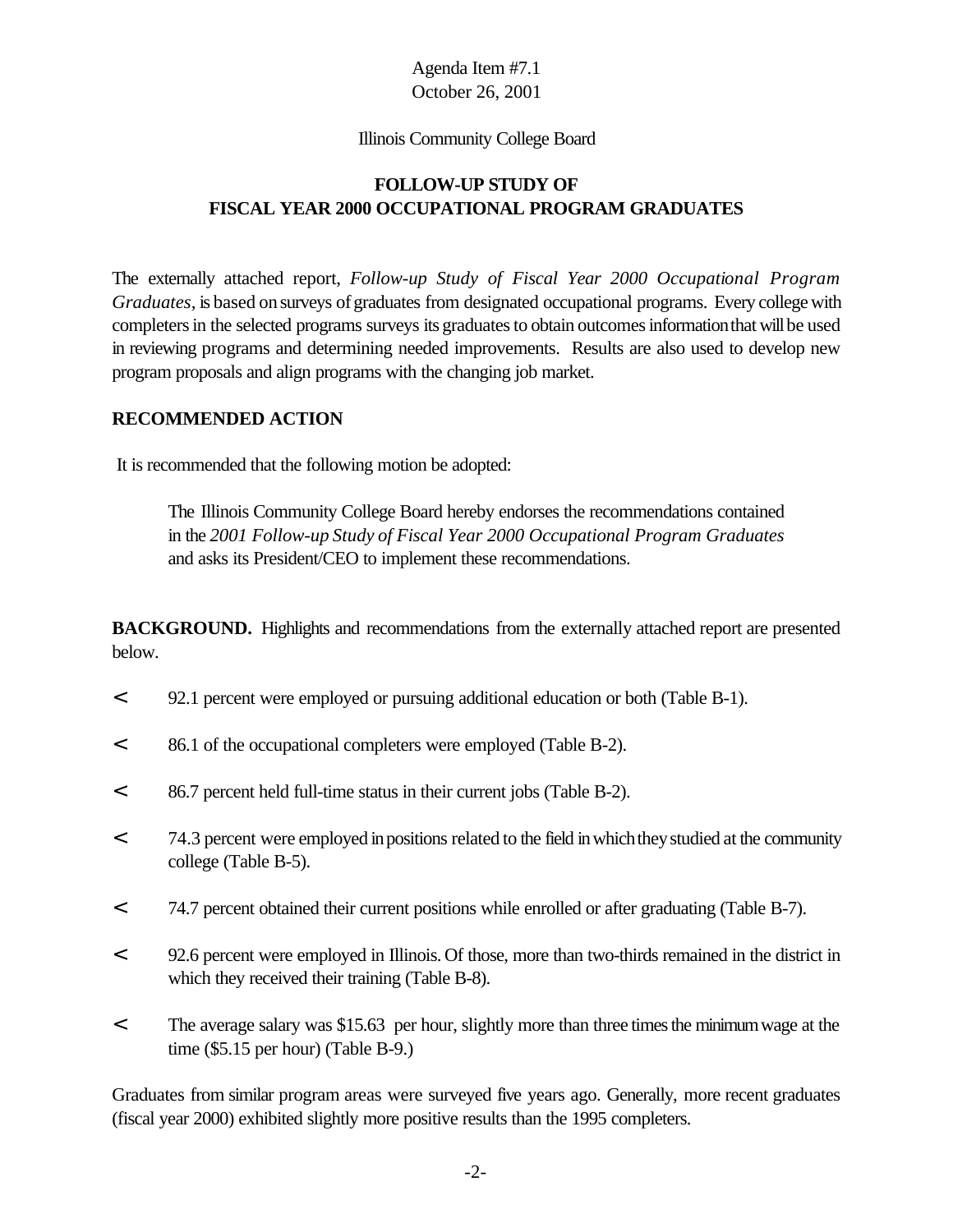Agenda Item #7.1
October 26, 2001

Illinois Community College Board

## FOLLOW-UP STUDY OF FISCAL YEAR 2000 OCCUPATIONAL PROGRAM GRADUATES

The externally attached report, *Follow-up Study of Fiscal Year 2000 Occupational Program Graduates*, is based on surveys of graduates from designated occupational programs. Every college with completers in the selected programs surveys its graduates to obtain outcomes information that will be used in reviewing programs and determining needed improvements. Results are also used to develop new program proposals and align programs with the changing job market.

**RECOMMENDED ACTION**

It is recommended that the following motion be adopted:

> The Illinois Community College Board hereby endorses the recommendations contained in the *2001 Follow-up Study of Fiscal Year 2000 Occupational Program Graduates* and asks its President/CEO to implement these recommendations.

**BACKGROUND.** Highlights and recommendations from the externally attached report are presented below.

- 92.1 percent were employed or pursuing additional education or both (Table B-1).
- 86.1 of the occupational completers were employed (Table B-2).
- 86.7 percent held full-time status in their current jobs (Table B-2).
- 74.3 percent were employed in positions related to the field in which they studied at the community college (Table B-5).
- 74.7 percent obtained their current positions while enrolled or after graduating (Table B-7).
- 92.6 percent were employed in Illinois. Of those, more than two-thirds remained in the district in which they received their training (Table B-8).
- The average salary was $15.63 per hour, slightly more than three times the minimum wage at the time ($5.15 per hour) (Table B-9.)

Graduates from similar program areas were surveyed five years ago. Generally, more recent graduates (fiscal year 2000) exhibited slightly more positive results than the 1995 completers.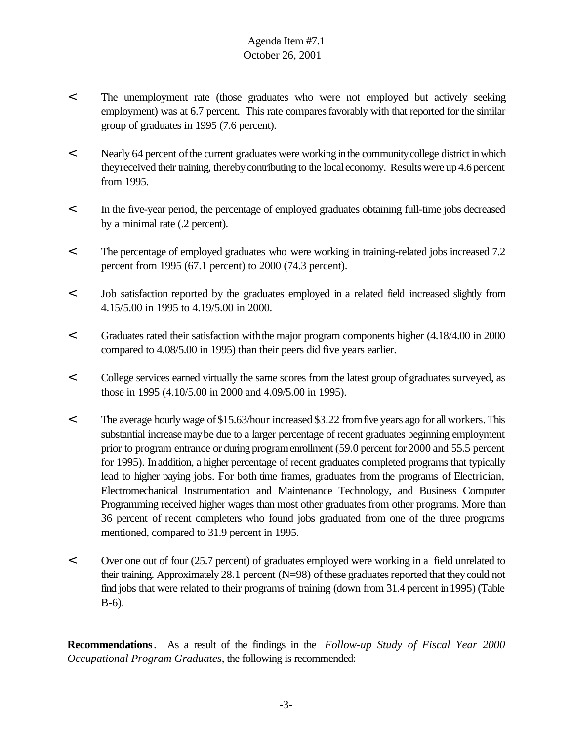- The unemployment rate (those graduates who were not employed but actively seeking employment) was at 6.7 percent. This rate compares favorably with that reported for the similar group of graduates in 1995 (7.6 percent).

- Nearly 64 percent of the current graduates were working in the community college district in which they received their training, thereby contributing to the local economy. Results were up 4.6 percent from 1995.

- In the five-year period, the percentage of employed graduates obtaining full-time jobs decreased by a minimal rate (.2 percent).

- The percentage of employed graduates who were working in training-related jobs increased 7.2 percent from 1995 (67.1 percent) to 2000 (74.3 percent).

- Job satisfaction reported by the graduates employed in a related field increased slightly from 4.15/5.00 in 1995 to 4.19/5.00 in 2000.

- Graduates rated their satisfaction with the major program components higher (4.18/4.00 in 2000 compared to 4.08/5.00 in 1995) than their peers did five years earlier.

- College services earned virtually the same scores from the latest group of graduates surveyed, as those in 1995 (4.10/5.00 in 2000 and 4.09/5.00 in 1995).

- The average hourly wage of $15.63/hour increased $3.22 from five years ago for all workers. This substantial increase may be due to a larger percentage of recent graduates beginning employment prior to program entrance or during program enrollment (59.0 percent for 2000 and 55.5 percent for 1995). In addition, a higher percentage of recent graduates completed programs that typically lead to higher paying jobs. For both time frames, graduates from the programs of Electrician, Electromechanical Instrumentation and Maintenance Technology, and Business Computer Programming received higher wages than most other graduates from other programs. More than 36 percent of recent completers who found jobs graduated from one of the three programs mentioned, compared to 31.9 percent in 1995.

- Over one out of four (25.7 percent) of graduates employed were working in a field unrelated to their training. Approximately 28.1 percent (N=98) of these graduates reported that they could not find jobs that were related to their programs of training (down from 31.4 percent in 1995) (Table B-6).

**Recommendations**. As a result of the findings in the *Follow-up Study of Fiscal Year 2000 Occupational Program Graduates*, the following is recommended: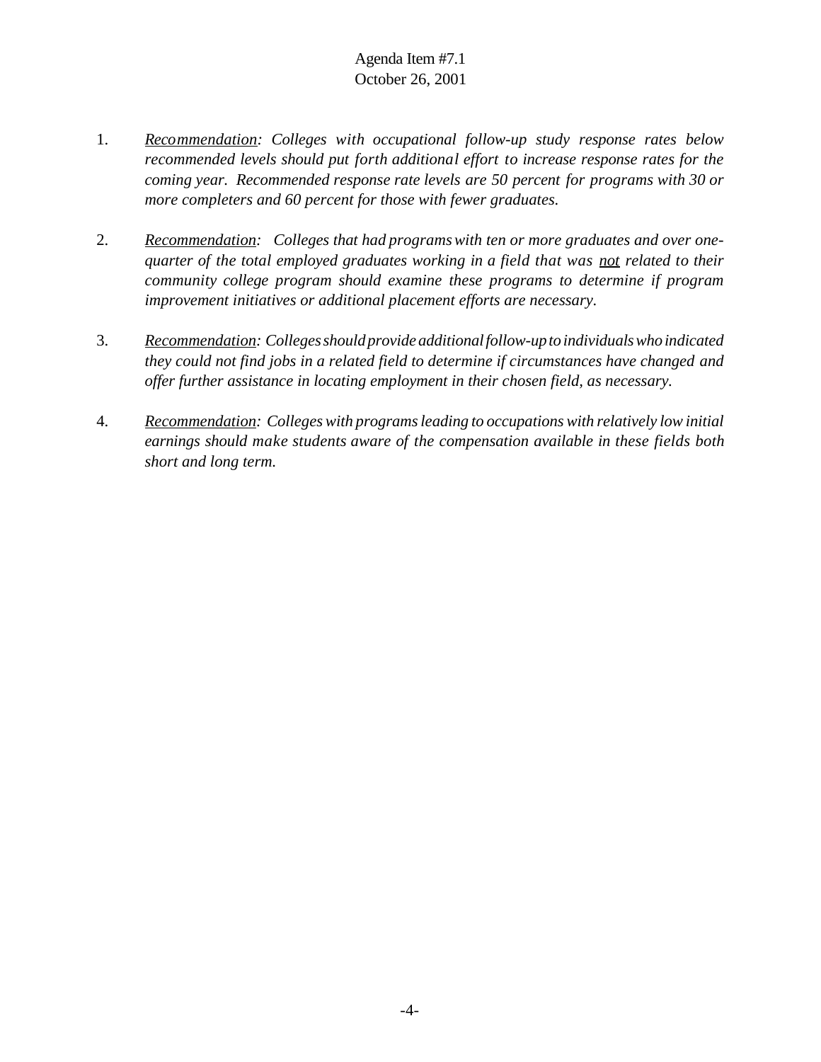1. *Recommendation: Colleges with occupational follow-up study response rates below recommended levels should put forth additional effort to increase response rates for the coming year. Recommended response rate levels are 50 percent for programs with 30 or more completers and 60 percent for those with fewer graduates.*

2. *Recommendation: Colleges that had programs with ten or more graduates and over one-quarter of the total employed graduates working in a field that was not related to their community college program should examine these programs to determine if program improvement initiatives or additional placement efforts are necessary.*

3. *Recommendation: Colleges should provide additional follow-up to individuals who indicated they could not find jobs in a related field to determine if circumstances have changed and offer further assistance in locating employment in their chosen field, as necessary.*

4. *Recommendation: Colleges with programs leading to occupations with relatively low initial earnings should make students aware of the compensation available in these fields both short and long term.*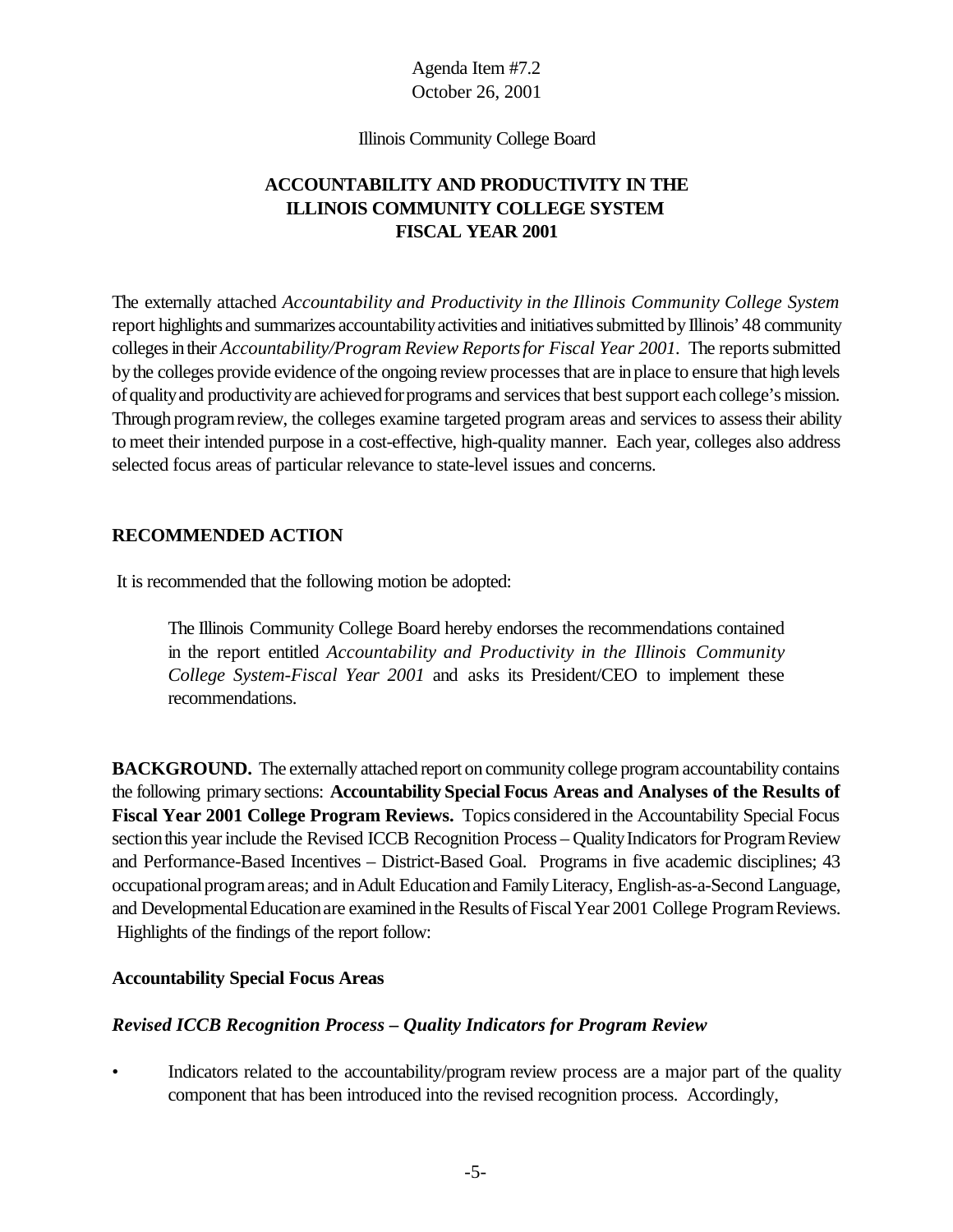Agenda Item #7.2
October 26, 2001

Illinois Community College Board

# ACCOUNTABILITY AND PRODUCTIVITY IN THE ILLINOIS COMMUNITY COLLEGE SYSTEM FISCAL YEAR 2001

The externally attached *Accountability and Productivity in the Illinois Community College System* report highlights and summarizes accountability activities and initiatives submitted by Illinois' 48 community colleges in their *Accountability/Program Review Reports for Fiscal Year 2001*. The reports submitted by the colleges provide evidence of the ongoing review processes that are in place to ensure that high levels of quality and productivity are achieved for programs and services that best support each college's mission. Through program review, the colleges examine targeted program areas and services to assess their ability to meet their intended purpose in a cost-effective, high-quality manner. Each year, colleges also address selected focus areas of particular relevance to state-level issues and concerns.

## RECOMMENDED ACTION

It is recommended that the following motion be adopted:

> The Illinois Community College Board hereby endorses the recommendations contained in the report entitled *Accountability and Productivity in the Illinois Community College System-Fiscal Year 2001* and asks its President/CEO to implement these recommendations.

**BACKGROUND.** The externally attached report on community college program accountability contains the following primary sections: **Accountability Special Focus Areas and Analyses of the Results of Fiscal Year 2001 College Program Reviews.** Topics considered in the Accountability Special Focus section this year include the Revised ICCB Recognition Process – Quality Indicators for Program Review and Performance-Based Incentives – District-Based Goal. Programs in five academic disciplines; 43 occupational program areas; and in Adult Education and Family Literacy, English-as-a-Second Language, and Developmental Education are examined in the Results of Fiscal Year 2001 College Program Reviews. Highlights of the findings of the report follow:

### Accountability Special Focus Areas

#### *Revised ICCB Recognition Process – Quality Indicators for Program Review*

- Indicators related to the accountability/program review process are a major part of the quality component that has been introduced into the revised recognition process. Accordingly,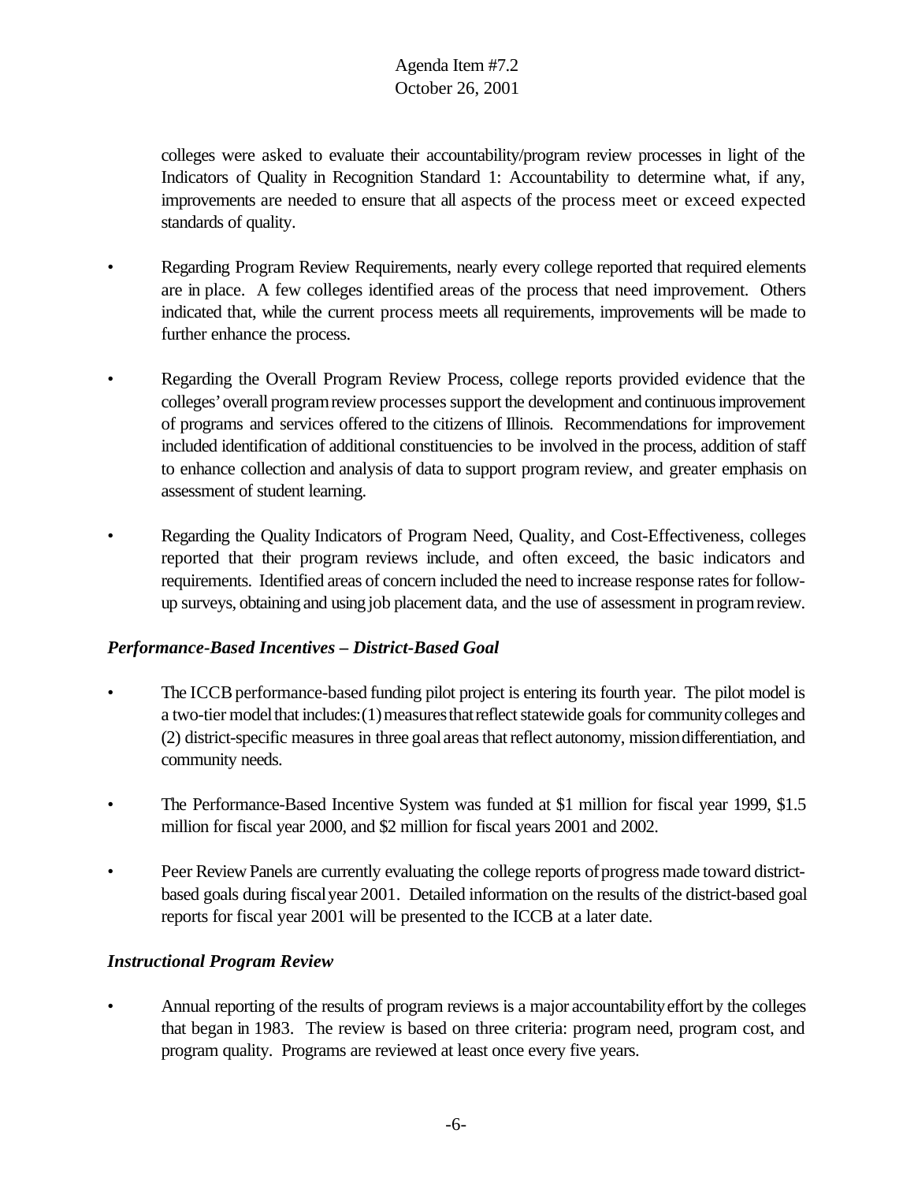colleges were asked to evaluate their accountability/program review processes in light of the Indicators of Quality in Recognition Standard 1: Accountability to determine what, if any, improvements are needed to ensure that all aspects of the process meet or exceed expected standards of quality.

- Regarding Program Review Requirements, nearly every college reported that required elements are in place. A few colleges identified areas of the process that need improvement. Others indicated that, while the current process meets all requirements, improvements will be made to further enhance the process.

- Regarding the Overall Program Review Process, college reports provided evidence that the colleges' overall program review processes support the development and continuous improvement of programs and services offered to the citizens of Illinois. Recommendations for improvement included identification of additional constituencies to be involved in the process, addition of staff to enhance collection and analysis of data to support program review, and greater emphasis on assessment of student learning.

- Regarding the Quality Indicators of Program Need, Quality, and Cost-Effectiveness, colleges reported that their program reviews include, and often exceed, the basic indicators and requirements. Identified areas of concern included the need to increase response rates for follow-up surveys, obtaining and using job placement data, and the use of assessment in program review.

### *Performance-Based Incentives – District-Based Goal*

- The ICCB performance-based funding pilot project is entering its fourth year. The pilot model is a two-tier model that includes: (1) measures that reflect statewide goals for community colleges and (2) district-specific measures in three goal areas that reflect autonomy, mission differentiation, and community needs.

- The Performance-Based Incentive System was funded at $1 million for fiscal year 1999, $1.5 million for fiscal year 2000, and $2 million for fiscal years 2001 and 2002.

- Peer Review Panels are currently evaluating the college reports of progress made toward district-based goals during fiscal year 2001. Detailed information on the results of the district-based goal reports for fiscal year 2001 will be presented to the ICCB at a later date.

### *Instructional Program Review*

- Annual reporting of the results of program reviews is a major accountability effort by the colleges that began in 1983. The review is based on three criteria: program need, program cost, and program quality. Programs are reviewed at least once every five years.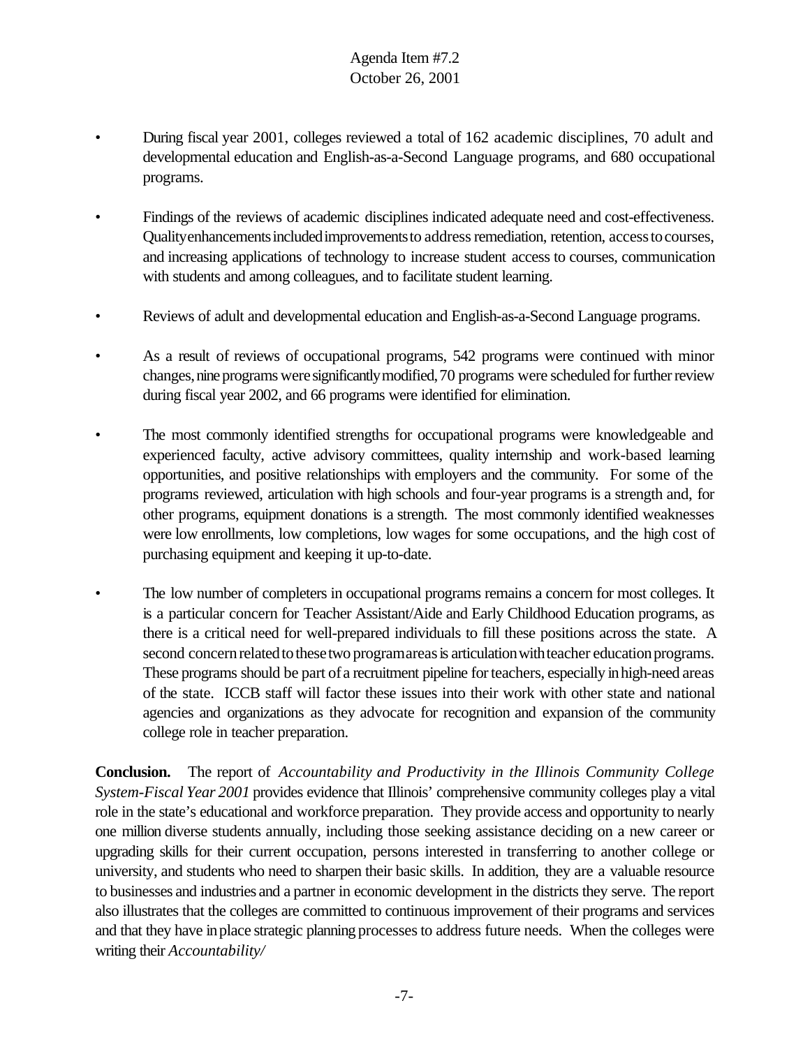- During fiscal year 2001, colleges reviewed a total of 162 academic disciplines, 70 adult and developmental education and English-as-a-Second Language programs, and 680 occupational programs.

- Findings of the reviews of academic disciplines indicated adequate need and cost-effectiveness. Quality enhancements included improvements to address remediation, retention, access to courses, and increasing applications of technology to increase student access to courses, communication with students and among colleagues, and to facilitate student learning.

- Reviews of adult and developmental education and English-as-a-Second Language programs.

- As a result of reviews of occupational programs, 542 programs were continued with minor changes, nine programs were significantly modified, 70 programs were scheduled for further review during fiscal year 2002, and 66 programs were identified for elimination.

- The most commonly identified strengths for occupational programs were knowledgeable and experienced faculty, active advisory committees, quality internship and work-based learning opportunities, and positive relationships with employers and the community. For some of the programs reviewed, articulation with high schools and four-year programs is a strength and, for other programs, equipment donations is a strength. The most commonly identified weaknesses were low enrollments, low completions, low wages for some occupations, and the high cost of purchasing equipment and keeping it up-to-date.

- The low number of completers in occupational programs remains a concern for most colleges. It is a particular concern for Teacher Assistant/Aide and Early Childhood Education programs, as there is a critical need for well-prepared individuals to fill these positions across the state. A second concern related to these two program areas is articulation with teacher education programs. These programs should be part of a recruitment pipeline for teachers, especially in high-need areas of the state. ICCB staff will factor these issues into their work with other state and national agencies and organizations as they advocate for recognition and expansion of the community college role in teacher preparation.

**Conclusion.** The report of *Accountability and Productivity in the Illinois Community College System-Fiscal Year 2001* provides evidence that Illinois' comprehensive community colleges play a vital role in the state's educational and workforce preparation. They provide access and opportunity to nearly one million diverse students annually, including those seeking assistance deciding on a new career or upgrading skills for their current occupation, persons interested in transferring to another college or university, and students who need to sharpen their basic skills. In addition, they are a valuable resource to businesses and industries and a partner in economic development in the districts they serve. The report also illustrates that the colleges are committed to continuous improvement of their programs and services and that they have in place strategic planning processes to address future needs. When the colleges were writing their *Accountability/*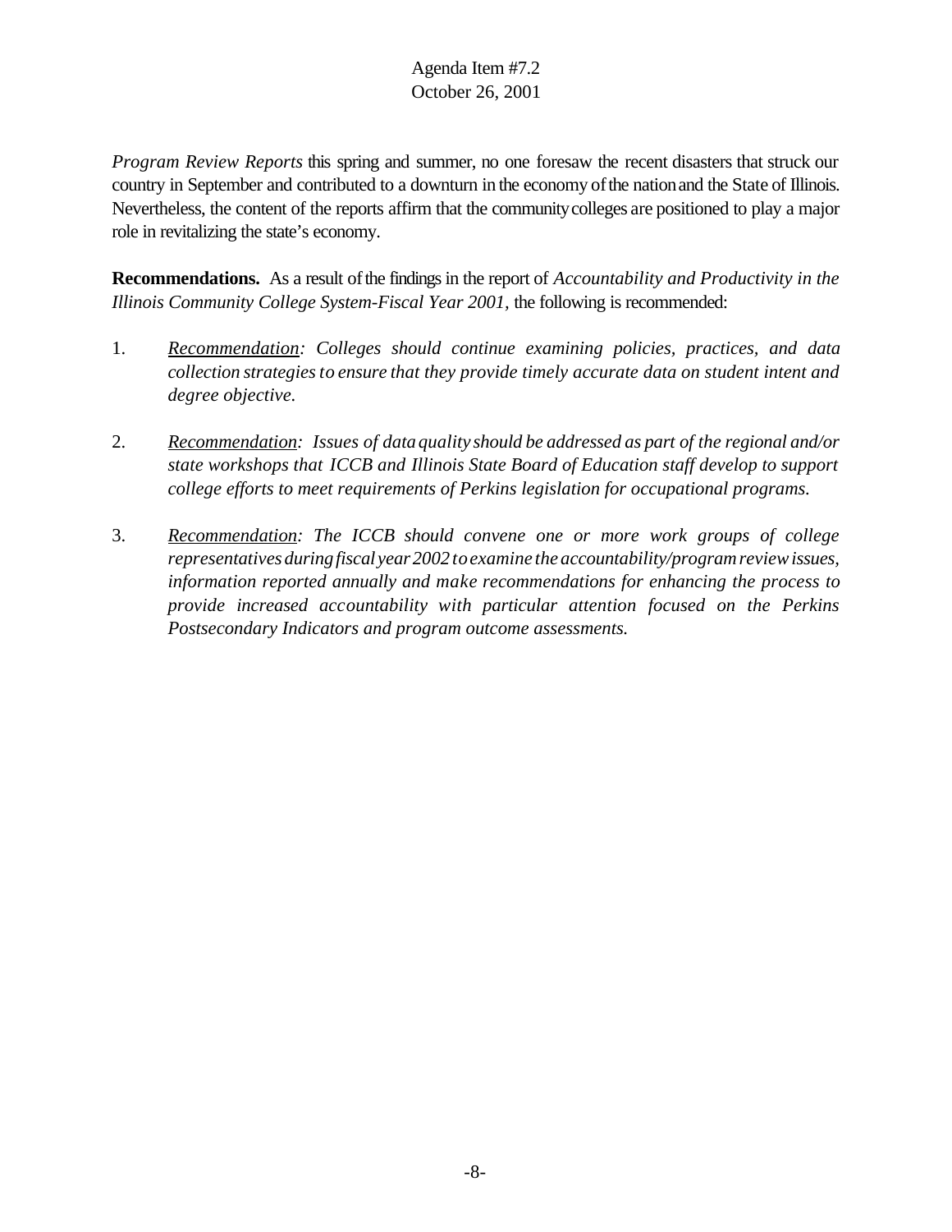*Program Review Reports* this spring and summer, no one foresaw the recent disasters that struck our country in September and contributed to a downturn in the economy of the nation and the State of Illinois. Nevertheless, the content of the reports affirm that the community colleges are positioned to play a major role in revitalizing the state's economy.

**Recommendations.** As a result of the findings in the report of *Accountability and Productivity in the Illinois Community College System-Fiscal Year 2001,* the following is recommended:

1. *Recommendation: Colleges should continue examining policies, practices, and data collection strategies to ensure that they provide timely accurate data on student intent and degree objective.*

2. *Recommendation: Issues of data quality should be addressed as part of the regional and/or state workshops that ICCB and Illinois State Board of Education staff develop to support college efforts to meet requirements of Perkins legislation for occupational programs.*

3. *Recommendation: The ICCB should convene one or more work groups of college representatives during fiscal year 2002 to examine the accountability/program review issues, information reported annually and make recommendations for enhancing the process to provide increased accountability with particular attention focused on the Perkins Postsecondary Indicators and program outcome assessments.*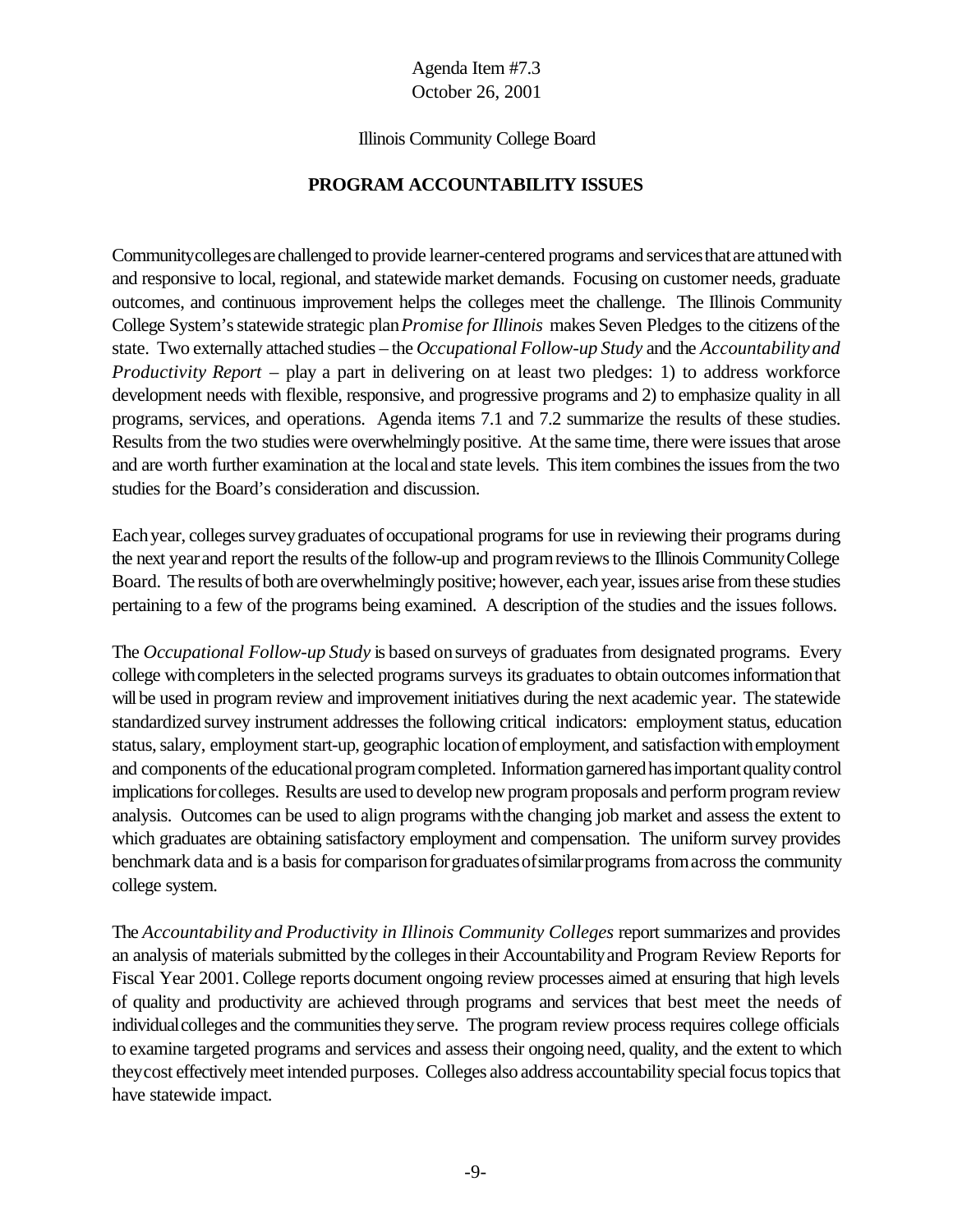Agenda Item #7.3
October 26, 2001

Illinois Community College Board

**PROGRAM ACCOUNTABILITY ISSUES**

Community colleges are challenged to provide learner-centered programs and services that are attuned with and responsive to local, regional, and statewide market demands. Focusing on customer needs, graduate outcomes, and continuous improvement helps the colleges meet the challenge. The Illinois Community College System's statewide strategic plan *Promise for Illinois* makes Seven Pledges to the citizens of the state. Two externally attached studies – the *Occupational Follow-up Study* and the *Accountability and Productivity Report* – play a part in delivering on at least two pledges: 1) to address workforce development needs with flexible, responsive, and progressive programs and 2) to emphasize quality in all programs, services, and operations. Agenda items 7.1 and 7.2 summarize the results of these studies. Results from the two studies were overwhelmingly positive. At the same time, there were issues that arose and are worth further examination at the local and state levels. This item combines the issues from the two studies for the Board's consideration and discussion.

Each year, colleges survey graduates of occupational programs for use in reviewing their programs during the next year and report the results of the follow-up and program reviews to the Illinois Community College Board. The results of both are overwhelmingly positive; however, each year, issues arise from these studies pertaining to a few of the programs being examined. A description of the studies and the issues follows.

The *Occupational Follow-up Study* is based on surveys of graduates from designated programs. Every college with completers in the selected programs surveys its graduates to obtain outcomes information that will be used in program review and improvement initiatives during the next academic year. The statewide standardized survey instrument addresses the following critical indicators: employment status, education status, salary, employment start-up, geographic location of employment, and satisfaction with employment and components of the educational program completed. Information garnered has important quality control implications for colleges. Results are used to develop new program proposals and perform program review analysis. Outcomes can be used to align programs with the changing job market and assess the extent to which graduates are obtaining satisfactory employment and compensation. The uniform survey provides benchmark data and is a basis for comparison for graduates of similar programs from across the community college system.

The *Accountability and Productivity in Illinois Community Colleges* report summarizes and provides an analysis of materials submitted by the colleges in their Accountability and Program Review Reports for Fiscal Year 2001. College reports document ongoing review processes aimed at ensuring that high levels of quality and productivity are achieved through programs and services that best meet the needs of individual colleges and the communities they serve. The program review process requires college officials to examine targeted programs and services and assess their ongoing need, quality, and the extent to which they cost effectively meet intended purposes. Colleges also address accountability special focus topics that have statewide impact.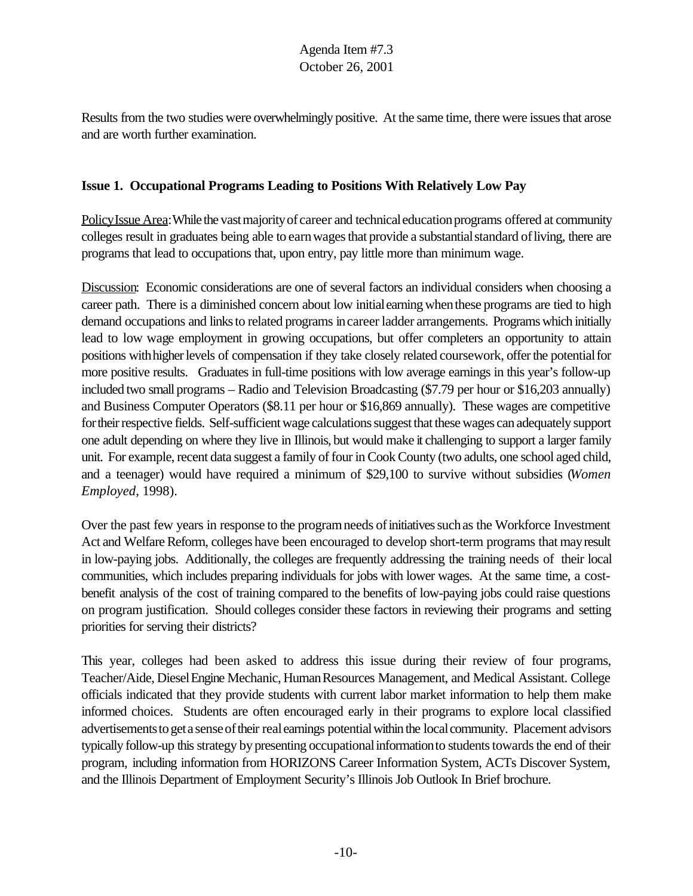Results from the two studies were overwhelmingly positive. At the same time, there were issues that arose and are worth further examination.

### Issue 1. Occupational Programs Leading to Positions With Relatively Low Pay

Policy Issue Area: While the vast majority of career and technical education programs offered at community colleges result in graduates being able to earn wages that provide a substantial standard of living, there are programs that lead to occupations that, upon entry, pay little more than minimum wage.

Discussion: Economic considerations are one of several factors an individual considers when choosing a career path. There is a diminished concern about low initial earning when these programs are tied to high demand occupations and links to related programs in career ladder arrangements. Programs which initially lead to low wage employment in growing occupations, but offer completers an opportunity to attain positions with higher levels of compensation if they take closely related coursework, offer the potential for more positive results. Graduates in full-time positions with low average earnings in this year's follow-up included two small programs – Radio and Television Broadcasting ($7.79 per hour or $16,203 annually) and Business Computer Operators ($8.11 per hour or $16,869 annually). These wages are competitive for their respective fields. Self-sufficient wage calculations suggest that these wages can adequately support one adult depending on where they live in Illinois, but would make it challenging to support a larger family unit. For example, recent data suggest a family of four in Cook County (two adults, one school aged child, and a teenager) would have required a minimum of $29,100 to survive without subsidies (*Women Employed*, 1998).

Over the past few years in response to the program needs of initiatives such as the Workforce Investment Act and Welfare Reform, colleges have been encouraged to develop short-term programs that may result in low-paying jobs. Additionally, the colleges are frequently addressing the training needs of their local communities, which includes preparing individuals for jobs with lower wages. At the same time, a cost-benefit analysis of the cost of training compared to the benefits of low-paying jobs could raise questions on program justification. Should colleges consider these factors in reviewing their programs and setting priorities for serving their districts?

This year, colleges had been asked to address this issue during their review of four programs, Teacher/Aide, Diesel Engine Mechanic, Human Resources Management, and Medical Assistant. College officials indicated that they provide students with current labor market information to help them make informed choices. Students are often encouraged early in their programs to explore local classified advertisements to get a sense of their real earnings potential within the local community. Placement advisors typically follow-up this strategy by presenting occupational information to students towards the end of their program, including information from HORIZONS Career Information System, ACTs Discover System, and the Illinois Department of Employment Security's Illinois Job Outlook In Brief brochure.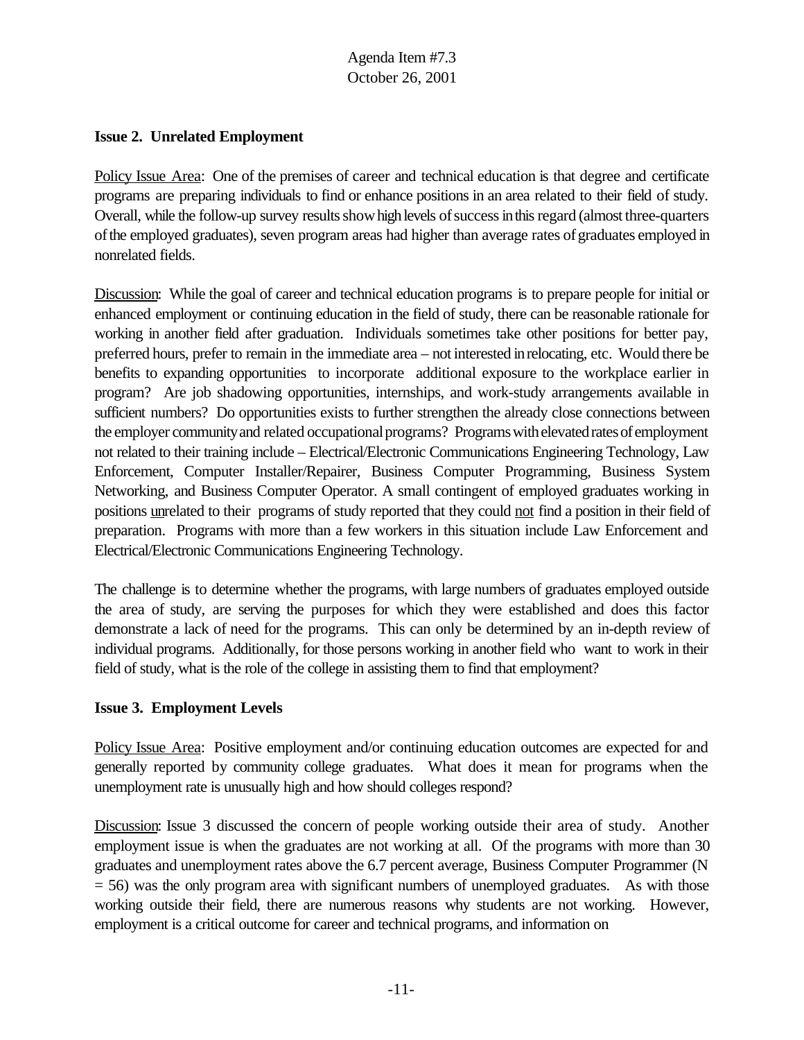## Issue 2. Unrelated Employment

Policy Issue Area: One of the premises of career and technical education is that degree and certificate programs are preparing individuals to find or enhance positions in an area related to their field of study. Overall, while the follow-up survey results show high levels of success in this regard (almost three-quarters of the employed graduates), seven program areas had higher than average rates of graduates employed in nonrelated fields.

Discussion: While the goal of career and technical education programs is to prepare people for initial or enhanced employment or continuing education in the field of study, there can be reasonable rationale for working in another field after graduation. Individuals sometimes take other positions for better pay, preferred hours, prefer to remain in the immediate area – not interested in relocating, etc. Would there be benefits to expanding opportunities to incorporate additional exposure to the workplace earlier in program? Are job shadowing opportunities, internships, and work-study arrangements available in sufficient numbers? Do opportunities exists to further strengthen the already close connections between the employer community and related occupational programs? Programs with elevated rates of employment not related to their training include – Electrical/Electronic Communications Engineering Technology, Law Enforcement, Computer Installer/Repairer, Business Computer Programming, Business System Networking, and Business Computer Operator. A small contingent of employed graduates working in positions unrelated to their programs of study reported that they could not find a position in their field of preparation. Programs with more than a few workers in this situation include Law Enforcement and Electrical/Electronic Communications Engineering Technology.

The challenge is to determine whether the programs, with large numbers of graduates employed outside the area of study, are serving the purposes for which they were established and does this factor demonstrate a lack of need for the programs. This can only be determined by an in-depth review of individual programs. Additionally, for those persons working in another field who want to work in their field of study, what is the role of the college in assisting them to find that employment?

## Issue 3. Employment Levels

Policy Issue Area: Positive employment and/or continuing education outcomes are expected for and generally reported by community college graduates. What does it mean for programs when the unemployment rate is unusually high and how should colleges respond?

Discussion: Issue 3 discussed the concern of people working outside their area of study. Another employment issue is when the graduates are not working at all. Of the programs with more than 30 graduates and unemployment rates above the 6.7 percent average, Business Computer Programmer (N = 56) was the only program area with significant numbers of unemployed graduates. As with those working outside their field, there are numerous reasons why students are not working. However, employment is a critical outcome for career and technical programs, and information on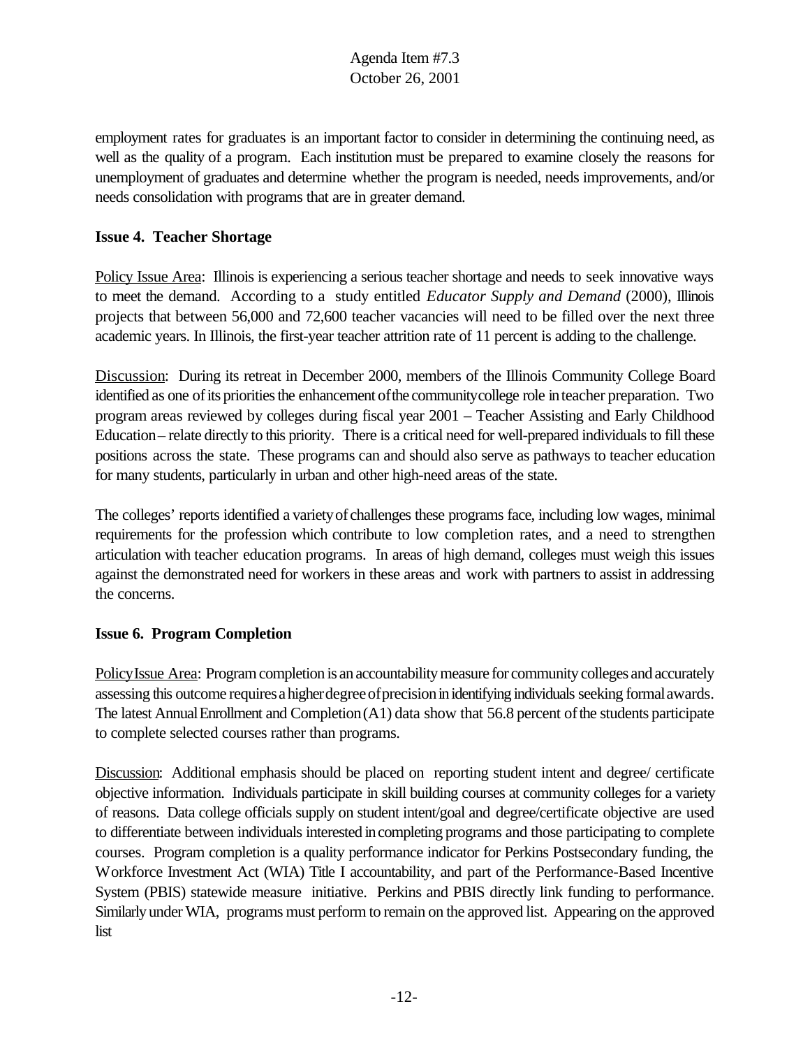employment rates for graduates is an important factor to consider in determining the continuing need, as well as the quality of a program. Each institution must be prepared to examine closely the reasons for unemployment of graduates and determine whether the program is needed, needs improvements, and/or needs consolidation with programs that are in greater demand.

**Issue 4. Teacher Shortage**

Policy Issue Area: Illinois is experiencing a serious teacher shortage and needs to seek innovative ways to meet the demand. According to a study entitled *Educator Supply and Demand* (2000), Illinois projects that between 56,000 and 72,600 teacher vacancies will need to be filled over the next three academic years. In Illinois, the first-year teacher attrition rate of 11 percent is adding to the challenge.

Discussion: During its retreat in December 2000, members of the Illinois Community College Board identified as one of its priorities the enhancement of the community college role in teacher preparation. Two program areas reviewed by colleges during fiscal year 2001 – Teacher Assisting and Early Childhood Education – relate directly to this priority. There is a critical need for well-prepared individuals to fill these positions across the state. These programs can and should also serve as pathways to teacher education for many students, particularly in urban and other high-need areas of the state.

The colleges' reports identified a variety of challenges these programs face, including low wages, minimal requirements for the profession which contribute to low completion rates, and a need to strengthen articulation with teacher education programs. In areas of high demand, colleges must weigh this issues against the demonstrated need for workers in these areas and work with partners to assist in addressing the concerns.

**Issue 6. Program Completion**

Policy Issue Area: Program completion is an accountability measure for community colleges and accurately assessing this outcome requires a higher degree of precision in identifying individuals seeking formal awards. The latest Annual Enrollment and Completion (A1) data show that 56.8 percent of the students participate to complete selected courses rather than programs.

Discussion: Additional emphasis should be placed on reporting student intent and degree/ certificate objective information. Individuals participate in skill building courses at community colleges for a variety of reasons. Data college officials supply on student intent/goal and degree/certificate objective are used to differentiate between individuals interested in completing programs and those participating to complete courses. Program completion is a quality performance indicator for Perkins Postsecondary funding, the Workforce Investment Act (WIA) Title I accountability, and part of the Performance-Based Incentive System (PBIS) statewide measure initiative. Perkins and PBIS directly link funding to performance. Similarly under WIA, programs must perform to remain on the approved list. Appearing on the approved list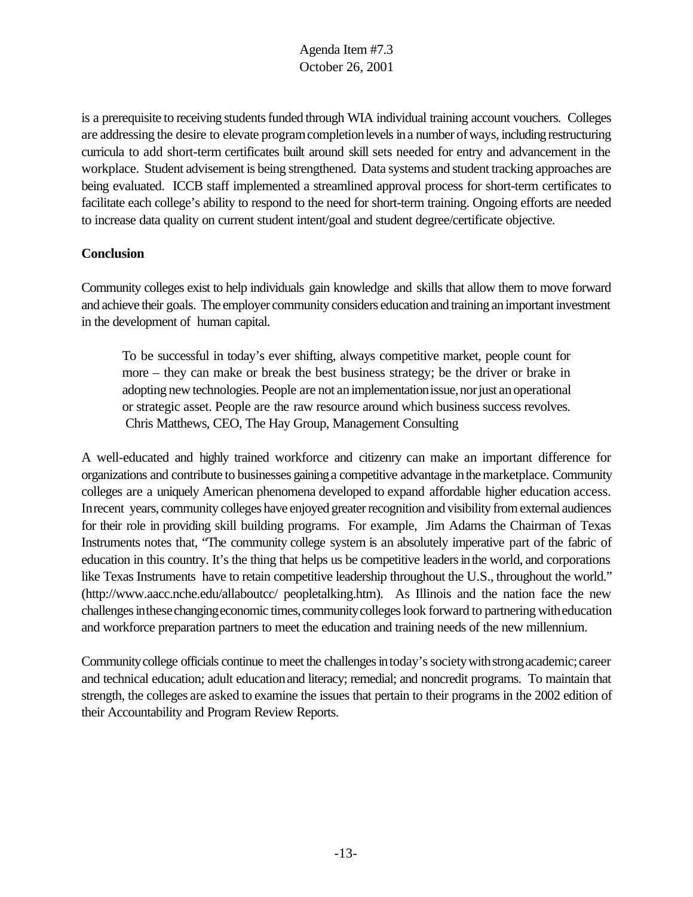is a prerequisite to receiving students funded through WIA individual training account vouchers. Colleges are addressing the desire to elevate program completion levels in a number of ways, including restructuring curricula to add short-term certificates built around skill sets needed for entry and advancement in the workplace. Student advisement is being strengthened. Data systems and student tracking approaches are being evaluated. ICCB staff implemented a streamlined approval process for short-term certificates to facilitate each college's ability to respond to the need for short-term training. Ongoing efforts are needed to increase data quality on current student intent/goal and student degree/certificate objective.

**Conclusion**

Community colleges exist to help individuals gain knowledge and skills that allow them to move forward and achieve their goals. The employer community considers education and training an important investment in the development of human capital.

> To be successful in today's ever shifting, always competitive market, people count for more – they can make or break the best business strategy; be the driver or brake in adopting new technologies. People are not an implementation issue, nor just an operational or strategic asset. People are the raw resource around which business success revolves.
> Chris Matthews, CEO, The Hay Group, Management Consulting

A well-educated and highly trained workforce and citizenry can make an important difference for organizations and contribute to businesses gaining a competitive advantage in the marketplace. Community colleges are a uniquely American phenomena developed to expand affordable higher education access. In recent years, community colleges have enjoyed greater recognition and visibility from external audiences for their role in providing skill building programs. For example, Jim Adams the Chairman of Texas Instruments notes that, "The community college system is an absolutely imperative part of the fabric of education in this country. It's the thing that helps us be competitive leaders in the world, and corporations like Texas Instruments have to retain competitive leadership throughout the U.S., throughout the world." (http://www.aacc.nche.edu/allaboutcc/ peopletalking.htm). As Illinois and the nation face the new challenges in these changing economic times, community colleges look forward to partnering with education and workforce preparation partners to meet the education and training needs of the new millennium.

Community college officials continue to meet the challenges in today's society with strong academic; career and technical education; adult education and literacy; remedial; and noncredit programs. To maintain that strength, the colleges are asked to examine the issues that pertain to their programs in the 2002 edition of their Accountability and Program Review Reports.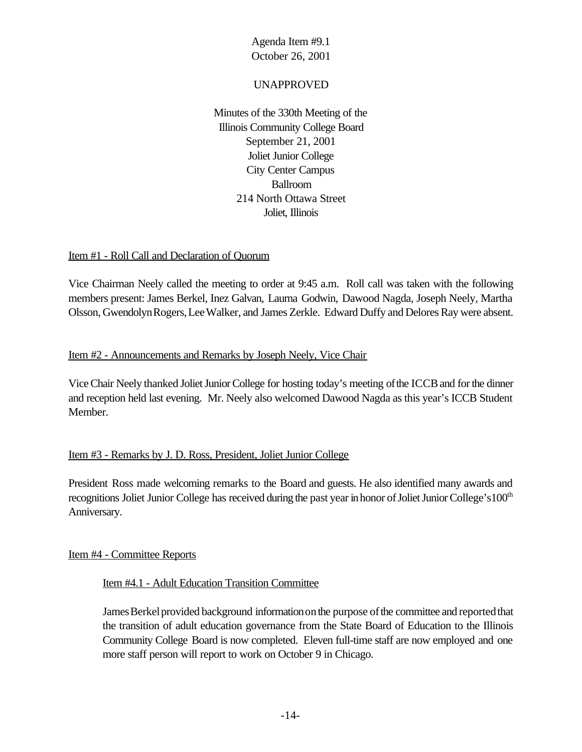Agenda Item #9.1
October 26, 2001

UNAPPROVED

Minutes of the 330th Meeting of the
Illinois Community College Board
September 21, 2001
Joliet Junior College
City Center Campus
Ballroom
214 North Ottawa Street
Joliet, Illinois

Item #1 - Roll Call and Declaration of Quorum

Vice Chairman Neely called the meeting to order at 9:45 a.m. Roll call was taken with the following members present: James Berkel, Inez Galvan, Laurna Godwin, Dawood Nagda, Joseph Neely, Martha Olsson, Gwendolyn Rogers, Lee Walker, and James Zerkle. Edward Duffy and Delores Ray were absent.

Item #2 - Announcements and Remarks by Joseph Neely, Vice Chair

Vice Chair Neely thanked Joliet Junior College for hosting today's meeting of the ICCB and for the dinner and reception held last evening. Mr. Neely also welcomed Dawood Nagda as this year's ICCB Student Member.

Item #3 - Remarks by J. D. Ross, President, Joliet Junior College

President Ross made welcoming remarks to the Board and guests. He also identified many awards and recognitions Joliet Junior College has received during the past year in honor of Joliet Junior College's 100th Anniversary.

Item #4 - Committee Reports

Item #4.1 - Adult Education Transition Committee

James Berkel provided background information on the purpose of the committee and reported that the transition of adult education governance from the State Board of Education to the Illinois Community College Board is now completed. Eleven full-time staff are now employed and one more staff person will report to work on October 9 in Chicago.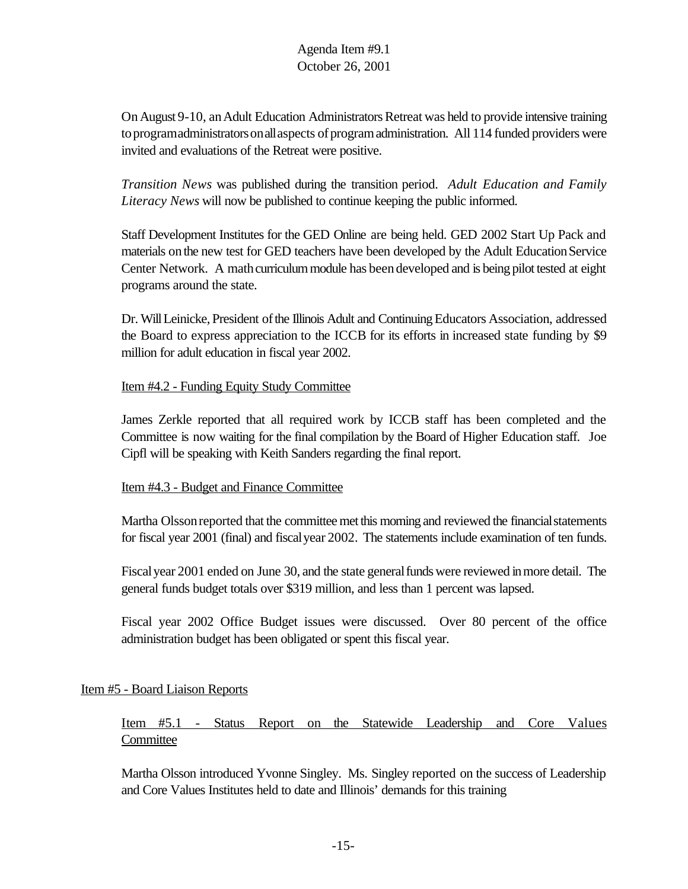On August 9-10, an Adult Education Administrators Retreat was held to provide intensive training to program administrators on all aspects of program administration. All 114 funded providers were invited and evaluations of the Retreat were positive.

*Transition News* was published during the transition period. *Adult Education and Family Literacy News* will now be published to continue keeping the public informed.

Staff Development Institutes for the GED Online are being held. GED 2002 Start Up Pack and materials on the new test for GED teachers have been developed by the Adult Education Service Center Network. A math curriculum module has been developed and is being pilot tested at eight programs around the state.

Dr. Will Leinicke, President of the Illinois Adult and Continuing Educators Association, addressed the Board to express appreciation to the ICCB for its efforts in increased state funding by $9 million for adult education in fiscal year 2002.

Item #4.2 - Funding Equity Study Committee

James Zerkle reported that all required work by ICCB staff has been completed and the Committee is now waiting for the final compilation by the Board of Higher Education staff. Joe Cipfl will be speaking with Keith Sanders regarding the final report.

Item #4.3 - Budget and Finance Committee

Martha Olsson reported that the committee met this morning and reviewed the financial statements for fiscal year 2001 (final) and fiscal year 2002. The statements include examination of ten funds.

Fiscal year 2001 ended on June 30, and the state general funds were reviewed in more detail. The general funds budget totals over $319 million, and less than 1 percent was lapsed.

Fiscal year 2002 Office Budget issues were discussed. Over 80 percent of the office administration budget has been obligated or spent this fiscal year.

Item #5 - Board Liaison Reports

Item #5.1 - Status Report on the Statewide Leadership and Core Values Committee

Martha Olsson introduced Yvonne Singley. Ms. Singley reported on the success of Leadership and Core Values Institutes held to date and Illinois' demands for this training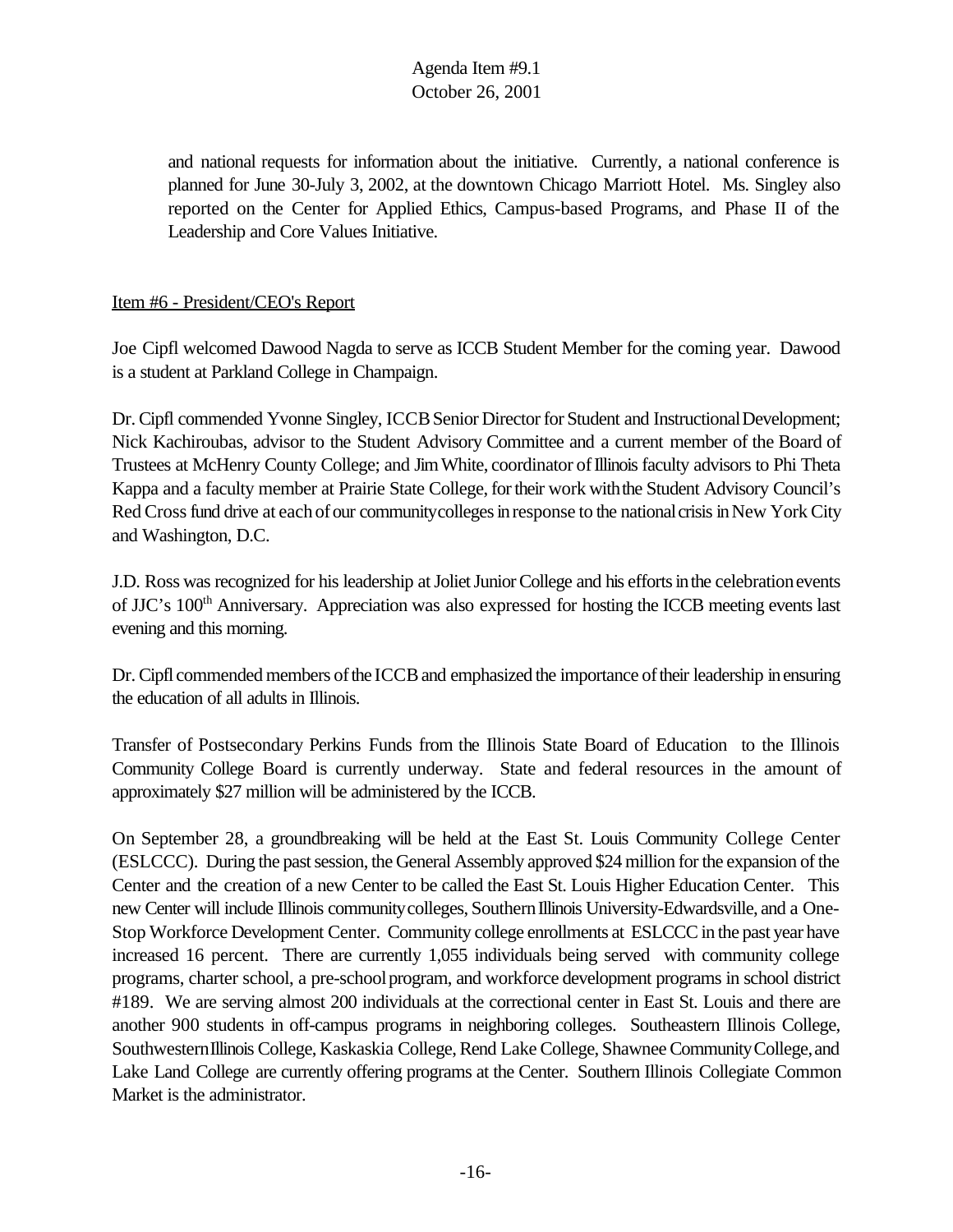and national requests for information about the initiative. Currently, a national conference is planned for June 30-July 3, 2002, at the downtown Chicago Marriott Hotel. Ms. Singley also reported on the Center for Applied Ethics, Campus-based Programs, and Phase II of the Leadership and Core Values Initiative.

Item #6 - President/CEO's Report

Joe Cipfl welcomed Dawood Nagda to serve as ICCB Student Member for the coming year. Dawood is a student at Parkland College in Champaign.

Dr. Cipfl commended Yvonne Singley, ICCB Senior Director for Student and Instructional Development; Nick Kachiroubas, advisor to the Student Advisory Committee and a current member of the Board of Trustees at McHenry County College; and Jim White, coordinator of Illinois faculty advisors to Phi Theta Kappa and a faculty member at Prairie State College, for their work with the Student Advisory Council's Red Cross fund drive at each of our community colleges in response to the national crisis in New York City and Washington, D.C.

J.D. Ross was recognized for his leadership at Joliet Junior College and his efforts in the celebration events of JJC's 100th Anniversary. Appreciation was also expressed for hosting the ICCB meeting events last evening and this morning.

Dr. Cipfl commended members of the ICCB and emphasized the importance of their leadership in ensuring the education of all adults in Illinois.

Transfer of Postsecondary Perkins Funds from the Illinois State Board of Education to the Illinois Community College Board is currently underway. State and federal resources in the amount of approximately $27 million will be administered by the ICCB.

On September 28, a groundbreaking will be held at the East St. Louis Community College Center (ESLCCC). During the past session, the General Assembly approved $24 million for the expansion of the Center and the creation of a new Center to be called the East St. Louis Higher Education Center. This new Center will include Illinois community colleges, Southern Illinois University-Edwardsville, and a One-Stop Workforce Development Center. Community college enrollments at ESLCCC in the past year have increased 16 percent. There are currently 1,055 individuals being served with community college programs, charter school, a pre-school program, and workforce development programs in school district #189. We are serving almost 200 individuals at the correctional center in East St. Louis and there are another 900 students in off-campus programs in neighboring colleges. Southeastern Illinois College, Southwestern Illinois College, Kaskaskia College, Rend Lake College, Shawnee Community College, and Lake Land College are currently offering programs at the Center. Southern Illinois Collegiate Common Market is the administrator.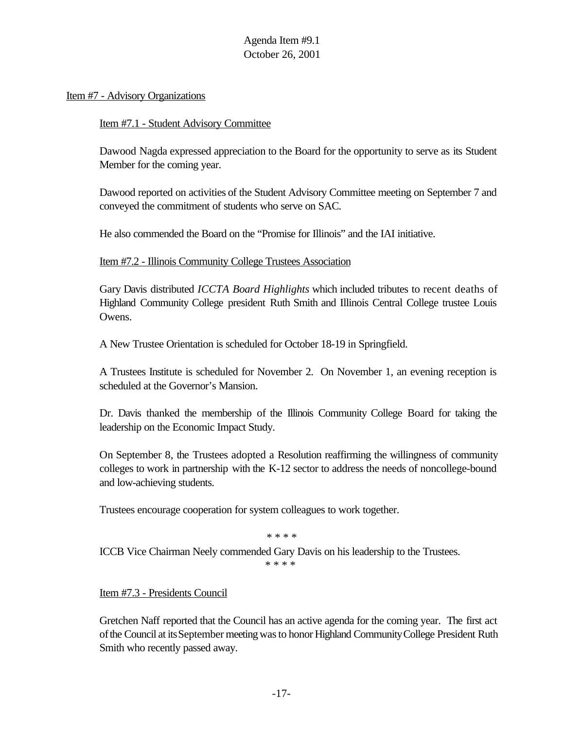Item #7 - Advisory Organizations

Item #7.1 - Student Advisory Committee

Dawood Nagda expressed appreciation to the Board for the opportunity to serve as its Student Member for the coming year.

Dawood reported on activities of the Student Advisory Committee meeting on September 7 and conveyed the commitment of students who serve on SAC.

He also commended the Board on the "Promise for Illinois" and the IAI initiative.

Item #7.2 - Illinois Community College Trustees Association

Gary Davis distributed *ICCTA Board Highlights* which included tributes to recent deaths of Highland Community College president Ruth Smith and Illinois Central College trustee Louis Owens.

A New Trustee Orientation is scheduled for October 18-19 in Springfield.

A Trustees Institute is scheduled for November 2. On November 1, an evening reception is scheduled at the Governor's Mansion.

Dr. Davis thanked the membership of the Illinois Community College Board for taking the leadership on the Economic Impact Study.

On September 8, the Trustees adopted a Resolution reaffirming the willingness of community colleges to work in partnership with the K-12 sector to address the needs of noncollege-bound and low-achieving students.

Trustees encourage cooperation for system colleagues to work together.

\* \* \* \*

ICCB Vice Chairman Neely commended Gary Davis on his leadership to the Trustees.

\* \* \* \*

Item #7.3 - Presidents Council

Gretchen Naff reported that the Council has an active agenda for the coming year. The first act of the Council at its September meeting was to honor Highland Community College President Ruth Smith who recently passed away.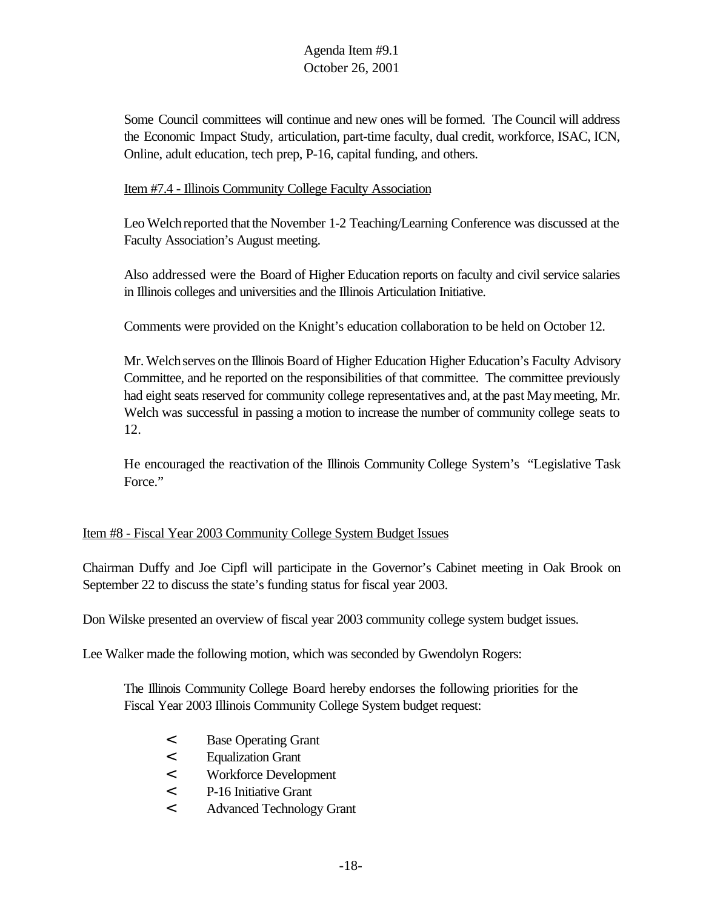Some Council committees will continue and new ones will be formed. The Council will address the Economic Impact Study, articulation, part-time faculty, dual credit, workforce, ISAC, ICN, Online, adult education, tech prep, P-16, capital funding, and others.

Item #7.4 - Illinois Community College Faculty Association

Leo Welch reported that the November 1-2 Teaching/Learning Conference was discussed at the Faculty Association's August meeting.

Also addressed were the Board of Higher Education reports on faculty and civil service salaries in Illinois colleges and universities and the Illinois Articulation Initiative.

Comments were provided on the Knight's education collaboration to be held on October 12.

Mr. Welch serves on the Illinois Board of Higher Education Higher Education's Faculty Advisory Committee, and he reported on the responsibilities of that committee. The committee previously had eight seats reserved for community college representatives and, at the past May meeting, Mr. Welch was successful in passing a motion to increase the number of community college seats to 12.

He encouraged the reactivation of the Illinois Community College System's "Legislative Task Force."

Item #8 - Fiscal Year 2003 Community College System Budget Issues

Chairman Duffy and Joe Cipfl will participate in the Governor's Cabinet meeting in Oak Brook on September 22 to discuss the state's funding status for fiscal year 2003.

Don Wilske presented an overview of fiscal year 2003 community college system budget issues.

Lee Walker made the following motion, which was seconded by Gwendolyn Rogers:

> The Illinois Community College Board hereby endorses the following priorities for the Fiscal Year 2003 Illinois Community College System budget request:
>
> - Base Operating Grant
> - Equalization Grant
> - Workforce Development
> - P-16 Initiative Grant
> - Advanced Technology Grant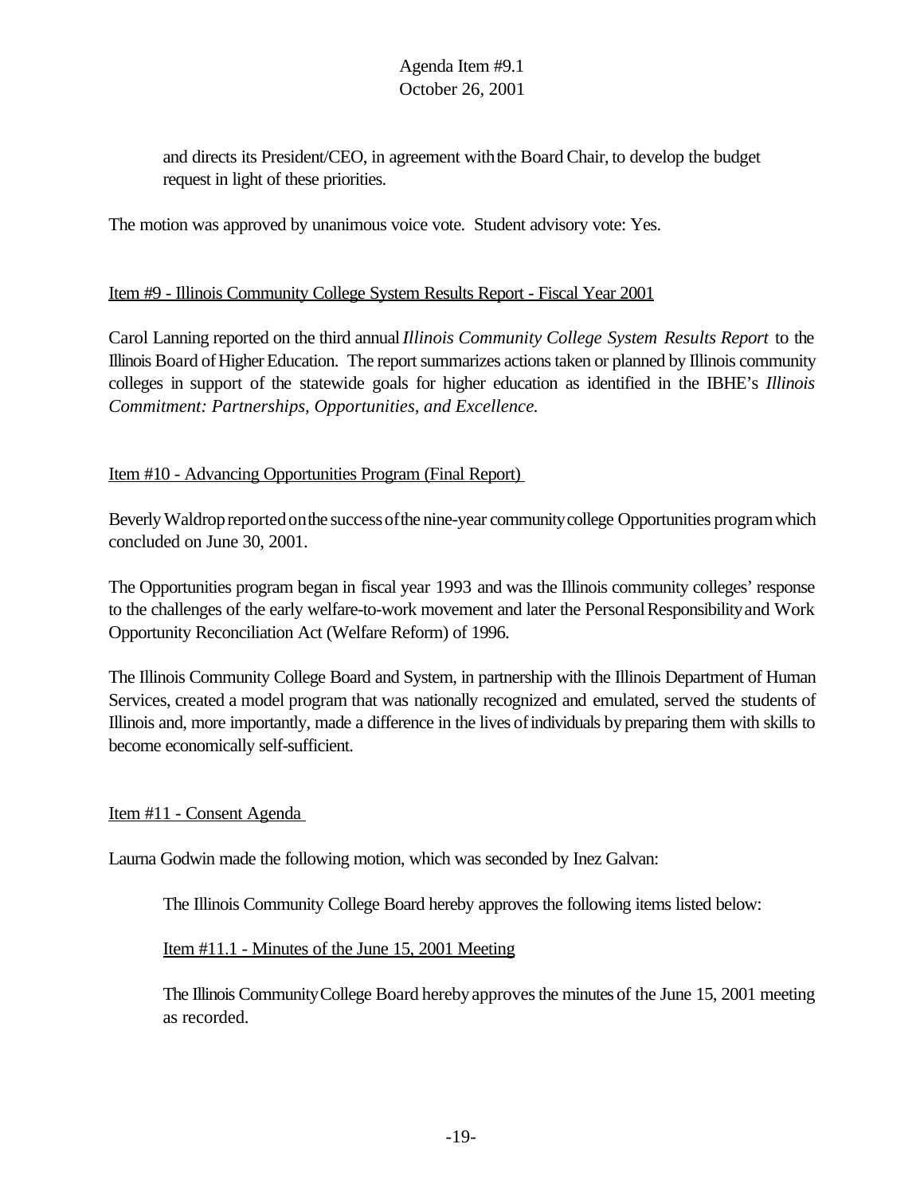and directs its President/CEO, in agreement with the Board Chair, to develop the budget request in light of these priorities.

The motion was approved by unanimous voice vote. Student advisory vote: Yes.

Item #9 - Illinois Community College System Results Report - Fiscal Year 2001

Carol Lanning reported on the third annual *Illinois Community College System Results Report* to the Illinois Board of Higher Education. The report summarizes actions taken or planned by Illinois community colleges in support of the statewide goals for higher education as identified in the IBHE's *Illinois Commitment: Partnerships, Opportunities, and Excellence.*

Item #10 - Advancing Opportunities Program (Final Report)

Beverly Waldrop reported on the success of the nine-year community college Opportunities program which concluded on June 30, 2001.

The Opportunities program began in fiscal year 1993 and was the Illinois community colleges' response to the challenges of the early welfare-to-work movement and later the Personal Responsibility and Work Opportunity Reconciliation Act (Welfare Reform) of 1996.

The Illinois Community College Board and System, in partnership with the Illinois Department of Human Services, created a model program that was nationally recognized and emulated, served the students of Illinois and, more importantly, made a difference in the lives of individuals by preparing them with skills to become economically self-sufficient.

Item #11 - Consent Agenda

Laurna Godwin made the following motion, which was seconded by Inez Galvan:

The Illinois Community College Board hereby approves the following items listed below:

Item #11.1 - Minutes of the June 15, 2001 Meeting

The Illinois Community College Board hereby approves the minutes of the June 15, 2001 meeting as recorded.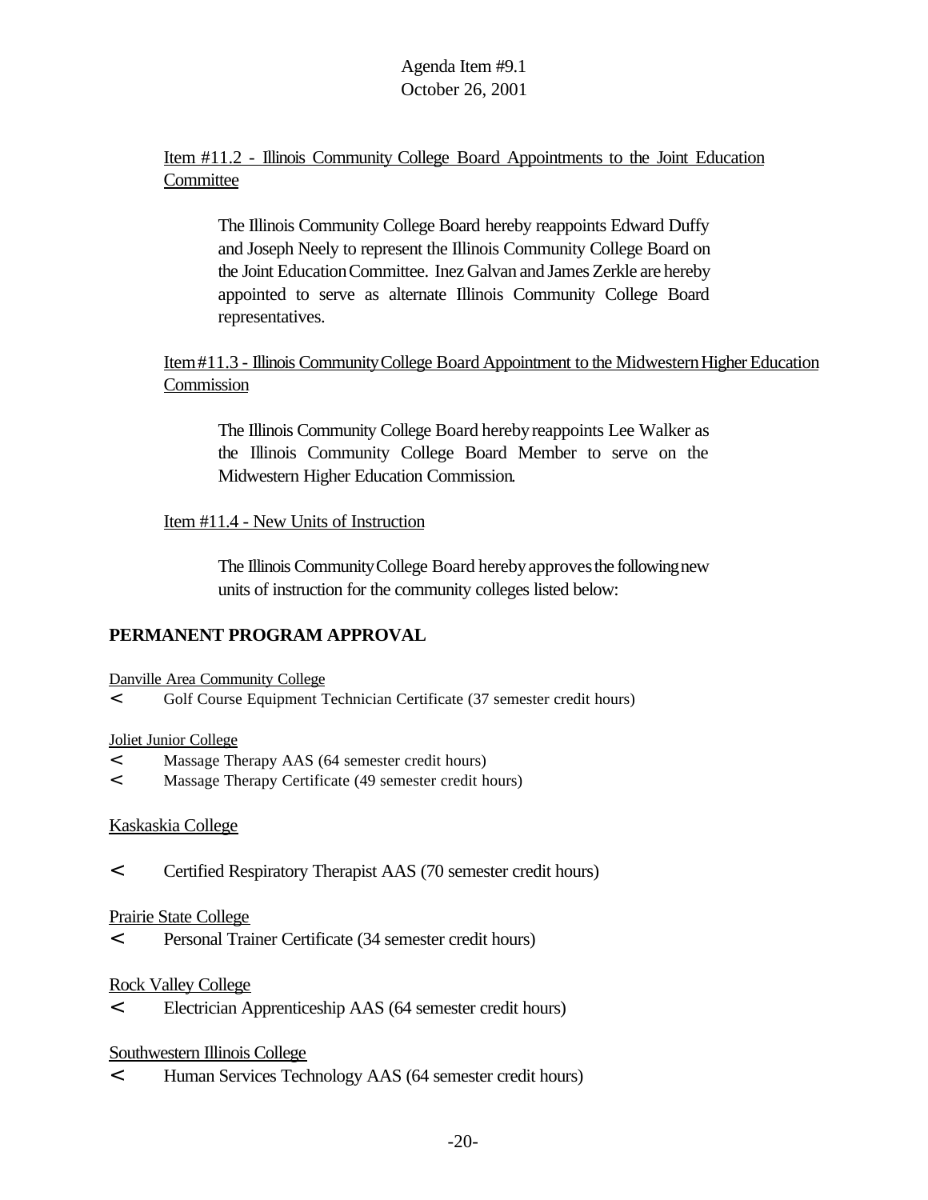Agenda Item #9.1
October 26, 2001

Item #11.2 - Illinois Community College Board Appointments to the Joint Education Committee

> The Illinois Community College Board hereby reappoints Edward Duffy and Joseph Neely to represent the Illinois Community College Board on the Joint Education Committee. Inez Galvan and James Zerkle are hereby appointed to serve as alternate Illinois Community College Board representatives.

Item #11.3 - Illinois Community College Board Appointment to the Midwestern Higher Education Commission

> The Illinois Community College Board hereby reappoints Lee Walker as the Illinois Community College Board Member to serve on the Midwestern Higher Education Commission.

Item #11.4 - New Units of Instruction

> The Illinois Community College Board hereby approves the following new units of instruction for the community colleges listed below:

**PERMANENT PROGRAM APPROVAL**

Danville Area Community College

- Golf Course Equipment Technician Certificate (37 semester credit hours)

Joliet Junior College

- Massage Therapy AAS (64 semester credit hours)
- Massage Therapy Certificate (49 semester credit hours)

Kaskaskia College

- Certified Respiratory Therapist AAS (70 semester credit hours)

Prairie State College

- Personal Trainer Certificate (34 semester credit hours)

Rock Valley College

- Electrician Apprenticeship AAS (64 semester credit hours)

Southwestern Illinois College

- Human Services Technology AAS (64 semester credit hours)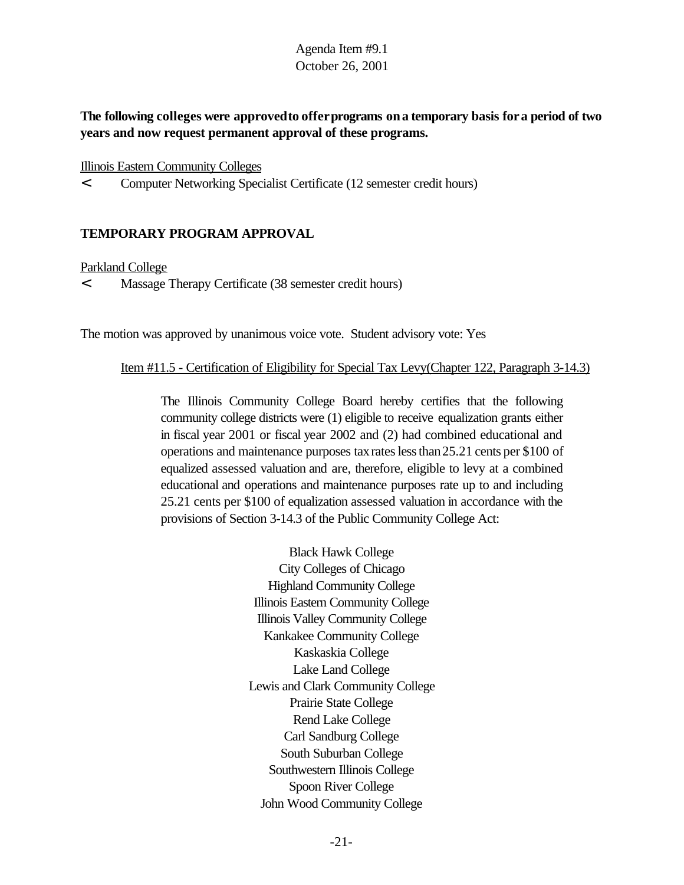Agenda Item #9.1
October 26, 2001

**The following colleges were approved to offer programs on a temporary basis for a period of two years and now request permanent approval of these programs.**

Illinois Eastern Community Colleges

- Computer Networking Specialist Certificate (12 semester credit hours)

**TEMPORARY PROGRAM APPROVAL**

Parkland College

- Massage Therapy Certificate (38 semester credit hours)

The motion was approved by unanimous voice vote. Student advisory vote: Yes

Item #11.5 - Certification of Eligibility for Special Tax Levy(Chapter 122, Paragraph 3-14.3)

> The Illinois Community College Board hereby certifies that the following community college districts were (1) eligible to receive equalization grants either in fiscal year 2001 or fiscal year 2002 and (2) had combined educational and operations and maintenance purposes tax rates less than 25.21 cents per $100 of equalized assessed valuation and are, therefore, eligible to levy at a combined educational and operations and maintenance purposes rate up to and including 25.21 cents per $100 of equalization assessed valuation in accordance with the provisions of Section 3-14.3 of the Public Community College Act:

Black Hawk College
City Colleges of Chicago
Highland Community College
Illinois Eastern Community College
Illinois Valley Community College
Kankakee Community College
Kaskaskia College
Lake Land College
Lewis and Clark Community College
Prairie State College
Rend Lake College
Carl Sandburg College
South Suburban College
Southwestern Illinois College
Spoon River College
John Wood Community College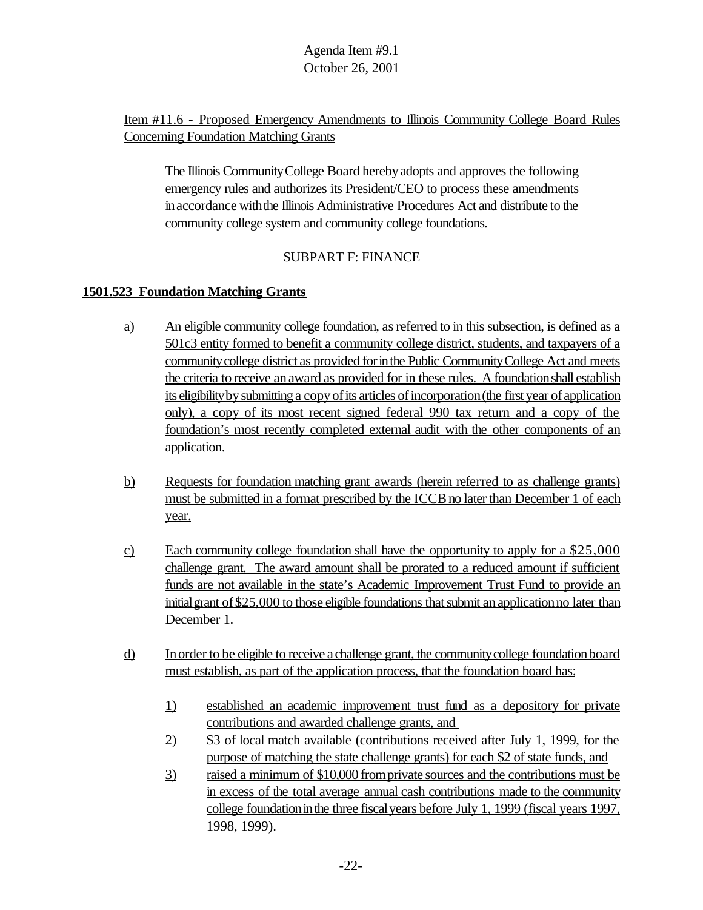Agenda Item #9.1
October 26, 2001

Item #11.6 - Proposed Emergency Amendments to Illinois Community College Board Rules Concerning Foundation Matching Grants

The Illinois Community College Board hereby adopts and approves the following emergency rules and authorizes its President/CEO to process these amendments in accordance with the Illinois Administrative Procedures Act and distribute to the community college system and community college foundations.

SUBPART F: FINANCE

**1501.523 Foundation Matching Grants**

a) An eligible community college foundation, as referred to in this subsection, is defined as a 501c3 entity formed to benefit a community college district, students, and taxpayers of a community college district as provided for in the Public Community College Act and meets the criteria to receive an award as provided for in these rules. A foundation shall establish its eligibility by submitting a copy of its articles of incorporation (the first year of application only), a copy of its most recent signed federal 990 tax return and a copy of the foundation's most recently completed external audit with the other components of an application.

b) Requests for foundation matching grant awards (herein referred to as challenge grants) must be submitted in a format prescribed by the ICCB no later than December 1 of each year.

c) Each community college foundation shall have the opportunity to apply for a $25,000 challenge grant. The award amount shall be prorated to a reduced amount if sufficient funds are not available in the state's Academic Improvement Trust Fund to provide an initial grant of $25,000 to those eligible foundations that submit an application no later than December 1.

d) In order to be eligible to receive a challenge grant, the community college foundation board must establish, as part of the application process, that the foundation board has:

   1) established an academic improvement trust fund as a depository for private contributions and awarded challenge grants, and
   2) $3 of local match available (contributions received after July 1, 1999, for the purpose of matching the state challenge grants) for each $2 of state funds, and
   3) raised a minimum of $10,000 from private sources and the contributions must be in excess of the total average annual cash contributions made to the community college foundation in the three fiscal years before July 1, 1999 (fiscal years 1997, 1998, 1999).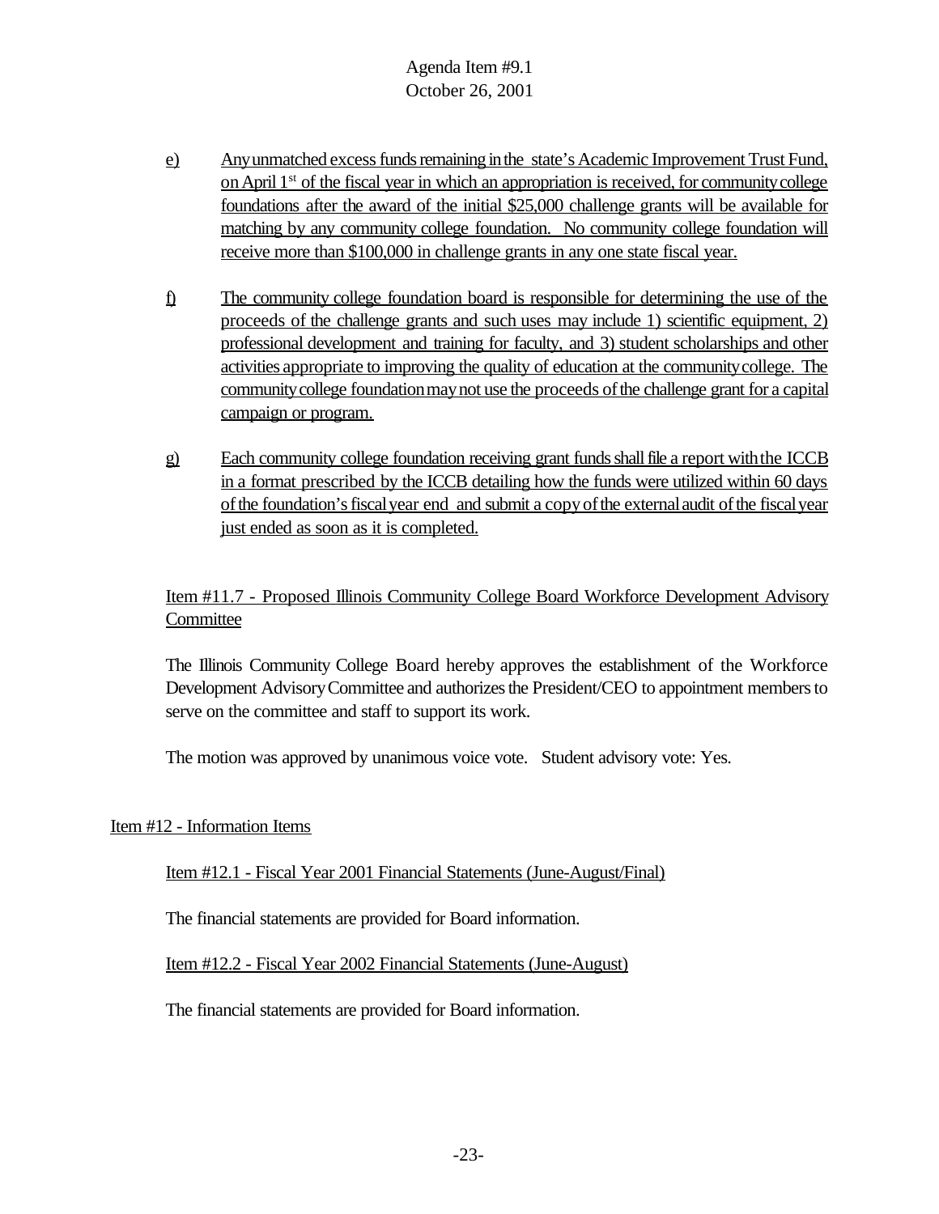e) Any unmatched excess funds remaining in the state's Academic Improvement Trust Fund, on April 1st of the fiscal year in which an appropriation is received, for community college foundations after the award of the initial $25,000 challenge grants will be available for matching by any community college foundation. No community college foundation will receive more than $100,000 in challenge grants in any one state fiscal year.

f) The community college foundation board is responsible for determining the use of the proceeds of the challenge grants and such uses may include 1) scientific equipment, 2) professional development and training for faculty, and 3) student scholarships and other activities appropriate to improving the quality of education at the community college. The community college foundation may not use the proceeds of the challenge grant for a capital campaign or program.

g) Each community college foundation receiving grant funds shall file a report with the ICCB in a format prescribed by the ICCB detailing how the funds were utilized within 60 days of the foundation's fiscal year end and submit a copy of the external audit of the fiscal year just ended as soon as it is completed.

Item #11.7 - Proposed Illinois Community College Board Workforce Development Advisory Committee

The Illinois Community College Board hereby approves the establishment of the Workforce Development Advisory Committee and authorizes the President/CEO to appointment members to serve on the committee and staff to support its work.

The motion was approved by unanimous voice vote. Student advisory vote: Yes.

Item #12 - Information Items

Item #12.1 - Fiscal Year 2001 Financial Statements (June-August/Final)

The financial statements are provided for Board information.

Item #12.2 - Fiscal Year 2002 Financial Statements (June-August)

The financial statements are provided for Board information.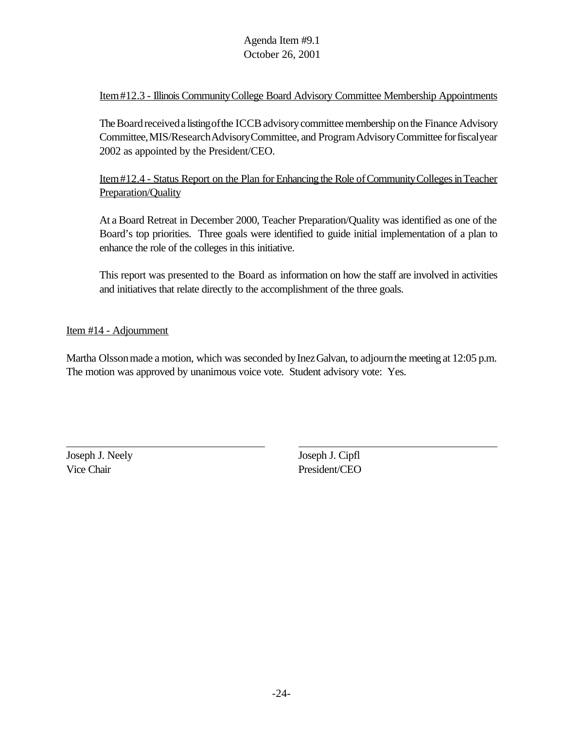Item #12.3 - Illinois Community College Board Advisory Committee Membership Appointments

The Board received a listing of the ICCB advisory committee membership on the Finance Advisory Committee, MIS/Research Advisory Committee, and Program Advisory Committee for fiscal year 2002 as appointed by the President/CEO.

Item #12.4 - Status Report on the Plan for Enhancing the Role of Community Colleges in Teacher Preparation/Quality

At a Board Retreat in December 2000, Teacher Preparation/Quality was identified as one of the Board's top priorities. Three goals were identified to guide initial implementation of a plan to enhance the role of the colleges in this initiative.

This report was presented to the Board as information on how the staff are involved in activities and initiatives that relate directly to the accomplishment of the three goals.

Item #14 - Adjournment

Martha Olsson made a motion, which was seconded by Inez Galvan, to adjourn the meeting at 12:05 p.m. The motion was approved by unanimous voice vote. Student advisory vote: Yes.

| Joseph J. Neely | Joseph J. Cipfl |
|---|---|
| Vice Chair | President/CEO |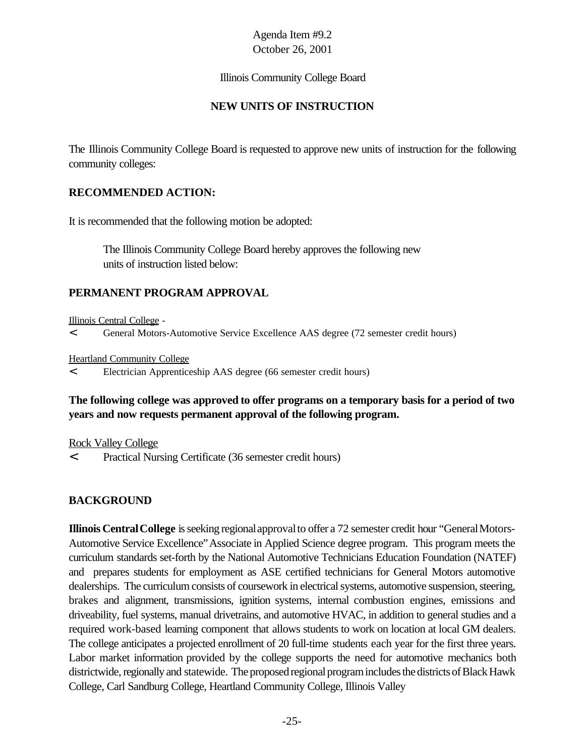Agenda Item #9.2
October 26, 2001

Illinois Community College Board

## NEW UNITS OF INSTRUCTION

The Illinois Community College Board is requested to approve new units of instruction for the following community colleges:

### RECOMMENDED ACTION:

It is recommended that the following motion be adopted:

> The Illinois Community College Board hereby approves the following new units of instruction listed below:

### PERMANENT PROGRAM APPROVAL

Illinois Central College -

- General Motors-Automotive Service Excellence AAS degree (72 semester credit hours)

Heartland Community College

- Electrician Apprenticeship AAS degree (66 semester credit hours)

**The following college was approved to offer programs on a temporary basis for a period of two years and now requests permanent approval of the following program.**

Rock Valley College

- Practical Nursing Certificate (36 semester credit hours)

### BACKGROUND

**Illinois Central College** is seeking regional approval to offer a 72 semester credit hour "General Motors-Automotive Service Excellence" Associate in Applied Science degree program. This program meets the curriculum standards set-forth by the National Automotive Technicians Education Foundation (NATEF) and prepares students for employment as ASE certified technicians for General Motors automotive dealerships. The curriculum consists of coursework in electrical systems, automotive suspension, steering, brakes and alignment, transmissions, ignition systems, internal combustion engines, emissions and driveability, fuel systems, manual drivetrains, and automotive HVAC, in addition to general studies and a required work-based learning component that allows students to work on location at local GM dealers. The college anticipates a projected enrollment of 20 full-time students each year for the first three years. Labor market information provided by the college supports the need for automotive mechanics both districtwide, regionally and statewide. The proposed regional program includes the districts of Black Hawk College, Carl Sandburg College, Heartland Community College, Illinois Valley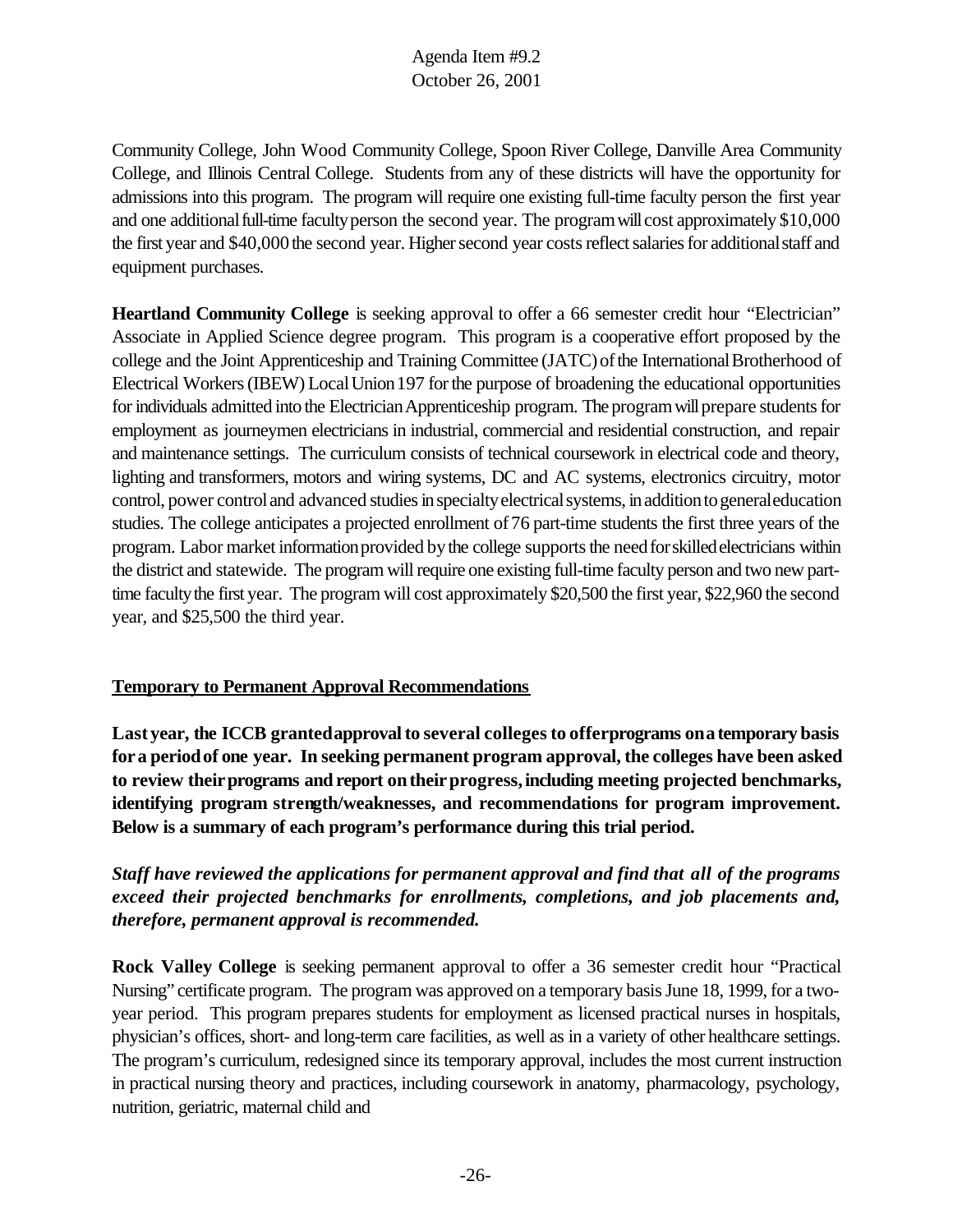Community College, John Wood Community College, Spoon River College, Danville Area Community College, and Illinois Central College. Students from any of these districts will have the opportunity for admissions into this program. The program will require one existing full-time faculty person the first year and one additional full-time faculty person the second year. The program will cost approximately $10,000 the first year and $40,000 the second year. Higher second year costs reflect salaries for additional staff and equipment purchases.

**Heartland Community College** is seeking approval to offer a 66 semester credit hour "Electrician" Associate in Applied Science degree program. This program is a cooperative effort proposed by the college and the Joint Apprenticeship and Training Committee (JATC) of the International Brotherhood of Electrical Workers (IBEW) Local Union 197 for the purpose of broadening the educational opportunities for individuals admitted into the Electrician Apprenticeship program. The program will prepare students for employment as journeymen electricians in industrial, commercial and residential construction, and repair and maintenance settings. The curriculum consists of technical coursework in electrical code and theory, lighting and transformers, motors and wiring systems, DC and AC systems, electronics circuitry, motor control, power control and advanced studies in specialty electrical systems, in addition to general education studies. The college anticipates a projected enrollment of 76 part-time students the first three years of the program. Labor market information provided by the college supports the need for skilled electricians within the district and statewide. The program will require one existing full-time faculty person and two new part-time faculty the first year. The program will cost approximately $20,500 the first year, $22,960 the second year, and $25,500 the third year.

**Temporary to Permanent Approval Recommendations**

**Last year, the ICCB granted approval to several colleges to offer programs on a temporary basis for a period of one year. In seeking permanent program approval, the colleges have been asked to review their programs and report on their progress, including meeting projected benchmarks, identifying program strength/weaknesses, and recommendations for program improvement. Below is a summary of each program's performance during this trial period.**

***Staff have reviewed the applications for permanent approval and find that all of the programs exceed their projected benchmarks for enrollments, completions, and job placements and, therefore, permanent approval is recommended.***

**Rock Valley College** is seeking permanent approval to offer a 36 semester credit hour "Practical Nursing" certificate program. The program was approved on a temporary basis June 18, 1999, for a two-year period. This program prepares students for employment as licensed practical nurses in hospitals, physician's offices, short- and long-term care facilities, as well as in a variety of other healthcare settings. The program's curriculum, redesigned since its temporary approval, includes the most current instruction in practical nursing theory and practices, including coursework in anatomy, pharmacology, psychology, nutrition, geriatric, maternal child and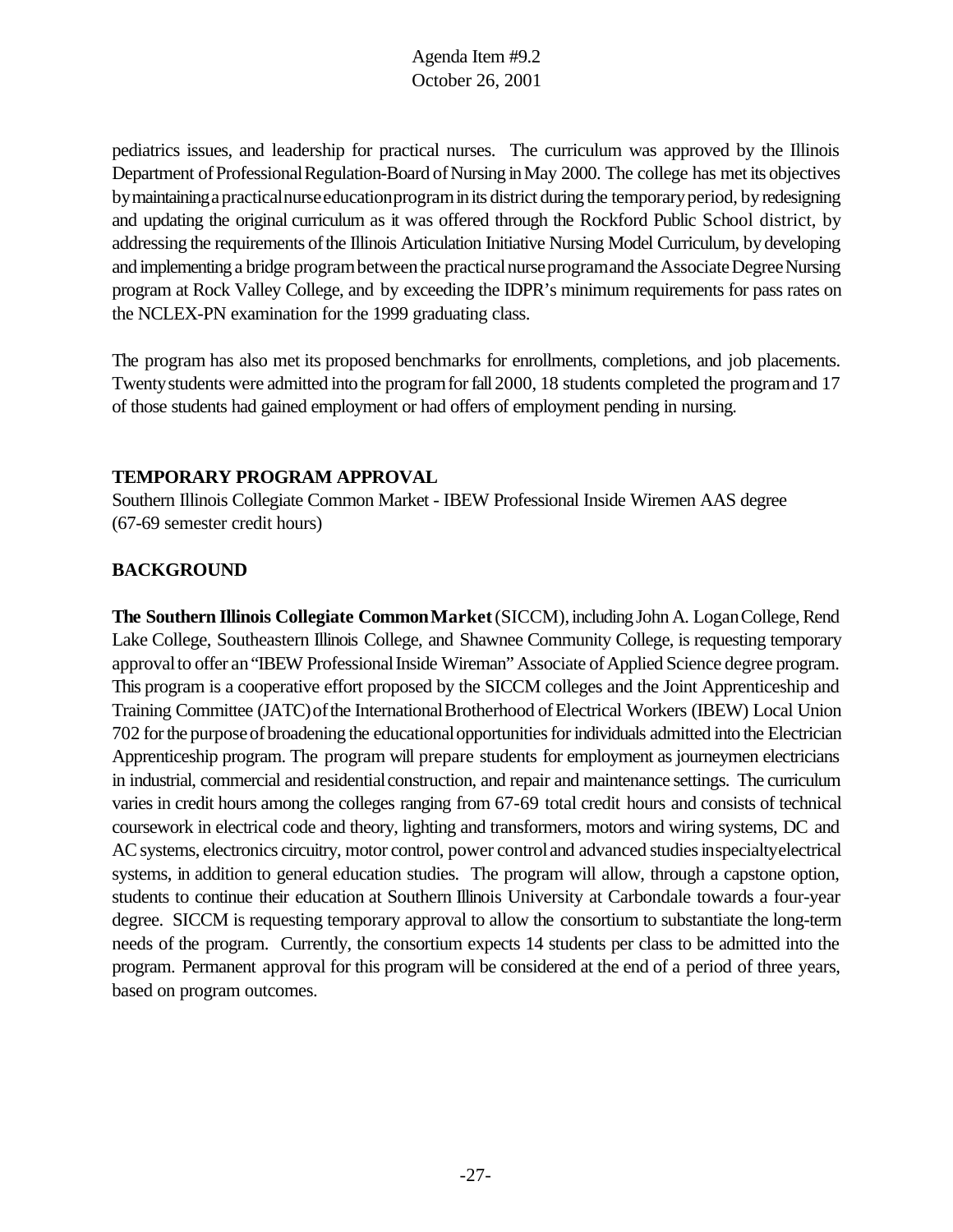pediatrics issues, and leadership for practical nurses. The curriculum was approved by the Illinois Department of Professional Regulation-Board of Nursing in May 2000. The college has met its objectives by maintaining a practical nurse education program in its district during the temporary period, by redesigning and updating the original curriculum as it was offered through the Rockford Public School district, by addressing the requirements of the Illinois Articulation Initiative Nursing Model Curriculum, by developing and implementing a bridge program between the practical nurse program and the Associate Degree Nursing program at Rock Valley College, and by exceeding the IDPR's minimum requirements for pass rates on the NCLEX-PN examination for the 1999 graduating class.

The program has also met its proposed benchmarks for enrollments, completions, and job placements. Twenty students were admitted into the program for fall 2000, 18 students completed the program and 17 of those students had gained employment or had offers of employment pending in nursing.

**TEMPORARY PROGRAM APPROVAL**

Southern Illinois Collegiate Common Market - IBEW Professional Inside Wiremen AAS degree (67-69 semester credit hours)

**BACKGROUND**

**The Southern Illinois Collegiate Common Market** (SICCM), including John A. Logan College, Rend Lake College, Southeastern Illinois College, and Shawnee Community College, is requesting temporary approval to offer an "IBEW Professional Inside Wireman" Associate of Applied Science degree program. This program is a cooperative effort proposed by the SICCM colleges and the Joint Apprenticeship and Training Committee (JATC) of the International Brotherhood of Electrical Workers (IBEW) Local Union 702 for the purpose of broadening the educational opportunities for individuals admitted into the Electrician Apprenticeship program. The program will prepare students for employment as journeymen electricians in industrial, commercial and residential construction, and repair and maintenance settings. The curriculum varies in credit hours among the colleges ranging from 67-69 total credit hours and consists of technical coursework in electrical code and theory, lighting and transformers, motors and wiring systems, DC and AC systems, electronics circuitry, motor control, power control and advanced studies in specialty electrical systems, in addition to general education studies. The program will allow, through a capstone option, students to continue their education at Southern Illinois University at Carbondale towards a four-year degree. SICCM is requesting temporary approval to allow the consortium to substantiate the long-term needs of the program. Currently, the consortium expects 14 students per class to be admitted into the program. Permanent approval for this program will be considered at the end of a period of three years, based on program outcomes.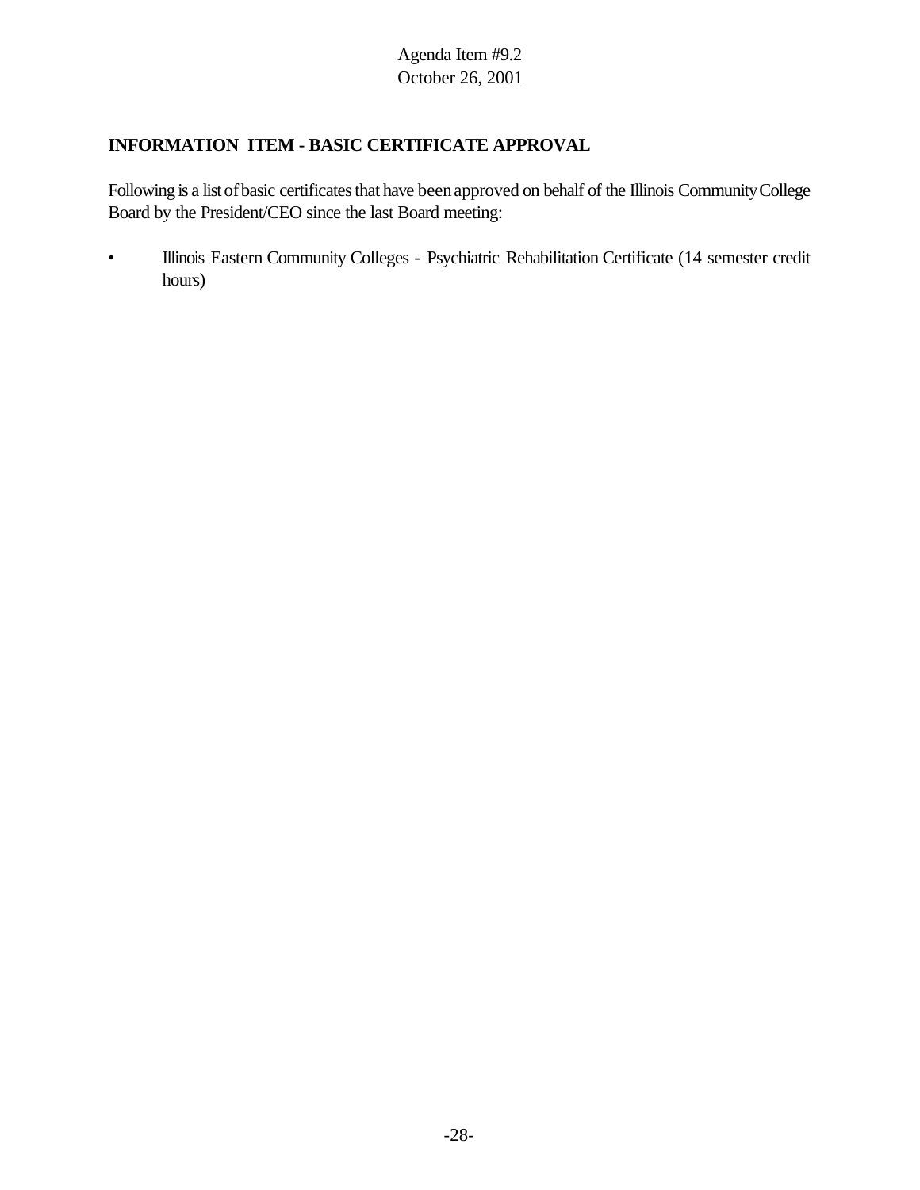Agenda Item #9.2
October 26, 2001

**INFORMATION ITEM - BASIC CERTIFICATE APPROVAL**

Following is a list of basic certificates that have been approved on behalf of the Illinois Community College Board by the President/CEO since the last Board meeting:

- Illinois Eastern Community Colleges - Psychiatric Rehabilitation Certificate (14 semester credit hours)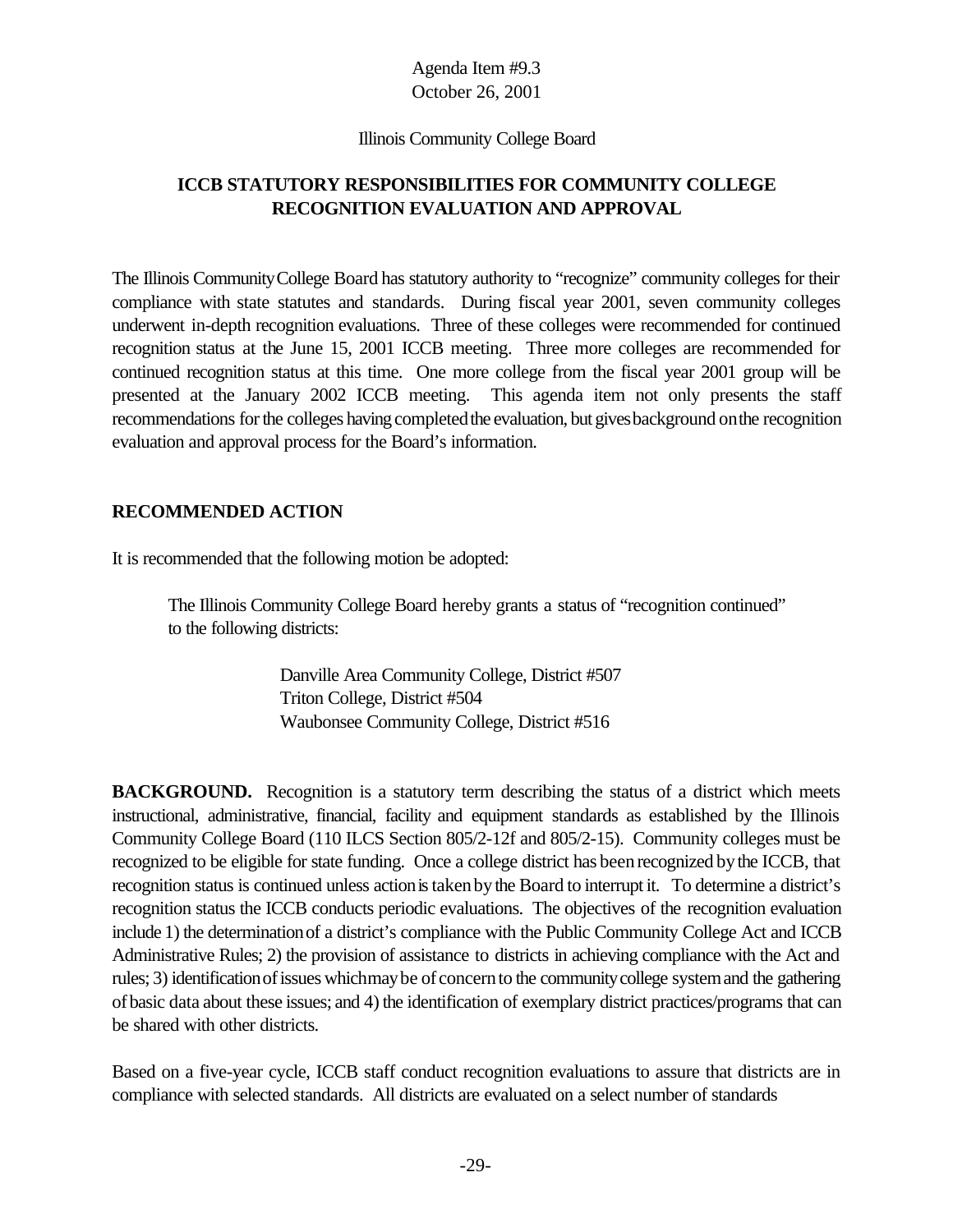Agenda Item #9.3
October 26, 2001

Illinois Community College Board

## ICCB STATUTORY RESPONSIBILITIES FOR COMMUNITY COLLEGE RECOGNITION EVALUATION AND APPROVAL

The Illinois Community College Board has statutory authority to "recognize" community colleges for their compliance with state statutes and standards. During fiscal year 2001, seven community colleges underwent in-depth recognition evaluations. Three of these colleges were recommended for continued recognition status at the June 15, 2001 ICCB meeting. Three more colleges are recommended for continued recognition status at this time. One more college from the fiscal year 2001 group will be presented at the January 2002 ICCB meeting. This agenda item not only presents the staff recommendations for the colleges having completed the evaluation, but gives background on the recognition evaluation and approval process for the Board's information.

### RECOMMENDED ACTION

It is recommended that the following motion be adopted:

> The Illinois Community College Board hereby grants a status of "recognition continued" to the following districts:
>
> Danville Area Community College, District #507
> Triton College, District #504
> Waubonsee Community College, District #516

**BACKGROUND.** Recognition is a statutory term describing the status of a district which meets instructional, administrative, financial, facility and equipment standards as established by the Illinois Community College Board (110 ILCS Section 805/2-12f and 805/2-15). Community colleges must be recognized to be eligible for state funding. Once a college district has been recognized by the ICCB, that recognition status is continued unless action is taken by the Board to interrupt it. To determine a district's recognition status the ICCB conducts periodic evaluations. The objectives of the recognition evaluation include 1) the determination of a district's compliance with the Public Community College Act and ICCB Administrative Rules; 2) the provision of assistance to districts in achieving compliance with the Act and rules; 3) identification of issues which may be of concern to the community college system and the gathering of basic data about these issues; and 4) the identification of exemplary district practices/programs that can be shared with other districts.

Based on a five-year cycle, ICCB staff conduct recognition evaluations to assure that districts are in compliance with selected standards. All districts are evaluated on a select number of standards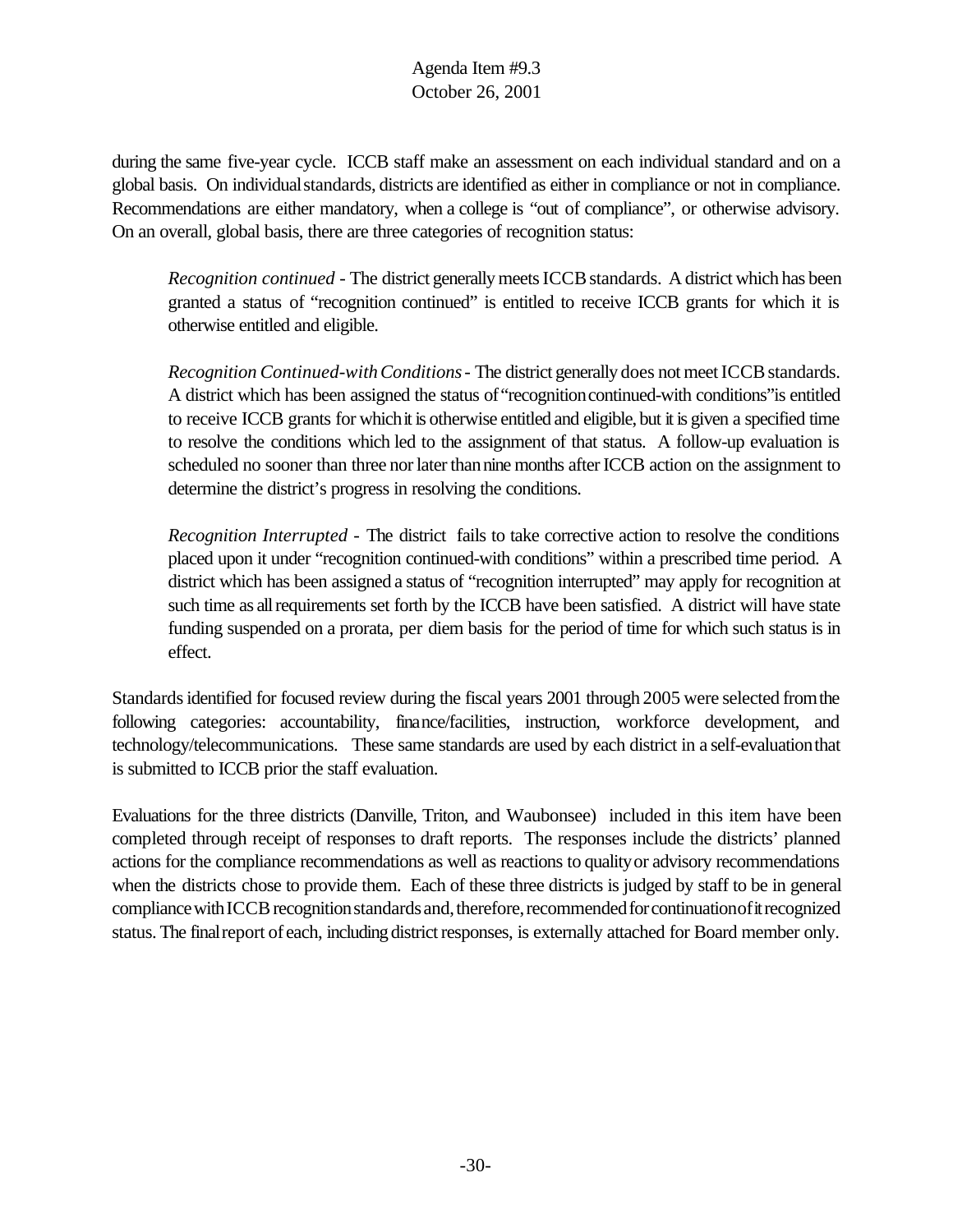during the same five-year cycle. ICCB staff make an assessment on each individual standard and on a global basis. On individual standards, districts are identified as either in compliance or not in compliance. Recommendations are either mandatory, when a college is "out of compliance", or otherwise advisory. On an overall, global basis, there are three categories of recognition status:

> *Recognition continued* - The district generally meets ICCB standards. A district which has been granted a status of "recognition continued" is entitled to receive ICCB grants for which it is otherwise entitled and eligible.
>
> *Recognition Continued-with Conditions* - The district generally does not meet ICCB standards. A district which has been assigned the status of "recognition continued-with conditions" is entitled to receive ICCB grants for which it is otherwise entitled and eligible, but it is given a specified time to resolve the conditions which led to the assignment of that status. A follow-up evaluation is scheduled no sooner than three nor later than nine months after ICCB action on the assignment to determine the district's progress in resolving the conditions.
>
> *Recognition Interrupted* - The district fails to take corrective action to resolve the conditions placed upon it under "recognition continued-with conditions" within a prescribed time period. A district which has been assigned a status of "recognition interrupted" may apply for recognition at such time as all requirements set forth by the ICCB have been satisfied. A district will have state funding suspended on a prorata, per diem basis for the period of time for which such status is in effect.

Standards identified for focused review during the fiscal years 2001 through 2005 were selected from the following categories: accountability, finance/facilities, instruction, workforce development, and technology/telecommunications. These same standards are used by each district in a self-evaluation that is submitted to ICCB prior the staff evaluation.

Evaluations for the three districts (Danville, Triton, and Waubonsee) included in this item have been completed through receipt of responses to draft reports. The responses include the districts' planned actions for the compliance recommendations as well as reactions to quality or advisory recommendations when the districts chose to provide them. Each of these three districts is judged by staff to be in general compliance with ICCB recognition standards and, therefore, recommended for continuation of it recognized status. The final report of each, including district responses, is externally attached for Board member only.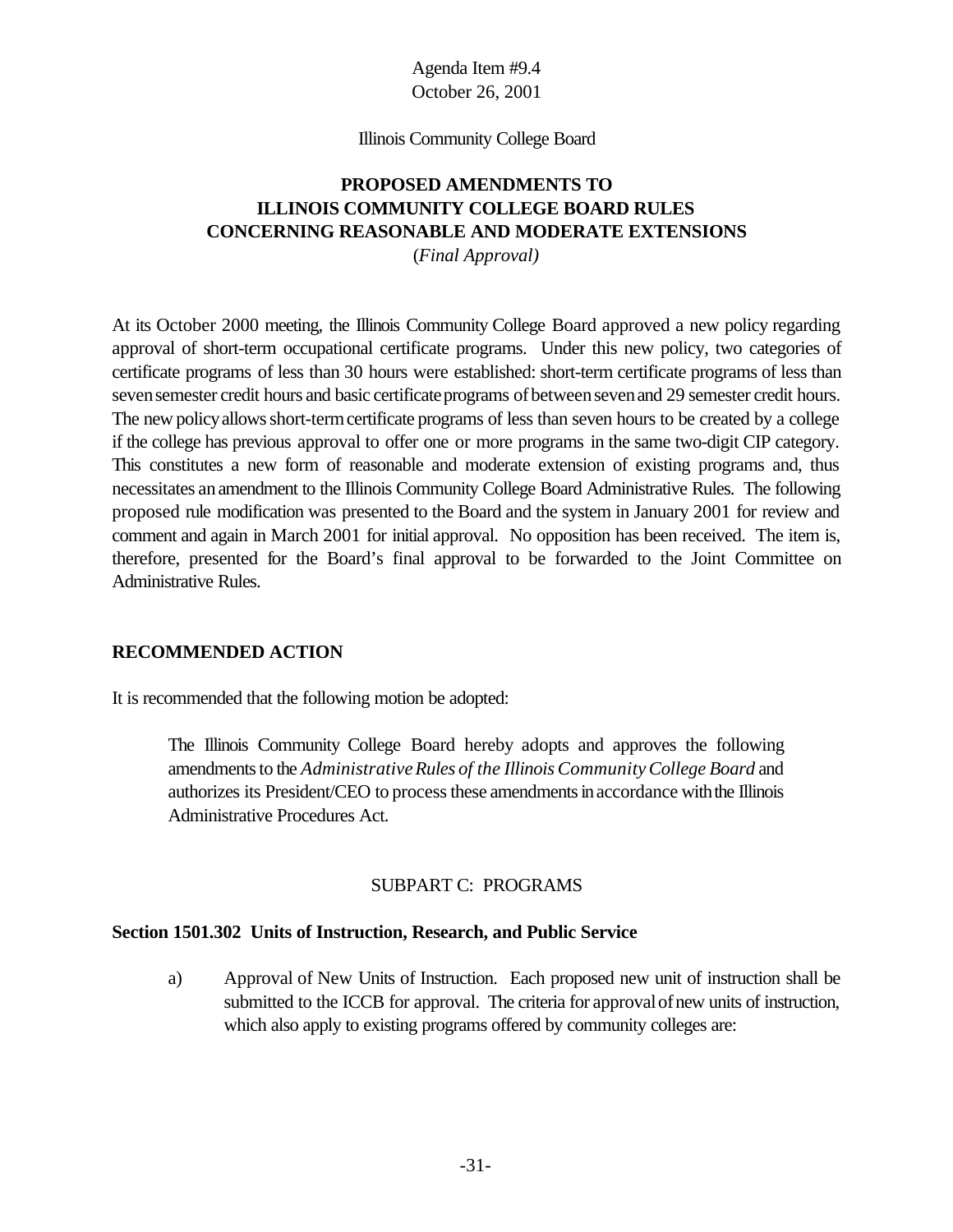Agenda Item #9.4
October 26, 2001

Illinois Community College Board

# PROPOSED AMENDMENTS TO ILLINOIS COMMUNITY COLLEGE BOARD RULES CONCERNING REASONABLE AND MODERATE EXTENSIONS

(*Final Approval)*

At its October 2000 meeting, the Illinois Community College Board approved a new policy regarding approval of short-term occupational certificate programs. Under this new policy, two categories of certificate programs of less than 30 hours were established: short-term certificate programs of less than seven semester credit hours and basic certificate programs of between seven and 29 semester credit hours. The new policy allows short-term certificate programs of less than seven hours to be created by a college if the college has previous approval to offer one or more programs in the same two-digit CIP category. This constitutes a new form of reasonable and moderate extension of existing programs and, thus necessitates an amendment to the Illinois Community College Board Administrative Rules. The following proposed rule modification was presented to the Board and the system in January 2001 for review and comment and again in March 2001 for initial approval. No opposition has been received. The item is, therefore, presented for the Board's final approval to be forwarded to the Joint Committee on Administrative Rules.

## RECOMMENDED ACTION

It is recommended that the following motion be adopted:

> The Illinois Community College Board hereby adopts and approves the following amendments to the *Administrative Rules of the Illinois Community College Board* and authorizes its President/CEO to process these amendments in accordance with the Illinois Administrative Procedures Act.

SUBPART C: PROGRAMS

**Section 1501.302 Units of Instruction, Research, and Public Service**

a) Approval of New Units of Instruction. Each proposed new unit of instruction shall be submitted to the ICCB for approval. The criteria for approval of new units of instruction, which also apply to existing programs offered by community colleges are: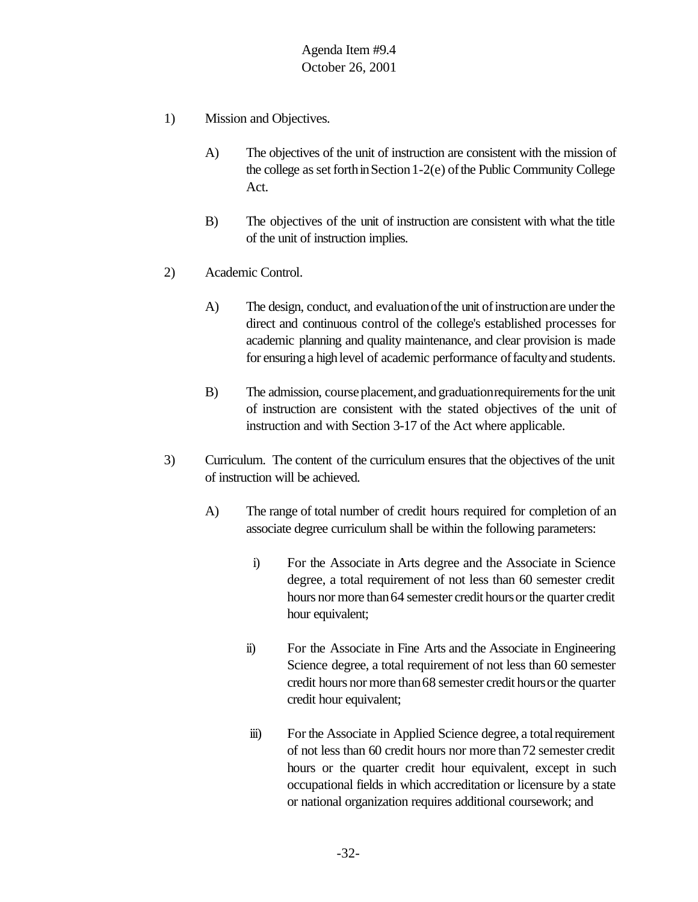1) Mission and Objectives.

   A) The objectives of the unit of instruction are consistent with the mission of the college as set forth in Section 1-2(e) of the Public Community College Act.

   B) The objectives of the unit of instruction are consistent with what the title of the unit of instruction implies.

2) Academic Control.

   A) The design, conduct, and evaluation of the unit of instruction are under the direct and continuous control of the college's established processes for academic planning and quality maintenance, and clear provision is made for ensuring a high level of academic performance of faculty and students.

   B) The admission, course placement, and graduation requirements for the unit of instruction are consistent with the stated objectives of the unit of instruction and with Section 3-17 of the Act where applicable.

3) Curriculum. The content of the curriculum ensures that the objectives of the unit of instruction will be achieved.

   A) The range of total number of credit hours required for completion of an associate degree curriculum shall be within the following parameters:

      i) For the Associate in Arts degree and the Associate in Science degree, a total requirement of not less than 60 semester credit hours nor more than 64 semester credit hours or the quarter credit hour equivalent;

      ii) For the Associate in Fine Arts and the Associate in Engineering Science degree, a total requirement of not less than 60 semester credit hours nor more than 68 semester credit hours or the quarter credit hour equivalent;

      iii) For the Associate in Applied Science degree, a total requirement of not less than 60 credit hours nor more than 72 semester credit hours or the quarter credit hour equivalent, except in such occupational fields in which accreditation or licensure by a state or national organization requires additional coursework; and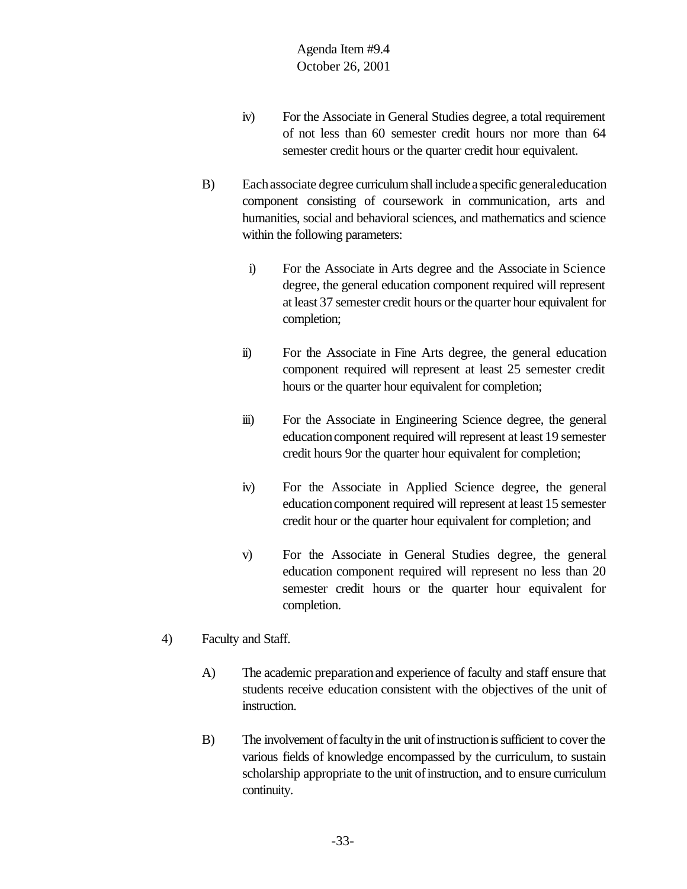iv) For the Associate in General Studies degree, a total requirement of not less than 60 semester credit hours nor more than 64 semester credit hours or the quarter credit hour equivalent.

B) Each associate degree curriculum shall include a specific general education component consisting of coursework in communication, arts and humanities, social and behavioral sciences, and mathematics and science within the following parameters:

i) For the Associate in Arts degree and the Associate in Science degree, the general education component required will represent at least 37 semester credit hours or the quarter hour equivalent for completion;

ii) For the Associate in Fine Arts degree, the general education component required will represent at least 25 semester credit hours or the quarter hour equivalent for completion;

iii) For the Associate in Engineering Science degree, the general education component required will represent at least 19 semester credit hours 9or the quarter hour equivalent for completion;

iv) For the Associate in Applied Science degree, the general education component required will represent at least 15 semester credit hour or the quarter hour equivalent for completion; and

v) For the Associate in General Studies degree, the general education component required will represent no less than 20 semester credit hours or the quarter hour equivalent for completion.

4) Faculty and Staff.

A) The academic preparation and experience of faculty and staff ensure that students receive education consistent with the objectives of the unit of instruction.

B) The involvement of faculty in the unit of instruction is sufficient to cover the various fields of knowledge encompassed by the curriculum, to sustain scholarship appropriate to the unit of instruction, and to ensure curriculum continuity.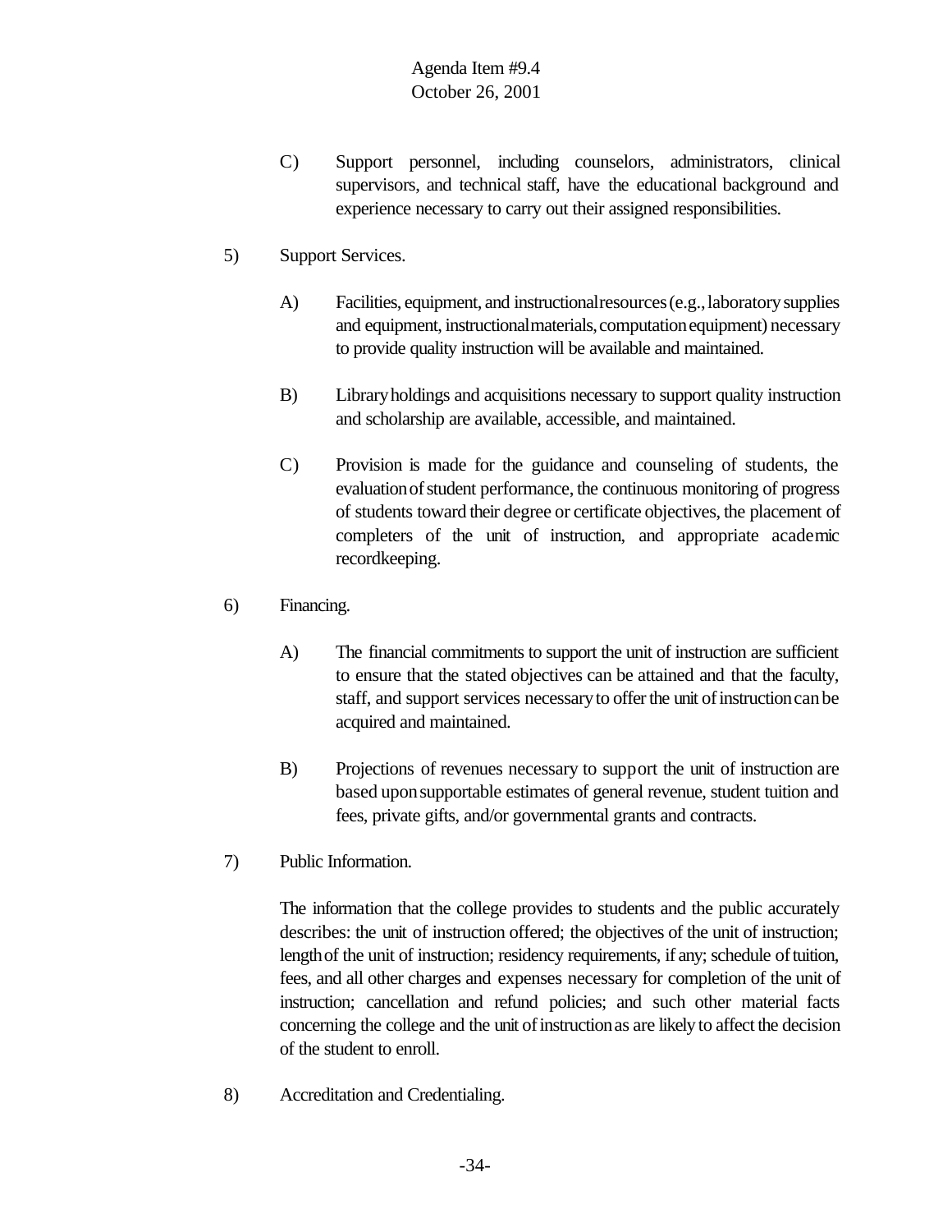C) Support personnel, including counselors, administrators, clinical supervisors, and technical staff, have the educational background and experience necessary to carry out their assigned responsibilities.

5) Support Services.

A) Facilities, equipment, and instructional resources (e.g., laboratory supplies and equipment, instructional materials, computation equipment) necessary to provide quality instruction will be available and maintained.

B) Library holdings and acquisitions necessary to support quality instruction and scholarship are available, accessible, and maintained.

C) Provision is made for the guidance and counseling of students, the evaluation of student performance, the continuous monitoring of progress of students toward their degree or certificate objectives, the placement of completers of the unit of instruction, and appropriate academic recordkeeping.

6) Financing.

A) The financial commitments to support the unit of instruction are sufficient to ensure that the stated objectives can be attained and that the faculty, staff, and support services necessary to offer the unit of instruction can be acquired and maintained.

B) Projections of revenues necessary to support the unit of instruction are based upon supportable estimates of general revenue, student tuition and fees, private gifts, and/or governmental grants and contracts.

7) Public Information.

The information that the college provides to students and the public accurately describes: the unit of instruction offered; the objectives of the unit of instruction; length of the unit of instruction; residency requirements, if any; schedule of tuition, fees, and all other charges and expenses necessary for completion of the unit of instruction; cancellation and refund policies; and such other material facts concerning the college and the unit of instruction as are likely to affect the decision of the student to enroll.

8) Accreditation and Credentialing.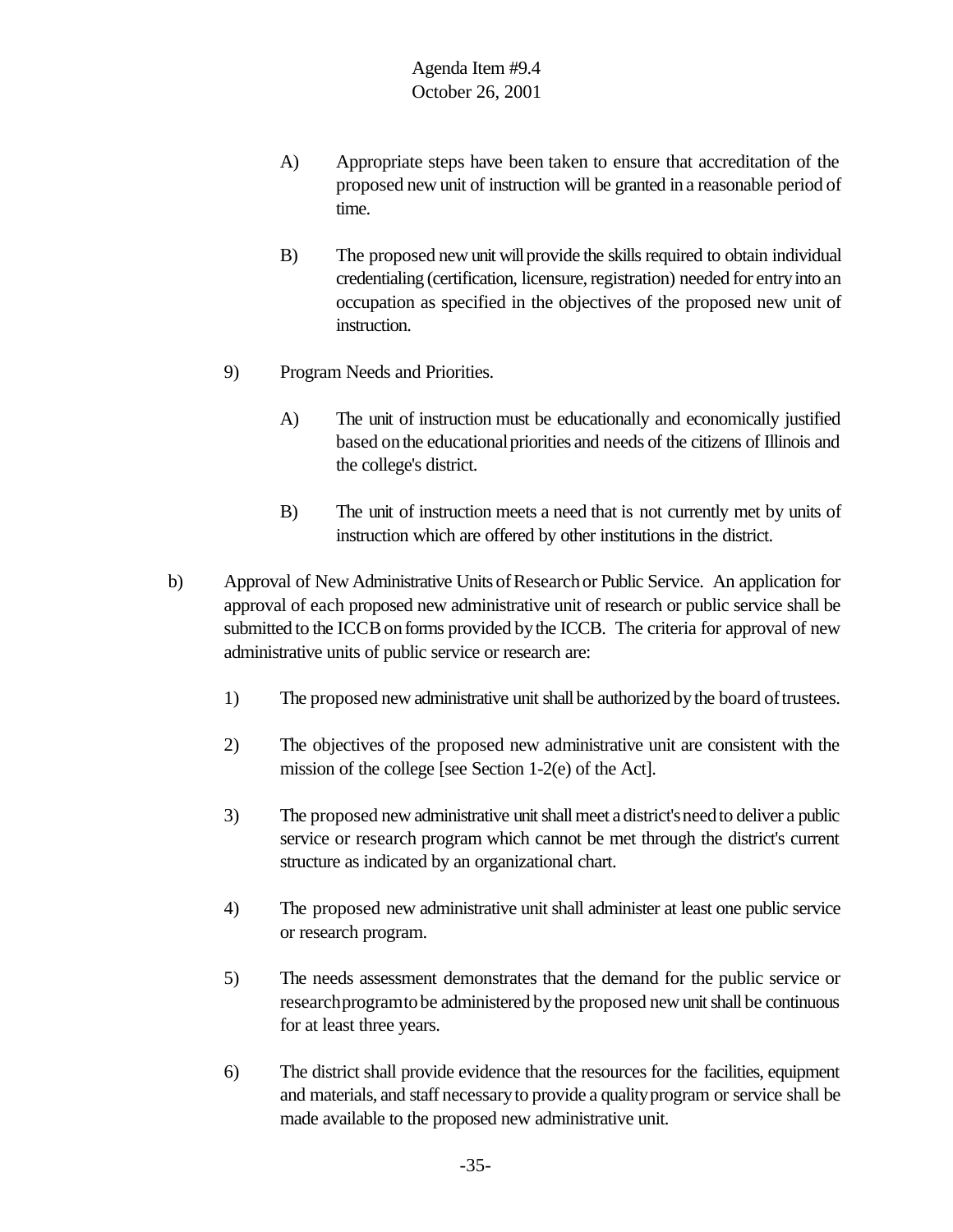A) Appropriate steps have been taken to ensure that accreditation of the proposed new unit of instruction will be granted in a reasonable period of time.

B) The proposed new unit will provide the skills required to obtain individual credentialing (certification, licensure, registration) needed for entry into an occupation as specified in the objectives of the proposed new unit of instruction.

9) Program Needs and Priorities.

A) The unit of instruction must be educationally and economically justified based on the educational priorities and needs of the citizens of Illinois and the college's district.

B) The unit of instruction meets a need that is not currently met by units of instruction which are offered by other institutions in the district.

b) Approval of New Administrative Units of Research or Public Service. An application for approval of each proposed new administrative unit of research or public service shall be submitted to the ICCB on forms provided by the ICCB. The criteria for approval of new administrative units of public service or research are:

1) The proposed new administrative unit shall be authorized by the board of trustees.

2) The objectives of the proposed new administrative unit are consistent with the mission of the college [see Section 1-2(e) of the Act].

3) The proposed new administrative unit shall meet a district's need to deliver a public service or research program which cannot be met through the district's current structure as indicated by an organizational chart.

4) The proposed new administrative unit shall administer at least one public service or research program.

5) The needs assessment demonstrates that the demand for the public service or research program to be administered by the proposed new unit shall be continuous for at least three years.

6) The district shall provide evidence that the resources for the facilities, equipment and materials, and staff necessary to provide a quality program or service shall be made available to the proposed new administrative unit.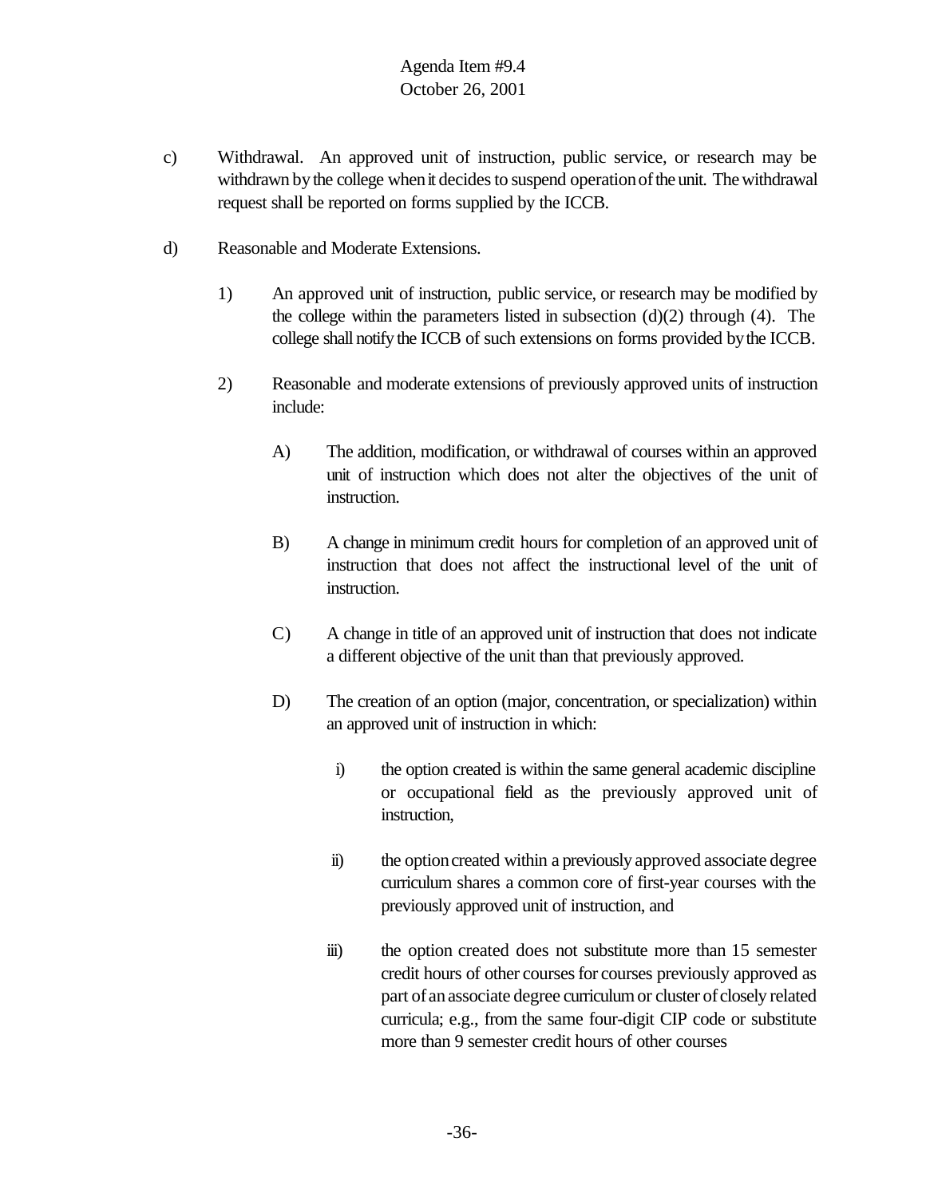c) Withdrawal. An approved unit of instruction, public service, or research may be withdrawn by the college when it decides to suspend operation of the unit. The withdrawal request shall be reported on forms supplied by the ICCB.

d) Reasonable and Moderate Extensions.

1) An approved unit of instruction, public service, or research may be modified by the college within the parameters listed in subsection (d)(2) through (4). The college shall notify the ICCB of such extensions on forms provided by the ICCB.

2) Reasonable and moderate extensions of previously approved units of instruction include:

A) The addition, modification, or withdrawal of courses within an approved unit of instruction which does not alter the objectives of the unit of instruction.

B) A change in minimum credit hours for completion of an approved unit of instruction that does not affect the instructional level of the unit of instruction.

C) A change in title of an approved unit of instruction that does not indicate a different objective of the unit than that previously approved.

D) The creation of an option (major, concentration, or specialization) within an approved unit of instruction in which:

i) the option created is within the same general academic discipline or occupational field as the previously approved unit of instruction,

ii) the option created within a previously approved associate degree curriculum shares a common core of first-year courses with the previously approved unit of instruction, and

iii) the option created does not substitute more than 15 semester credit hours of other courses for courses previously approved as part of an associate degree curriculum or cluster of closely related curricula; e.g., from the same four-digit CIP code or substitute more than 9 semester credit hours of other courses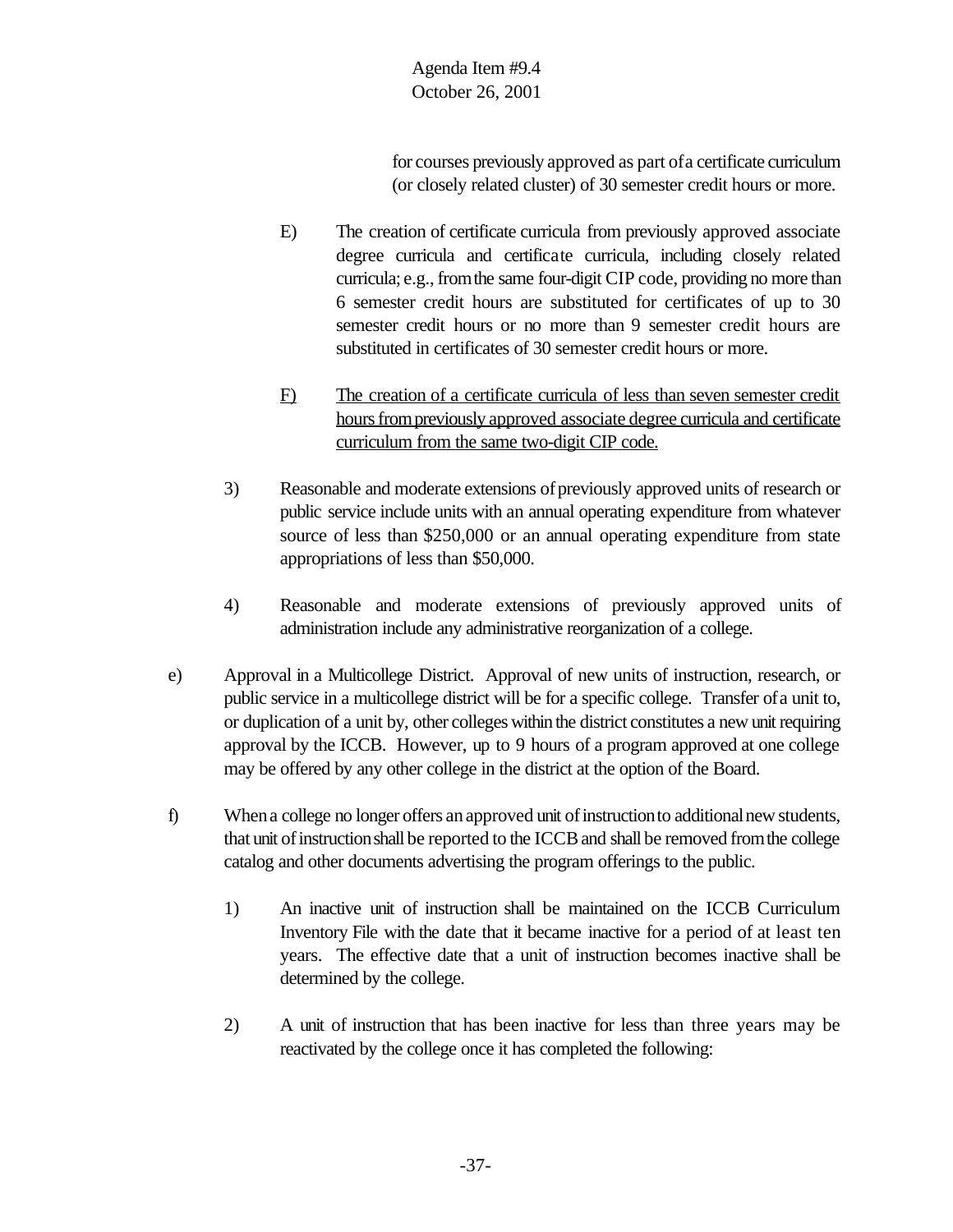for courses previously approved as part of a certificate curriculum (or closely related cluster) of 30 semester credit hours or more.

E) The creation of certificate curricula from previously approved associate degree curricula and certificate curricula, including closely related curricula; e.g., from the same four-digit CIP code, providing no more than 6 semester credit hours are substituted for certificates of up to 30 semester credit hours or no more than 9 semester credit hours are substituted in certificates of 30 semester credit hours or more.

<u>F) The creation of a certificate curricula of less than seven semester credit hours from previously approved associate degree curricula and certificate curriculum from the same two-digit CIP code.</u>

3) Reasonable and moderate extensions of previously approved units of research or public service include units with an annual operating expenditure from whatever source of less than $250,000 or an annual operating expenditure from state appropriations of less than $50,000.

4) Reasonable and moderate extensions of previously approved units of administration include any administrative reorganization of a college.

e) Approval in a Multicollege District. Approval of new units of instruction, research, or public service in a multicollege district will be for a specific college. Transfer of a unit to, or duplication of a unit by, other colleges within the district constitutes a new unit requiring approval by the ICCB. However, up to 9 hours of a program approved at one college may be offered by any other college in the district at the option of the Board.

f) When a college no longer offers an approved unit of instruction to additional new students, that unit of instruction shall be reported to the ICCB and shall be removed from the college catalog and other documents advertising the program offerings to the public.

1) An inactive unit of instruction shall be maintained on the ICCB Curriculum Inventory File with the date that it became inactive for a period of at least ten years. The effective date that a unit of instruction becomes inactive shall be determined by the college.

2) A unit of instruction that has been inactive for less than three years may be reactivated by the college once it has completed the following: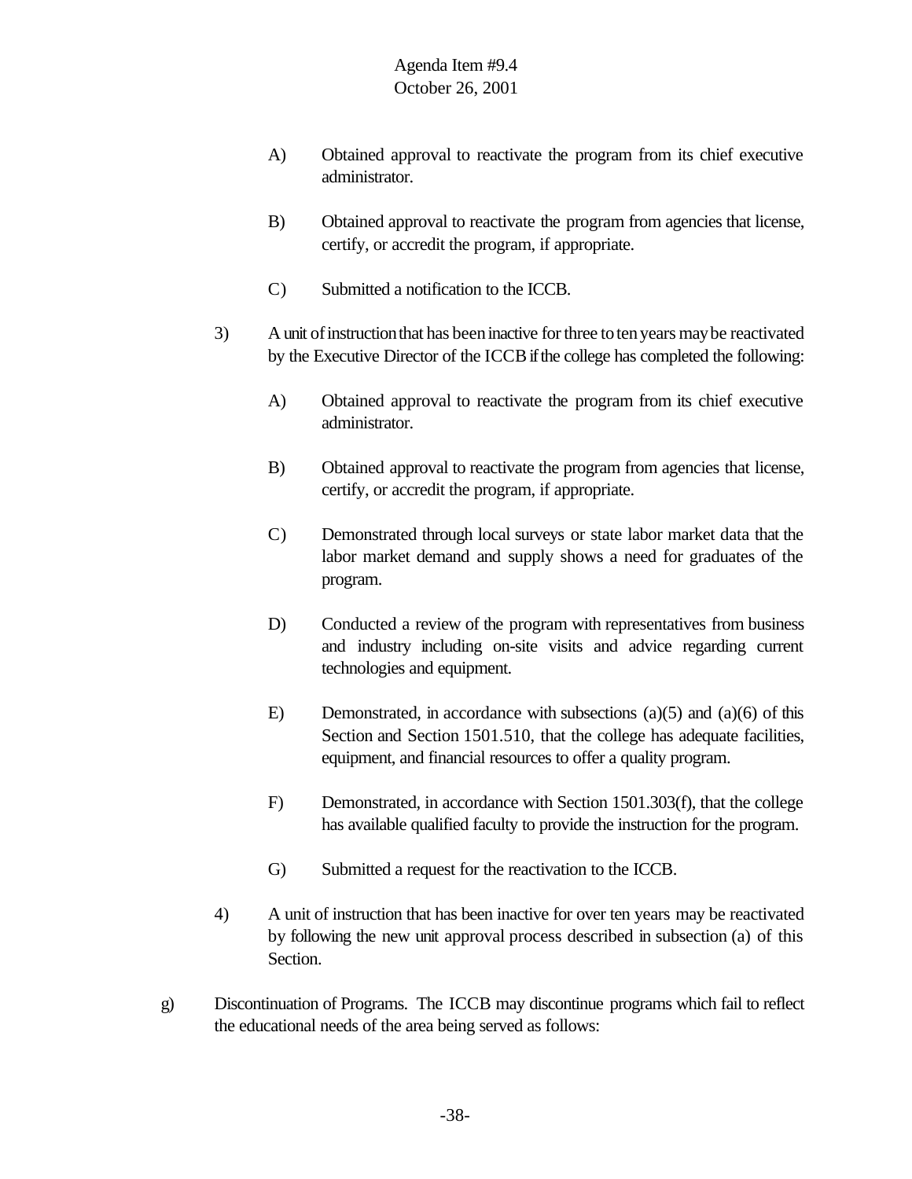A) Obtained approval to reactivate the program from its chief executive administrator.

B) Obtained approval to reactivate the program from agencies that license, certify, or accredit the program, if appropriate.

C) Submitted a notification to the ICCB.

3) A unit of instruction that has been inactive for three to ten years may be reactivated by the Executive Director of the ICCB if the college has completed the following:

A) Obtained approval to reactivate the program from its chief executive administrator.

B) Obtained approval to reactivate the program from agencies that license, certify, or accredit the program, if appropriate.

C) Demonstrated through local surveys or state labor market data that the labor market demand and supply shows a need for graduates of the program.

D) Conducted a review of the program with representatives from business and industry including on-site visits and advice regarding current technologies and equipment.

E) Demonstrated, in accordance with subsections (a)(5) and (a)(6) of this Section and Section 1501.510, that the college has adequate facilities, equipment, and financial resources to offer a quality program.

F) Demonstrated, in accordance with Section 1501.303(f), that the college has available qualified faculty to provide the instruction for the program.

G) Submitted a request for the reactivation to the ICCB.

4) A unit of instruction that has been inactive for over ten years may be reactivated by following the new unit approval process described in subsection (a) of this Section.

g) Discontinuation of Programs. The ICCB may discontinue programs which fail to reflect the educational needs of the area being served as follows: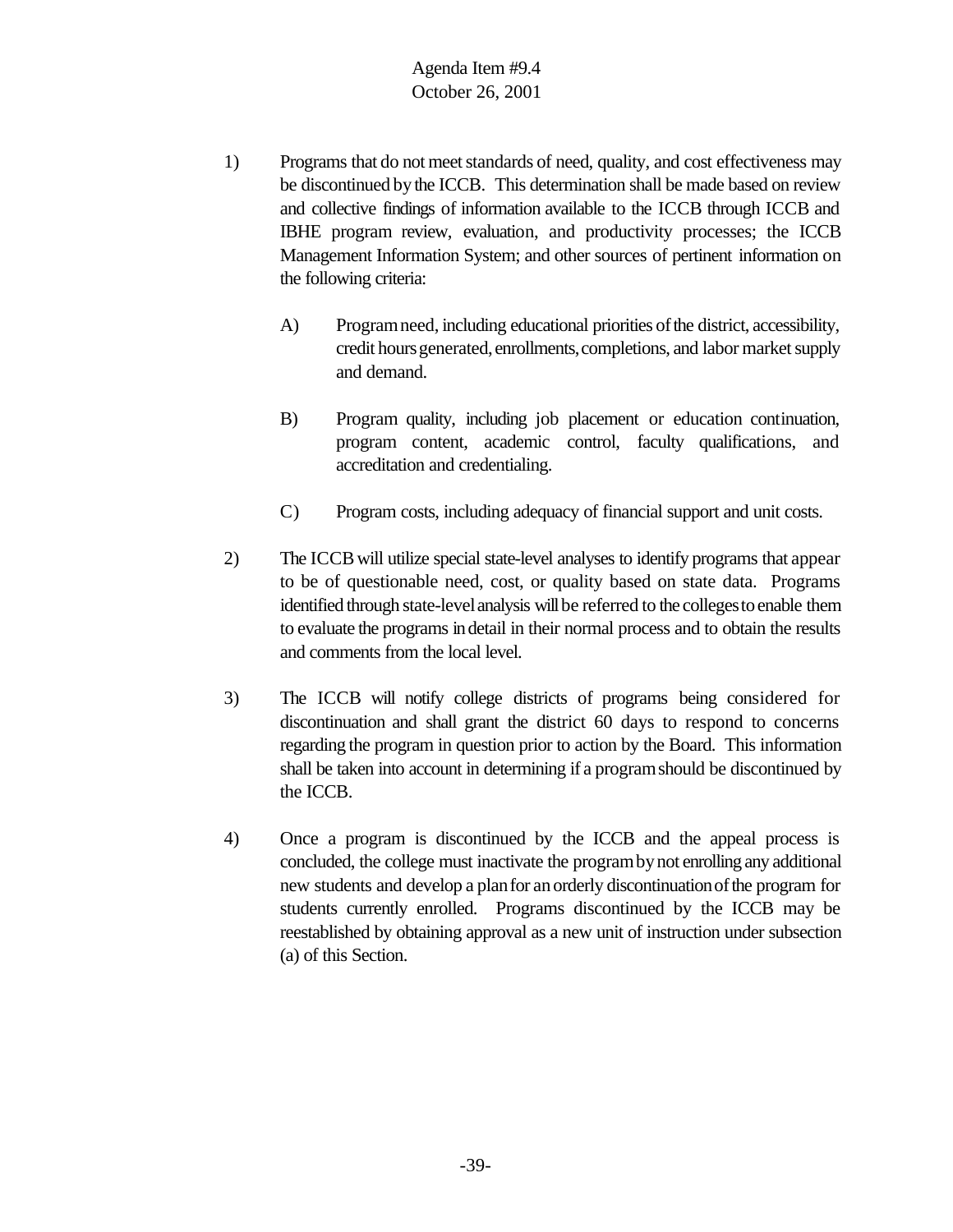1) Programs that do not meet standards of need, quality, and cost effectiveness may be discontinued by the ICCB. This determination shall be made based on review and collective findings of information available to the ICCB through ICCB and IBHE program review, evaluation, and productivity processes; the ICCB Management Information System; and other sources of pertinent information on the following criteria:

   A) Program need, including educational priorities of the district, accessibility, credit hours generated, enrollments, completions, and labor market supply and demand.

   B) Program quality, including job placement or education continuation, program content, academic control, faculty qualifications, and accreditation and credentialing.

   C) Program costs, including adequacy of financial support and unit costs.

2) The ICCB will utilize special state-level analyses to identify programs that appear to be of questionable need, cost, or quality based on state data. Programs identified through state-level analysis will be referred to the colleges to enable them to evaluate the programs in detail in their normal process and to obtain the results and comments from the local level.

3) The ICCB will notify college districts of programs being considered for discontinuation and shall grant the district 60 days to respond to concerns regarding the program in question prior to action by the Board. This information shall be taken into account in determining if a program should be discontinued by the ICCB.

4) Once a program is discontinued by the ICCB and the appeal process is concluded, the college must inactivate the program by not enrolling any additional new students and develop a plan for an orderly discontinuation of the program for students currently enrolled. Programs discontinued by the ICCB may be reestablished by obtaining approval as a new unit of instruction under subsection (a) of this Section.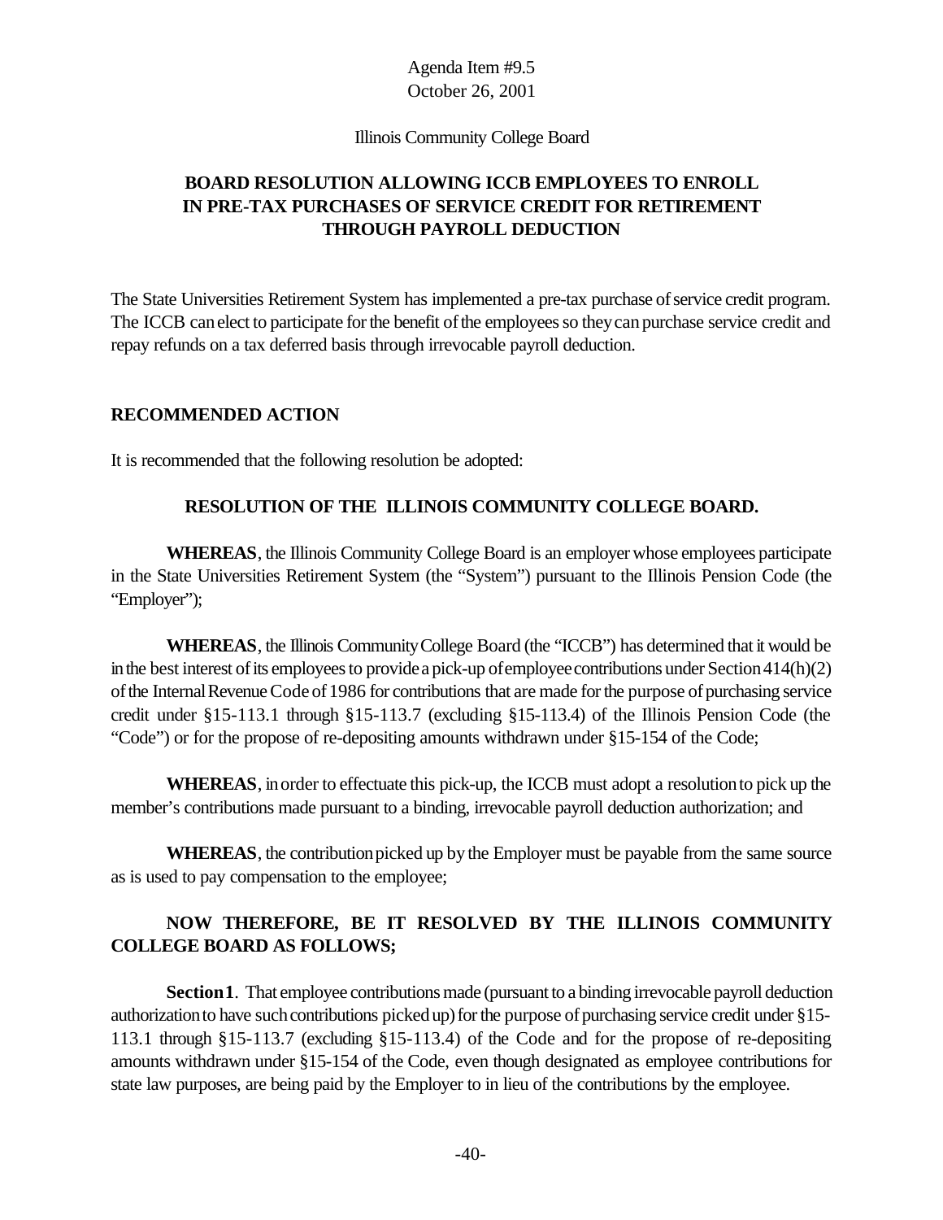Agenda Item #9.5
October 26, 2001

Illinois Community College Board

# BOARD RESOLUTION ALLOWING ICCB EMPLOYEES TO ENROLL IN PRE-TAX PURCHASES OF SERVICE CREDIT FOR RETIREMENT THROUGH PAYROLL DEDUCTION

The State Universities Retirement System has implemented a pre-tax purchase of service credit program. The ICCB can elect to participate for the benefit of the employees so they can purchase service credit and repay refunds on a tax deferred basis through irrevocable payroll deduction.

## RECOMMENDED ACTION

It is recommended that the following resolution be adopted:

### RESOLUTION OF THE ILLINOIS COMMUNITY COLLEGE BOARD.

**WHEREAS**, the Illinois Community College Board is an employer whose employees participate in the State Universities Retirement System (the "System") pursuant to the Illinois Pension Code (the "Employer");

**WHEREAS**, the Illinois Community College Board (the "ICCB") has determined that it would be in the best interest of its employees to provide a pick-up of employee contributions under Section 414(h)(2) of the Internal Revenue Code of 1986 for contributions that are made for the purpose of purchasing service credit under §15-113.1 through §15-113.7 (excluding §15-113.4) of the Illinois Pension Code (the "Code") or for the propose of re-depositing amounts withdrawn under §15-154 of the Code;

**WHEREAS**, in order to effectuate this pick-up, the ICCB must adopt a resolution to pick up the member's contributions made pursuant to a binding, irrevocable payroll deduction authorization; and

**WHEREAS**, the contribution picked up by the Employer must be payable from the same source as is used to pay compensation to the employee;

**NOW THEREFORE, BE IT RESOLVED BY THE ILLINOIS COMMUNITY COLLEGE BOARD AS FOLLOWS;**

**Section 1**. That employee contributions made (pursuant to a binding irrevocable payroll deduction authorization to have such contributions picked up) for the purpose of purchasing service credit under §15-113.1 through §15-113.7 (excluding §15-113.4) of the Code and for the propose of re-depositing amounts withdrawn under §15-154 of the Code, even though designated as employee contributions for state law purposes, are being paid by the Employer to in lieu of the contributions by the employee.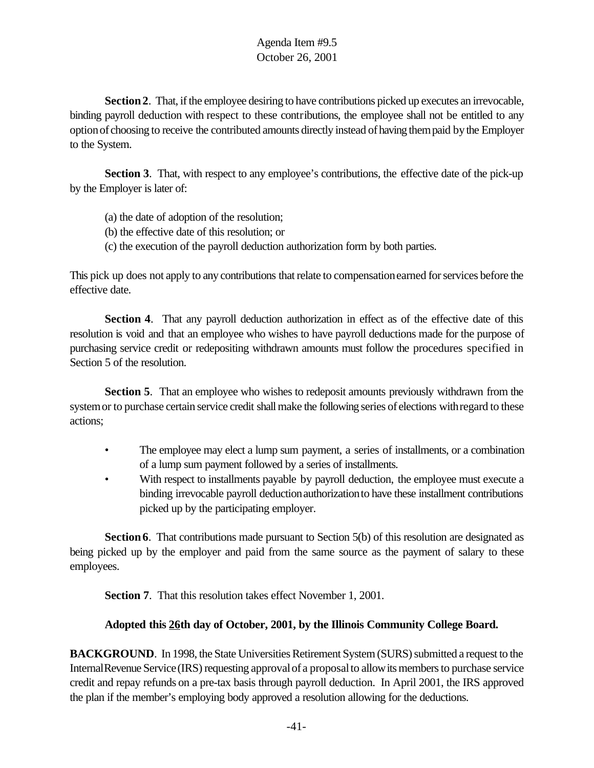**Section 2**. That, if the employee desiring to have contributions picked up executes an irrevocable, binding payroll deduction with respect to these contributions, the employee shall not be entitled to any option of choosing to receive the contributed amounts directly instead of having them paid by the Employer to the System.

**Section 3**. That, with respect to any employee's contributions, the effective date of the pick-up by the Employer is later of:

(a) the date of adoption of the resolution;
(b) the effective date of this resolution; or
(c) the execution of the payroll deduction authorization form by both parties.

This pick up does not apply to any contributions that relate to compensation earned for services before the effective date.

**Section 4**. That any payroll deduction authorization in effect as of the effective date of this resolution is void and that an employee who wishes to have payroll deductions made for the purpose of purchasing service credit or redepositing withdrawn amounts must follow the procedures specified in Section 5 of the resolution.

**Section 5**. That an employee who wishes to redeposit amounts previously withdrawn from the system or to purchase certain service credit shall make the following series of elections with regard to these actions;

- The employee may elect a lump sum payment, a series of installments, or a combination of a lump sum payment followed by a series of installments.
- With respect to installments payable by payroll deduction, the employee must execute a binding irrevocable payroll deduction authorization to have these installment contributions picked up by the participating employer.

**Section 6**. That contributions made pursuant to Section 5(b) of this resolution are designated as being picked up by the employer and paid from the same source as the payment of salary to these employees.

**Section 7**. That this resolution takes effect November 1, 2001.

**Adopted this 26th day of October, 2001, by the Illinois Community College Board.**

**BACKGROUND**. In 1998, the State Universities Retirement System (SURS) submitted a request to the Internal Revenue Service (IRS) requesting approval of a proposal to allow its members to purchase service credit and repay refunds on a pre-tax basis through payroll deduction. In April 2001, the IRS approved the plan if the member's employing body approved a resolution allowing for the deductions.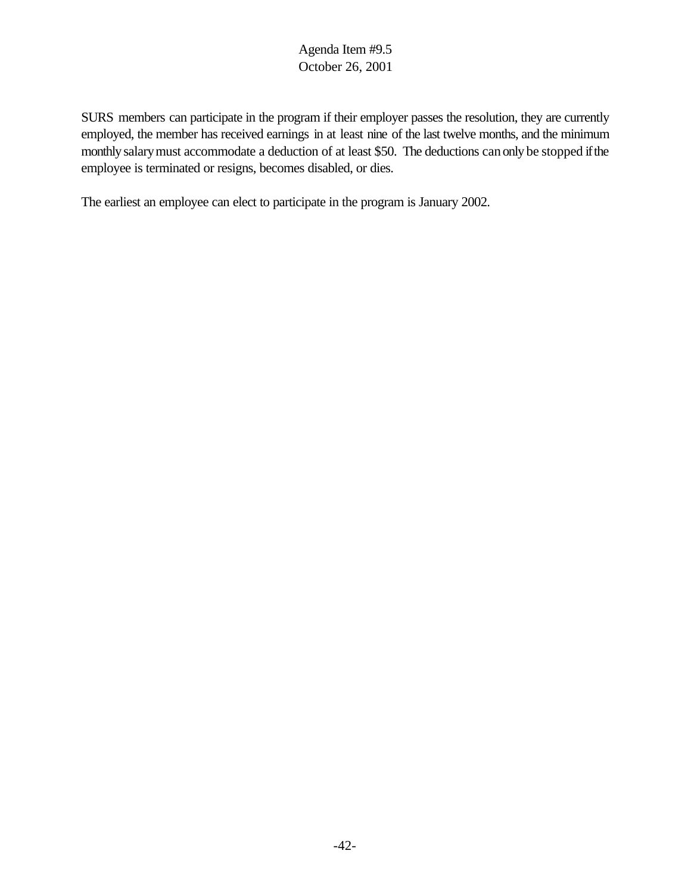SURS members can participate in the program if their employer passes the resolution, they are currently employed, the member has received earnings in at least nine of the last twelve months, and the minimum monthly salary must accommodate a deduction of at least $50. The deductions can only be stopped if the employee is terminated or resigns, becomes disabled, or dies.

The earliest an employee can elect to participate in the program is January 2002.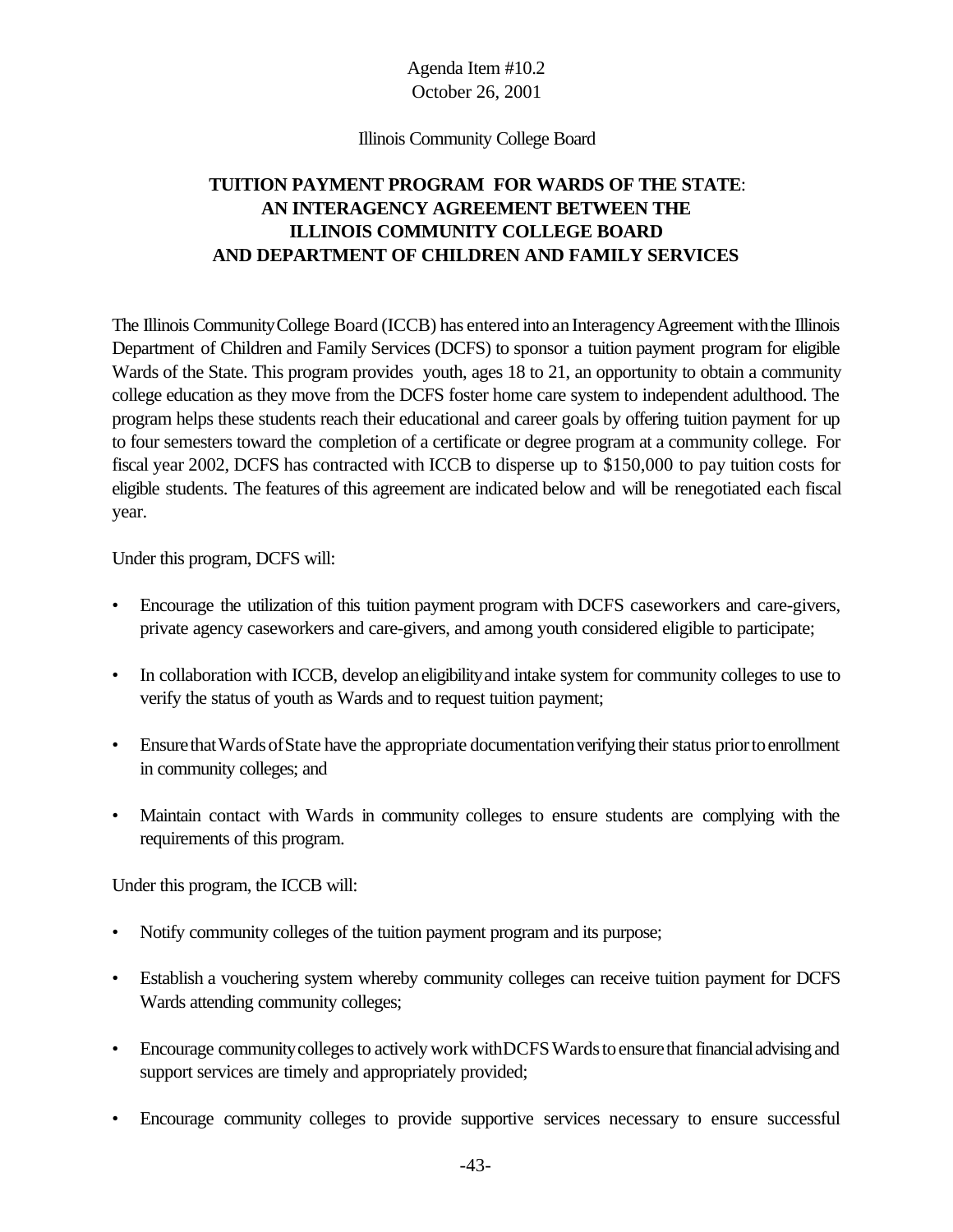Agenda Item #10.2
October 26, 2001

Illinois Community College Board

## TUITION PAYMENT PROGRAM FOR WARDS OF THE STATE: AN INTERAGENCY AGREEMENT BETWEEN THE ILLINOIS COMMUNITY COLLEGE BOARD AND DEPARTMENT OF CHILDREN AND FAMILY SERVICES

The Illinois Community College Board (ICCB) has entered into an Interagency Agreement with the Illinois Department of Children and Family Services (DCFS) to sponsor a tuition payment program for eligible Wards of the State. This program provides youth, ages 18 to 21, an opportunity to obtain a community college education as they move from the DCFS foster home care system to independent adulthood. The program helps these students reach their educational and career goals by offering tuition payment for up to four semesters toward the completion of a certificate or degree program at a community college. For fiscal year 2002, DCFS has contracted with ICCB to disperse up to $150,000 to pay tuition costs for eligible students. The features of this agreement are indicated below and will be renegotiated each fiscal year.

Under this program, DCFS will:

- Encourage the utilization of this tuition payment program with DCFS caseworkers and care-givers, private agency caseworkers and care-givers, and among youth considered eligible to participate;
- In collaboration with ICCB, develop an eligibility and intake system for community colleges to use to verify the status of youth as Wards and to request tuition payment;
- Ensure that Wards of State have the appropriate documentation verifying their status prior to enrollment in community colleges; and
- Maintain contact with Wards in community colleges to ensure students are complying with the requirements of this program.

Under this program, the ICCB will:

- Notify community colleges of the tuition payment program and its purpose;
- Establish a vouchering system whereby community colleges can receive tuition payment for DCFS Wards attending community colleges;
- Encourage community colleges to actively work with DCFS Wards to ensure that financial advising and support services are timely and appropriately provided;
- Encourage community colleges to provide supportive services necessary to ensure successful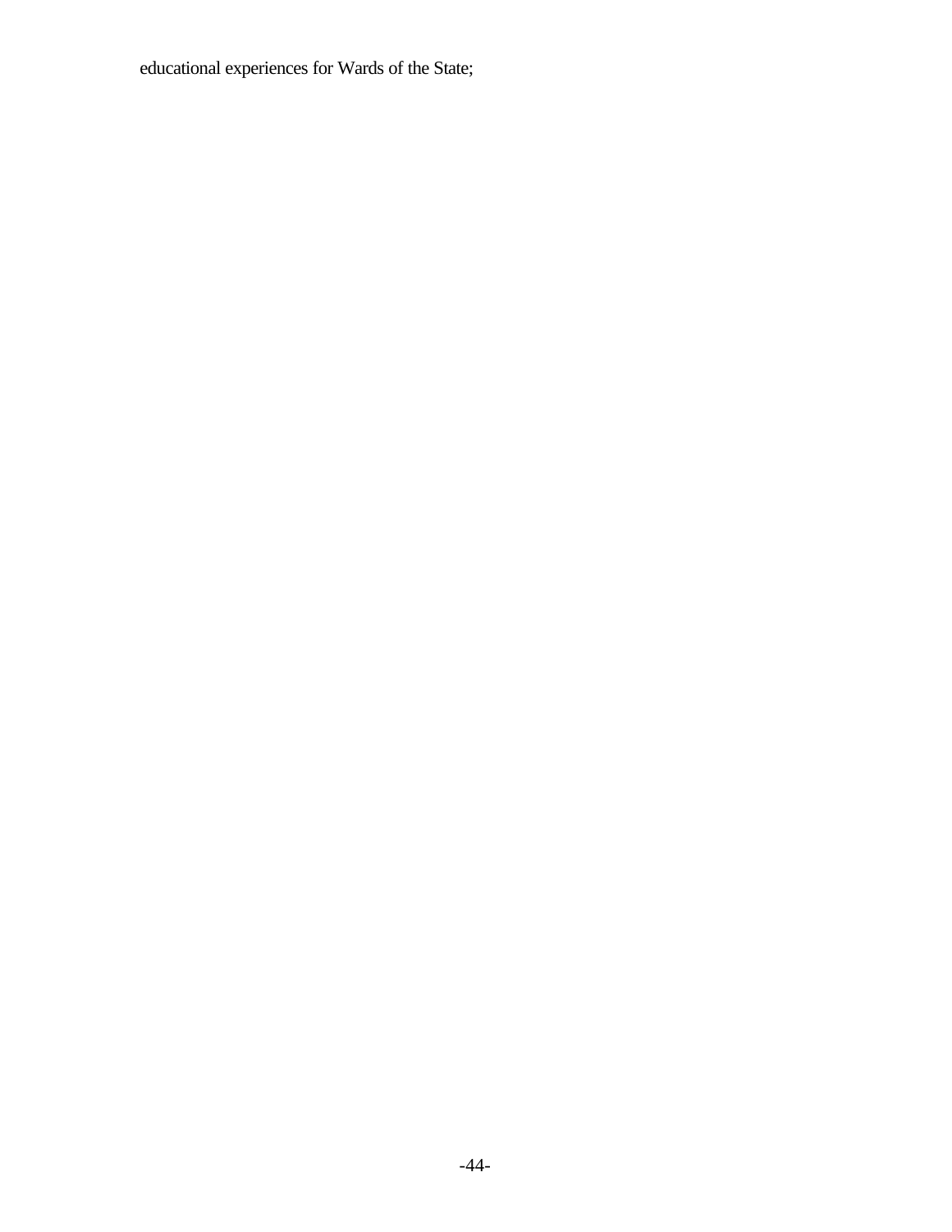educational experiences for Wards of the State;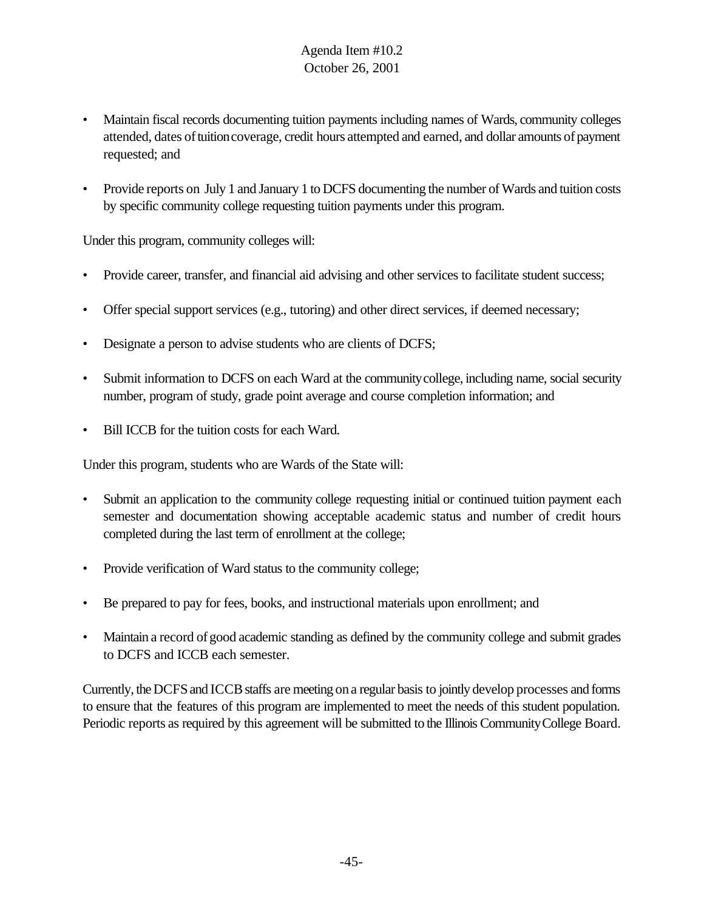- Maintain fiscal records documenting tuition payments including names of Wards, community colleges attended, dates of tuition coverage, credit hours attempted and earned, and dollar amounts of payment requested; and

- Provide reports on July 1 and January 1 to DCFS documenting the number of Wards and tuition costs by specific community college requesting tuition payments under this program.

Under this program, community colleges will:

- Provide career, transfer, and financial aid advising and other services to facilitate student success;

- Offer special support services (e.g., tutoring) and other direct services, if deemed necessary;

- Designate a person to advise students who are clients of DCFS;

- Submit information to DCFS on each Ward at the community college, including name, social security number, program of study, grade point average and course completion information; and

- Bill ICCB for the tuition costs for each Ward.

Under this program, students who are Wards of the State will:

- Submit an application to the community college requesting initial or continued tuition payment each semester and documentation showing acceptable academic status and number of credit hours completed during the last term of enrollment at the college;

- Provide verification of Ward status to the community college;

- Be prepared to pay for fees, books, and instructional materials upon enrollment; and

- Maintain a record of good academic standing as defined by the community college and submit grades to DCFS and ICCB each semester.

Currently, the DCFS and ICCB staffs are meeting on a regular basis to jointly develop processes and forms to ensure that the features of this program are implemented to meet the needs of this student population. Periodic reports as required by this agreement will be submitted to the Illinois Community College Board.